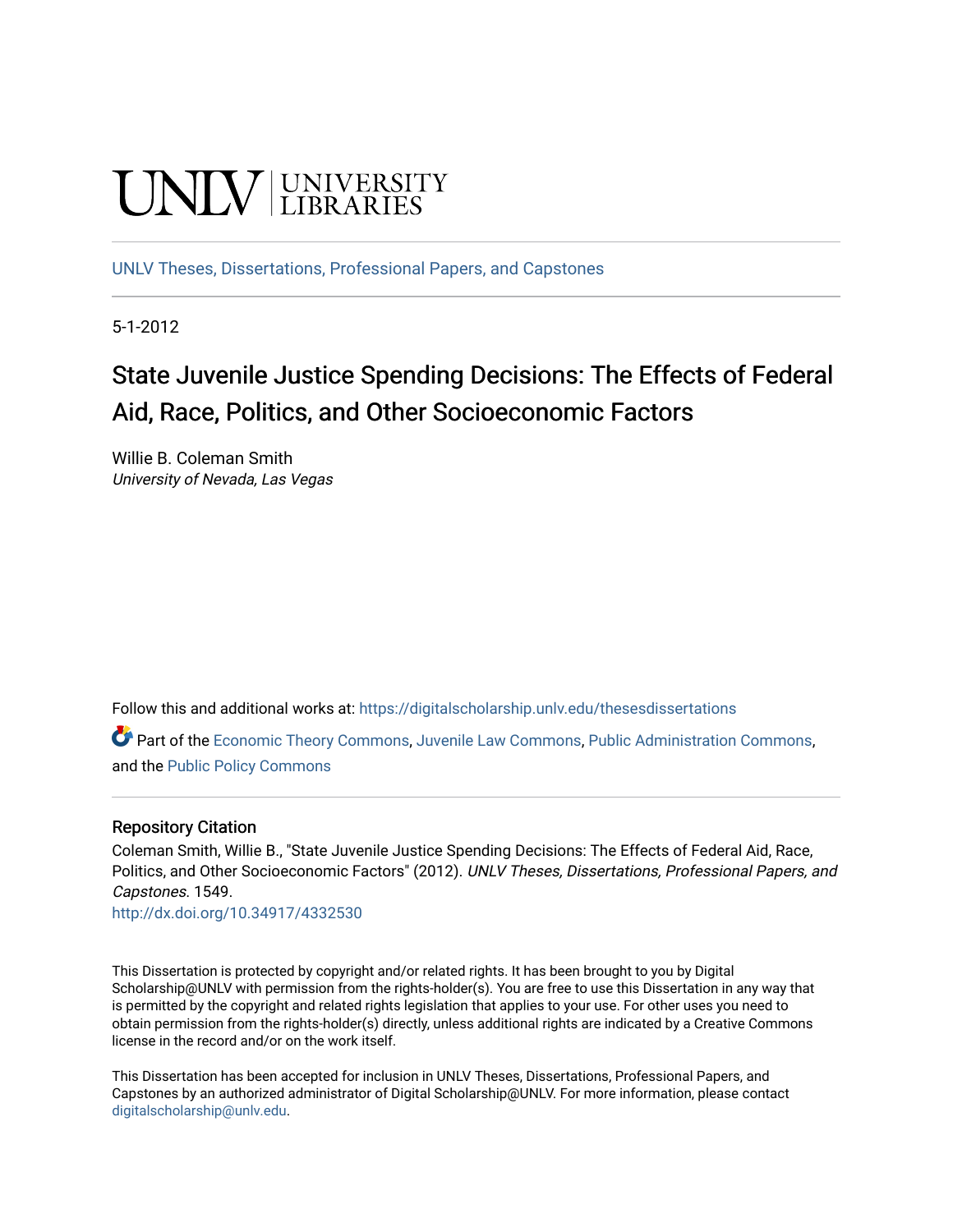UNLV | UNIVERSITY LIBRARIES

UNLV Theses, Dissertations, Professional Papers, and Capstones

5-1-2012

# State Juvenile Justice Spending Decisions: The Effects of Federal Aid, Race, Politics, and Other Socioeconomic Factors

Willie B. Coleman Smith
*University of Nevada, Las Vegas*

Follow this and additional works at: https://digitalscholarship.unlv.edu/thesesdissertations

Part of the Economic Theory Commons, Juvenile Law Commons, Public Administration Commons, and the Public Policy Commons

## Repository Citation

Coleman Smith, Willie B., "State Juvenile Justice Spending Decisions: The Effects of Federal Aid, Race, Politics, and Other Socioeconomic Factors" (2012). *UNLV Theses, Dissertations, Professional Papers, and Capstones*. 1549.
http://dx.doi.org/10.34917/4332530

This Dissertation is protected by copyright and/or related rights. It has been brought to you by Digital Scholarship@UNLV with permission from the rights-holder(s). You are free to use this Dissertation in any way that is permitted by the copyright and related rights legislation that applies to your use. For other uses you need to obtain permission from the rights-holder(s) directly, unless additional rights are indicated by a Creative Commons license in the record and/or on the work itself.

This Dissertation has been accepted for inclusion in UNLV Theses, Dissertations, Professional Papers, and Capstones by an authorized administrator of Digital Scholarship@UNLV. For more information, please contact digitalscholarship@unlv.edu.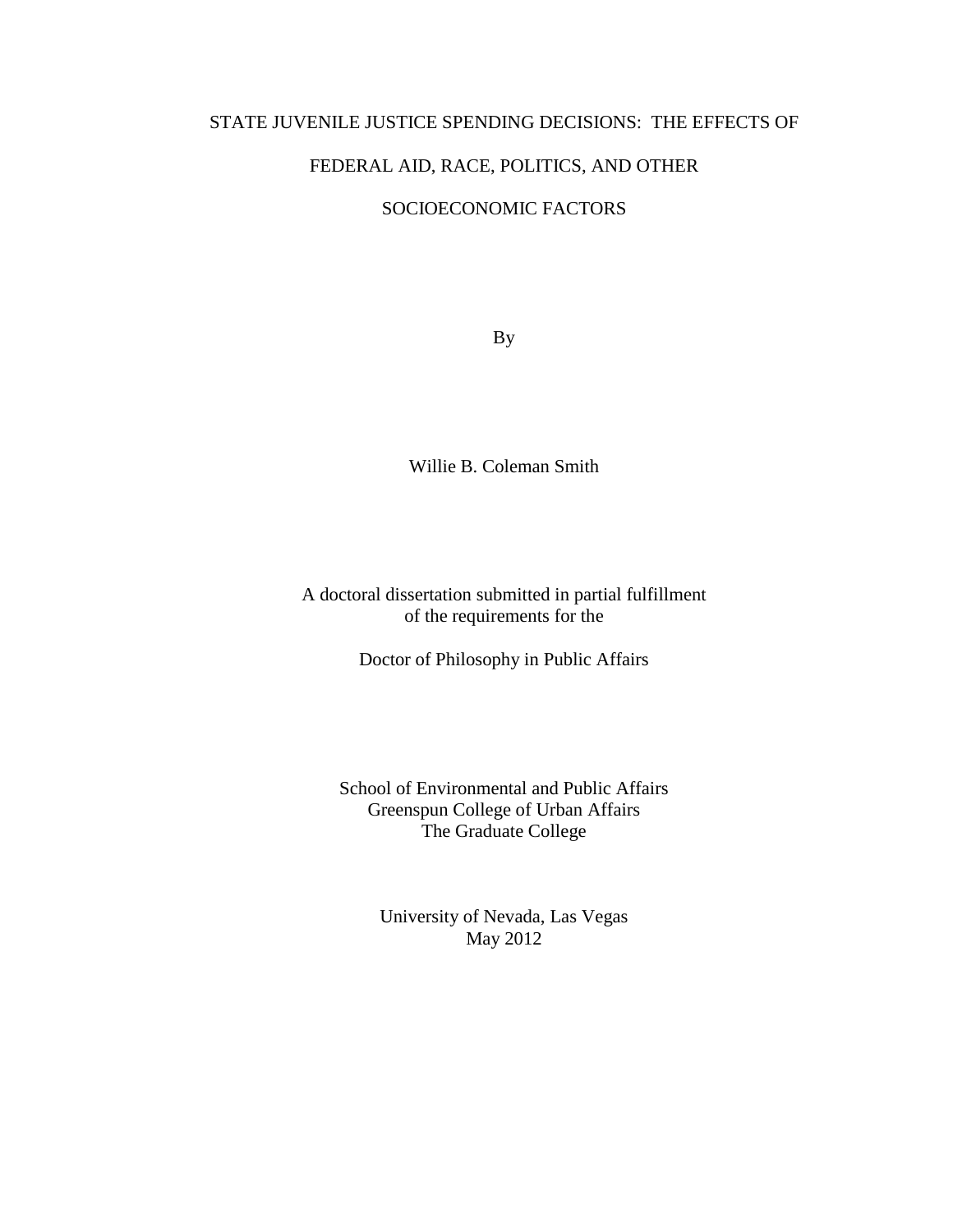# STATE JUVENILE JUSTICE SPENDING DECISIONS: THE EFFECTS OF FEDERAL AID, RACE, POLITICS, AND OTHER SOCIOECONOMIC FACTORS

By

Willie B. Coleman Smith

A doctoral dissertation submitted in partial fulfillment of the requirements for the

Doctor of Philosophy in Public Affairs

School of Environmental and Public Affairs
Greenspun College of Urban Affairs
The Graduate College

University of Nevada, Las Vegas
May 2012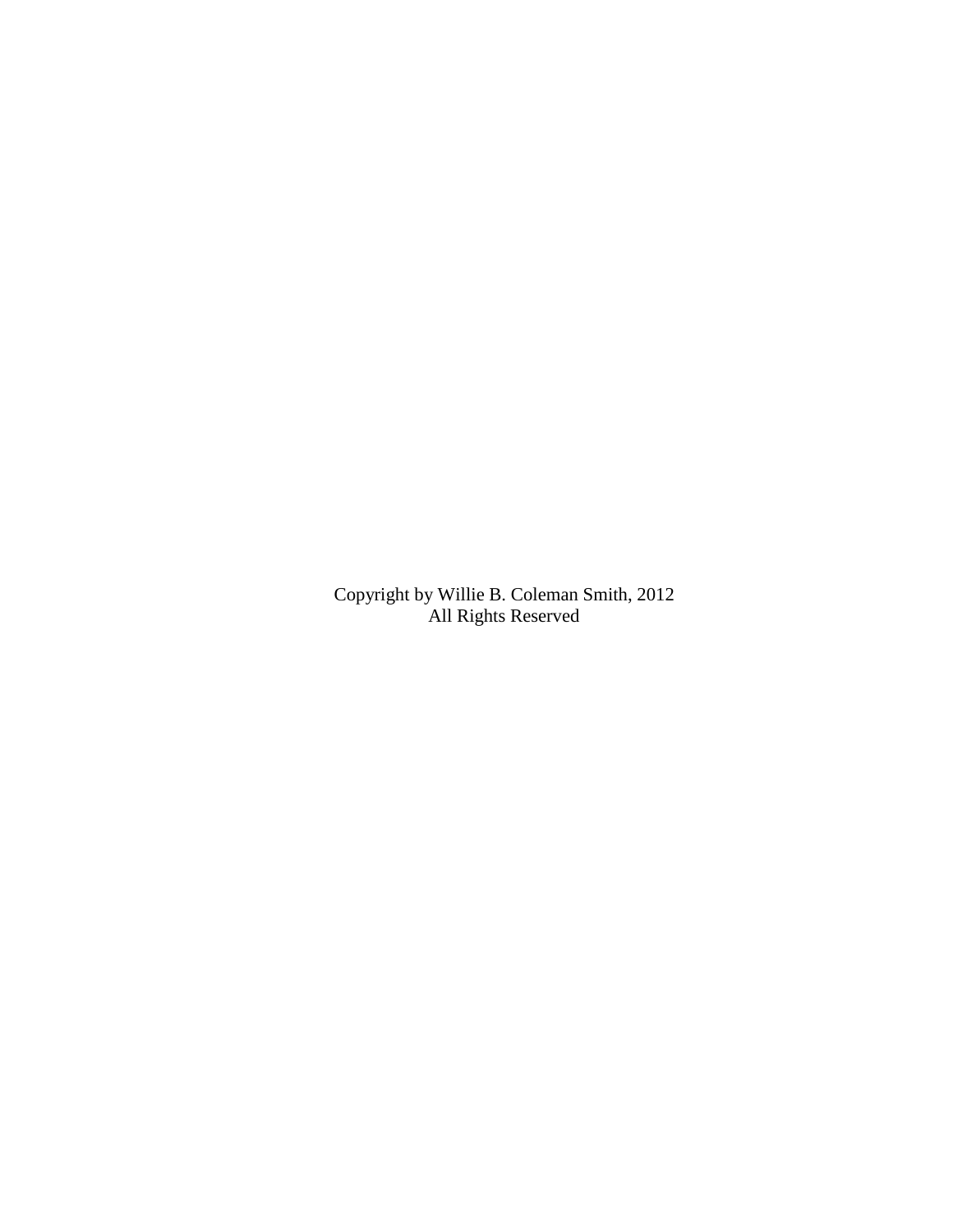Copyright by Willie B. Coleman Smith, 2012
All Rights Reserved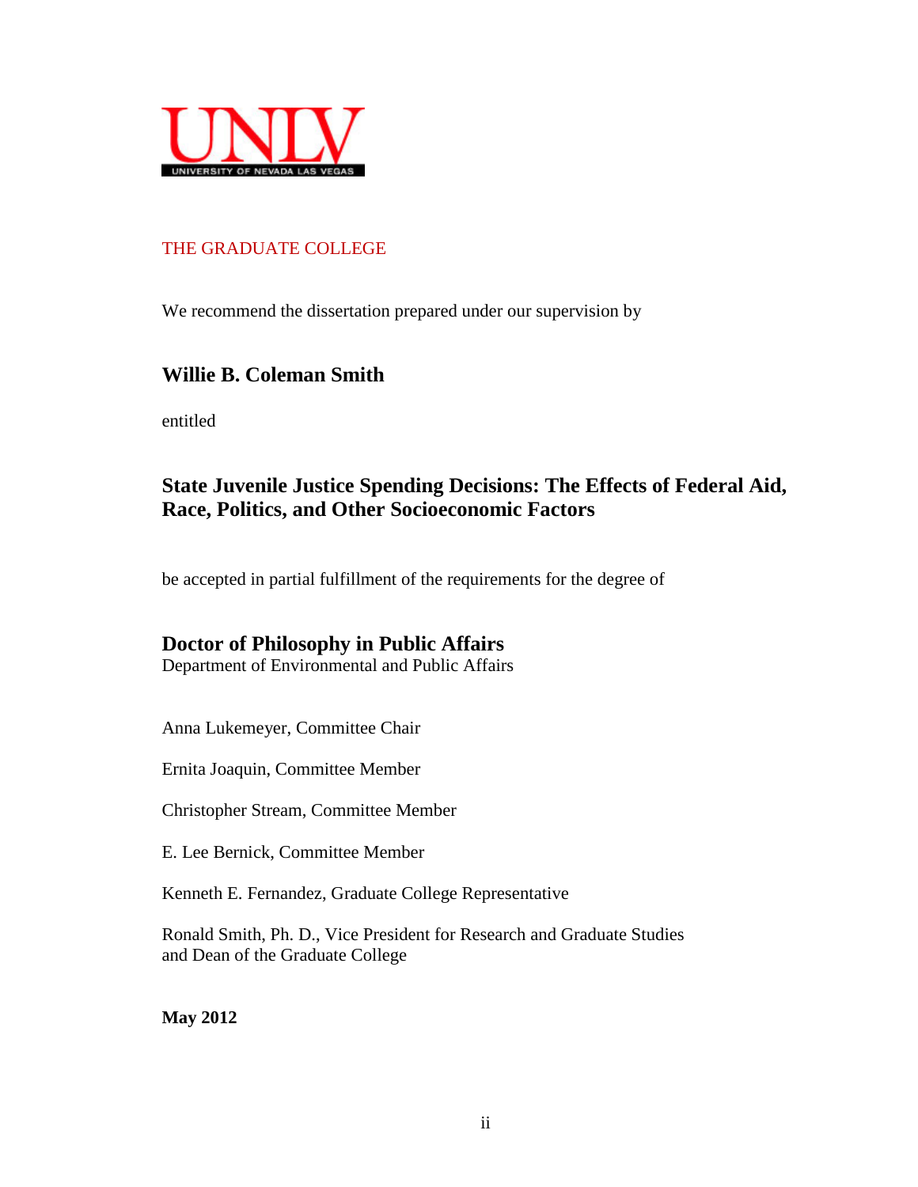UNLV

UNIVERSITY OF NEVADA LAS VEGAS

THE GRADUATE COLLEGE

We recommend the dissertation prepared under our supervision by

**Willie B. Coleman Smith**

entitled

**State Juvenile Justice Spending Decisions: The Effects of Federal Aid, Race, Politics, and Other Socioeconomic Factors**

be accepted in partial fulfillment of the requirements for the degree of

**Doctor of Philosophy in Public Affairs**
Department of Environmental and Public Affairs

Anna Lukemeyer, Committee Chair

Ernita Joaquin, Committee Member

Christopher Stream, Committee Member

E. Lee Bernick, Committee Member

Kenneth E. Fernandez, Graduate College Representative

Ronald Smith, Ph. D., Vice President for Research and Graduate Studies
and Dean of the Graduate College

**May 2012**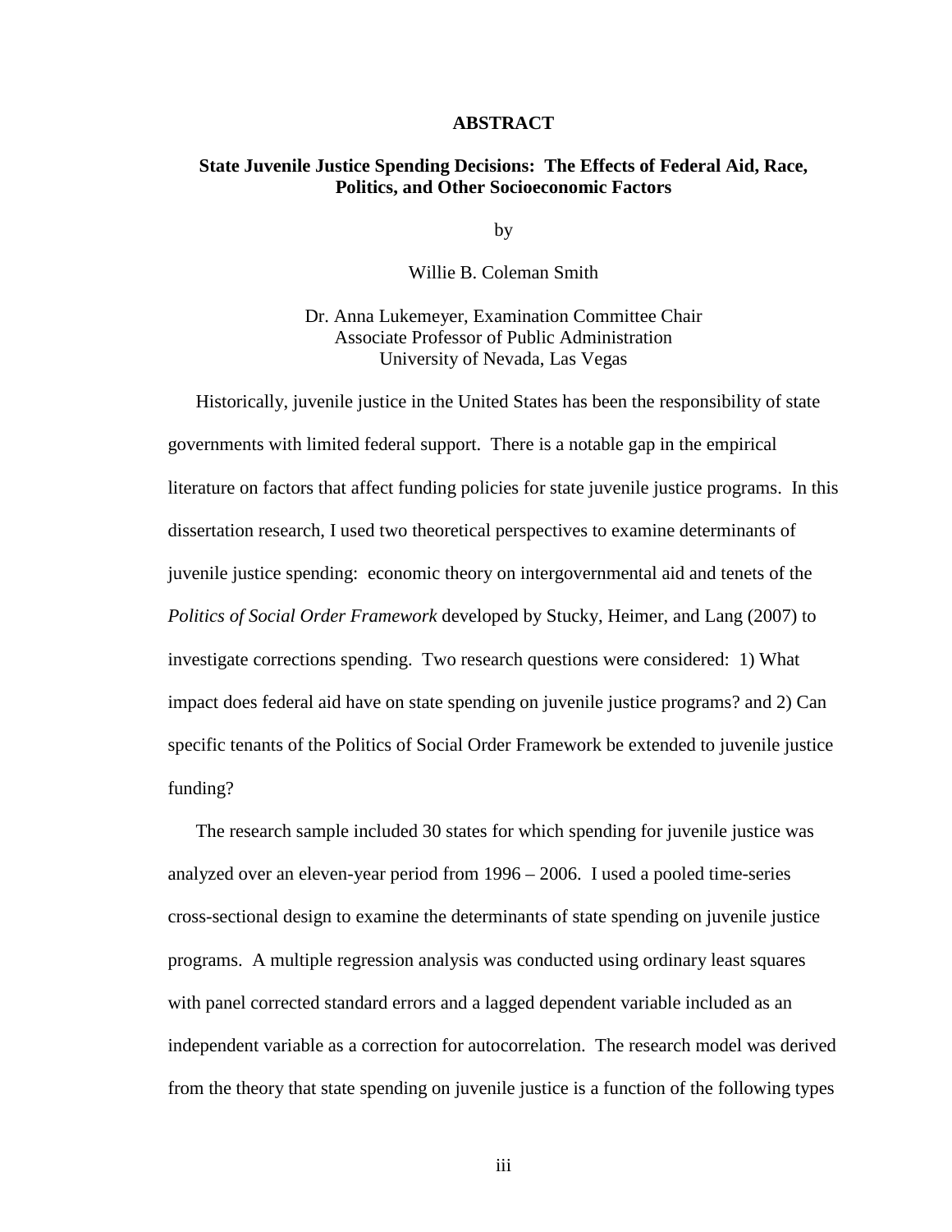# ABSTRACT

## State Juvenile Justice Spending Decisions: The Effects of Federal Aid, Race, Politics, and Other Socioeconomic Factors

by

Willie B. Coleman Smith

Dr. Anna Lukemeyer, Examination Committee Chair
Associate Professor of Public Administration
University of Nevada, Las Vegas

Historically, juvenile justice in the United States has been the responsibility of state governments with limited federal support. There is a notable gap in the empirical literature on factors that affect funding policies for state juvenile justice programs. In this dissertation research, I used two theoretical perspectives to examine determinants of juvenile justice spending: economic theory on intergovernmental aid and tenets of the *Politics of Social Order Framework* developed by Stucky, Heimer, and Lang (2007) to investigate corrections spending. Two research questions were considered: 1) What impact does federal aid have on state spending on juvenile justice programs? and 2) Can specific tenants of the Politics of Social Order Framework be extended to juvenile justice funding?

The research sample included 30 states for which spending for juvenile justice was analyzed over an eleven-year period from 1996 – 2006. I used a pooled time-series cross-sectional design to examine the determinants of state spending on juvenile justice programs. A multiple regression analysis was conducted using ordinary least squares with panel corrected standard errors and a lagged dependent variable included as an independent variable as a correction for autocorrelation. The research model was derived from the theory that state spending on juvenile justice is a function of the following types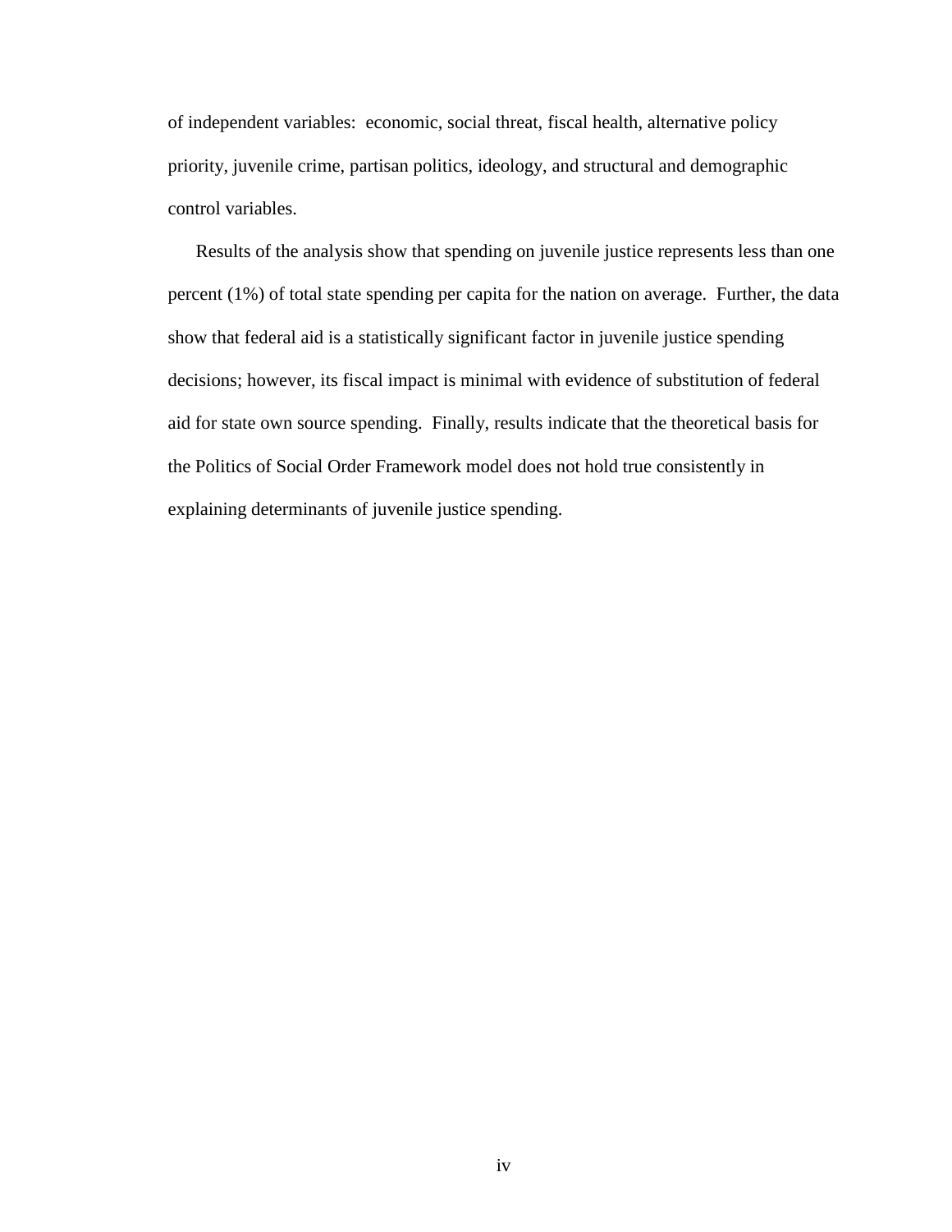of independent variables: economic, social threat, fiscal health, alternative policy priority, juvenile crime, partisan politics, ideology, and structural and demographic control variables.

Results of the analysis show that spending on juvenile justice represents less than one percent (1%) of total state spending per capita for the nation on average. Further, the data show that federal aid is a statistically significant factor in juvenile justice spending decisions; however, its fiscal impact is minimal with evidence of substitution of federal aid for state own source spending. Finally, results indicate that the theoretical basis for the Politics of Social Order Framework model does not hold true consistently in explaining determinants of juvenile justice spending.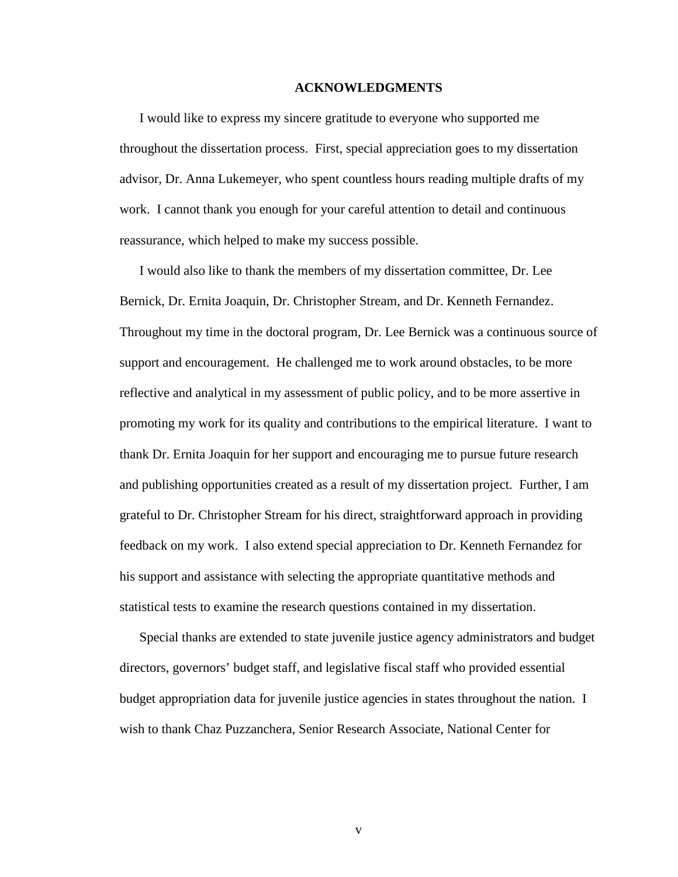## ACKNOWLEDGMENTS

I would like to express my sincere gratitude to everyone who supported me throughout the dissertation process. First, special appreciation goes to my dissertation advisor, Dr. Anna Lukemeyer, who spent countless hours reading multiple drafts of my work. I cannot thank you enough for your careful attention to detail and continuous reassurance, which helped to make my success possible.

I would also like to thank the members of my dissertation committee, Dr. Lee Bernick, Dr. Ernita Joaquin, Dr. Christopher Stream, and Dr. Kenneth Fernandez. Throughout my time in the doctoral program, Dr. Lee Bernick was a continuous source of support and encouragement. He challenged me to work around obstacles, to be more reflective and analytical in my assessment of public policy, and to be more assertive in promoting my work for its quality and contributions to the empirical literature. I want to thank Dr. Ernita Joaquin for her support and encouraging me to pursue future research and publishing opportunities created as a result of my dissertation project. Further, I am grateful to Dr. Christopher Stream for his direct, straightforward approach in providing feedback on my work. I also extend special appreciation to Dr. Kenneth Fernandez for his support and assistance with selecting the appropriate quantitative methods and statistical tests to examine the research questions contained in my dissertation.

Special thanks are extended to state juvenile justice agency administrators and budget directors, governors' budget staff, and legislative fiscal staff who provided essential budget appropriation data for juvenile justice agencies in states throughout the nation. I wish to thank Chaz Puzzanchera, Senior Research Associate, National Center for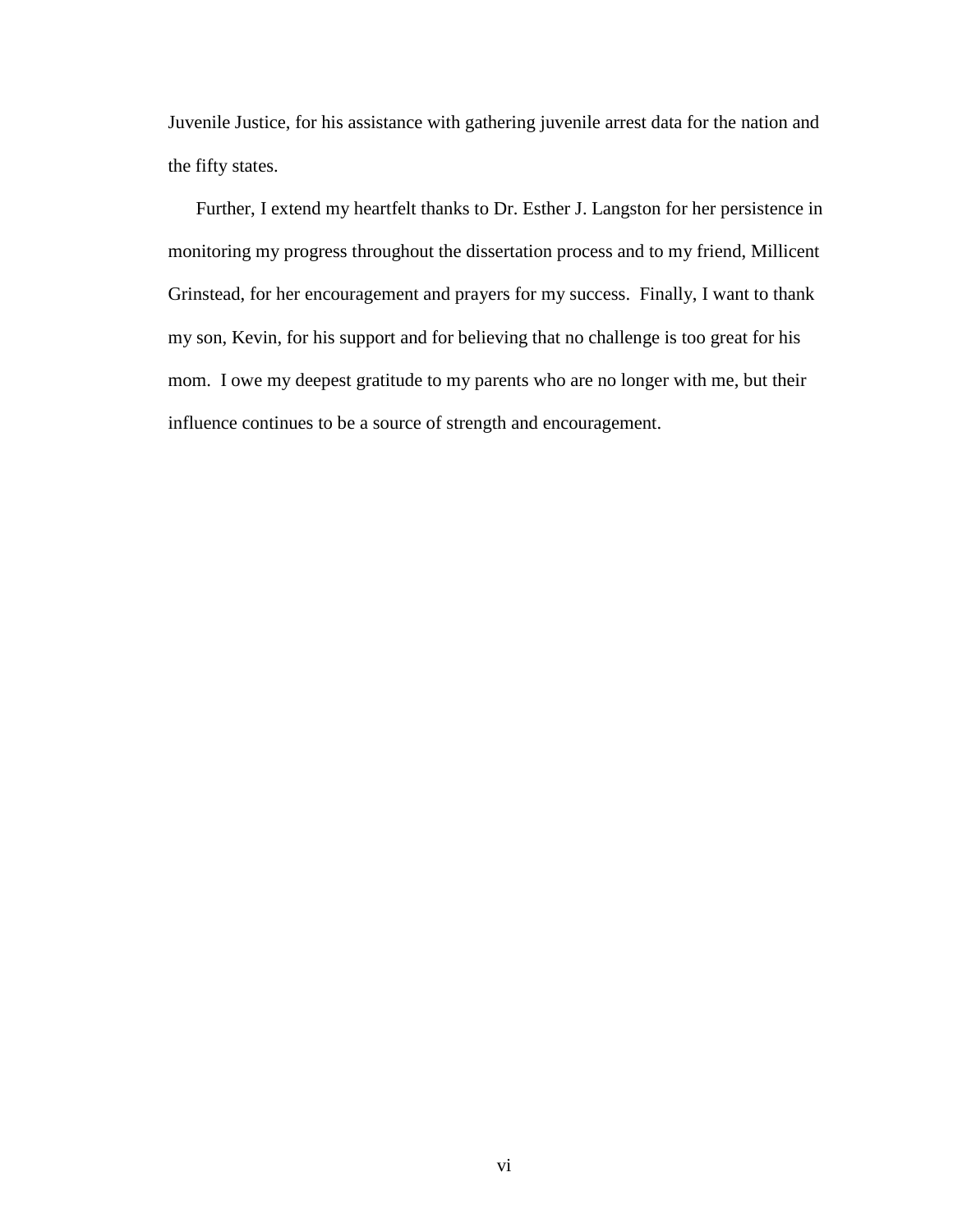Juvenile Justice, for his assistance with gathering juvenile arrest data for the nation and the fifty states.

Further, I extend my heartfelt thanks to Dr. Esther J. Langston for her persistence in monitoring my progress throughout the dissertation process and to my friend, Millicent Grinstead, for her encouragement and prayers for my success. Finally, I want to thank my son, Kevin, for his support and for believing that no challenge is too great for his mom. I owe my deepest gratitude to my parents who are no longer with me, but their influence continues to be a source of strength and encouragement.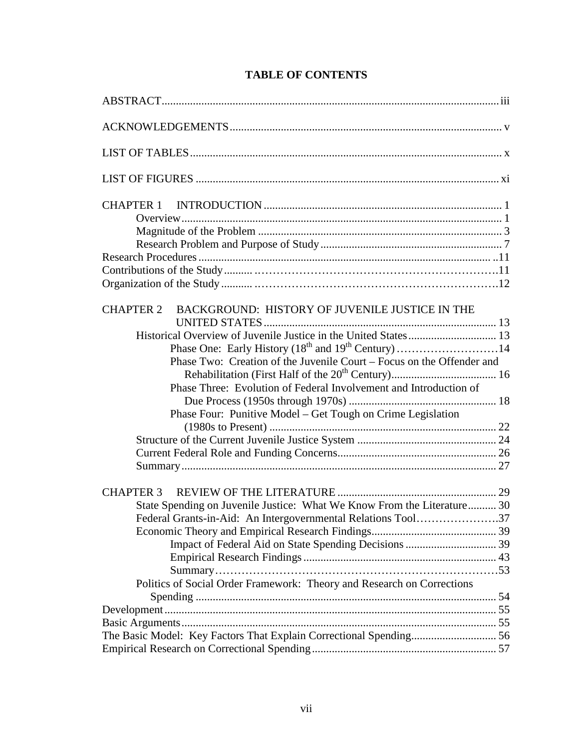# TABLE OF CONTENTS

ABSTRACT ........ iii

ACKNOWLEDGEMENTS ........ v

LIST OF TABLES ........ x

LIST OF FIGURES ........ xi

CHAPTER 1 INTRODUCTION ........ 1
- Overview ........ 1
- Magnitude of the Problem ........ 3
- Research Problem and Purpose of Study ........ 7

Research Procedures ........ 11
Contributions of the Study ........ 11
Organization of the Study ........ 12

CHAPTER 2 BACKGROUND: HISTORY OF JUVENILE JUSTICE IN THE UNITED STATES ........ 13
- Historical Overview of Juvenile Justice in the United States ........ 13
  - Phase One: Early History (18th and 19th Century) ........ 14
  - Phase Two: Creation of the Juvenile Court – Focus on the Offender and Rehabilitation (First Half of the 20th Century) ........ 16
  - Phase Three: Evolution of Federal Involvement and Introduction of Due Process (1950s through 1970s) ........ 18
  - Phase Four: Punitive Model – Get Tough on Crime Legislation (1980s to Present) ........ 22
- Structure of the Current Juvenile Justice System ........ 24
- Current Federal Role and Funding Concerns ........ 26
- Summary ........ 27

CHAPTER 3 REVIEW OF THE LITERATURE ........ 29
- State Spending on Juvenile Justice: What We Know From the Literature ........ 30
- Federal Grants-in-Aid: An Intergovernmental Relations Tool ........ 37
- Economic Theory and Empirical Research Findings ........ 39
  - Impact of Federal Aid on State Spending Decisions ........ 39
  - Empirical Research Findings ........ 43
  - Summary ........ 53
- Politics of Social Order Framework: Theory and Research on Corrections Spending ........ 54

Development ........ 55
Basic Arguments ........ 55
The Basic Model: Key Factors That Explain Correctional Spending ........ 56
Empirical Research on Correctional Spending ........ 57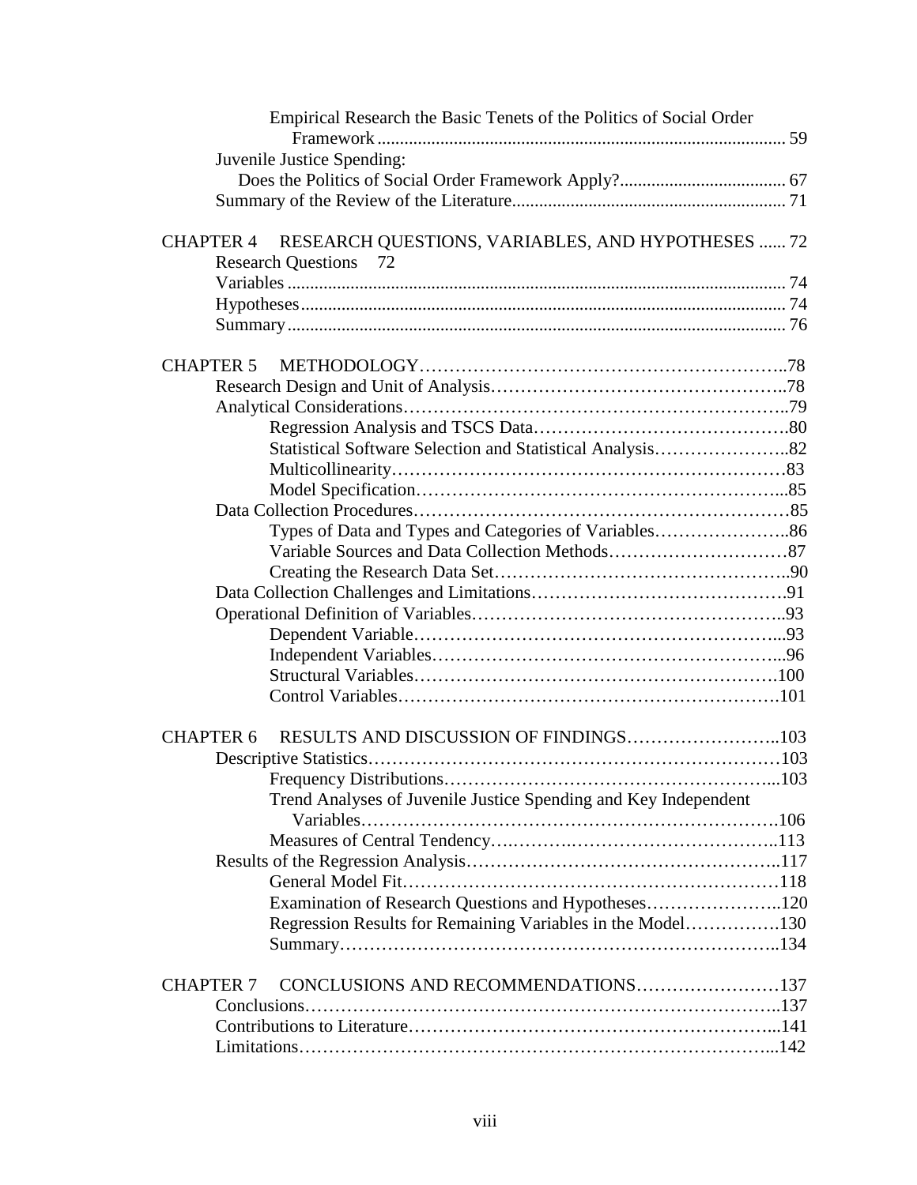Empirical Research the Basic Tenets of the Politics of Social Order Framework ... 59

Juvenile Justice Spending: Does the Politics of Social Order Framework Apply? ... 67

Summary of the Review of the Literature ... 71

CHAPTER 4 RESEARCH QUESTIONS, VARIABLES, AND HYPOTHESES ... 72

- Research Questions 72
- Variables ... 74
- Hypotheses ... 74
- Summary ... 76

CHAPTER 5 METHODOLOGY ... 78

- Research Design and Unit of Analysis ... 78
- Analytical Considerations ... 79
  - Regression Analysis and TSCS Data ... 80
  - Statistical Software Selection and Statistical Analysis ... 82
  - Multicollinearity ... 83
  - Model Specification ... 85
- Data Collection Procedures ... 85
  - Types of Data and Types and Categories of Variables ... 86
  - Variable Sources and Data Collection Methods ... 87
  - Creating the Research Data Set ... 90
- Data Collection Challenges and Limitations ... 91
- Operational Definition of Variables ... 93
  - Dependent Variable ... 93
  - Independent Variables ... 96
  - Structural Variables ... 100
  - Control Variables ... 101

CHAPTER 6 RESULTS AND DISCUSSION OF FINDINGS ... 103

- Descriptive Statistics ... 103
  - Frequency Distributions ... 103
  - Trend Analyses of Juvenile Justice Spending and Key Independent Variables ... 106
  - Measures of Central Tendency ... 113
- Results of the Regression Analysis ... 117
  - General Model Fit ... 118
  - Examination of Research Questions and Hypotheses ... 120
  - Regression Results for Remaining Variables in the Model ... 130
  - Summary ... 134

CHAPTER 7 CONCLUSIONS AND RECOMMENDATIONS ... 137

- Conclusions ... 137
- Contributions to Literature ... 141
- Limitations ... 142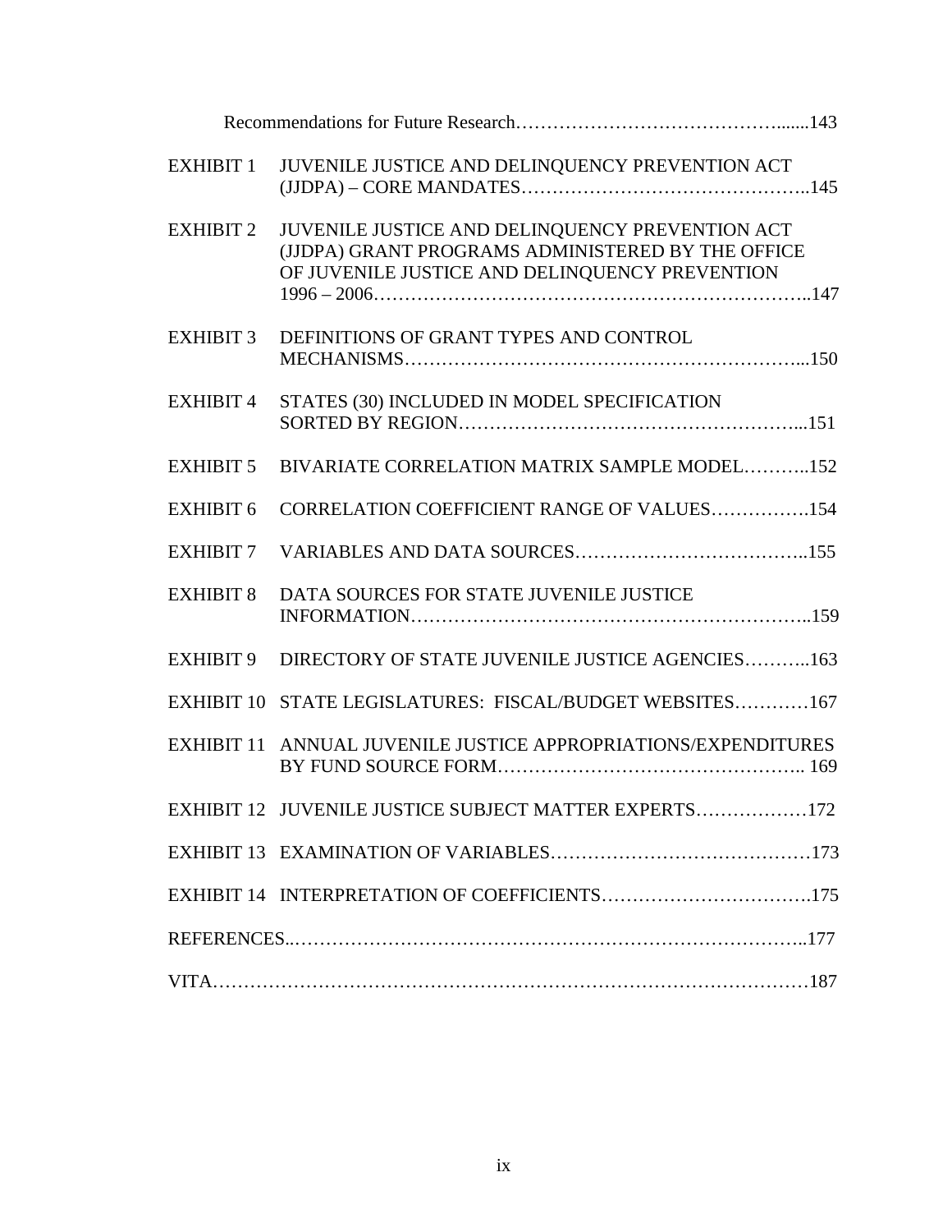Recommendations for Future Research……………………………………......143

EXHIBIT 1 JUVENILE JUSTICE AND DELINQUENCY PREVENTION ACT (JJDPA) – CORE MANDATES………………………………………..145

EXHIBIT 2 JUVENILE JUSTICE AND DELINQUENCY PREVENTION ACT (JJDPA) GRANT PROGRAMS ADMINISTERED BY THE OFFICE OF JUVENILE JUSTICE AND DELINQUENCY PREVENTION 1996 – 2006………………………………………………………………..147

EXHIBIT 3 DEFINITIONS OF GRANT TYPES AND CONTROL MECHANISMS…………………………………………………………...150

EXHIBIT 4 STATES (30) INCLUDED IN MODEL SPECIFICATION SORTED BY REGION……………………………………………...151

EXHIBIT 5 BIVARIATE CORRELATION MATRIX SAMPLE MODEL………..152

EXHIBIT 6 CORRELATION COEFFICIENT RANGE OF VALUES…………….154

EXHIBIT 7 VARIABLES AND DATA SOURCES………………………………..155

EXHIBIT 8 DATA SOURCES FOR STATE JUVENILE JUSTICE INFORMATION……………………………………………………………..159

EXHIBIT 9 DIRECTORY OF STATE JUVENILE JUSTICE AGENCIES………..163

EXHIBIT 10 STATE LEGISLATURES: FISCAL/BUDGET WEBSITES…………167

EXHIBIT 11 ANNUAL JUVENILE JUSTICE APPROPRIATIONS/EXPENDITURES BY FUND SOURCE FORM……………………………………….. 169

EXHIBIT 12 JUVENILE JUSTICE SUBJECT MATTER EXPERTS………………172

EXHIBIT 13 EXAMINATION OF VARIABLES……………………………………173

EXHIBIT 14 INTERPRETATION OF COEFFICIENTS…………………………….175

REFERENCES..………………………………………………………………………..177

VITA……………………………………………………………………………………187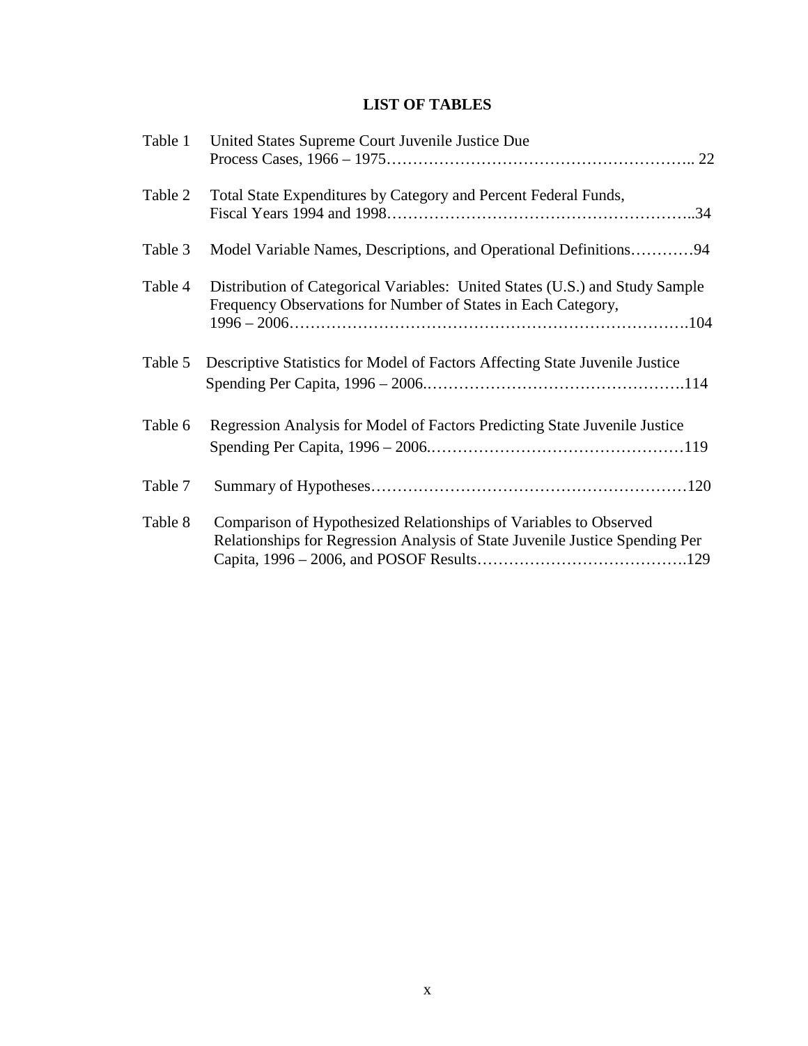# LIST OF TABLES

| | | |
|---|---|---|
| Table 1 | United States Supreme Court Juvenile Justice Due Process Cases, 1966 – 1975 | 22 |
| Table 2 | Total State Expenditures by Category and Percent Federal Funds, Fiscal Years 1994 and 1998 | 34 |
| Table 3 | Model Variable Names, Descriptions, and Operational Definitions | 94 |
| Table 4 | Distribution of Categorical Variables: United States (U.S.) and Study Sample Frequency Observations for Number of States in Each Category, 1996 – 2006 | 104 |
| Table 5 | Descriptive Statistics for Model of Factors Affecting State Juvenile Justice Spending Per Capita, 1996 – 2006. | 114 |
| Table 6 | Regression Analysis for Model of Factors Predicting State Juvenile Justice Spending Per Capita, 1996 – 2006. | 119 |
| Table 7 | Summary of Hypotheses | 120 |
| Table 8 | Comparison of Hypothesized Relationships of Variables to Observed Relationships for Regression Analysis of State Juvenile Justice Spending Per Capita, 1996 – 2006, and POSOF Results | 129 |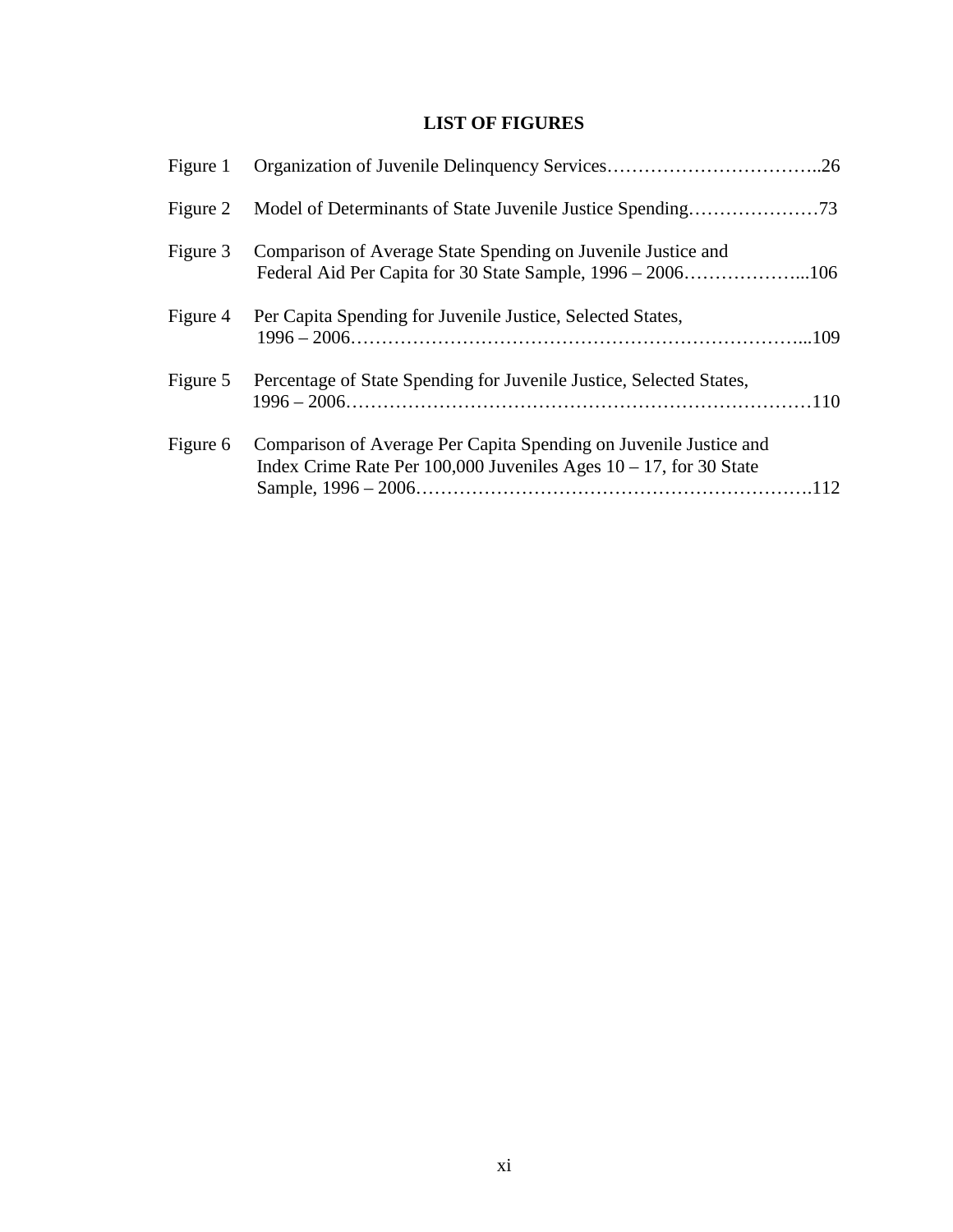# LIST OF FIGURES

| | | |
|---|---|---|
| Figure 1 | Organization of Juvenile Delinquency Services | 26 |
| Figure 2 | Model of Determinants of State Juvenile Justice Spending | 73 |
| Figure 3 | Comparison of Average State Spending on Juvenile Justice and Federal Aid Per Capita for 30 State Sample, 1996 – 2006 | 106 |
| Figure 4 | Per Capita Spending for Juvenile Justice, Selected States, 1996 – 2006 | 109 |
| Figure 5 | Percentage of State Spending for Juvenile Justice, Selected States, 1996 – 2006 | 110 |
| Figure 6 | Comparison of Average Per Capita Spending on Juvenile Justice and Index Crime Rate Per 100,000 Juveniles Ages 10 – 17, for 30 State Sample, 1996 – 2006 | 112 |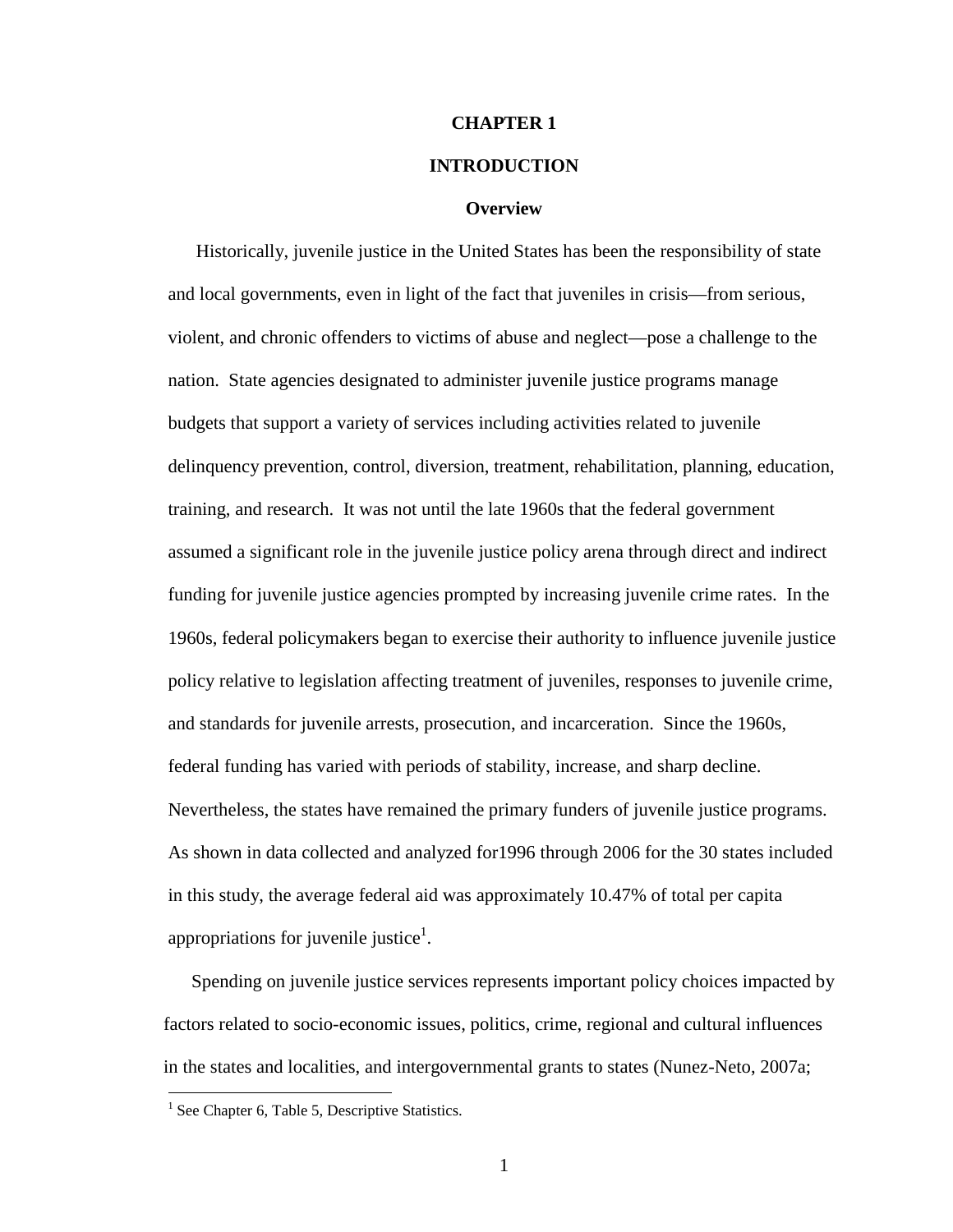# CHAPTER 1

# INTRODUCTION

## Overview

Historically, juvenile justice in the United States has been the responsibility of state and local governments, even in light of the fact that juveniles in crisis—from serious, violent, and chronic offenders to victims of abuse and neglect—pose a challenge to the nation. State agencies designated to administer juvenile justice programs manage budgets that support a variety of services including activities related to juvenile delinquency prevention, control, diversion, treatment, rehabilitation, planning, education, training, and research. It was not until the late 1960s that the federal government assumed a significant role in the juvenile justice policy arena through direct and indirect funding for juvenile justice agencies prompted by increasing juvenile crime rates. In the 1960s, federal policymakers began to exercise their authority to influence juvenile justice policy relative to legislation affecting treatment of juveniles, responses to juvenile crime, and standards for juvenile arrests, prosecution, and incarceration. Since the 1960s, federal funding has varied with periods of stability, increase, and sharp decline. Nevertheless, the states have remained the primary funders of juvenile justice programs. As shown in data collected and analyzed for1996 through 2006 for the 30 states included in this study, the average federal aid was approximately 10.47% of total per capita appropriations for juvenile justice[1].

Spending on juvenile justice services represents important policy choices impacted by factors related to socio-economic issues, politics, crime, regional and cultural influences in the states and localities, and intergovernmental grants to states (Nunez-Neto, 2007a;

[1] See Chapter 6, Table 5, Descriptive Statistics.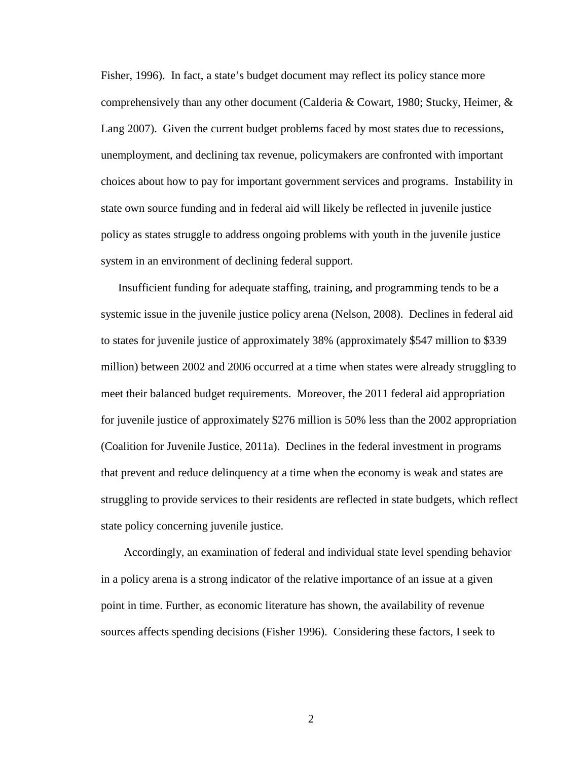Fisher, 1996). In fact, a state's budget document may reflect its policy stance more comprehensively than any other document (Calderia & Cowart, 1980; Stucky, Heimer, & Lang 2007). Given the current budget problems faced by most states due to recessions, unemployment, and declining tax revenue, policymakers are confronted with important choices about how to pay for important government services and programs. Instability in state own source funding and in federal aid will likely be reflected in juvenile justice policy as states struggle to address ongoing problems with youth in the juvenile justice system in an environment of declining federal support.

Insufficient funding for adequate staffing, training, and programming tends to be a systemic issue in the juvenile justice policy arena (Nelson, 2008). Declines in federal aid to states for juvenile justice of approximately 38% (approximately $547 million to $339 million) between 2002 and 2006 occurred at a time when states were already struggling to meet their balanced budget requirements. Moreover, the 2011 federal aid appropriation for juvenile justice of approximately $276 million is 50% less than the 2002 appropriation (Coalition for Juvenile Justice, 2011a). Declines in the federal investment in programs that prevent and reduce delinquency at a time when the economy is weak and states are struggling to provide services to their residents are reflected in state budgets, which reflect state policy concerning juvenile justice.

Accordingly, an examination of federal and individual state level spending behavior in a policy arena is a strong indicator of the relative importance of an issue at a given point in time. Further, as economic literature has shown, the availability of revenue sources affects spending decisions (Fisher 1996). Considering these factors, I seek to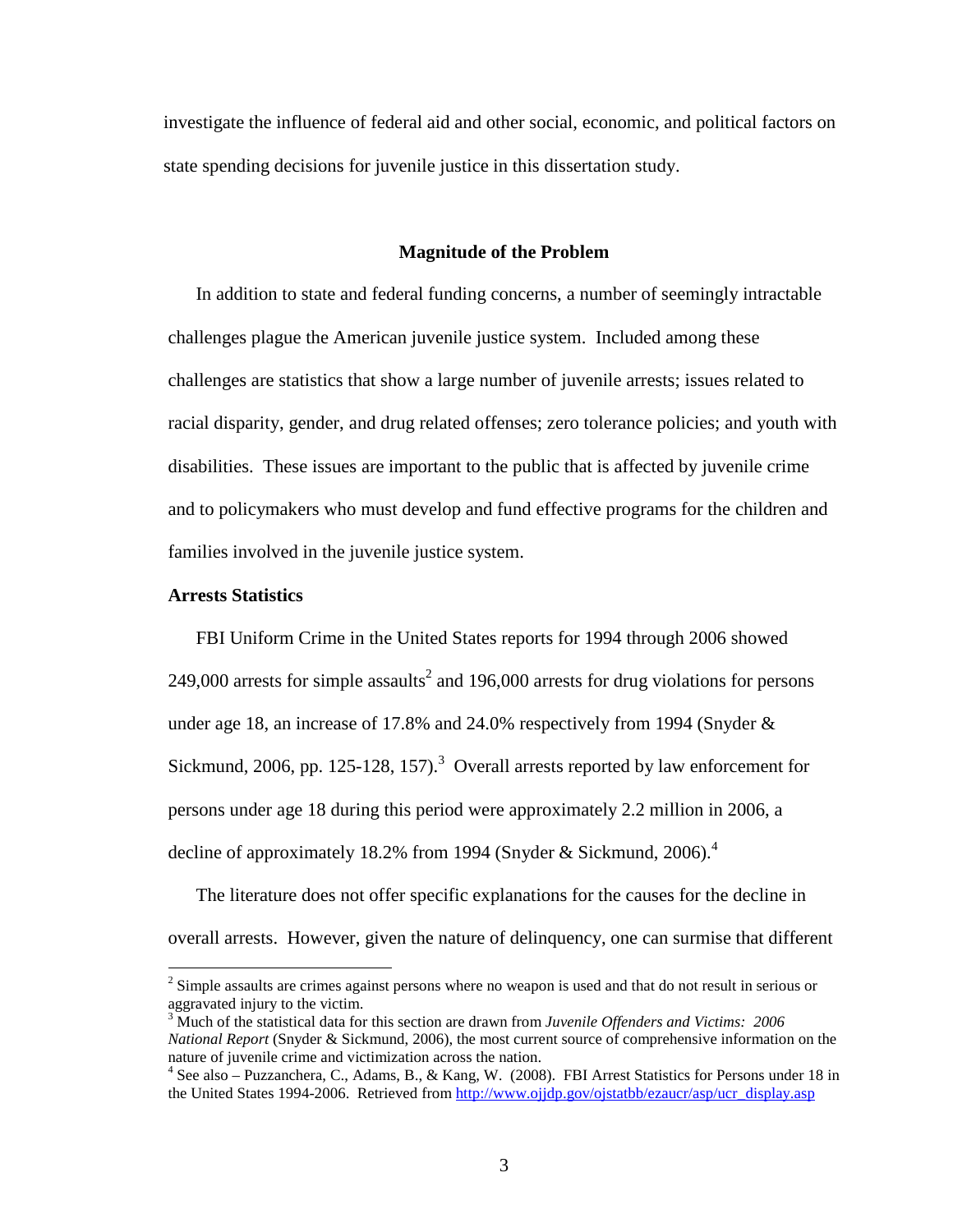investigate the influence of federal aid and other social, economic, and political factors on state spending decisions for juvenile justice in this dissertation study.

## Magnitude of the Problem

In addition to state and federal funding concerns, a number of seemingly intractable challenges plague the American juvenile justice system. Included among these challenges are statistics that show a large number of juvenile arrests; issues related to racial disparity, gender, and drug related offenses; zero tolerance policies; and youth with disabilities. These issues are important to the public that is affected by juvenile crime and to policymakers who must develop and fund effective programs for the children and families involved in the juvenile justice system.

### Arrests Statistics

FBI Uniform Crime in the United States reports for 1994 through 2006 showed 249,000 arrests for simple assaults[2] and 196,000 arrests for drug violations for persons under age 18, an increase of 17.8% and 24.0% respectively from 1994 (Snyder & Sickmund, 2006, pp. 125-128, 157).[3] Overall arrests reported by law enforcement for persons under age 18 during this period were approximately 2.2 million in 2006, a decline of approximately 18.2% from 1994 (Snyder & Sickmund, 2006).[4]

The literature does not offer specific explanations for the causes for the decline in overall arrests. However, given the nature of delinquency, one can surmise that different

[2] Simple assaults are crimes against persons where no weapon is used and that do not result in serious or aggravated injury to the victim.

[3] Much of the statistical data for this section are drawn from *Juvenile Offenders and Victims: 2006 National Report* (Snyder & Sickmund, 2006), the most current source of comprehensive information on the nature of juvenile crime and victimization across the nation.

[4] See also – Puzzanchera, C., Adams, B., & Kang, W. (2008). FBI Arrest Statistics for Persons under 18 in the United States 1994-2006. Retrieved from http://www.ojjdp.gov/ojstatbb/ezaucr/asp/ucr_display.asp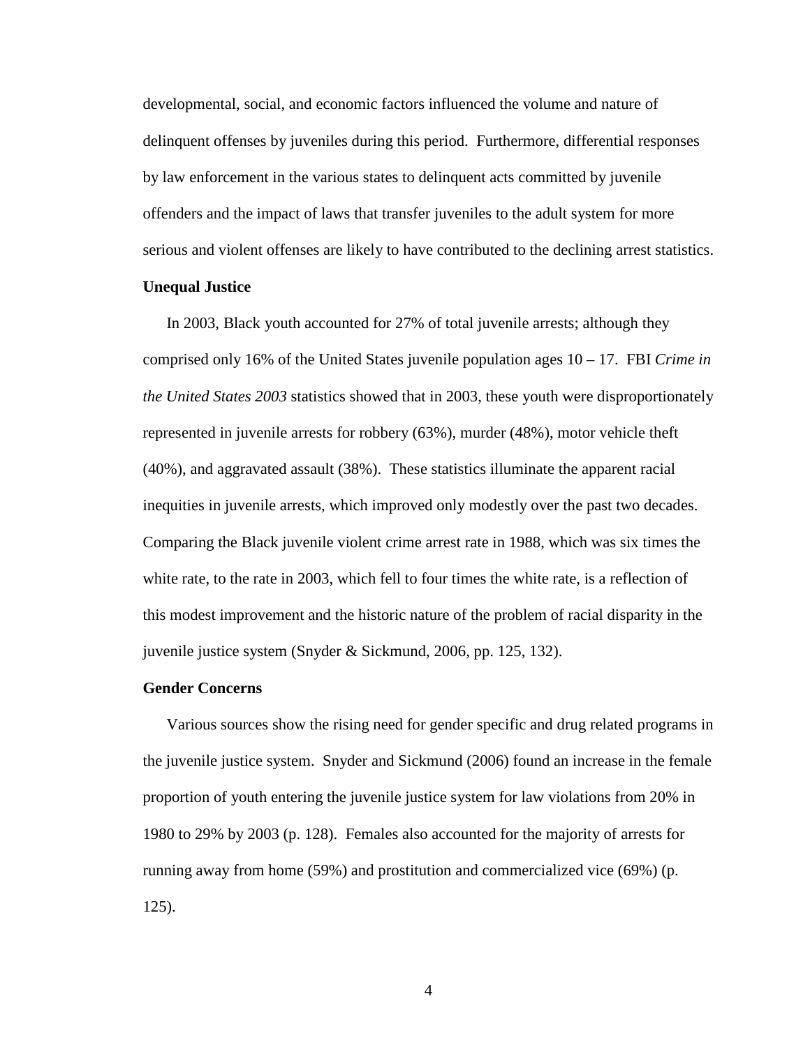developmental, social, and economic factors influenced the volume and nature of delinquent offenses by juveniles during this period. Furthermore, differential responses by law enforcement in the various states to delinquent acts committed by juvenile offenders and the impact of laws that transfer juveniles to the adult system for more serious and violent offenses are likely to have contributed to the declining arrest statistics.

### Unequal Justice

In 2003, Black youth accounted for 27% of total juvenile arrests; although they comprised only 16% of the United States juvenile population ages 10 – 17. FBI *Crime in the United States 2003* statistics showed that in 2003, these youth were disproportionately represented in juvenile arrests for robbery (63%), murder (48%), motor vehicle theft (40%), and aggravated assault (38%). These statistics illuminate the apparent racial inequities in juvenile arrests, which improved only modestly over the past two decades. Comparing the Black juvenile violent crime arrest rate in 1988, which was six times the white rate, to the rate in 2003, which fell to four times the white rate, is a reflection of this modest improvement and the historic nature of the problem of racial disparity in the juvenile justice system (Snyder & Sickmund, 2006, pp. 125, 132).

### Gender Concerns

Various sources show the rising need for gender specific and drug related programs in the juvenile justice system. Snyder and Sickmund (2006) found an increase in the female proportion of youth entering the juvenile justice system for law violations from 20% in 1980 to 29% by 2003 (p. 128). Females also accounted for the majority of arrests for running away from home (59%) and prostitution and commercialized vice (69%) (p. 125).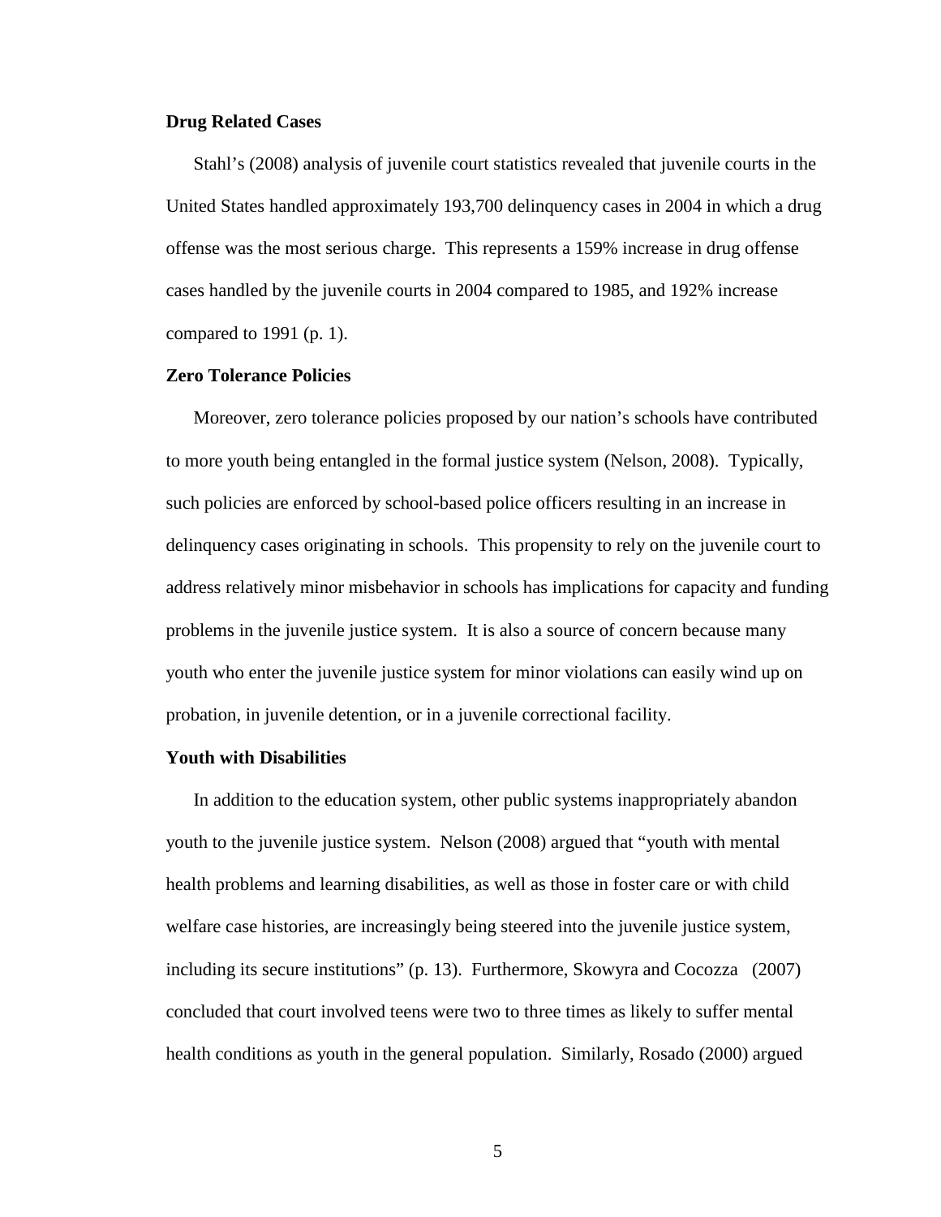**Drug Related Cases**

Stahl's (2008) analysis of juvenile court statistics revealed that juvenile courts in the United States handled approximately 193,700 delinquency cases in 2004 in which a drug offense was the most serious charge. This represents a 159% increase in drug offense cases handled by the juvenile courts in 2004 compared to 1985, and 192% increase compared to 1991 (p. 1).

**Zero Tolerance Policies**

Moreover, zero tolerance policies proposed by our nation's schools have contributed to more youth being entangled in the formal justice system (Nelson, 2008). Typically, such policies are enforced by school-based police officers resulting in an increase in delinquency cases originating in schools. This propensity to rely on the juvenile court to address relatively minor misbehavior in schools has implications for capacity and funding problems in the juvenile justice system. It is also a source of concern because many youth who enter the juvenile justice system for minor violations can easily wind up on probation, in juvenile detention, or in a juvenile correctional facility.

**Youth with Disabilities**

In addition to the education system, other public systems inappropriately abandon youth to the juvenile justice system. Nelson (2008) argued that "youth with mental health problems and learning disabilities, as well as those in foster care or with child welfare case histories, are increasingly being steered into the juvenile justice system, including its secure institutions" (p. 13). Furthermore, Skowyra and Cocozza (2007) concluded that court involved teens were two to three times as likely to suffer mental health conditions as youth in the general population. Similarly, Rosado (2000) argued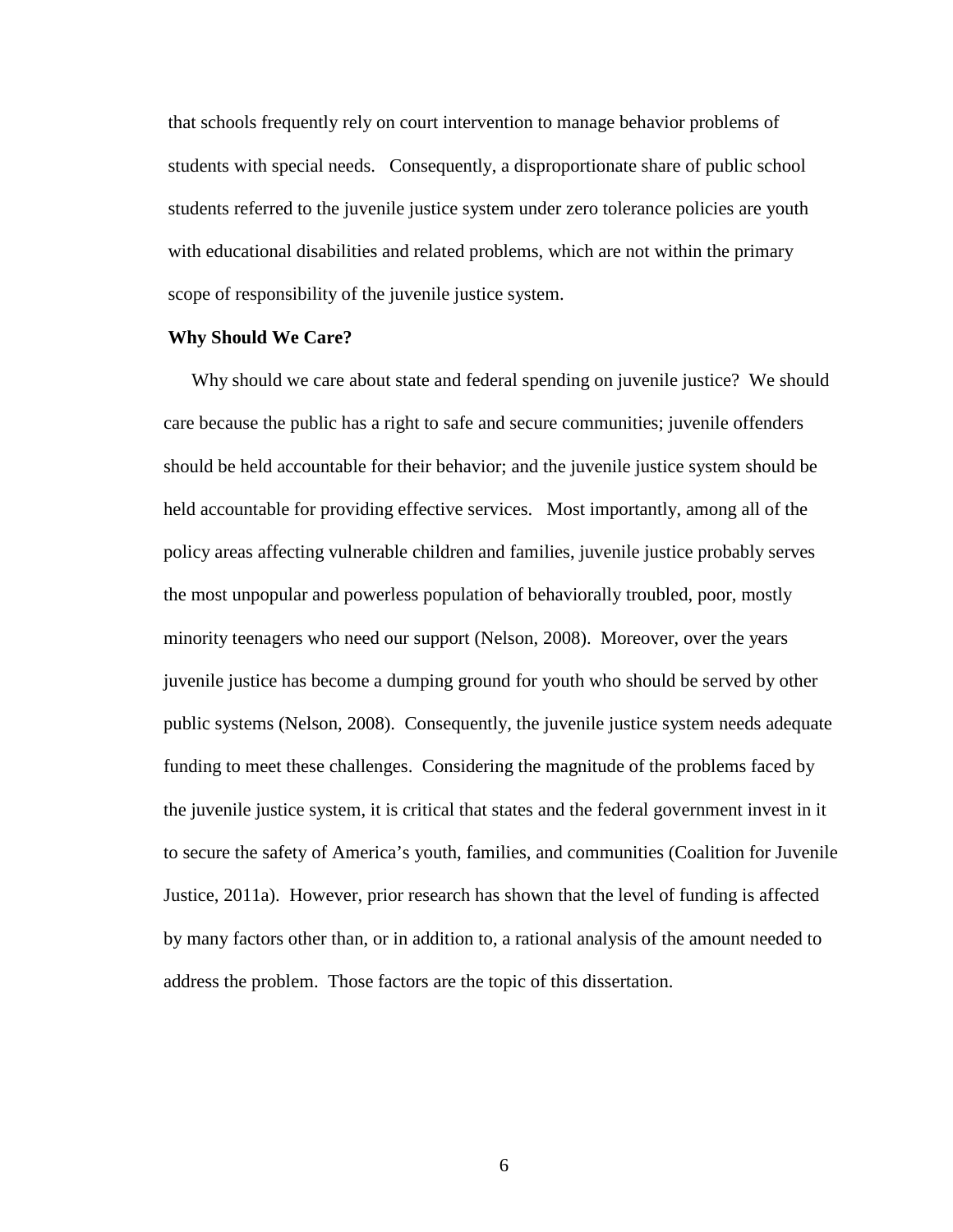that schools frequently rely on court intervention to manage behavior problems of students with special needs. Consequently, a disproportionate share of public school students referred to the juvenile justice system under zero tolerance policies are youth with educational disabilities and related problems, which are not within the primary scope of responsibility of the juvenile justice system.

**Why Should We Care?**

Why should we care about state and federal spending on juvenile justice? We should care because the public has a right to safe and secure communities; juvenile offenders should be held accountable for their behavior; and the juvenile justice system should be held accountable for providing effective services. Most importantly, among all of the policy areas affecting vulnerable children and families, juvenile justice probably serves the most unpopular and powerless population of behaviorally troubled, poor, mostly minority teenagers who need our support (Nelson, 2008). Moreover, over the years juvenile justice has become a dumping ground for youth who should be served by other public systems (Nelson, 2008). Consequently, the juvenile justice system needs adequate funding to meet these challenges. Considering the magnitude of the problems faced by the juvenile justice system, it is critical that states and the federal government invest in it to secure the safety of America's youth, families, and communities (Coalition for Juvenile Justice, 2011a). However, prior research has shown that the level of funding is affected by many factors other than, or in addition to, a rational analysis of the amount needed to address the problem. Those factors are the topic of this dissertation.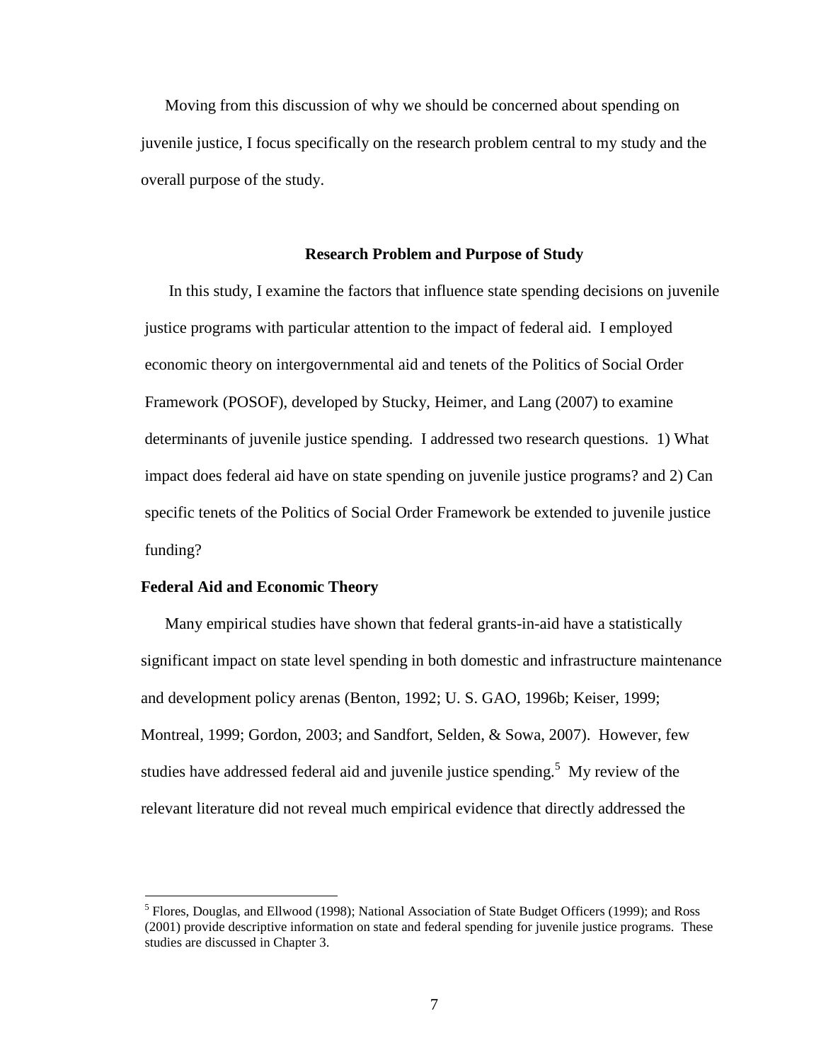Moving from this discussion of why we should be concerned about spending on juvenile justice, I focus specifically on the research problem central to my study and the overall purpose of the study.

## Research Problem and Purpose of Study

In this study, I examine the factors that influence state spending decisions on juvenile justice programs with particular attention to the impact of federal aid. I employed economic theory on intergovernmental aid and tenets of the Politics of Social Order Framework (POSOF), developed by Stucky, Heimer, and Lang (2007) to examine determinants of juvenile justice spending. I addressed two research questions. 1) What impact does federal aid have on state spending on juvenile justice programs? and 2) Can specific tenets of the Politics of Social Order Framework be extended to juvenile justice funding?

### Federal Aid and Economic Theory

Many empirical studies have shown that federal grants-in-aid have a statistically significant impact on state level spending in both domestic and infrastructure maintenance and development policy arenas (Benton, 1992; U. S. GAO, 1996b; Keiser, 1999; Montreal, 1999; Gordon, 2003; and Sandfort, Selden, & Sowa, 2007). However, few studies have addressed federal aid and juvenile justice spending.[5] My review of the relevant literature did not reveal much empirical evidence that directly addressed the

---

[5] Flores, Douglas, and Ellwood (1998); National Association of State Budget Officers (1999); and Ross (2001) provide descriptive information on state and federal spending for juvenile justice programs. These studies are discussed in Chapter 3.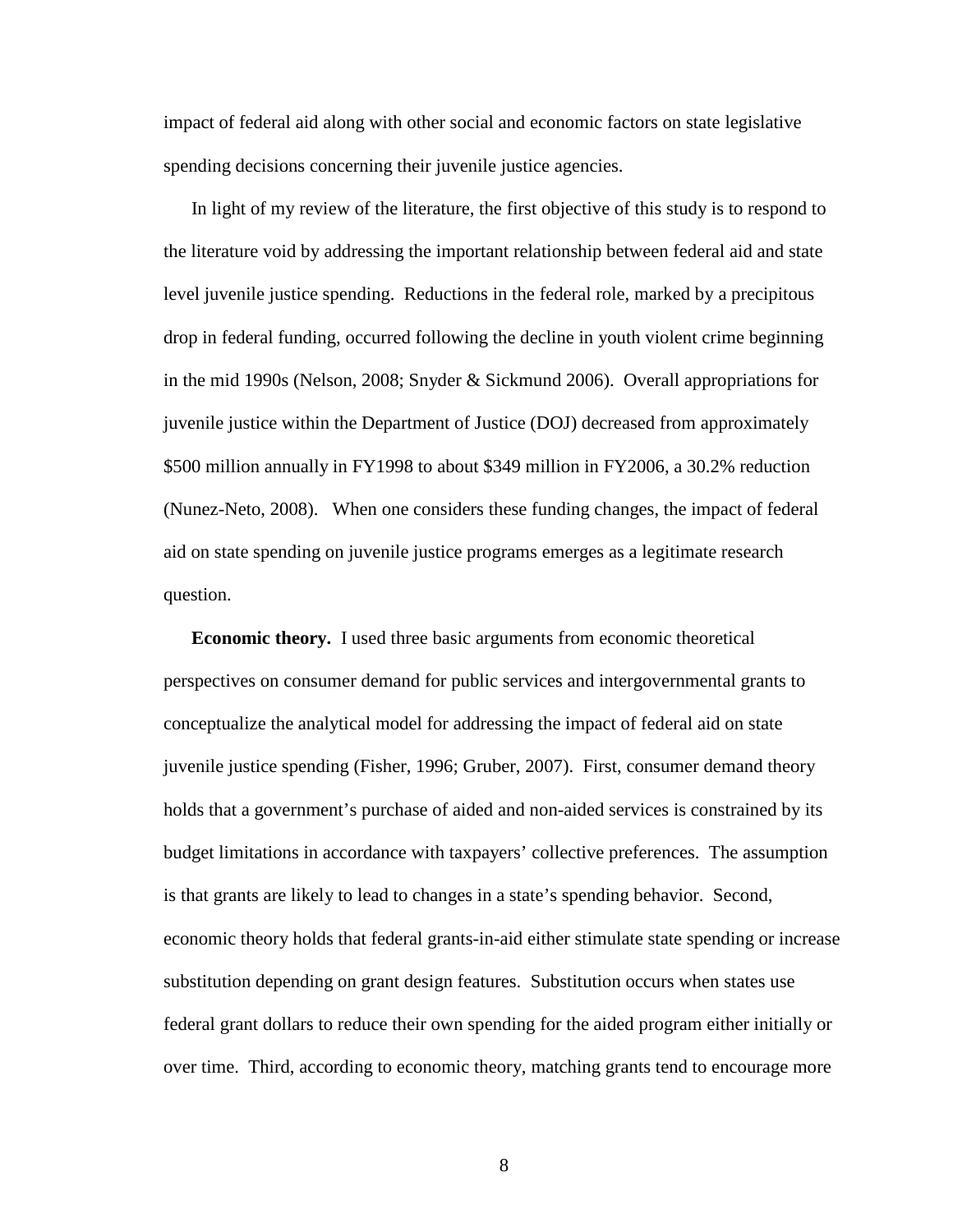impact of federal aid along with other social and economic factors on state legislative spending decisions concerning their juvenile justice agencies.

In light of my review of the literature, the first objective of this study is to respond to the literature void by addressing the important relationship between federal aid and state level juvenile justice spending. Reductions in the federal role, marked by a precipitous drop in federal funding, occurred following the decline in youth violent crime beginning in the mid 1990s (Nelson, 2008; Snyder & Sickmund 2006). Overall appropriations for juvenile justice within the Department of Justice (DOJ) decreased from approximately \$500 million annually in FY1998 to about \$349 million in FY2006, a 30.2% reduction (Nunez-Neto, 2008). When one considers these funding changes, the impact of federal aid on state spending on juvenile justice programs emerges as a legitimate research question.

**Economic theory.** I used three basic arguments from economic theoretical perspectives on consumer demand for public services and intergovernmental grants to conceptualize the analytical model for addressing the impact of federal aid on state juvenile justice spending (Fisher, 1996; Gruber, 2007). First, consumer demand theory holds that a government's purchase of aided and non-aided services is constrained by its budget limitations in accordance with taxpayers' collective preferences. The assumption is that grants are likely to lead to changes in a state's spending behavior. Second, economic theory holds that federal grants-in-aid either stimulate state spending or increase substitution depending on grant design features. Substitution occurs when states use federal grant dollars to reduce their own spending for the aided program either initially or over time. Third, according to economic theory, matching grants tend to encourage more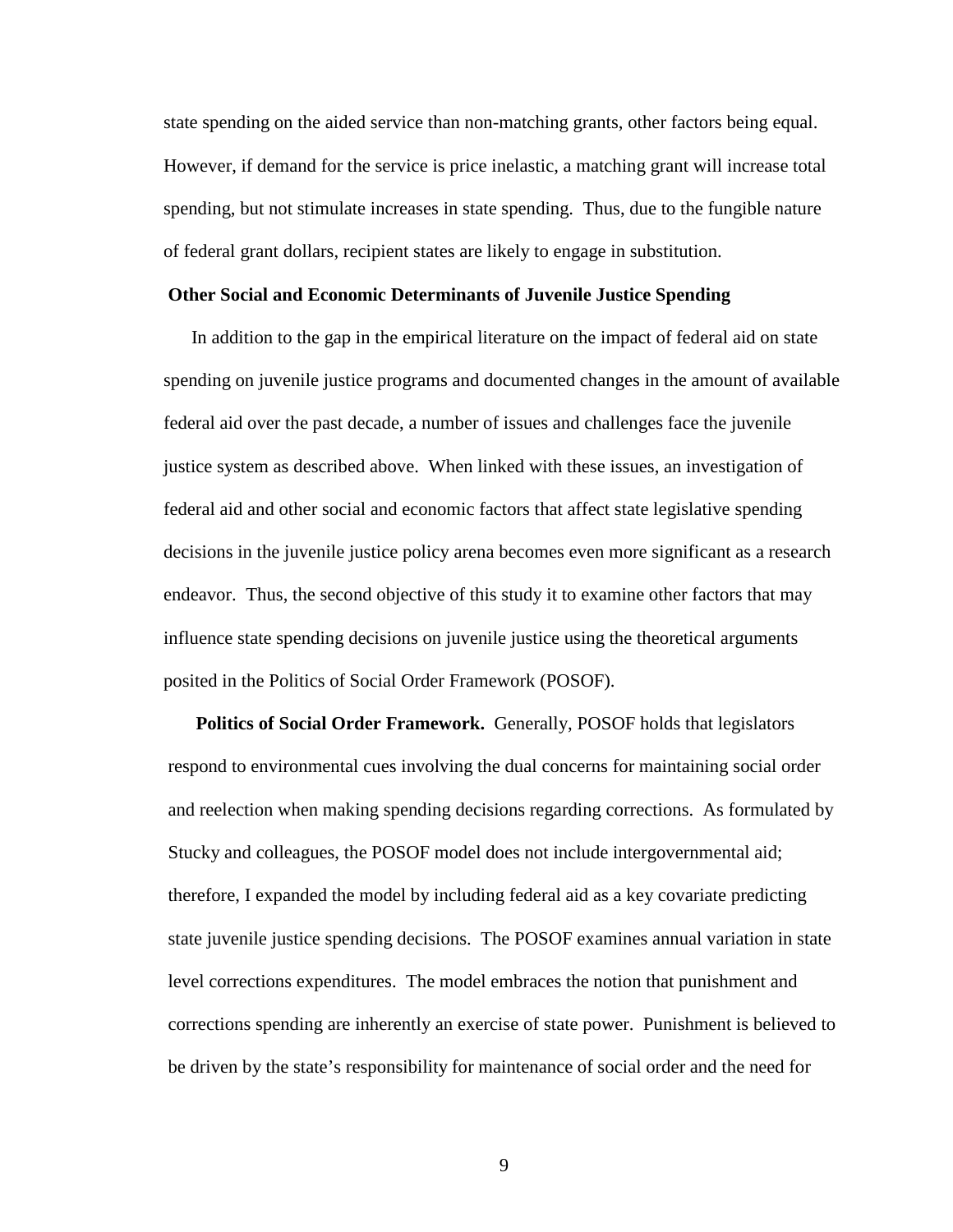state spending on the aided service than non-matching grants, other factors being equal. However, if demand for the service is price inelastic, a matching grant will increase total spending, but not stimulate increases in state spending. Thus, due to the fungible nature of federal grant dollars, recipient states are likely to engage in substitution.

## Other Social and Economic Determinants of Juvenile Justice Spending

In addition to the gap in the empirical literature on the impact of federal aid on state spending on juvenile justice programs and documented changes in the amount of available federal aid over the past decade, a number of issues and challenges face the juvenile justice system as described above. When linked with these issues, an investigation of federal aid and other social and economic factors that affect state legislative spending decisions in the juvenile justice policy arena becomes even more significant as a research endeavor. Thus, the second objective of this study it to examine other factors that may influence state spending decisions on juvenile justice using the theoretical arguments posited in the Politics of Social Order Framework (POSOF).

**Politics of Social Order Framework.** Generally, POSOF holds that legislators respond to environmental cues involving the dual concerns for maintaining social order and reelection when making spending decisions regarding corrections. As formulated by Stucky and colleagues, the POSOF model does not include intergovernmental aid; therefore, I expanded the model by including federal aid as a key covariate predicting state juvenile justice spending decisions. The POSOF examines annual variation in state level corrections expenditures. The model embraces the notion that punishment and corrections spending are inherently an exercise of state power. Punishment is believed to be driven by the state's responsibility for maintenance of social order and the need for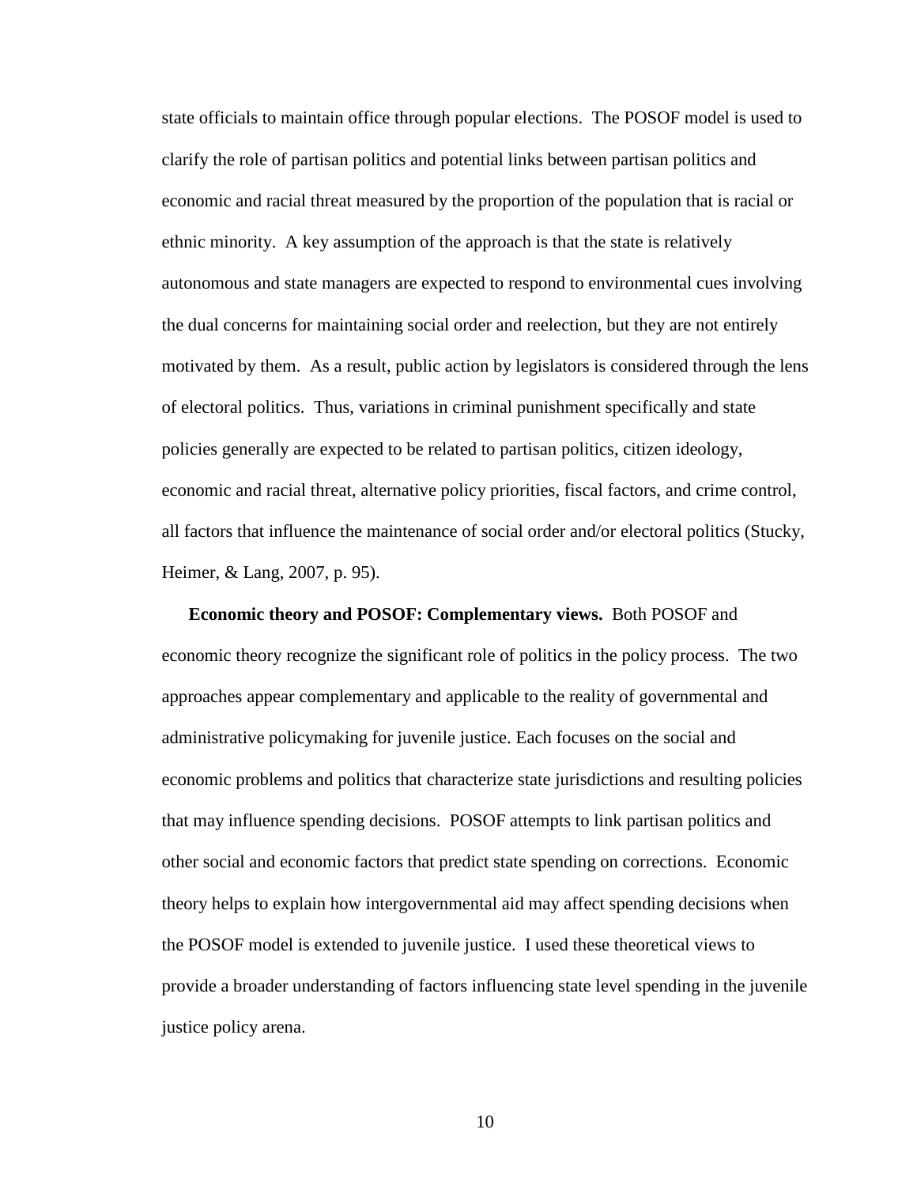state officials to maintain office through popular elections. The POSOF model is used to clarify the role of partisan politics and potential links between partisan politics and economic and racial threat measured by the proportion of the population that is racial or ethnic minority. A key assumption of the approach is that the state is relatively autonomous and state managers are expected to respond to environmental cues involving the dual concerns for maintaining social order and reelection, but they are not entirely motivated by them. As a result, public action by legislators is considered through the lens of electoral politics. Thus, variations in criminal punishment specifically and state policies generally are expected to be related to partisan politics, citizen ideology, economic and racial threat, alternative policy priorities, fiscal factors, and crime control, all factors that influence the maintenance of social order and/or electoral politics (Stucky, Heimer, & Lang, 2007, p. 95).

**Economic theory and POSOF: Complementary views.** Both POSOF and economic theory recognize the significant role of politics in the policy process. The two approaches appear complementary and applicable to the reality of governmental and administrative policymaking for juvenile justice. Each focuses on the social and economic problems and politics that characterize state jurisdictions and resulting policies that may influence spending decisions. POSOF attempts to link partisan politics and other social and economic factors that predict state spending on corrections. Economic theory helps to explain how intergovernmental aid may affect spending decisions when the POSOF model is extended to juvenile justice. I used these theoretical views to provide a broader understanding of factors influencing state level spending in the juvenile justice policy arena.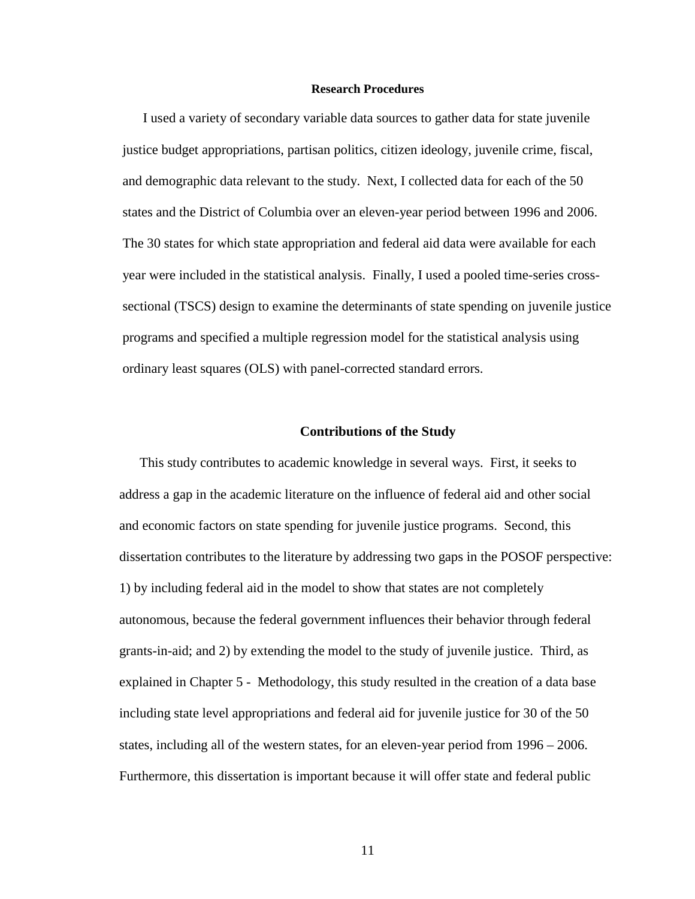## Research Procedures

I used a variety of secondary variable data sources to gather data for state juvenile justice budget appropriations, partisan politics, citizen ideology, juvenile crime, fiscal, and demographic data relevant to the study. Next, I collected data for each of the 50 states and the District of Columbia over an eleven-year period between 1996 and 2006. The 30 states for which state appropriation and federal aid data were available for each year were included in the statistical analysis. Finally, I used a pooled time-series cross-sectional (TSCS) design to examine the determinants of state spending on juvenile justice programs and specified a multiple regression model for the statistical analysis using ordinary least squares (OLS) with panel-corrected standard errors.

## Contributions of the Study

This study contributes to academic knowledge in several ways. First, it seeks to address a gap in the academic literature on the influence of federal aid and other social and economic factors on state spending for juvenile justice programs. Second, this dissertation contributes to the literature by addressing two gaps in the POSOF perspective: 1) by including federal aid in the model to show that states are not completely autonomous, because the federal government influences their behavior through federal grants-in-aid; and 2) by extending the model to the study of juvenile justice. Third, as explained in Chapter 5 - Methodology, this study resulted in the creation of a data base including state level appropriations and federal aid for juvenile justice for 30 of the 50 states, including all of the western states, for an eleven-year period from 1996 – 2006. Furthermore, this dissertation is important because it will offer state and federal public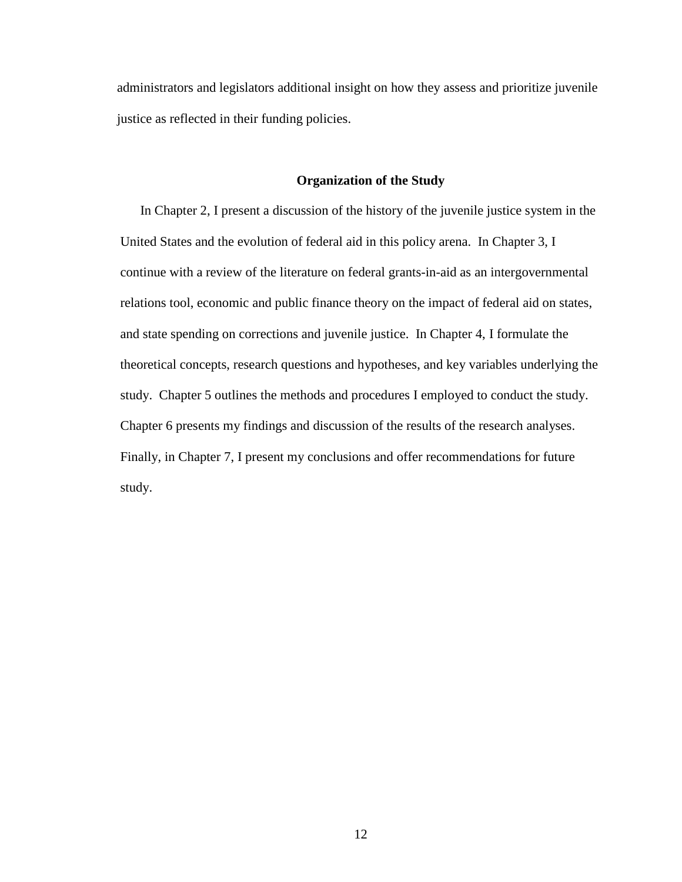administrators and legislators additional insight on how they assess and prioritize juvenile justice as reflected in their funding policies.

## Organization of the Study

In Chapter 2, I present a discussion of the history of the juvenile justice system in the United States and the evolution of federal aid in this policy arena. In Chapter 3, I continue with a review of the literature on federal grants-in-aid as an intergovernmental relations tool, economic and public finance theory on the impact of federal aid on states, and state spending on corrections and juvenile justice. In Chapter 4, I formulate the theoretical concepts, research questions and hypotheses, and key variables underlying the study. Chapter 5 outlines the methods and procedures I employed to conduct the study. Chapter 6 presents my findings and discussion of the results of the research analyses. Finally, in Chapter 7, I present my conclusions and offer recommendations for future study.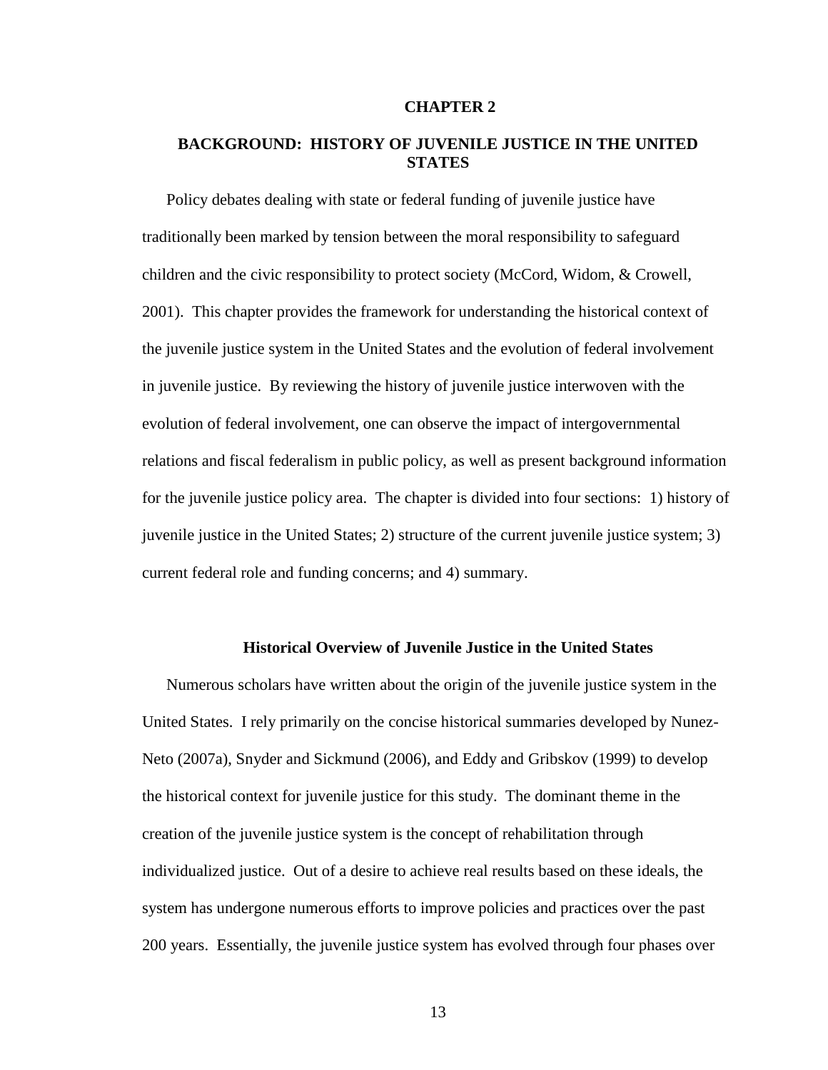# CHAPTER 2

## BACKGROUND: HISTORY OF JUVENILE JUSTICE IN THE UNITED STATES

Policy debates dealing with state or federal funding of juvenile justice have traditionally been marked by tension between the moral responsibility to safeguard children and the civic responsibility to protect society (McCord, Widom, & Crowell, 2001). This chapter provides the framework for understanding the historical context of the juvenile justice system in the United States and the evolution of federal involvement in juvenile justice. By reviewing the history of juvenile justice interwoven with the evolution of federal involvement, one can observe the impact of intergovernmental relations and fiscal federalism in public policy, as well as present background information for the juvenile justice policy area. The chapter is divided into four sections: 1) history of juvenile justice in the United States; 2) structure of the current juvenile justice system; 3) current federal role and funding concerns; and 4) summary.

### Historical Overview of Juvenile Justice in the United States

Numerous scholars have written about the origin of the juvenile justice system in the United States. I rely primarily on the concise historical summaries developed by Nunez-Neto (2007a), Snyder and Sickmund (2006), and Eddy and Gribskov (1999) to develop the historical context for juvenile justice for this study. The dominant theme in the creation of the juvenile justice system is the concept of rehabilitation through individualized justice. Out of a desire to achieve real results based on these ideals, the system has undergone numerous efforts to improve policies and practices over the past 200 years. Essentially, the juvenile justice system has evolved through four phases over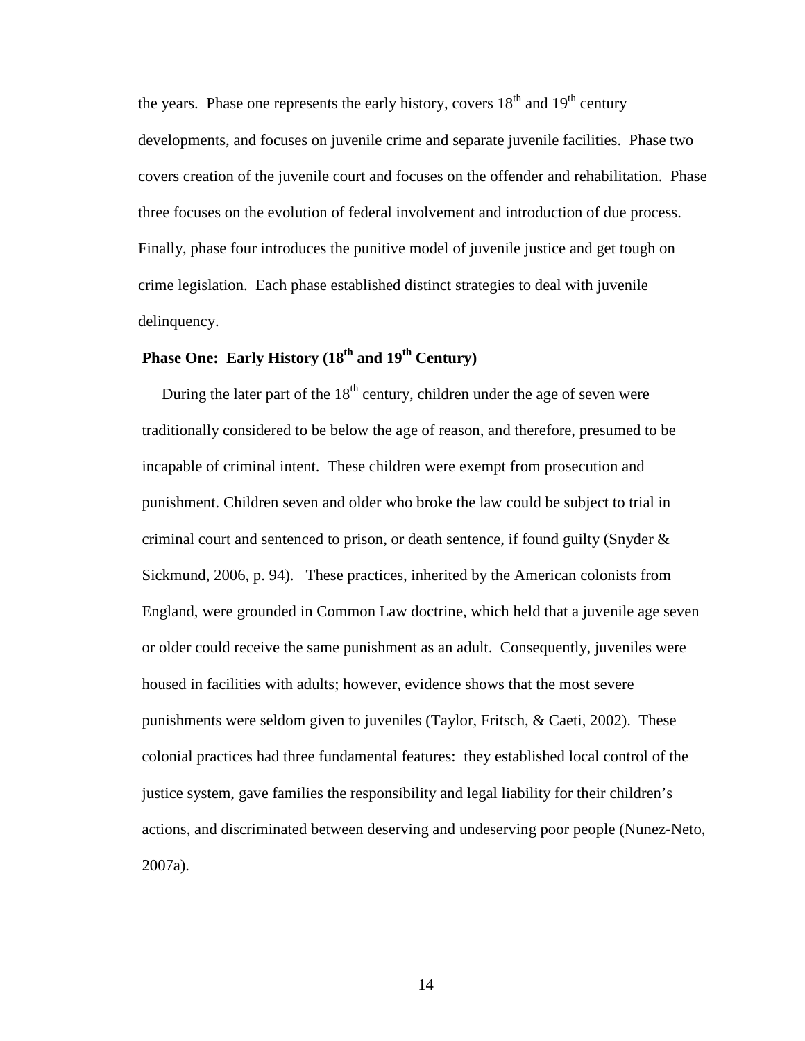the years. Phase one represents the early history, covers 18th and 19th century developments, and focuses on juvenile crime and separate juvenile facilities. Phase two covers creation of the juvenile court and focuses on the offender and rehabilitation. Phase three focuses on the evolution of federal involvement and introduction of due process. Finally, phase four introduces the punitive model of juvenile justice and get tough on crime legislation. Each phase established distinct strategies to deal with juvenile delinquency.

## Phase One: Early History (18th and 19th Century)

During the later part of the 18th century, children under the age of seven were traditionally considered to be below the age of reason, and therefore, presumed to be incapable of criminal intent. These children were exempt from prosecution and punishment. Children seven and older who broke the law could be subject to trial in criminal court and sentenced to prison, or death sentence, if found guilty (Snyder & Sickmund, 2006, p. 94). These practices, inherited by the American colonists from England, were grounded in Common Law doctrine, which held that a juvenile age seven or older could receive the same punishment as an adult. Consequently, juveniles were housed in facilities with adults; however, evidence shows that the most severe punishments were seldom given to juveniles (Taylor, Fritsch, & Caeti, 2002). These colonial practices had three fundamental features: they established local control of the justice system, gave families the responsibility and legal liability for their children's actions, and discriminated between deserving and undeserving poor people (Nunez-Neto, 2007a).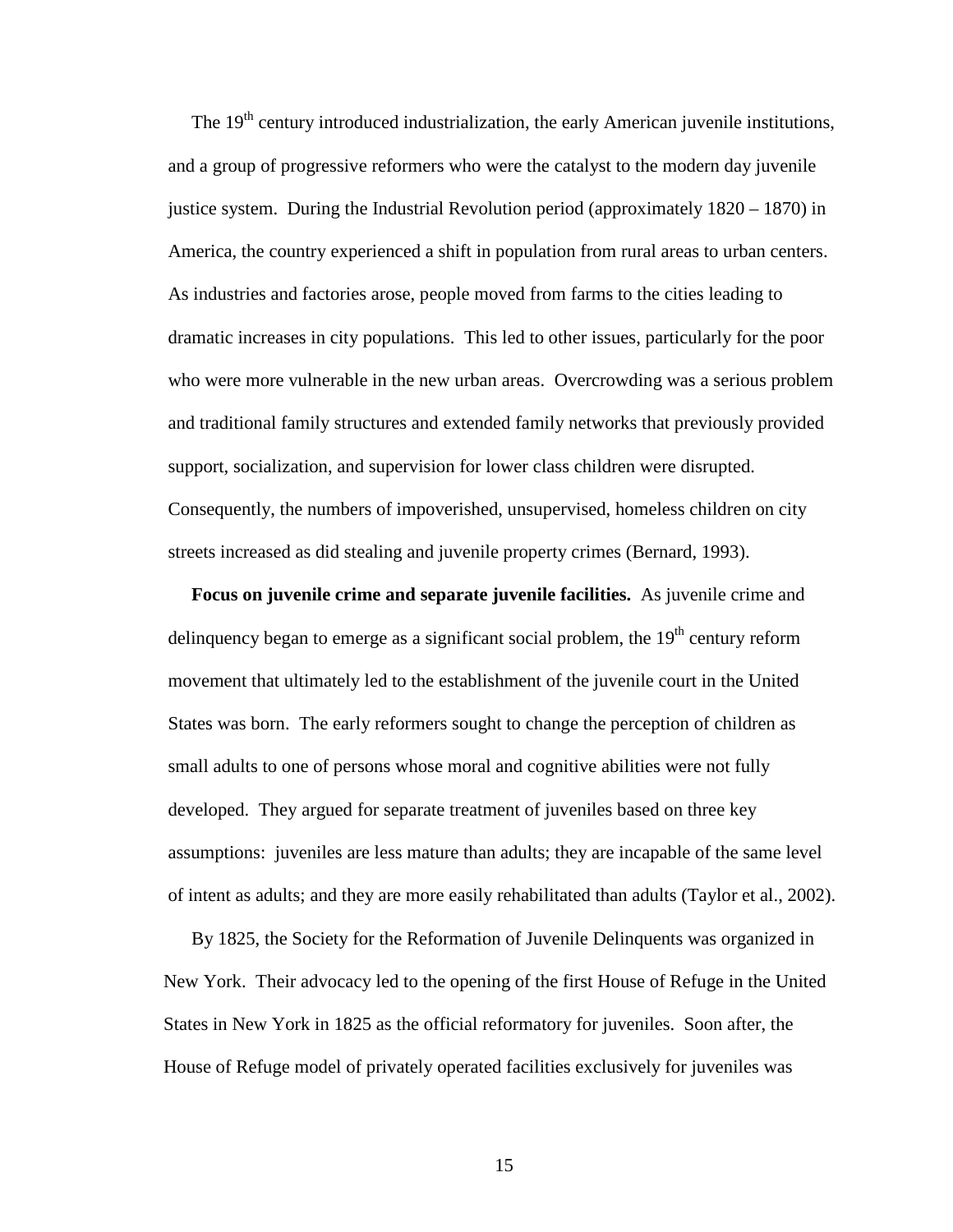The 19th century introduced industrialization, the early American juvenile institutions, and a group of progressive reformers who were the catalyst to the modern day juvenile justice system. During the Industrial Revolution period (approximately 1820 – 1870) in America, the country experienced a shift in population from rural areas to urban centers. As industries and factories arose, people moved from farms to the cities leading to dramatic increases in city populations. This led to other issues, particularly for the poor who were more vulnerable in the new urban areas. Overcrowding was a serious problem and traditional family structures and extended family networks that previously provided support, socialization, and supervision for lower class children were disrupted. Consequently, the numbers of impoverished, unsupervised, homeless children on city streets increased as did stealing and juvenile property crimes (Bernard, 1993).

**Focus on juvenile crime and separate juvenile facilities.** As juvenile crime and delinquency began to emerge as a significant social problem, the 19th century reform movement that ultimately led to the establishment of the juvenile court in the United States was born. The early reformers sought to change the perception of children as small adults to one of persons whose moral and cognitive abilities were not fully developed. They argued for separate treatment of juveniles based on three key assumptions: juveniles are less mature than adults; they are incapable of the same level of intent as adults; and they are more easily rehabilitated than adults (Taylor et al., 2002).

By 1825, the Society for the Reformation of Juvenile Delinquents was organized in New York. Their advocacy led to the opening of the first House of Refuge in the United States in New York in 1825 as the official reformatory for juveniles. Soon after, the House of Refuge model of privately operated facilities exclusively for juveniles was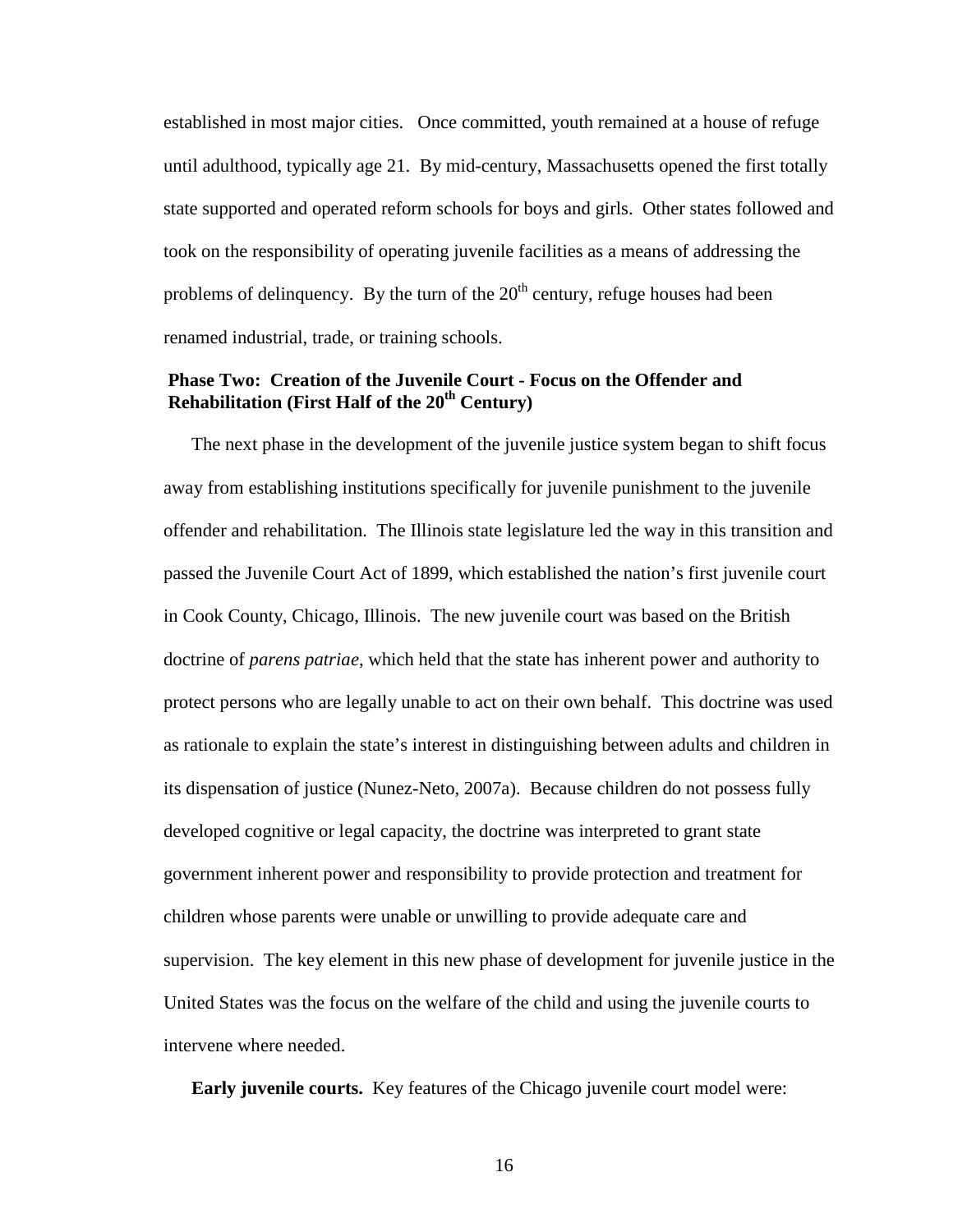established in most major cities. Once committed, youth remained at a house of refuge until adulthood, typically age 21. By mid-century, Massachusetts opened the first totally state supported and operated reform schools for boys and girls. Other states followed and took on the responsibility of operating juvenile facilities as a means of addressing the problems of delinquency. By the turn of the 20th century, refuge houses had been renamed industrial, trade, or training schools.

### Phase Two: Creation of the Juvenile Court - Focus on the Offender and Rehabilitation (First Half of the 20th Century)

The next phase in the development of the juvenile justice system began to shift focus away from establishing institutions specifically for juvenile punishment to the juvenile offender and rehabilitation. The Illinois state legislature led the way in this transition and passed the Juvenile Court Act of 1899, which established the nation's first juvenile court in Cook County, Chicago, Illinois. The new juvenile court was based on the British doctrine of *parens patriae*, which held that the state has inherent power and authority to protect persons who are legally unable to act on their own behalf. This doctrine was used as rationale to explain the state's interest in distinguishing between adults and children in its dispensation of justice (Nunez-Neto, 2007a). Because children do not possess fully developed cognitive or legal capacity, the doctrine was interpreted to grant state government inherent power and responsibility to provide protection and treatment for children whose parents were unable or unwilling to provide adequate care and supervision. The key element in this new phase of development for juvenile justice in the United States was the focus on the welfare of the child and using the juvenile courts to intervene where needed.

**Early juvenile courts.** Key features of the Chicago juvenile court model were: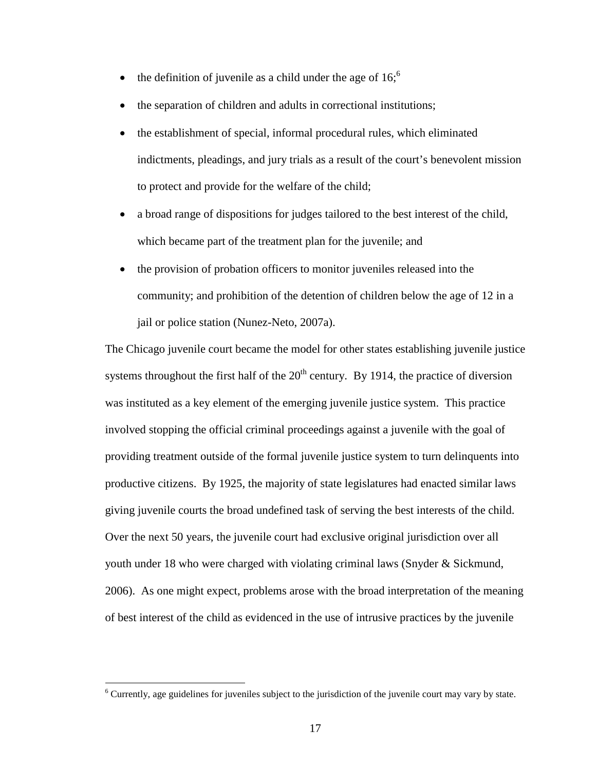- the definition of juvenile as a child under the age of 16;[6]
- the separation of children and adults in correctional institutions;
- the establishment of special, informal procedural rules, which eliminated indictments, pleadings, and jury trials as a result of the court's benevolent mission to protect and provide for the welfare of the child;
- a broad range of dispositions for judges tailored to the best interest of the child, which became part of the treatment plan for the juvenile; and
- the provision of probation officers to monitor juveniles released into the community; and prohibition of the detention of children below the age of 12 in a jail or police station (Nunez-Neto, 2007a).

The Chicago juvenile court became the model for other states establishing juvenile justice systems throughout the first half of the 20th century. By 1914, the practice of diversion was instituted as a key element of the emerging juvenile justice system. This practice involved stopping the official criminal proceedings against a juvenile with the goal of providing treatment outside of the formal juvenile justice system to turn delinquents into productive citizens. By 1925, the majority of state legislatures had enacted similar laws giving juvenile courts the broad undefined task of serving the best interests of the child. Over the next 50 years, the juvenile court had exclusive original jurisdiction over all youth under 18 who were charged with violating criminal laws (Snyder & Sickmund, 2006). As one might expect, problems arose with the broad interpretation of the meaning of best interest of the child as evidenced in the use of intrusive practices by the juvenile

[6] Currently, age guidelines for juveniles subject to the jurisdiction of the juvenile court may vary by state.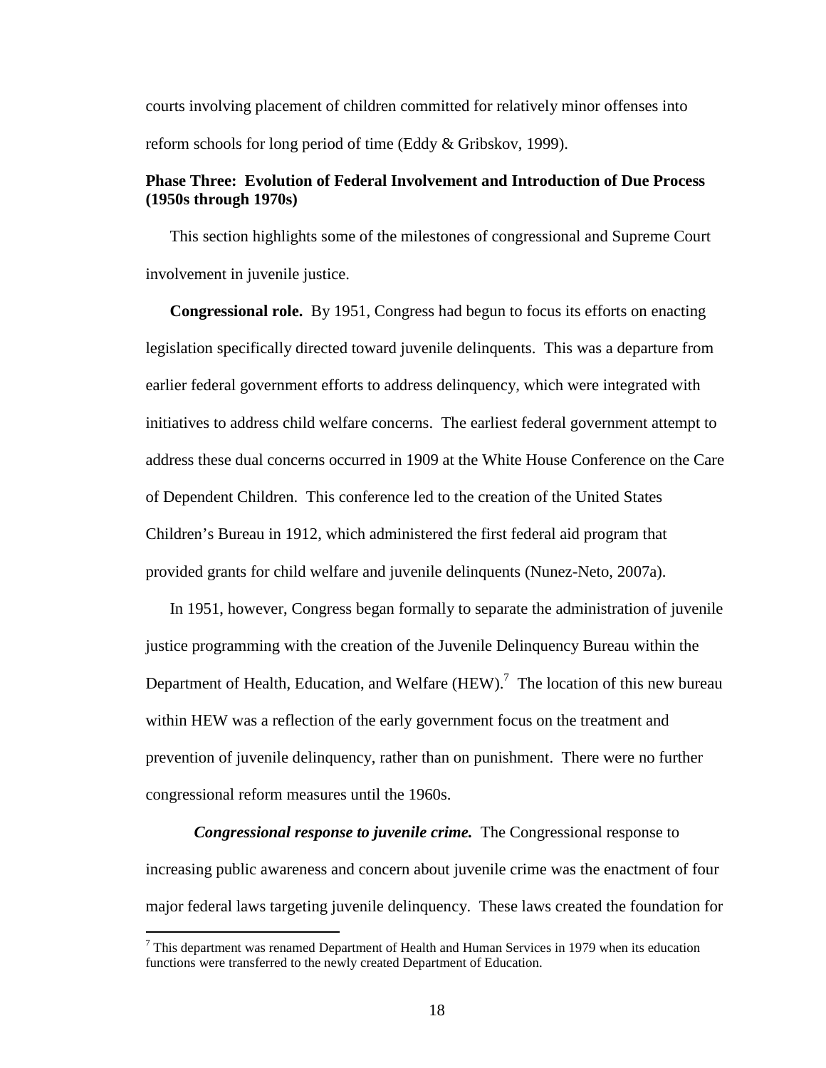courts involving placement of children committed for relatively minor offenses into reform schools for long period of time (Eddy & Gribskov, 1999).

### Phase Three: Evolution of Federal Involvement and Introduction of Due Process (1950s through 1970s)

This section highlights some of the milestones of congressional and Supreme Court involvement in juvenile justice.

**Congressional role.** By 1951, Congress had begun to focus its efforts on enacting legislation specifically directed toward juvenile delinquents. This was a departure from earlier federal government efforts to address delinquency, which were integrated with initiatives to address child welfare concerns. The earliest federal government attempt to address these dual concerns occurred in 1909 at the White House Conference on the Care of Dependent Children. This conference led to the creation of the United States Children's Bureau in 1912, which administered the first federal aid program that provided grants for child welfare and juvenile delinquents (Nunez-Neto, 2007a).

In 1951, however, Congress began formally to separate the administration of juvenile justice programming with the creation of the Juvenile Delinquency Bureau within the Department of Health, Education, and Welfare (HEW).[7] The location of this new bureau within HEW was a reflection of the early government focus on the treatment and prevention of juvenile delinquency, rather than on punishment. There were no further congressional reform measures until the 1960s.

***Congressional response to juvenile crime.*** The Congressional response to increasing public awareness and concern about juvenile crime was the enactment of four major federal laws targeting juvenile delinquency. These laws created the foundation for

[7] This department was renamed Department of Health and Human Services in 1979 when its education functions were transferred to the newly created Department of Education.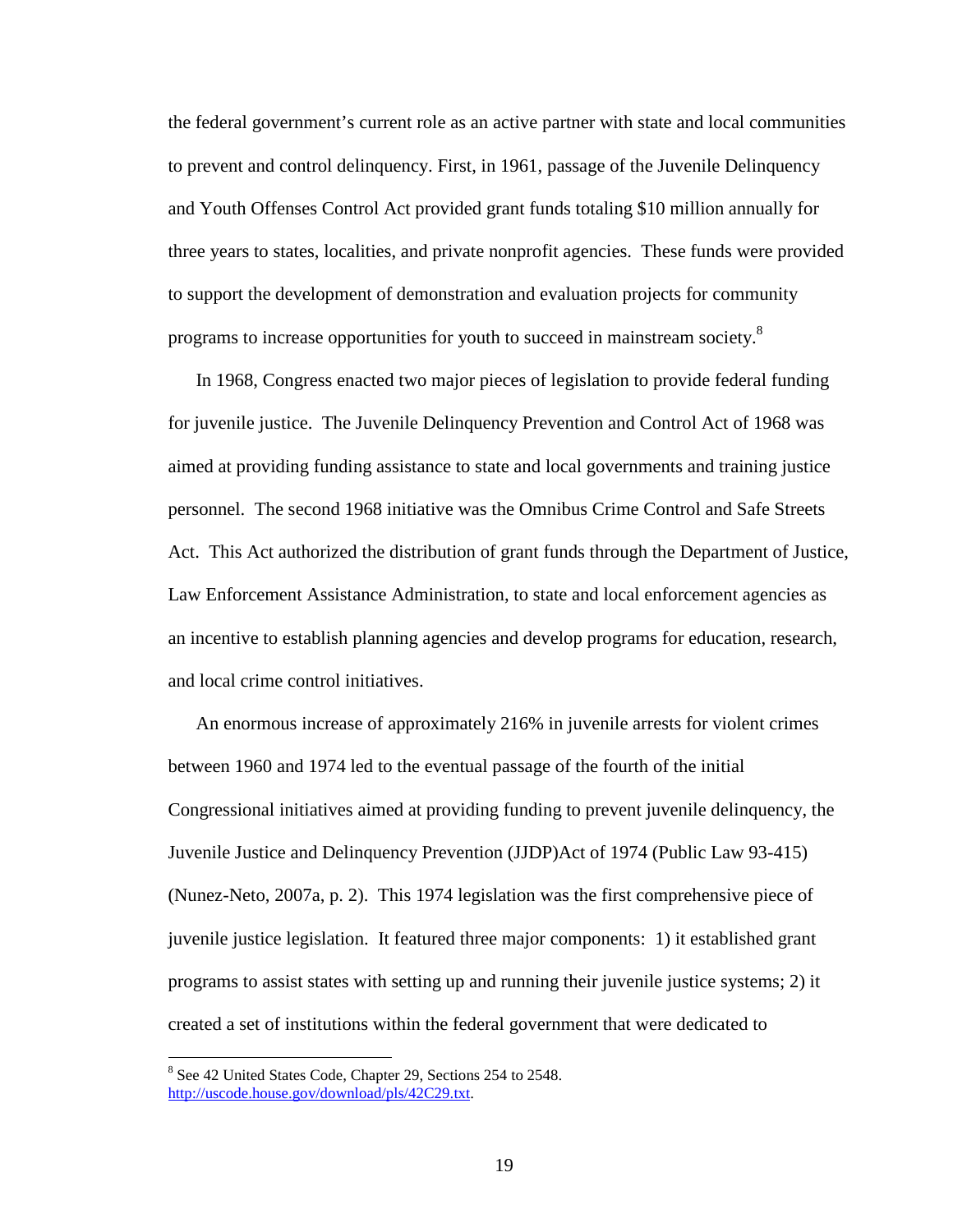the federal government's current role as an active partner with state and local communities to prevent and control delinquency. First, in 1961, passage of the Juvenile Delinquency and Youth Offenses Control Act provided grant funds totaling $10 million annually for three years to states, localities, and private nonprofit agencies. These funds were provided to support the development of demonstration and evaluation projects for community programs to increase opportunities for youth to succeed in mainstream society.[8]

In 1968, Congress enacted two major pieces of legislation to provide federal funding for juvenile justice. The Juvenile Delinquency Prevention and Control Act of 1968 was aimed at providing funding assistance to state and local governments and training justice personnel. The second 1968 initiative was the Omnibus Crime Control and Safe Streets Act. This Act authorized the distribution of grant funds through the Department of Justice, Law Enforcement Assistance Administration, to state and local enforcement agencies as an incentive to establish planning agencies and develop programs for education, research, and local crime control initiatives.

An enormous increase of approximately 216% in juvenile arrests for violent crimes between 1960 and 1974 led to the eventual passage of the fourth of the initial Congressional initiatives aimed at providing funding to prevent juvenile delinquency, the Juvenile Justice and Delinquency Prevention (JJDP)Act of 1974 (Public Law 93-415) (Nunez-Neto, 2007a, p. 2). This 1974 legislation was the first comprehensive piece of juvenile justice legislation. It featured three major components: 1) it established grant programs to assist states with setting up and running their juvenile justice systems; 2) it created a set of institutions within the federal government that were dedicated to

[8] See 42 United States Code, Chapter 29, Sections 254 to 2548. http://uscode.house.gov/download/pls/42C29.txt.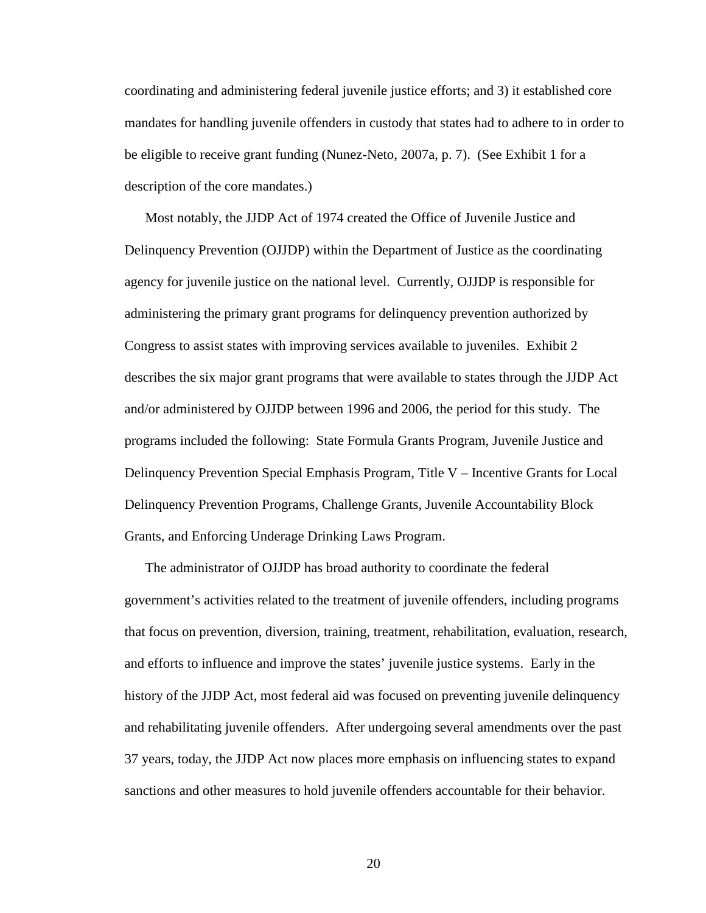coordinating and administering federal juvenile justice efforts; and 3) it established core mandates for handling juvenile offenders in custody that states had to adhere to in order to be eligible to receive grant funding (Nunez-Neto, 2007a, p. 7). (See Exhibit 1 for a description of the core mandates.)

Most notably, the JJDP Act of 1974 created the Office of Juvenile Justice and Delinquency Prevention (OJJDP) within the Department of Justice as the coordinating agency for juvenile justice on the national level. Currently, OJJDP is responsible for administering the primary grant programs for delinquency prevention authorized by Congress to assist states with improving services available to juveniles. Exhibit 2 describes the six major grant programs that were available to states through the JJDP Act and/or administered by OJJDP between 1996 and 2006, the period for this study. The programs included the following: State Formula Grants Program, Juvenile Justice and Delinquency Prevention Special Emphasis Program, Title V – Incentive Grants for Local Delinquency Prevention Programs, Challenge Grants, Juvenile Accountability Block Grants, and Enforcing Underage Drinking Laws Program.

The administrator of OJJDP has broad authority to coordinate the federal government's activities related to the treatment of juvenile offenders, including programs that focus on prevention, diversion, training, treatment, rehabilitation, evaluation, research, and efforts to influence and improve the states' juvenile justice systems. Early in the history of the JJDP Act, most federal aid was focused on preventing juvenile delinquency and rehabilitating juvenile offenders. After undergoing several amendments over the past 37 years, today, the JJDP Act now places more emphasis on influencing states to expand sanctions and other measures to hold juvenile offenders accountable for their behavior.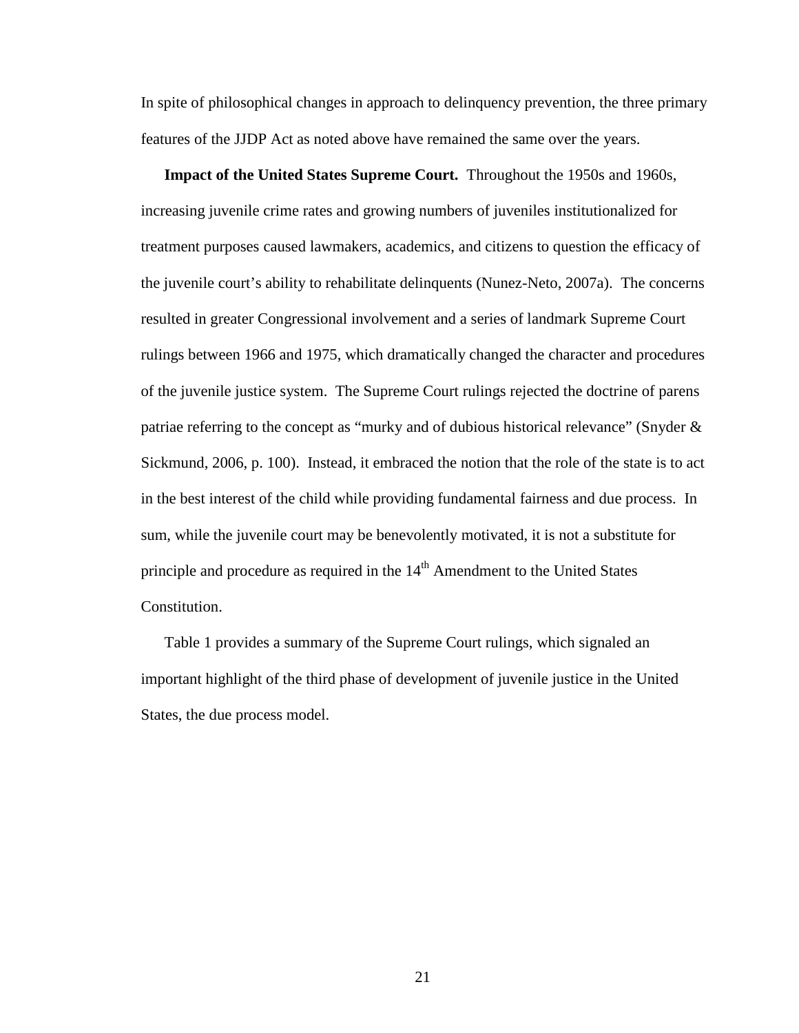In spite of philosophical changes in approach to delinquency prevention, the three primary features of the JJDP Act as noted above have remained the same over the years.

**Impact of the United States Supreme Court.** Throughout the 1950s and 1960s, increasing juvenile crime rates and growing numbers of juveniles institutionalized for treatment purposes caused lawmakers, academics, and citizens to question the efficacy of the juvenile court's ability to rehabilitate delinquents (Nunez-Neto, 2007a). The concerns resulted in greater Congressional involvement and a series of landmark Supreme Court rulings between 1966 and 1975, which dramatically changed the character and procedures of the juvenile justice system. The Supreme Court rulings rejected the doctrine of parens patriae referring to the concept as "murky and of dubious historical relevance" (Snyder & Sickmund, 2006, p. 100). Instead, it embraced the notion that the role of the state is to act in the best interest of the child while providing fundamental fairness and due process. In sum, while the juvenile court may be benevolently motivated, it is not a substitute for principle and procedure as required in the 14th Amendment to the United States Constitution.

Table 1 provides a summary of the Supreme Court rulings, which signaled an important highlight of the third phase of development of juvenile justice in the United States, the due process model.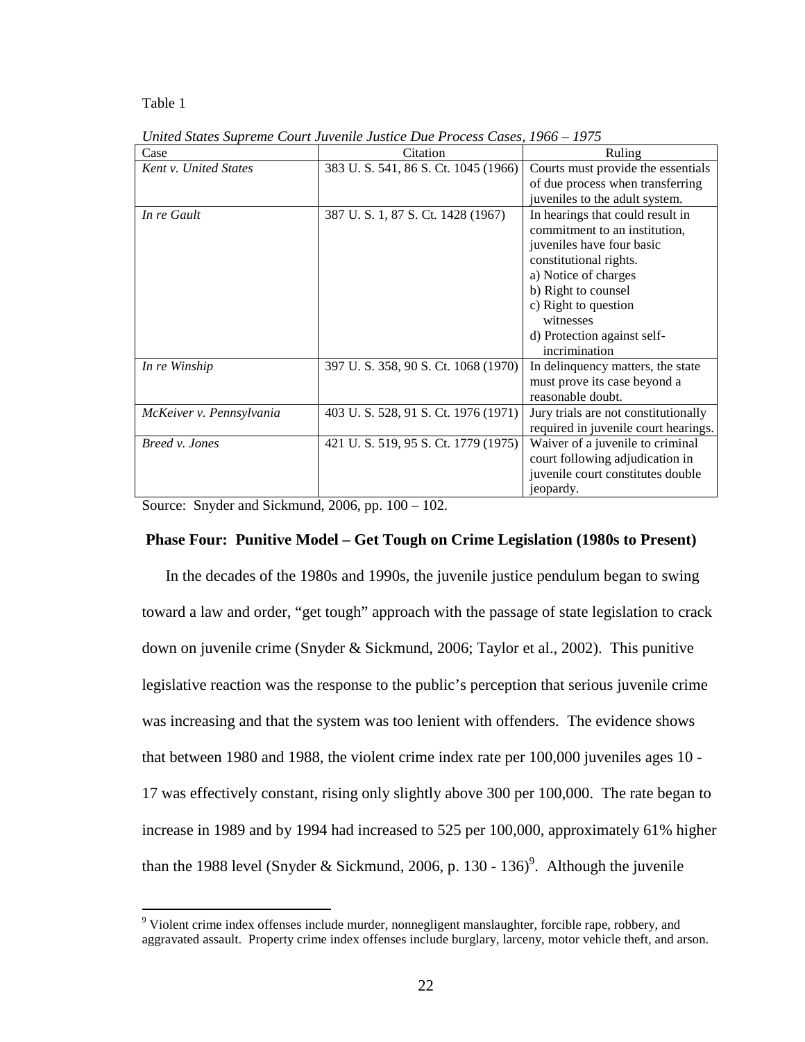Table 1

*United States Supreme Court Juvenile Justice Due Process Cases, 1966 – 1975*

| Case | Citation | Ruling |
|---|---|---|
| *Kent v. United States* | 383 U. S. 541, 86 S. Ct. 1045 (1966) | Courts must provide the essentials of due process when transferring juveniles to the adult system. |
| *In re Gault* | 387 U. S. 1, 87 S. Ct. 1428 (1967) | In hearings that could result in commitment to an institution, juveniles have four basic constitutional rights. a) Notice of charges b) Right to counsel c) Right to question witnesses d) Protection against self-incrimination |
| *In re Winship* | 397 U. S. 358, 90 S. Ct. 1068 (1970) | In delinquency matters, the state must prove its case beyond a reasonable doubt. |
| *McKeiver v. Pennsylvania* | 403 U. S. 528, 91 S. Ct. 1976 (1971) | Jury trials are not constitutionally required in juvenile court hearings. |
| *Breed v. Jones* | 421 U. S. 519, 95 S. Ct. 1779 (1975) | Waiver of a juvenile to criminal court following adjudication in juvenile court constitutes double jeopardy. |

Source: Snyder and Sickmund, 2006, pp. 100 – 102.

## Phase Four: Punitive Model – Get Tough on Crime Legislation (1980s to Present)

In the decades of the 1980s and 1990s, the juvenile justice pendulum began to swing toward a law and order, "get tough" approach with the passage of state legislation to crack down on juvenile crime (Snyder & Sickmund, 2006; Taylor et al., 2002). This punitive legislative reaction was the response to the public's perception that serious juvenile crime was increasing and that the system was too lenient with offenders. The evidence shows that between 1980 and 1988, the violent crime index rate per 100,000 juveniles ages 10 - 17 was effectively constant, rising only slightly above 300 per 100,000. The rate began to increase in 1989 and by 1994 had increased to 525 per 100,000, approximately 61% higher than the 1988 level (Snyder & Sickmund, 2006, p. 130 - 136)[9]. Although the juvenile

[9] Violent crime index offenses include murder, nonnegligent manslaughter, forcible rape, robbery, and aggravated assault. Property crime index offenses include burglary, larceny, motor vehicle theft, and arson.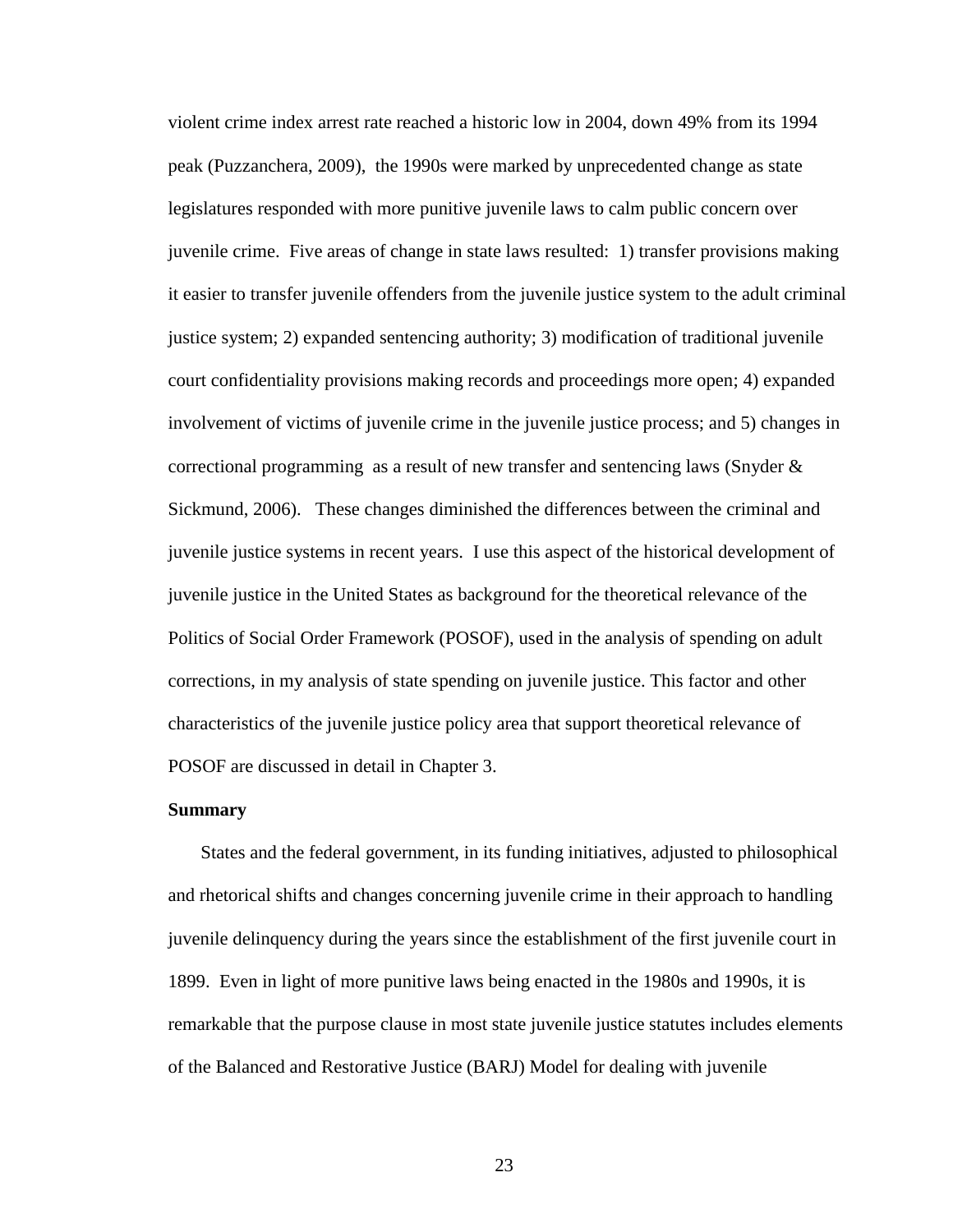violent crime index arrest rate reached a historic low in 2004, down 49% from its 1994 peak (Puzzanchera, 2009), the 1990s were marked by unprecedented change as state legislatures responded with more punitive juvenile laws to calm public concern over juvenile crime. Five areas of change in state laws resulted: 1) transfer provisions making it easier to transfer juvenile offenders from the juvenile justice system to the adult criminal justice system; 2) expanded sentencing authority; 3) modification of traditional juvenile court confidentiality provisions making records and proceedings more open; 4) expanded involvement of victims of juvenile crime in the juvenile justice process; and 5) changes in correctional programming as a result of new transfer and sentencing laws (Snyder & Sickmund, 2006). These changes diminished the differences between the criminal and juvenile justice systems in recent years. I use this aspect of the historical development of juvenile justice in the United States as background for the theoretical relevance of the Politics of Social Order Framework (POSOF), used in the analysis of spending on adult corrections, in my analysis of state spending on juvenile justice. This factor and other characteristics of the juvenile justice policy area that support theoretical relevance of POSOF are discussed in detail in Chapter 3.

**Summary**

States and the federal government, in its funding initiatives, adjusted to philosophical and rhetorical shifts and changes concerning juvenile crime in their approach to handling juvenile delinquency during the years since the establishment of the first juvenile court in 1899. Even in light of more punitive laws being enacted in the 1980s and 1990s, it is remarkable that the purpose clause in most state juvenile justice statutes includes elements of the Balanced and Restorative Justice (BARJ) Model for dealing with juvenile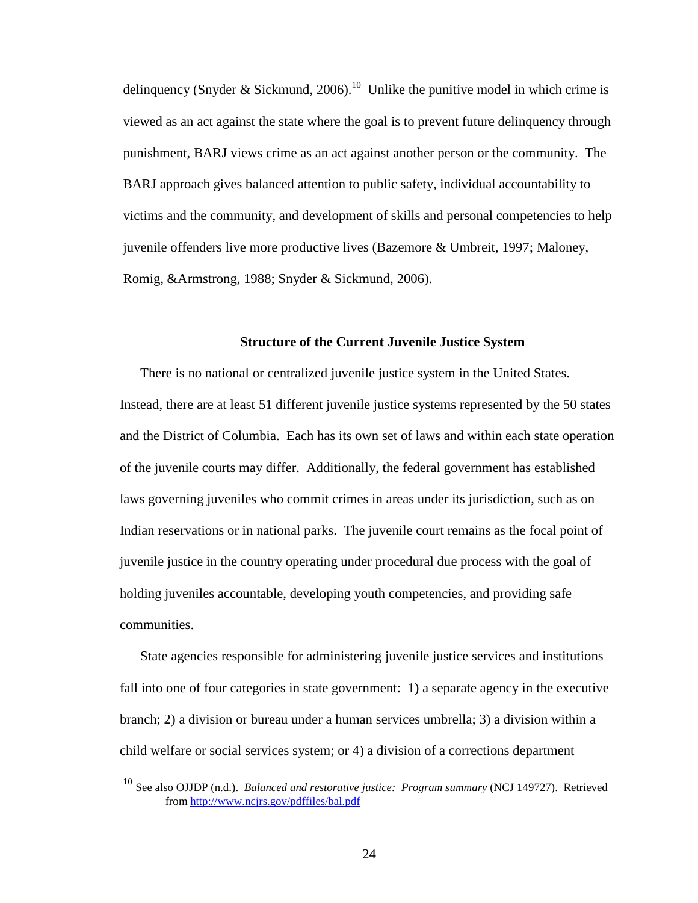delinquency (Snyder & Sickmund, 2006).[10] Unlike the punitive model in which crime is viewed as an act against the state where the goal is to prevent future delinquency through punishment, BARJ views crime as an act against another person or the community. The BARJ approach gives balanced attention to public safety, individual accountability to victims and the community, and development of skills and personal competencies to help juvenile offenders live more productive lives (Bazemore & Umbreit, 1997; Maloney, Romig, &Armstrong, 1988; Snyder & Sickmund, 2006).

## Structure of the Current Juvenile Justice System

There is no national or centralized juvenile justice system in the United States. Instead, there are at least 51 different juvenile justice systems represented by the 50 states and the District of Columbia. Each has its own set of laws and within each state operation of the juvenile courts may differ. Additionally, the federal government has established laws governing juveniles who commit crimes in areas under its jurisdiction, such as on Indian reservations or in national parks. The juvenile court remains as the focal point of juvenile justice in the country operating under procedural due process with the goal of holding juveniles accountable, developing youth competencies, and providing safe communities.

State agencies responsible for administering juvenile justice services and institutions fall into one of four categories in state government: 1) a separate agency in the executive branch; 2) a division or bureau under a human services umbrella; 3) a division within a child welfare or social services system; or 4) a division of a corrections department

---

[10] See also OJJDP (n.d.). *Balanced and restorative justice: Program summary* (NCJ 149727). Retrieved from http://www.ncjrs.gov/pdffiles/bal.pdf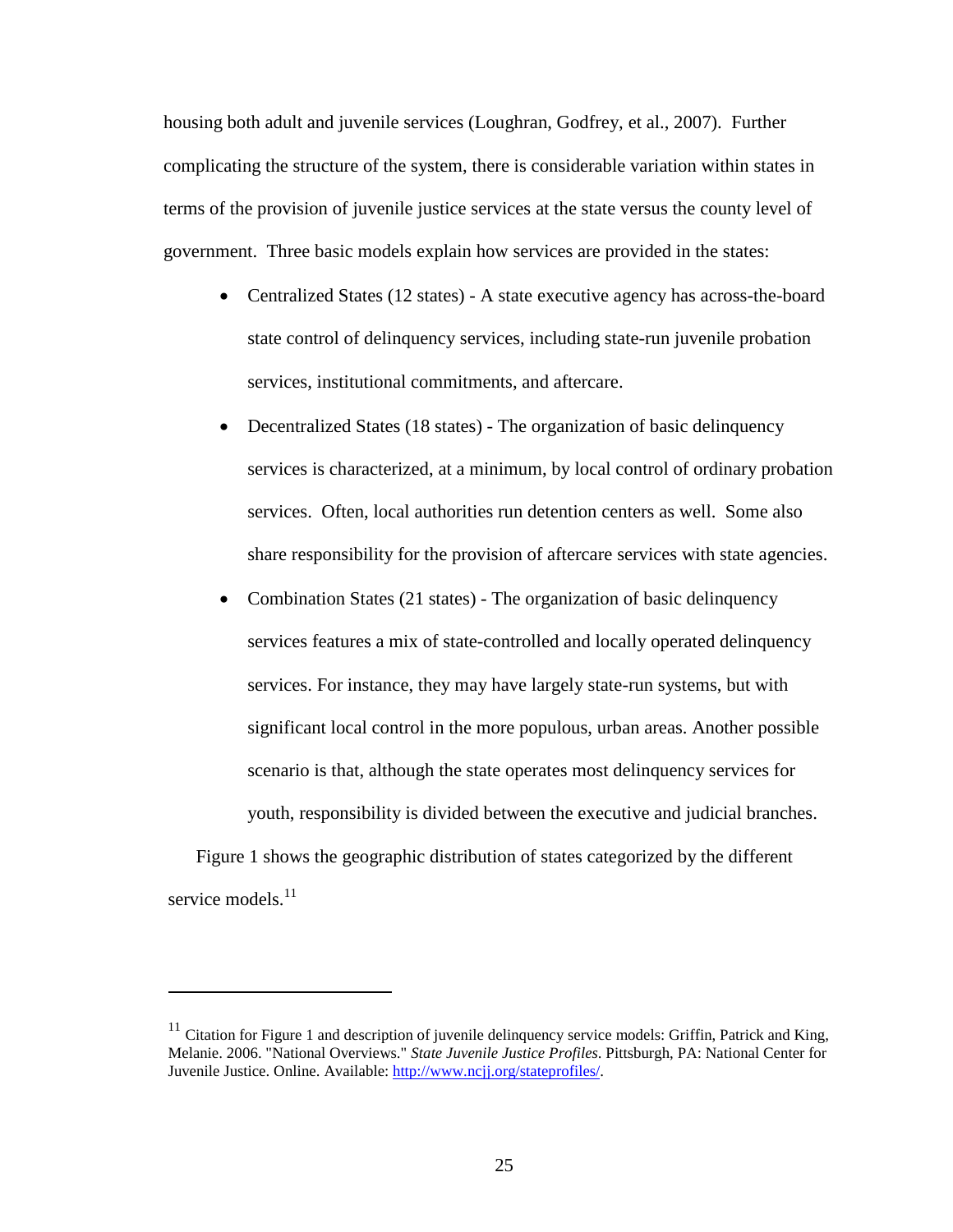housing both adult and juvenile services (Loughran, Godfrey, et al., 2007). Further complicating the structure of the system, there is considerable variation within states in terms of the provision of juvenile justice services at the state versus the county level of government. Three basic models explain how services are provided in the states:

- Centralized States (12 states) - A state executive agency has across-the-board state control of delinquency services, including state-run juvenile probation services, institutional commitments, and aftercare.
- Decentralized States (18 states) - The organization of basic delinquency services is characterized, at a minimum, by local control of ordinary probation services. Often, local authorities run detention centers as well. Some also share responsibility for the provision of aftercare services with state agencies.
- Combination States (21 states) - The organization of basic delinquency services features a mix of state-controlled and locally operated delinquency services. For instance, they may have largely state-run systems, but with significant local control in the more populous, urban areas. Another possible scenario is that, although the state operates most delinquency services for youth, responsibility is divided between the executive and judicial branches.

Figure 1 shows the geographic distribution of states categorized by the different service models.[11]

---

[11] Citation for Figure 1 and description of juvenile delinquency service models: Griffin, Patrick and King, Melanie. 2006. "National Overviews." *State Juvenile Justice Profiles*. Pittsburgh, PA: National Center for Juvenile Justice. Online. Available: http://www.ncjj.org/stateprofiles/.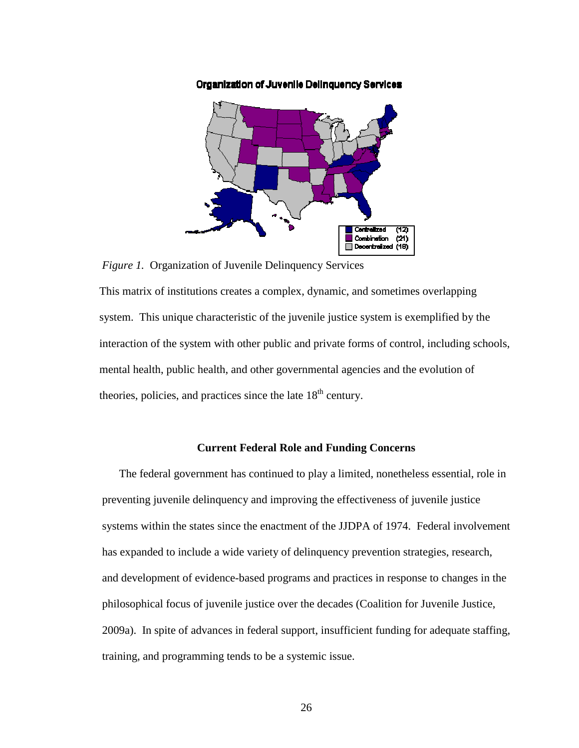*Figure 1.* Organization of Juvenile Delinquency Services

This matrix of institutions creates a complex, dynamic, and sometimes overlapping system. This unique characteristic of the juvenile justice system is exemplified by the interaction of the system with other public and private forms of control, including schools, mental health, public health, and other governmental agencies and the evolution of theories, policies, and practices since the late 18th century.

## Current Federal Role and Funding Concerns

The federal government has continued to play a limited, nonetheless essential, role in preventing juvenile delinquency and improving the effectiveness of juvenile justice systems within the states since the enactment of the JJDPA of 1974. Federal involvement has expanded to include a wide variety of delinquency prevention strategies, research, and development of evidence-based programs and practices in response to changes in the philosophical focus of juvenile justice over the decades (Coalition for Juvenile Justice, 2009a). In spite of advances in federal support, insufficient funding for adequate staffing, training, and programming tends to be a systemic issue.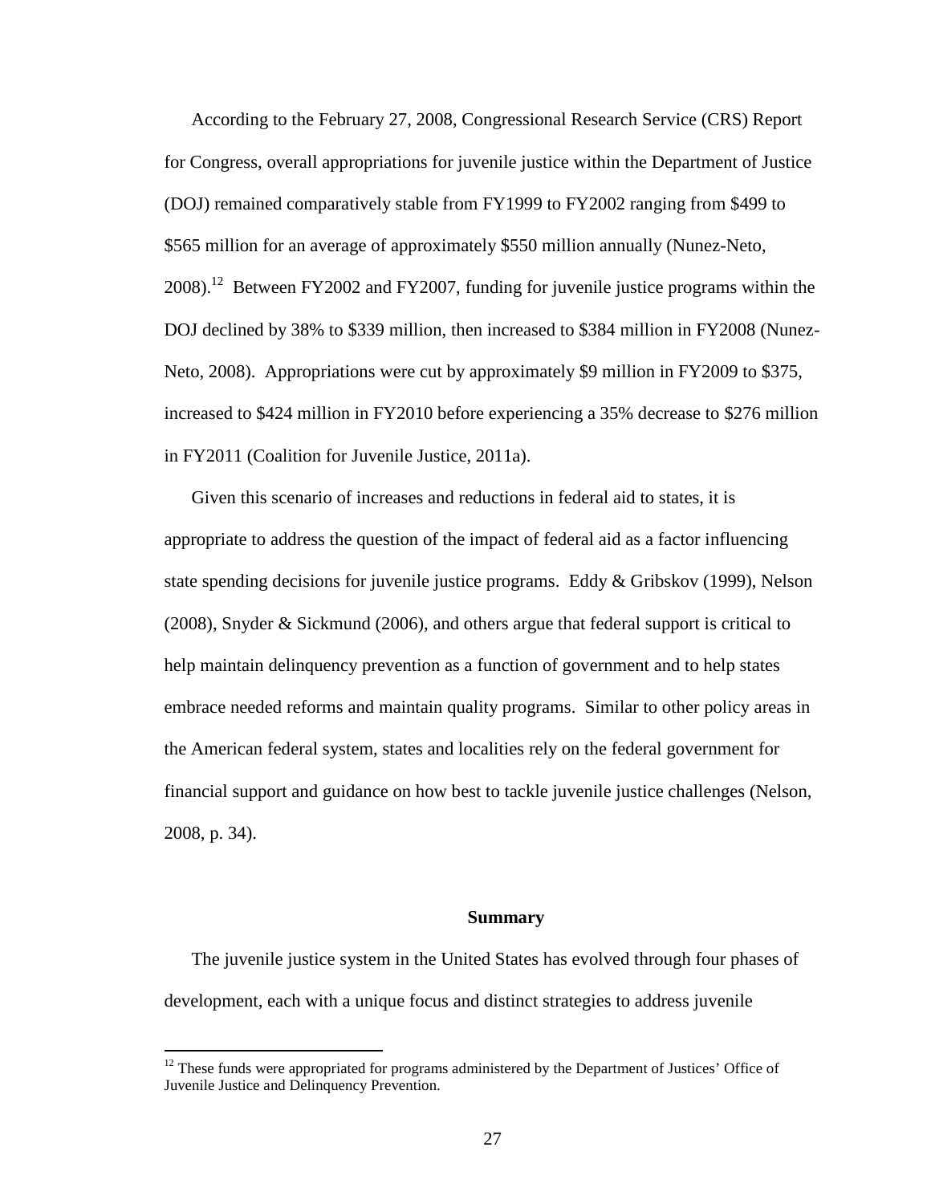According to the February 27, 2008, Congressional Research Service (CRS) Report for Congress, overall appropriations for juvenile justice within the Department of Justice (DOJ) remained comparatively stable from FY1999 to FY2002 ranging from $499 to $565 million for an average of approximately $550 million annually (Nunez-Neto, 2008).[12] Between FY2002 and FY2007, funding for juvenile justice programs within the DOJ declined by 38% to $339 million, then increased to $384 million in FY2008 (Nunez-Neto, 2008). Appropriations were cut by approximately $9 million in FY2009 to $375, increased to $424 million in FY2010 before experiencing a 35% decrease to $276 million in FY2011 (Coalition for Juvenile Justice, 2011a).

Given this scenario of increases and reductions in federal aid to states, it is appropriate to address the question of the impact of federal aid as a factor influencing state spending decisions for juvenile justice programs. Eddy & Gribskov (1999), Nelson (2008), Snyder & Sickmund (2006), and others argue that federal support is critical to help maintain delinquency prevention as a function of government and to help states embrace needed reforms and maintain quality programs. Similar to other policy areas in the American federal system, states and localities rely on the federal government for financial support and guidance on how best to tackle juvenile justice challenges (Nelson, 2008, p. 34).

## Summary

The juvenile justice system in the United States has evolved through four phases of development, each with a unique focus and distinct strategies to address juvenile

---

[12] These funds were appropriated for programs administered by the Department of Justices' Office of Juvenile Justice and Delinquency Prevention.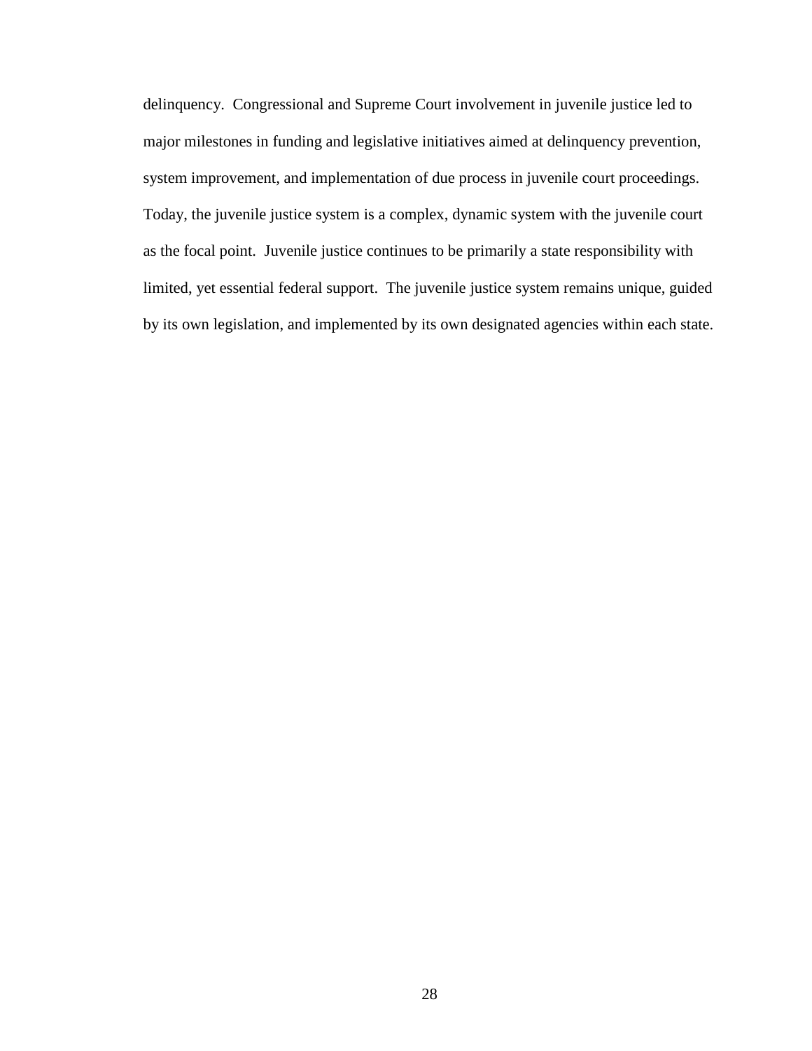delinquency. Congressional and Supreme Court involvement in juvenile justice led to major milestones in funding and legislative initiatives aimed at delinquency prevention, system improvement, and implementation of due process in juvenile court proceedings. Today, the juvenile justice system is a complex, dynamic system with the juvenile court as the focal point. Juvenile justice continues to be primarily a state responsibility with limited, yet essential federal support. The juvenile justice system remains unique, guided by its own legislation, and implemented by its own designated agencies within each state.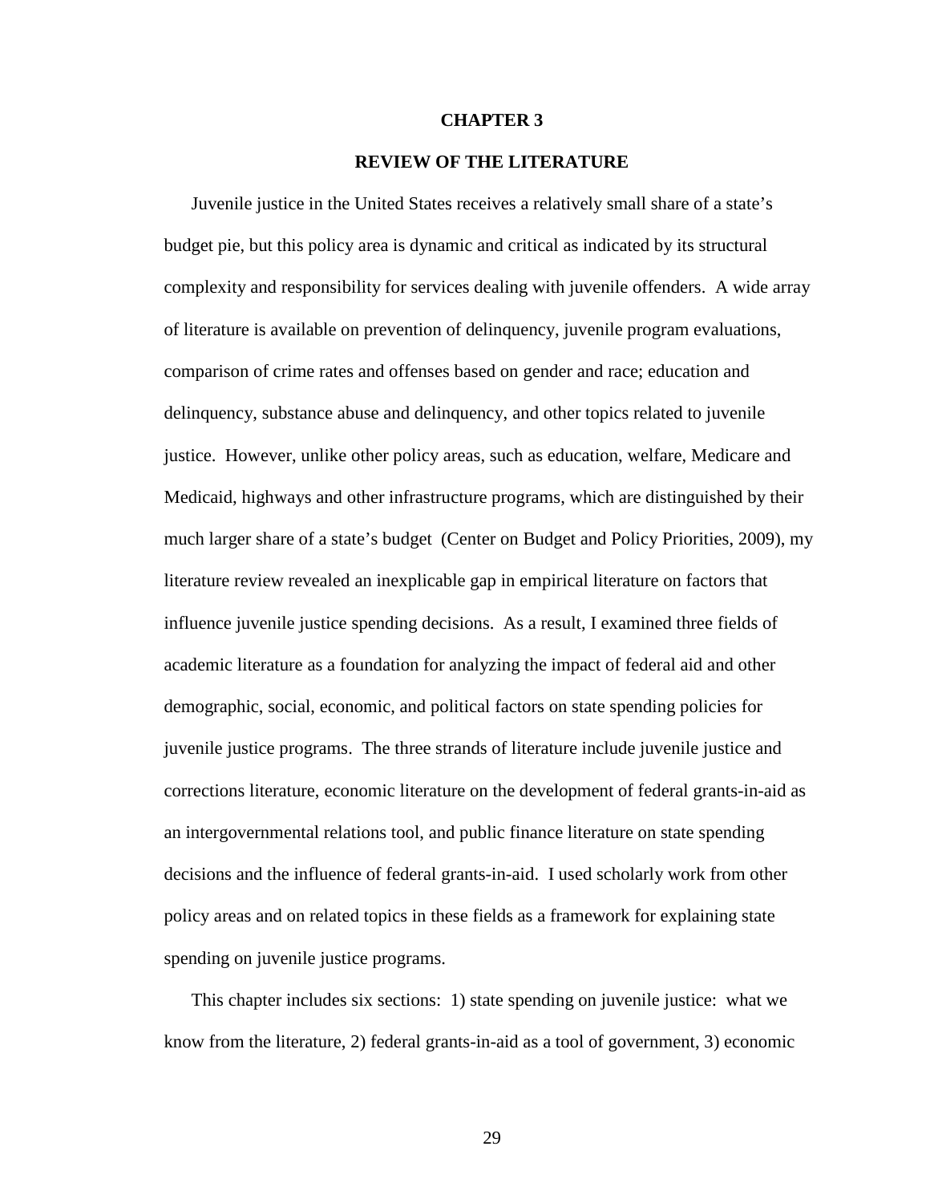# CHAPTER 3

## REVIEW OF THE LITERATURE

Juvenile justice in the United States receives a relatively small share of a state's budget pie, but this policy area is dynamic and critical as indicated by its structural complexity and responsibility for services dealing with juvenile offenders. A wide array of literature is available on prevention of delinquency, juvenile program evaluations, comparison of crime rates and offenses based on gender and race; education and delinquency, substance abuse and delinquency, and other topics related to juvenile justice. However, unlike other policy areas, such as education, welfare, Medicare and Medicaid, highways and other infrastructure programs, which are distinguished by their much larger share of a state's budget (Center on Budget and Policy Priorities, 2009), my literature review revealed an inexplicable gap in empirical literature on factors that influence juvenile justice spending decisions. As a result, I examined three fields of academic literature as a foundation for analyzing the impact of federal aid and other demographic, social, economic, and political factors on state spending policies for juvenile justice programs. The three strands of literature include juvenile justice and corrections literature, economic literature on the development of federal grants-in-aid as an intergovernmental relations tool, and public finance literature on state spending decisions and the influence of federal grants-in-aid. I used scholarly work from other policy areas and on related topics in these fields as a framework for explaining state spending on juvenile justice programs.

This chapter includes six sections: 1) state spending on juvenile justice: what we know from the literature, 2) federal grants-in-aid as a tool of government, 3) economic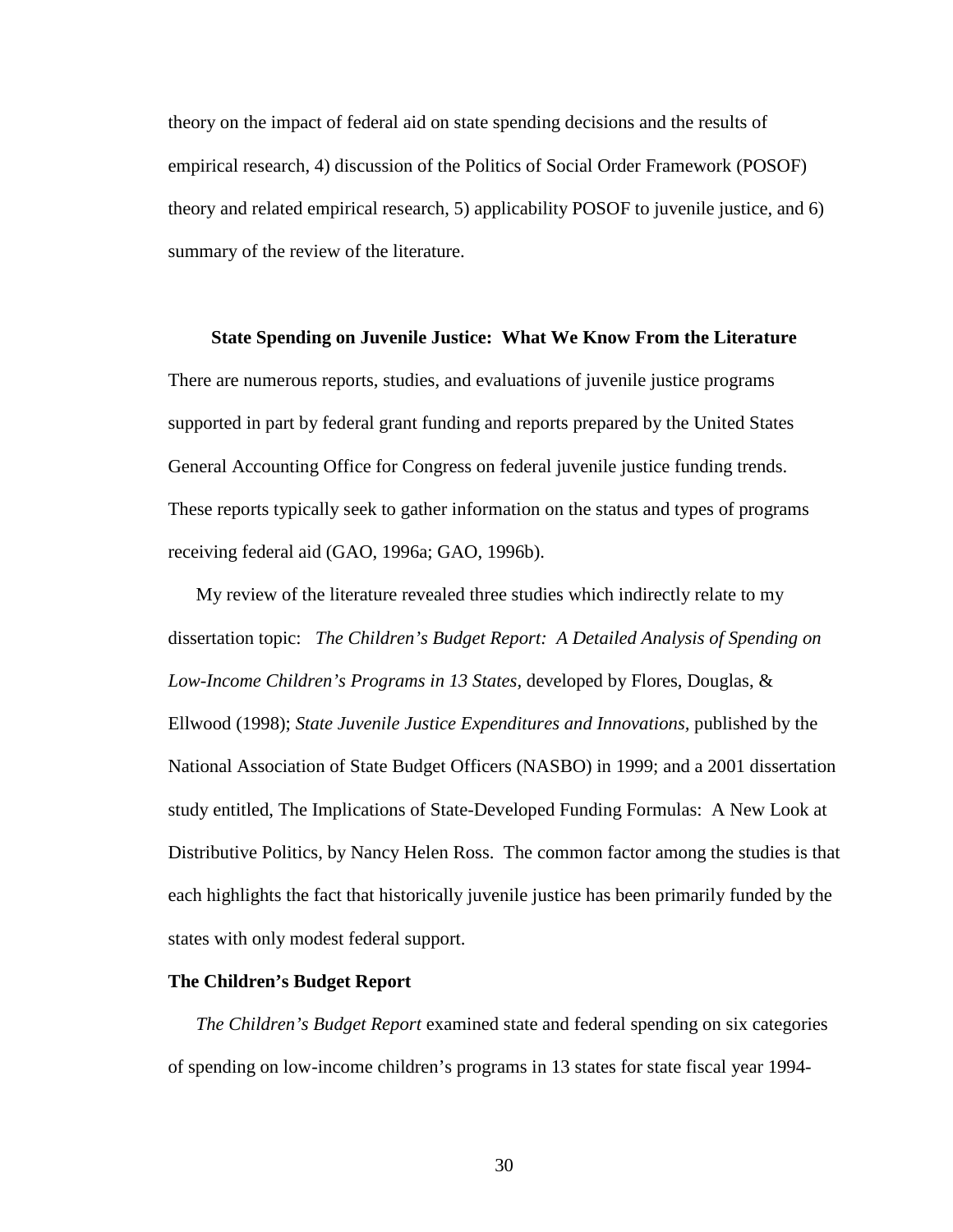theory on the impact of federal aid on state spending decisions and the results of empirical research, 4) discussion of the Politics of Social Order Framework (POSOF) theory and related empirical research, 5) applicability POSOF to juvenile justice, and 6) summary of the review of the literature.

## State Spending on Juvenile Justice: What We Know From the Literature

There are numerous reports, studies, and evaluations of juvenile justice programs supported in part by federal grant funding and reports prepared by the United States General Accounting Office for Congress on federal juvenile justice funding trends. These reports typically seek to gather information on the status and types of programs receiving federal aid (GAO, 1996a; GAO, 1996b).

My review of the literature revealed three studies which indirectly relate to my dissertation topic: *The Children's Budget Report: A Detailed Analysis of Spending on Low-Income Children's Programs in 13 States*, developed by Flores, Douglas, & Ellwood (1998); *State Juvenile Justice Expenditures and Innovations*, published by the National Association of State Budget Officers (NASBO) in 1999; and a 2001 dissertation study entitled, The Implications of State-Developed Funding Formulas: A New Look at Distributive Politics, by Nancy Helen Ross. The common factor among the studies is that each highlights the fact that historically juvenile justice has been primarily funded by the states with only modest federal support.

### The Children's Budget Report

*The Children's Budget Report* examined state and federal spending on six categories of spending on low-income children's programs in 13 states for state fiscal year 1994-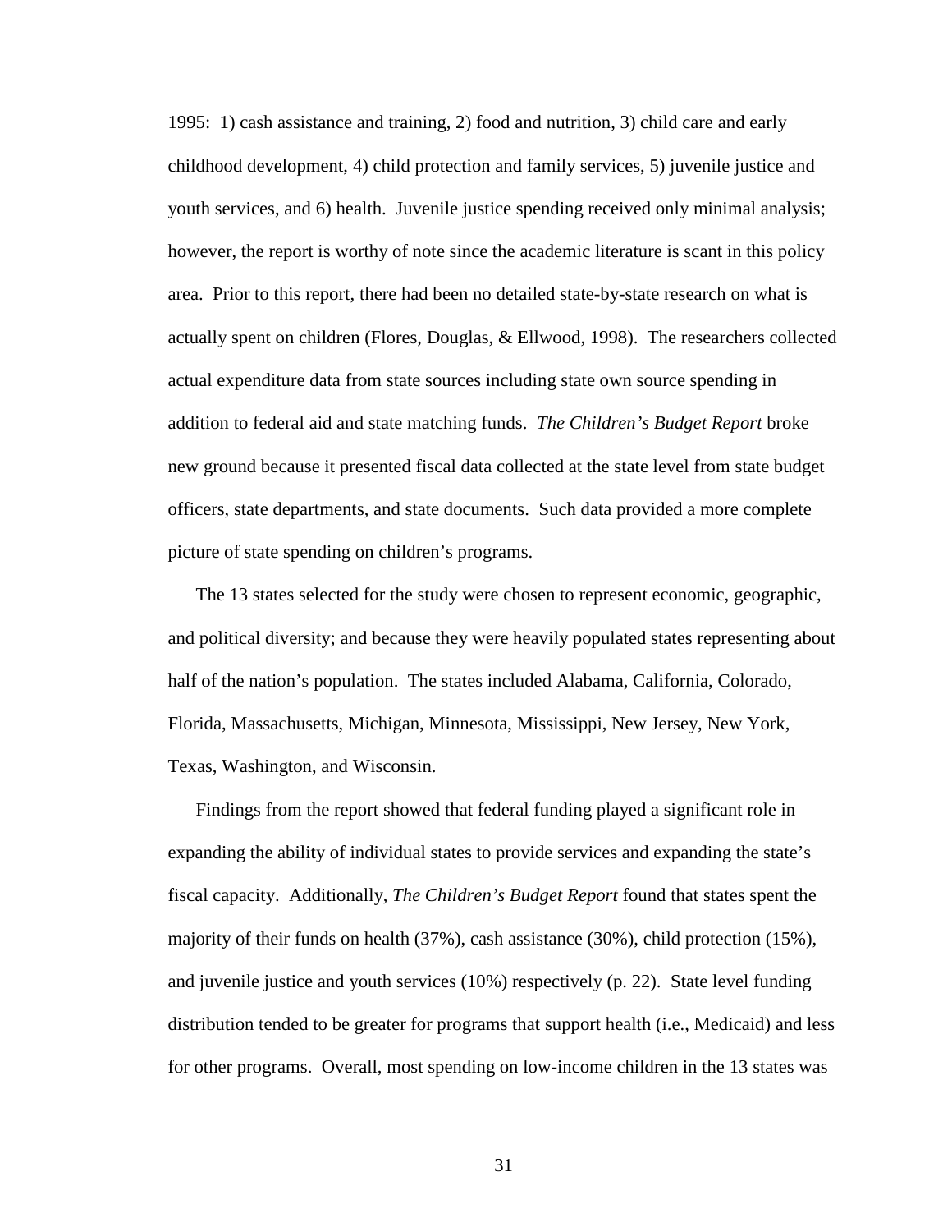1995: 1) cash assistance and training, 2) food and nutrition, 3) child care and early childhood development, 4) child protection and family services, 5) juvenile justice and youth services, and 6) health. Juvenile justice spending received only minimal analysis; however, the report is worthy of note since the academic literature is scant in this policy area. Prior to this report, there had been no detailed state-by-state research on what is actually spent on children (Flores, Douglas, & Ellwood, 1998). The researchers collected actual expenditure data from state sources including state own source spending in addition to federal aid and state matching funds. *The Children's Budget Report* broke new ground because it presented fiscal data collected at the state level from state budget officers, state departments, and state documents. Such data provided a more complete picture of state spending on children's programs.

The 13 states selected for the study were chosen to represent economic, geographic, and political diversity; and because they were heavily populated states representing about half of the nation's population. The states included Alabama, California, Colorado, Florida, Massachusetts, Michigan, Minnesota, Mississippi, New Jersey, New York, Texas, Washington, and Wisconsin.

Findings from the report showed that federal funding played a significant role in expanding the ability of individual states to provide services and expanding the state's fiscal capacity. Additionally, *The Children's Budget Report* found that states spent the majority of their funds on health (37%), cash assistance (30%), child protection (15%), and juvenile justice and youth services (10%) respectively (p. 22). State level funding distribution tended to be greater for programs that support health (i.e., Medicaid) and less for other programs. Overall, most spending on low-income children in the 13 states was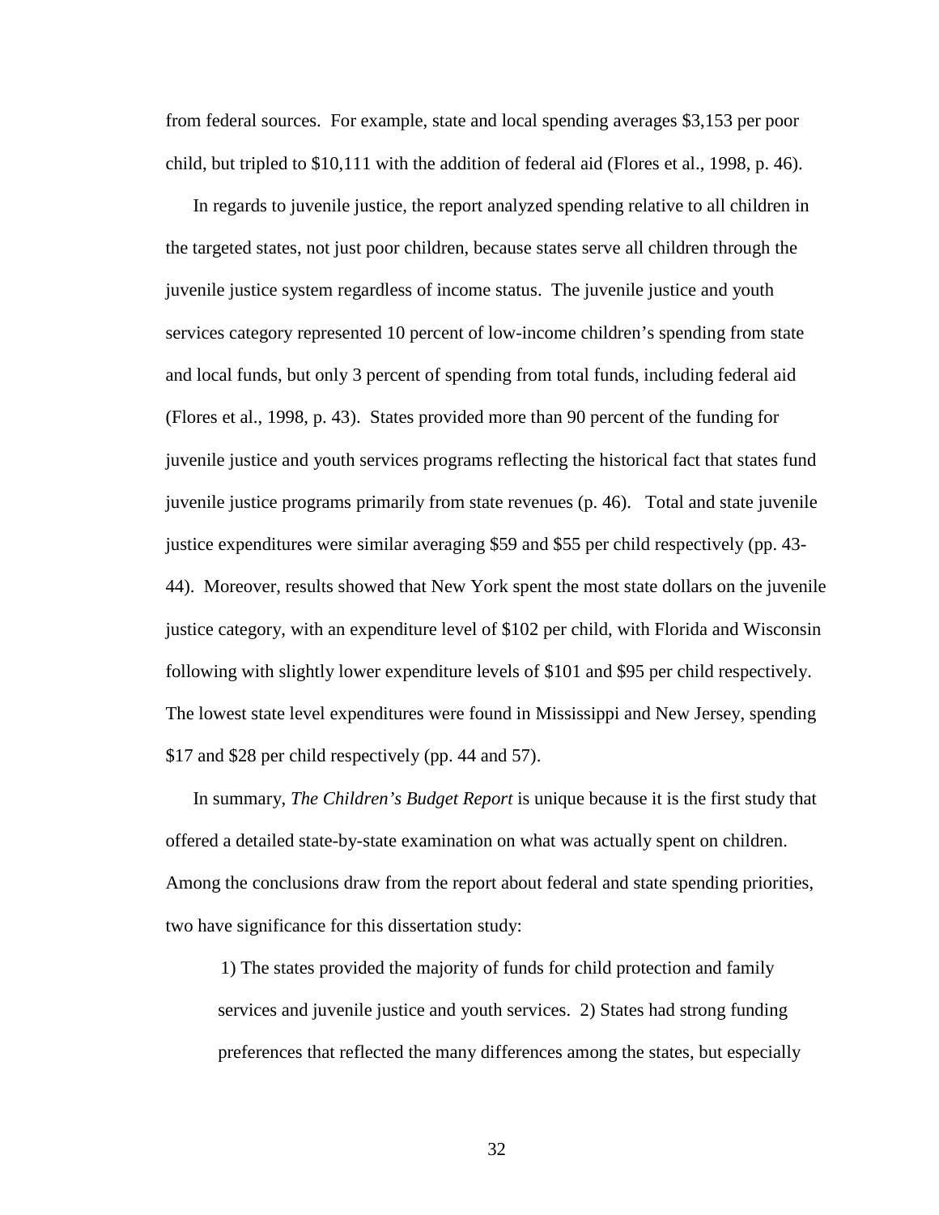from federal sources. For example, state and local spending averages $3,153 per poor child, but tripled to $10,111 with the addition of federal aid (Flores et al., 1998, p. 46).

In regards to juvenile justice, the report analyzed spending relative to all children in the targeted states, not just poor children, because states serve all children through the juvenile justice system regardless of income status. The juvenile justice and youth services category represented 10 percent of low-income children's spending from state and local funds, but only 3 percent of spending from total funds, including federal aid (Flores et al., 1998, p. 43). States provided more than 90 percent of the funding for juvenile justice and youth services programs reflecting the historical fact that states fund juvenile justice programs primarily from state revenues (p. 46). Total and state juvenile justice expenditures were similar averaging $59 and $55 per child respectively (pp. 43-44). Moreover, results showed that New York spent the most state dollars on the juvenile justice category, with an expenditure level of $102 per child, with Florida and Wisconsin following with slightly lower expenditure levels of $101 and $95 per child respectively. The lowest state level expenditures were found in Mississippi and New Jersey, spending $17 and $28 per child respectively (pp. 44 and 57).

In summary, *The Children's Budget Report* is unique because it is the first study that offered a detailed state-by-state examination on what was actually spent on children. Among the conclusions draw from the report about federal and state spending priorities, two have significance for this dissertation study:

> 1) The states provided the majority of funds for child protection and family services and juvenile justice and youth services. 2) States had strong funding preferences that reflected the many differences among the states, but especially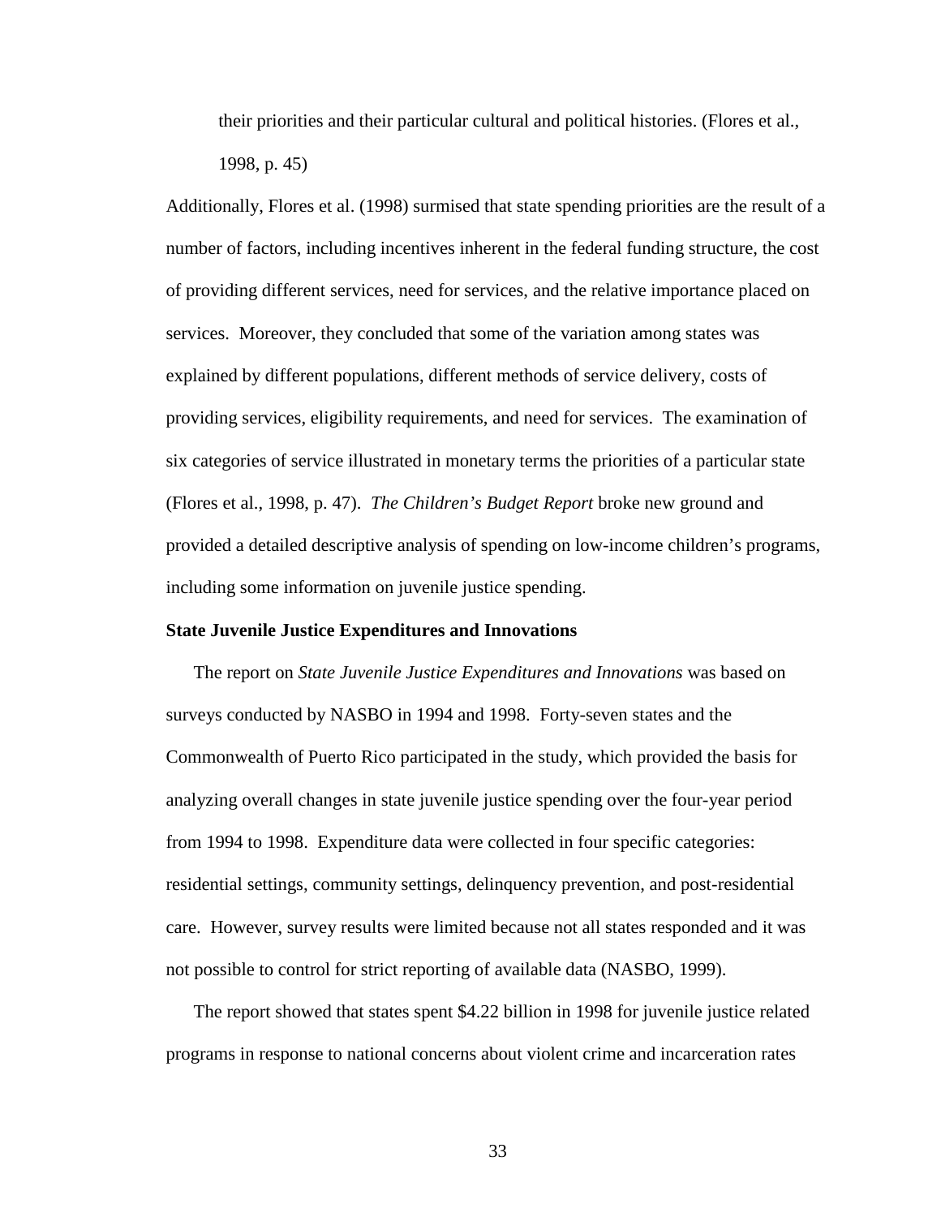their priorities and their particular cultural and political histories. (Flores et al., 1998, p. 45)

Additionally, Flores et al. (1998) surmised that state spending priorities are the result of a number of factors, including incentives inherent in the federal funding structure, the cost of providing different services, need for services, and the relative importance placed on services. Moreover, they concluded that some of the variation among states was explained by different populations, different methods of service delivery, costs of providing services, eligibility requirements, and need for services. The examination of six categories of service illustrated in monetary terms the priorities of a particular state (Flores et al., 1998, p. 47). *The Children's Budget Report* broke new ground and provided a detailed descriptive analysis of spending on low-income children's programs, including some information on juvenile justice spending.

**State Juvenile Justice Expenditures and Innovations**

The report on *State Juvenile Justice Expenditures and Innovations* was based on surveys conducted by NASBO in 1994 and 1998. Forty-seven states and the Commonwealth of Puerto Rico participated in the study, which provided the basis for analyzing overall changes in state juvenile justice spending over the four-year period from 1994 to 1998. Expenditure data were collected in four specific categories: residential settings, community settings, delinquency prevention, and post-residential care. However, survey results were limited because not all states responded and it was not possible to control for strict reporting of available data (NASBO, 1999).

The report showed that states spent $4.22 billion in 1998 for juvenile justice related programs in response to national concerns about violent crime and incarceration rates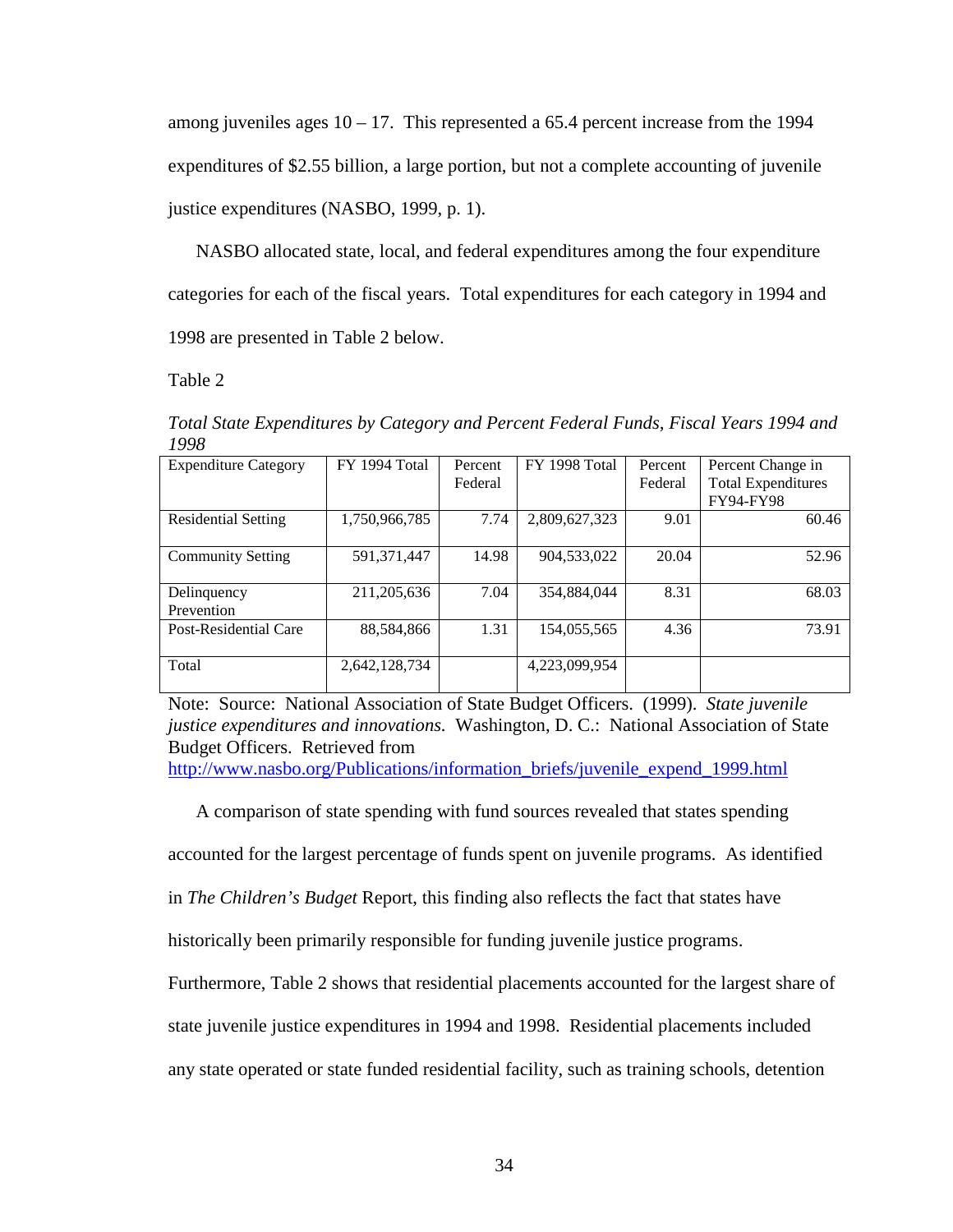among juveniles ages 10 – 17. This represented a 65.4 percent increase from the 1994 expenditures of $2.55 billion, a large portion, but not a complete accounting of juvenile justice expenditures (NASBO, 1999, p. 1).

NASBO allocated state, local, and federal expenditures among the four expenditure categories for each of the fiscal years. Total expenditures for each category in 1994 and 1998 are presented in Table 2 below.

Table 2

*Total State Expenditures by Category and Percent Federal Funds, Fiscal Years 1994 and 1998*

| Expenditure Category | FY 1994 Total | Percent Federal | FY 1998 Total | Percent Federal | Percent Change in Total Expenditures FY94-FY98 |
|---|---|---|---|---|---|
| Residential Setting | 1,750,966,785 | 7.74 | 2,809,627,323 | 9.01 | 60.46 |
| Community Setting | 591,371,447 | 14.98 | 904,533,022 | 20.04 | 52.96 |
| Delinquency Prevention | 211,205,636 | 7.04 | 354,884,044 | 8.31 | 68.03 |
| Post-Residential Care | 88,584,866 | 1.31 | 154,055,565 | 4.36 | 73.91 |
| Total | 2,642,128,734 | | 4,223,099,954 | | |

Note: Source: National Association of State Budget Officers. (1999). *State juvenile justice expenditures and innovations.* Washington, D. C.: National Association of State Budget Officers. Retrieved from http://www.nasbo.org/Publications/information_briefs/juvenile_expend_1999.html

A comparison of state spending with fund sources revealed that states spending accounted for the largest percentage of funds spent on juvenile programs. As identified in *The Children's Budget* Report, this finding also reflects the fact that states have historically been primarily responsible for funding juvenile justice programs. Furthermore, Table 2 shows that residential placements accounted for the largest share of state juvenile justice expenditures in 1994 and 1998. Residential placements included any state operated or state funded residential facility, such as training schools, detention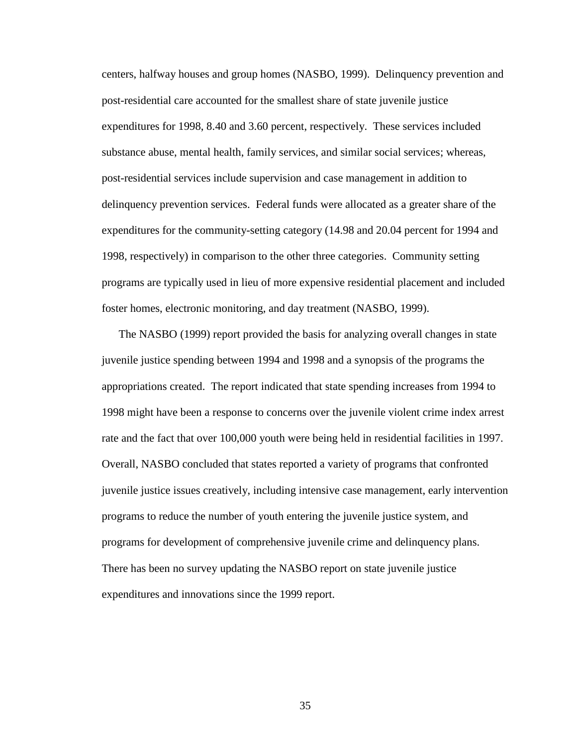centers, halfway houses and group homes (NASBO, 1999). Delinquency prevention and post-residential care accounted for the smallest share of state juvenile justice expenditures for 1998, 8.40 and 3.60 percent, respectively. These services included substance abuse, mental health, family services, and similar social services; whereas, post-residential services include supervision and case management in addition to delinquency prevention services. Federal funds were allocated as a greater share of the expenditures for the community-setting category (14.98 and 20.04 percent for 1994 and 1998, respectively) in comparison to the other three categories. Community setting programs are typically used in lieu of more expensive residential placement and included foster homes, electronic monitoring, and day treatment (NASBO, 1999).

The NASBO (1999) report provided the basis for analyzing overall changes in state juvenile justice spending between 1994 and 1998 and a synopsis of the programs the appropriations created. The report indicated that state spending increases from 1994 to 1998 might have been a response to concerns over the juvenile violent crime index arrest rate and the fact that over 100,000 youth were being held in residential facilities in 1997. Overall, NASBO concluded that states reported a variety of programs that confronted juvenile justice issues creatively, including intensive case management, early intervention programs to reduce the number of youth entering the juvenile justice system, and programs for development of comprehensive juvenile crime and delinquency plans. There has been no survey updating the NASBO report on state juvenile justice expenditures and innovations since the 1999 report.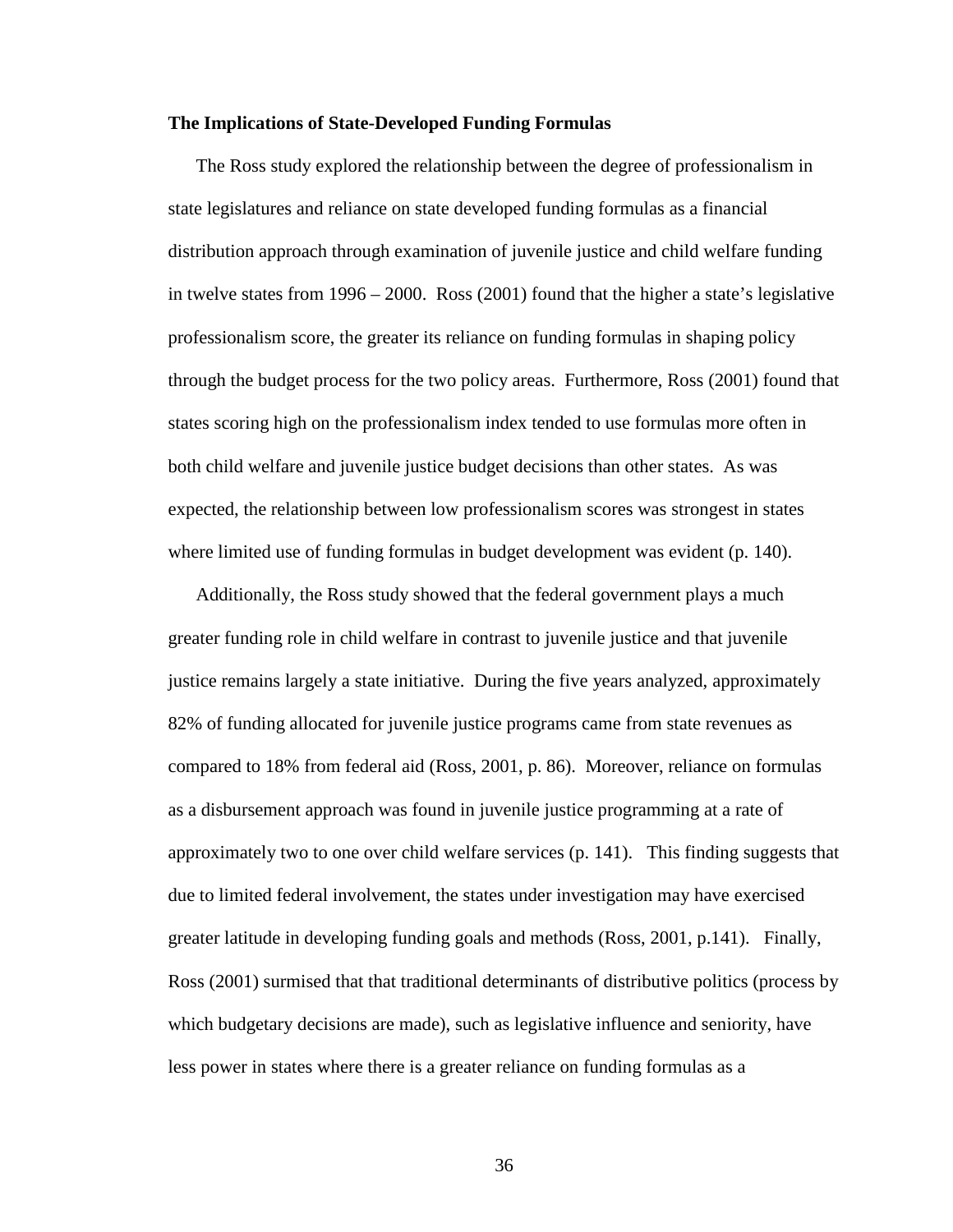**The Implications of State-Developed Funding Formulas**

The Ross study explored the relationship between the degree of professionalism in state legislatures and reliance on state developed funding formulas as a financial distribution approach through examination of juvenile justice and child welfare funding in twelve states from 1996 – 2000. Ross (2001) found that the higher a state's legislative professionalism score, the greater its reliance on funding formulas in shaping policy through the budget process for the two policy areas. Furthermore, Ross (2001) found that states scoring high on the professionalism index tended to use formulas more often in both child welfare and juvenile justice budget decisions than other states. As was expected, the relationship between low professionalism scores was strongest in states where limited use of funding formulas in budget development was evident (p. 140).

Additionally, the Ross study showed that the federal government plays a much greater funding role in child welfare in contrast to juvenile justice and that juvenile justice remains largely a state initiative. During the five years analyzed, approximately 82% of funding allocated for juvenile justice programs came from state revenues as compared to 18% from federal aid (Ross, 2001, p. 86). Moreover, reliance on formulas as a disbursement approach was found in juvenile justice programming at a rate of approximately two to one over child welfare services (p. 141). This finding suggests that due to limited federal involvement, the states under investigation may have exercised greater latitude in developing funding goals and methods (Ross, 2001, p.141). Finally, Ross (2001) surmised that that traditional determinants of distributive politics (process by which budgetary decisions are made), such as legislative influence and seniority, have less power in states where there is a greater reliance on funding formulas as a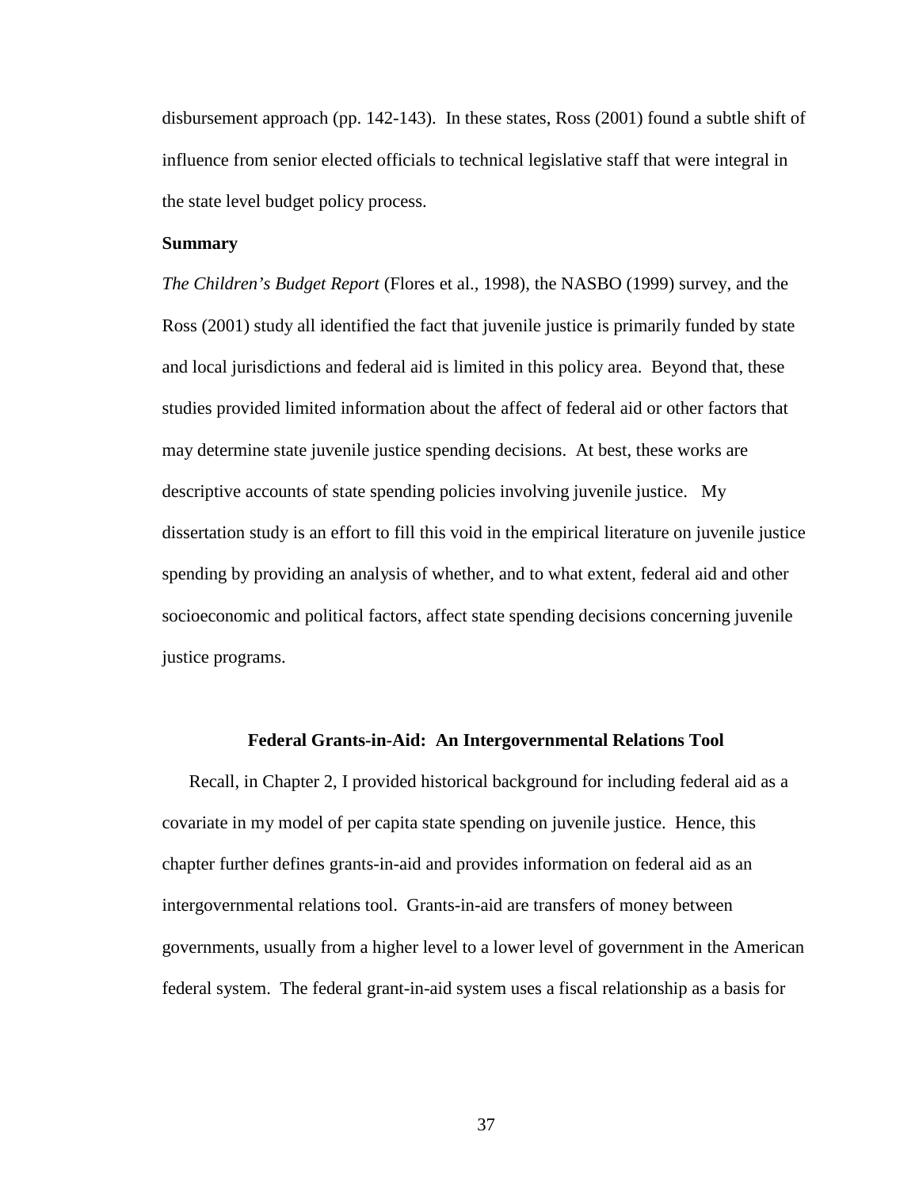disbursement approach (pp. 142-143). In these states, Ross (2001) found a subtle shift of influence from senior elected officials to technical legislative staff that were integral in the state level budget policy process.

**Summary**

*The Children's Budget Report* (Flores et al., 1998), the NASBO (1999) survey, and the Ross (2001) study all identified the fact that juvenile justice is primarily funded by state and local jurisdictions and federal aid is limited in this policy area. Beyond that, these studies provided limited information about the affect of federal aid or other factors that may determine state juvenile justice spending decisions. At best, these works are descriptive accounts of state spending policies involving juvenile justice. My dissertation study is an effort to fill this void in the empirical literature on juvenile justice spending by providing an analysis of whether, and to what extent, federal aid and other socioeconomic and political factors, affect state spending decisions concerning juvenile justice programs.

## Federal Grants-in-Aid: An Intergovernmental Relations Tool

Recall, in Chapter 2, I provided historical background for including federal aid as a covariate in my model of per capita state spending on juvenile justice. Hence, this chapter further defines grants-in-aid and provides information on federal aid as an intergovernmental relations tool. Grants-in-aid are transfers of money between governments, usually from a higher level to a lower level of government in the American federal system. The federal grant-in-aid system uses a fiscal relationship as a basis for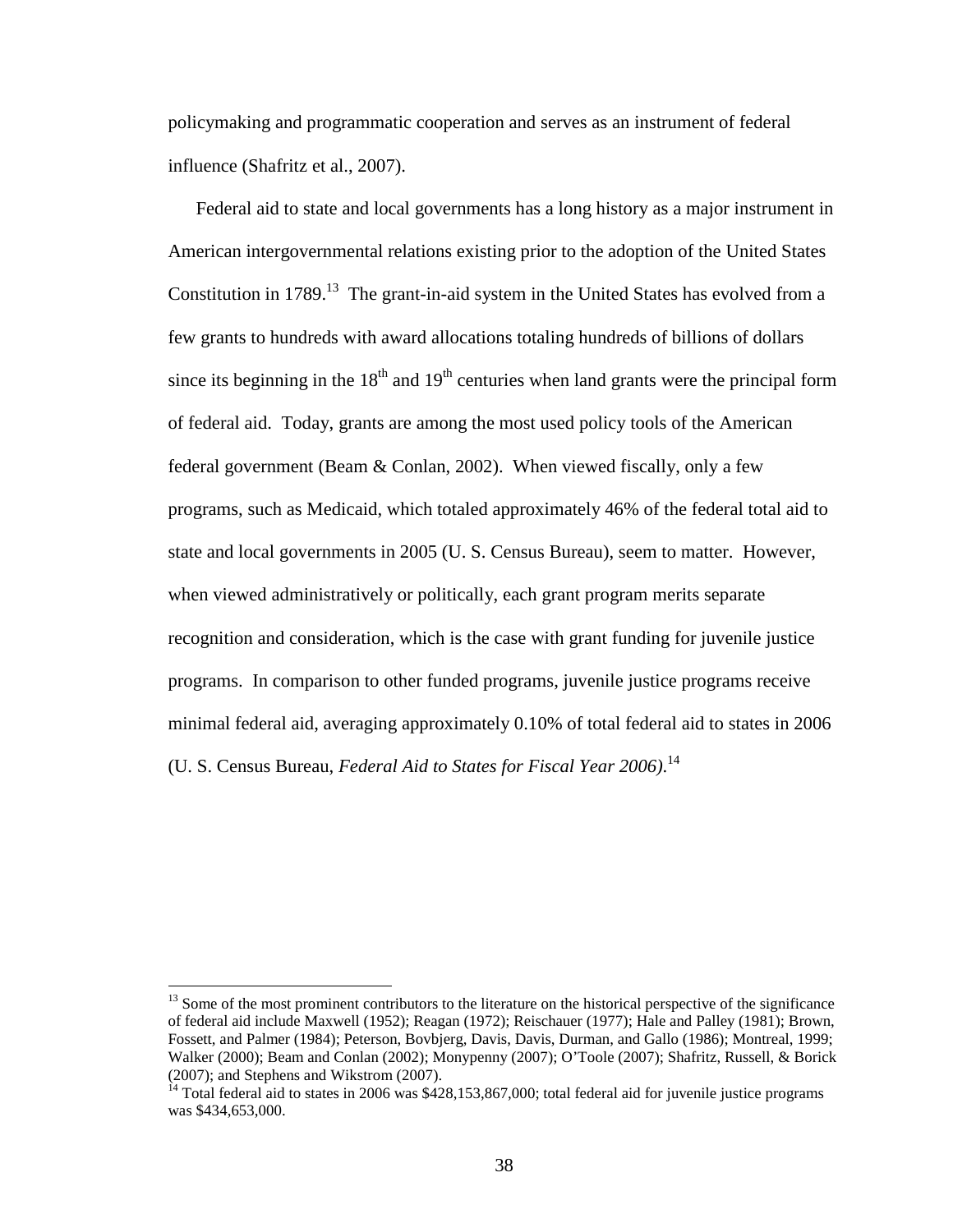policymaking and programmatic cooperation and serves as an instrument of federal influence (Shafritz et al., 2007).

Federal aid to state and local governments has a long history as a major instrument in American intergovernmental relations existing prior to the adoption of the United States Constitution in 1789.[13] The grant-in-aid system in the United States has evolved from a few grants to hundreds with award allocations totaling hundreds of billions of dollars since its beginning in the 18th and 19th centuries when land grants were the principal form of federal aid. Today, grants are among the most used policy tools of the American federal government (Beam & Conlan, 2002). When viewed fiscally, only a few programs, such as Medicaid, which totaled approximately 46% of the federal total aid to state and local governments in 2005 (U. S. Census Bureau), seem to matter. However, when viewed administratively or politically, each grant program merits separate recognition and consideration, which is the case with grant funding for juvenile justice programs. In comparison to other funded programs, juvenile justice programs receive minimal federal aid, averaging approximately 0.10% of total federal aid to states in 2006 (U. S. Census Bureau, *Federal Aid to States for Fiscal Year 2006)*.[14]

---

[13] Some of the most prominent contributors to the literature on the historical perspective of the significance of federal aid include Maxwell (1952); Reagan (1972); Reischauer (1977); Hale and Palley (1981); Brown, Fossett, and Palmer (1984); Peterson, Bovbjerg, Davis, Davis, Durman, and Gallo (1986); Montreal, 1999; Walker (2000); Beam and Conlan (2002); Monypenny (2007); O'Toole (2007); Shafritz, Russell, & Borick (2007); and Stephens and Wikstrom (2007).

[14] Total federal aid to states in 2006 was $428,153,867,000; total federal aid for juvenile justice programs was $434,653,000.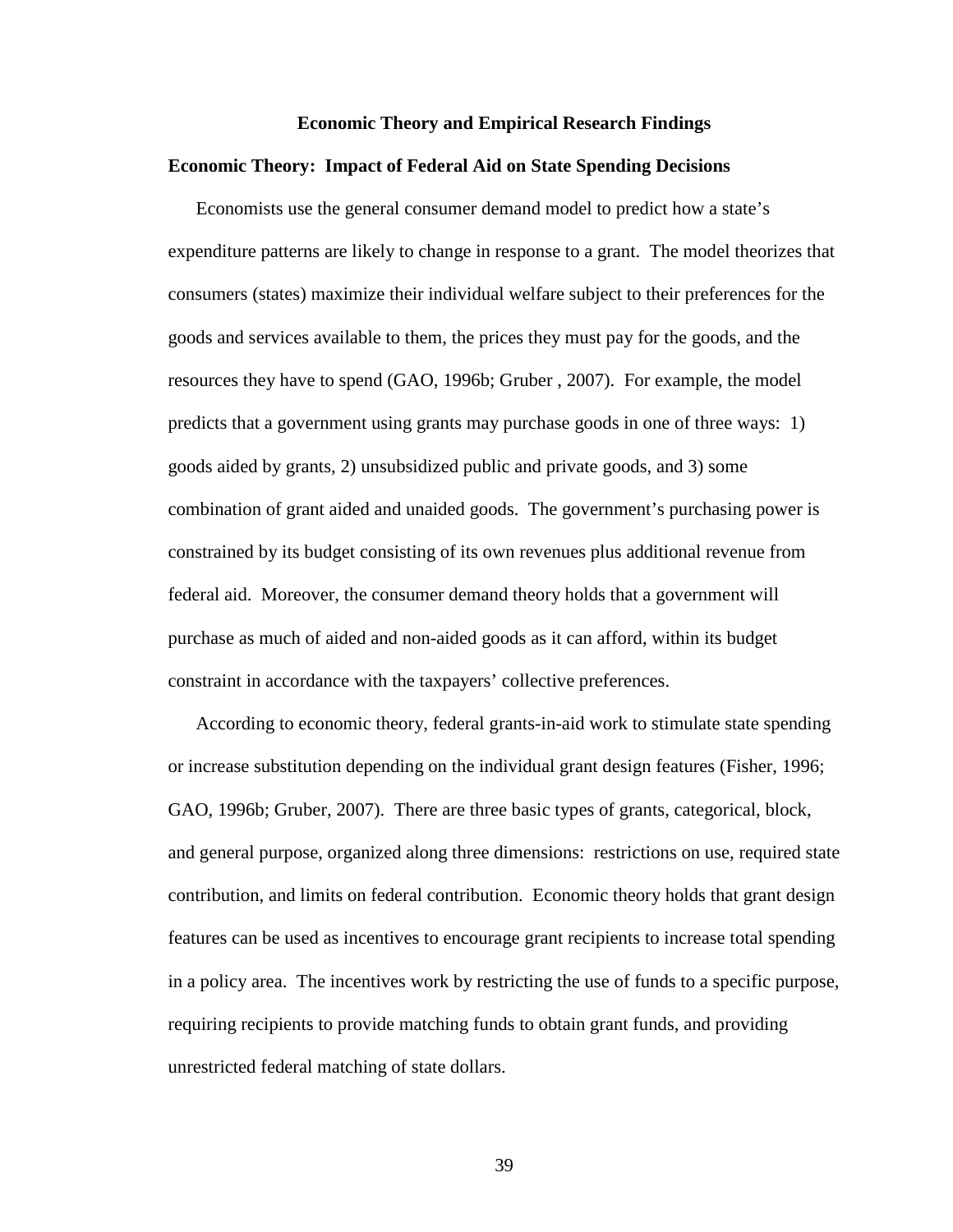## Economic Theory and Empirical Research Findings

### Economic Theory: Impact of Federal Aid on State Spending Decisions

Economists use the general consumer demand model to predict how a state's expenditure patterns are likely to change in response to a grant. The model theorizes that consumers (states) maximize their individual welfare subject to their preferences for the goods and services available to them, the prices they must pay for the goods, and the resources they have to spend (GAO, 1996b; Gruber , 2007). For example, the model predicts that a government using grants may purchase goods in one of three ways: 1) goods aided by grants, 2) unsubsidized public and private goods, and 3) some combination of grant aided and unaided goods. The government's purchasing power is constrained by its budget consisting of its own revenues plus additional revenue from federal aid. Moreover, the consumer demand theory holds that a government will purchase as much of aided and non-aided goods as it can afford, within its budget constraint in accordance with the taxpayers' collective preferences.

According to economic theory, federal grants-in-aid work to stimulate state spending or increase substitution depending on the individual grant design features (Fisher, 1996; GAO, 1996b; Gruber, 2007). There are three basic types of grants, categorical, block, and general purpose, organized along three dimensions: restrictions on use, required state contribution, and limits on federal contribution. Economic theory holds that grant design features can be used as incentives to encourage grant recipients to increase total spending in a policy area. The incentives work by restricting the use of funds to a specific purpose, requiring recipients to provide matching funds to obtain grant funds, and providing unrestricted federal matching of state dollars.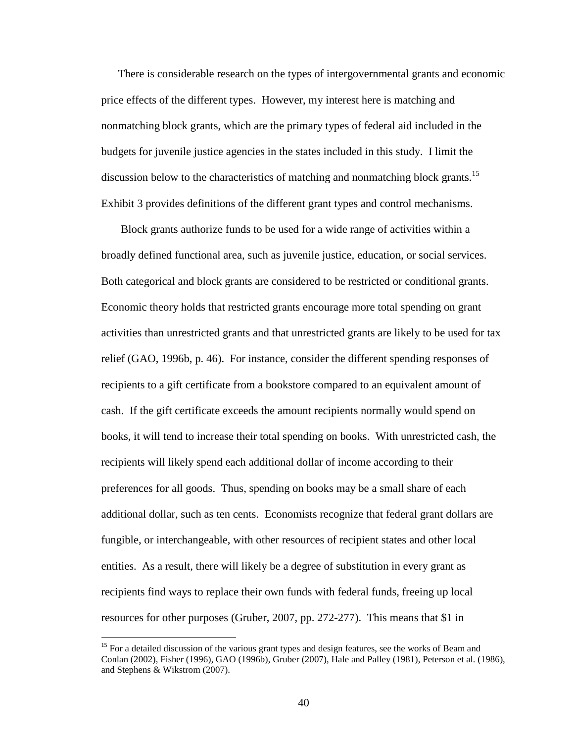There is considerable research on the types of intergovernmental grants and economic price effects of the different types. However, my interest here is matching and nonmatching block grants, which are the primary types of federal aid included in the budgets for juvenile justice agencies in the states included in this study. I limit the discussion below to the characteristics of matching and nonmatching block grants.[15] Exhibit 3 provides definitions of the different grant types and control mechanisms.

Block grants authorize funds to be used for a wide range of activities within a broadly defined functional area, such as juvenile justice, education, or social services. Both categorical and block grants are considered to be restricted or conditional grants. Economic theory holds that restricted grants encourage more total spending on grant activities than unrestricted grants and that unrestricted grants are likely to be used for tax relief (GAO, 1996b, p. 46). For instance, consider the different spending responses of recipients to a gift certificate from a bookstore compared to an equivalent amount of cash. If the gift certificate exceeds the amount recipients normally would spend on books, it will tend to increase their total spending on books. With unrestricted cash, the recipients will likely spend each additional dollar of income according to their preferences for all goods. Thus, spending on books may be a small share of each additional dollar, such as ten cents. Economists recognize that federal grant dollars are fungible, or interchangeable, with other resources of recipient states and other local entities. As a result, there will likely be a degree of substitution in every grant as recipients find ways to replace their own funds with federal funds, freeing up local resources for other purposes (Gruber, 2007, pp. 272-277). This means that $1 in

[15] For a detailed discussion of the various grant types and design features, see the works of Beam and Conlan (2002), Fisher (1996), GAO (1996b), Gruber (2007), Hale and Palley (1981), Peterson et al. (1986), and Stephens & Wikstrom (2007).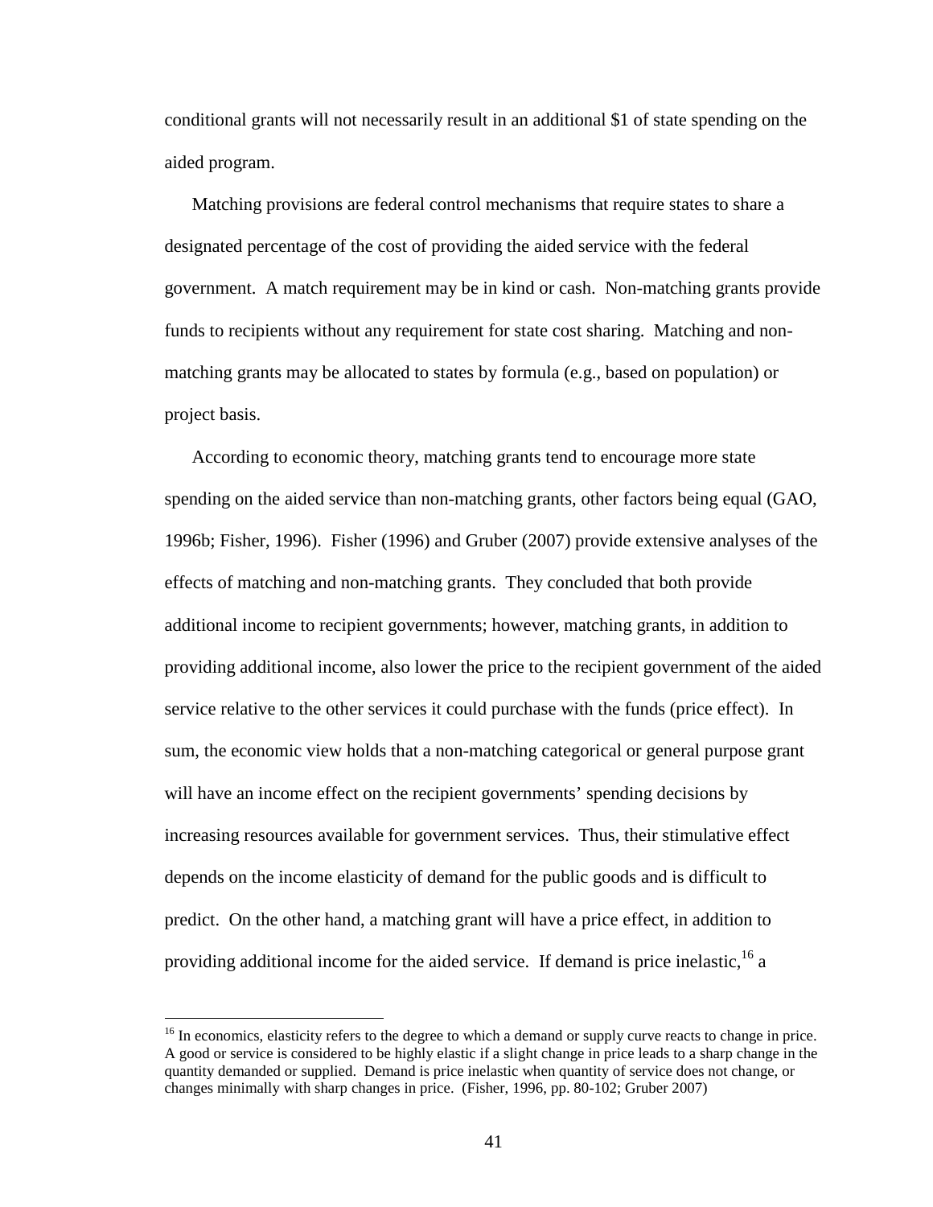conditional grants will not necessarily result in an additional $1 of state spending on the aided program.

Matching provisions are federal control mechanisms that require states to share a designated percentage of the cost of providing the aided service with the federal government. A match requirement may be in kind or cash. Non-matching grants provide funds to recipients without any requirement for state cost sharing. Matching and non-matching grants may be allocated to states by formula (e.g., based on population) or project basis.

According to economic theory, matching grants tend to encourage more state spending on the aided service than non-matching grants, other factors being equal (GAO, 1996b; Fisher, 1996). Fisher (1996) and Gruber (2007) provide extensive analyses of the effects of matching and non-matching grants. They concluded that both provide additional income to recipient governments; however, matching grants, in addition to providing additional income, also lower the price to the recipient government of the aided service relative to the other services it could purchase with the funds (price effect). In sum, the economic view holds that a non-matching categorical or general purpose grant will have an income effect on the recipient governments' spending decisions by increasing resources available for government services. Thus, their stimulative effect depends on the income elasticity of demand for the public goods and is difficult to predict. On the other hand, a matching grant will have a price effect, in addition to providing additional income for the aided service. If demand is price inelastic,[16] a

[16] In economics, elasticity refers to the degree to which a demand or supply curve reacts to change in price. A good or service is considered to be highly elastic if a slight change in price leads to a sharp change in the quantity demanded or supplied. Demand is price inelastic when quantity of service does not change, or changes minimally with sharp changes in price. (Fisher, 1996, pp. 80-102; Gruber 2007)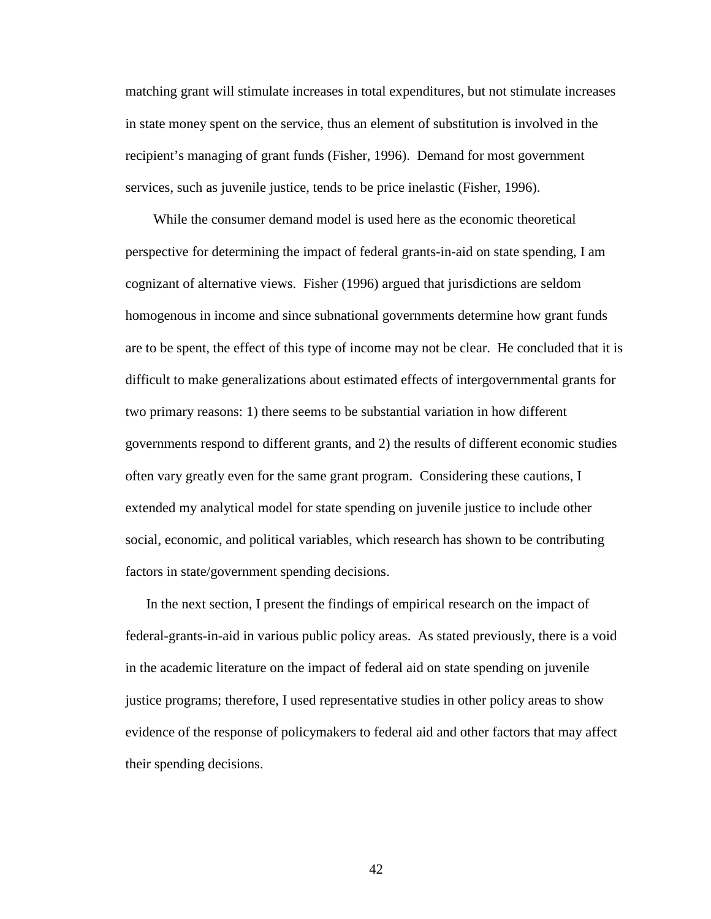matching grant will stimulate increases in total expenditures, but not stimulate increases in state money spent on the service, thus an element of substitution is involved in the recipient's managing of grant funds (Fisher, 1996). Demand for most government services, such as juvenile justice, tends to be price inelastic (Fisher, 1996).

While the consumer demand model is used here as the economic theoretical perspective for determining the impact of federal grants-in-aid on state spending, I am cognizant of alternative views. Fisher (1996) argued that jurisdictions are seldom homogenous in income and since subnational governments determine how grant funds are to be spent, the effect of this type of income may not be clear. He concluded that it is difficult to make generalizations about estimated effects of intergovernmental grants for two primary reasons: 1) there seems to be substantial variation in how different governments respond to different grants, and 2) the results of different economic studies often vary greatly even for the same grant program. Considering these cautions, I extended my analytical model for state spending on juvenile justice to include other social, economic, and political variables, which research has shown to be contributing factors in state/government spending decisions.

In the next section, I present the findings of empirical research on the impact of federal-grants-in-aid in various public policy areas. As stated previously, there is a void in the academic literature on the impact of federal aid on state spending on juvenile justice programs; therefore, I used representative studies in other policy areas to show evidence of the response of policymakers to federal aid and other factors that may affect their spending decisions.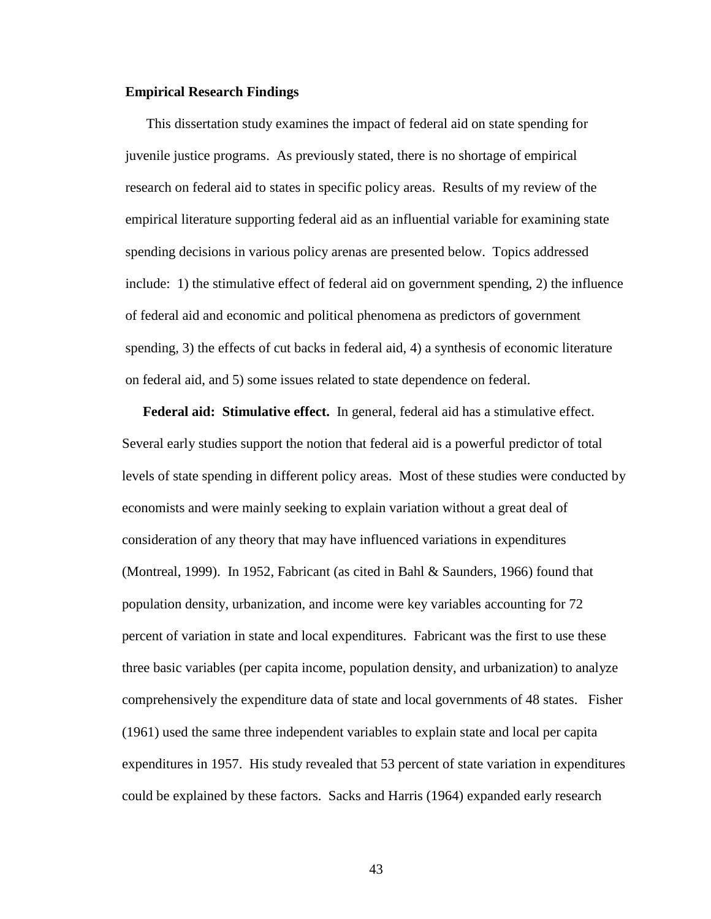**Empirical Research Findings**

This dissertation study examines the impact of federal aid on state spending for juvenile justice programs. As previously stated, there is no shortage of empirical research on federal aid to states in specific policy areas. Results of my review of the empirical literature supporting federal aid as an influential variable for examining state spending decisions in various policy arenas are presented below. Topics addressed include: 1) the stimulative effect of federal aid on government spending, 2) the influence of federal aid and economic and political phenomena as predictors of government spending, 3) the effects of cut backs in federal aid, 4) a synthesis of economic literature on federal aid, and 5) some issues related to state dependence on federal.

**Federal aid: Stimulative effect.** In general, federal aid has a stimulative effect. Several early studies support the notion that federal aid is a powerful predictor of total levels of state spending in different policy areas. Most of these studies were conducted by economists and were mainly seeking to explain variation without a great deal of consideration of any theory that may have influenced variations in expenditures (Montreal, 1999). In 1952, Fabricant (as cited in Bahl & Saunders, 1966) found that population density, urbanization, and income were key variables accounting for 72 percent of variation in state and local expenditures. Fabricant was the first to use these three basic variables (per capita income, population density, and urbanization) to analyze comprehensively the expenditure data of state and local governments of 48 states. Fisher (1961) used the same three independent variables to explain state and local per capita expenditures in 1957. His study revealed that 53 percent of state variation in expenditures could be explained by these factors. Sacks and Harris (1964) expanded early research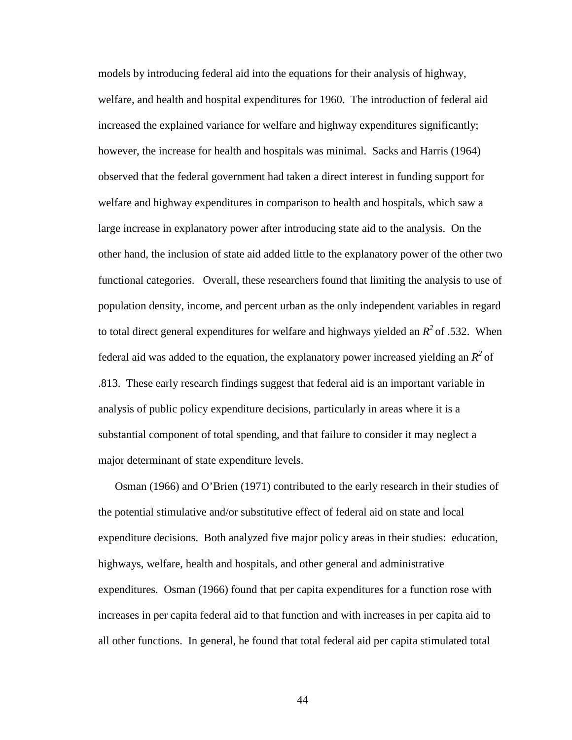models by introducing federal aid into the equations for their analysis of highway, welfare, and health and hospital expenditures for 1960. The introduction of federal aid increased the explained variance for welfare and highway expenditures significantly; however, the increase for health and hospitals was minimal. Sacks and Harris (1964) observed that the federal government had taken a direct interest in funding support for welfare and highway expenditures in comparison to health and hospitals, which saw a large increase in explanatory power after introducing state aid to the analysis. On the other hand, the inclusion of state aid added little to the explanatory power of the other two functional categories. Overall, these researchers found that limiting the analysis to use of population density, income, and percent urban as the only independent variables in regard to total direct general expenditures for welfare and highways yielded an $R^2$ of .532. When federal aid was added to the equation, the explanatory power increased yielding an $R^2$ of .813. These early research findings suggest that federal aid is an important variable in analysis of public policy expenditure decisions, particularly in areas where it is a substantial component of total spending, and that failure to consider it may neglect a major determinant of state expenditure levels.

Osman (1966) and O'Brien (1971) contributed to the early research in their studies of the potential stimulative and/or substitutive effect of federal aid on state and local expenditure decisions. Both analyzed five major policy areas in their studies: education, highways, welfare, health and hospitals, and other general and administrative expenditures. Osman (1966) found that per capita expenditures for a function rose with increases in per capita federal aid to that function and with increases in per capita aid to all other functions. In general, he found that total federal aid per capita stimulated total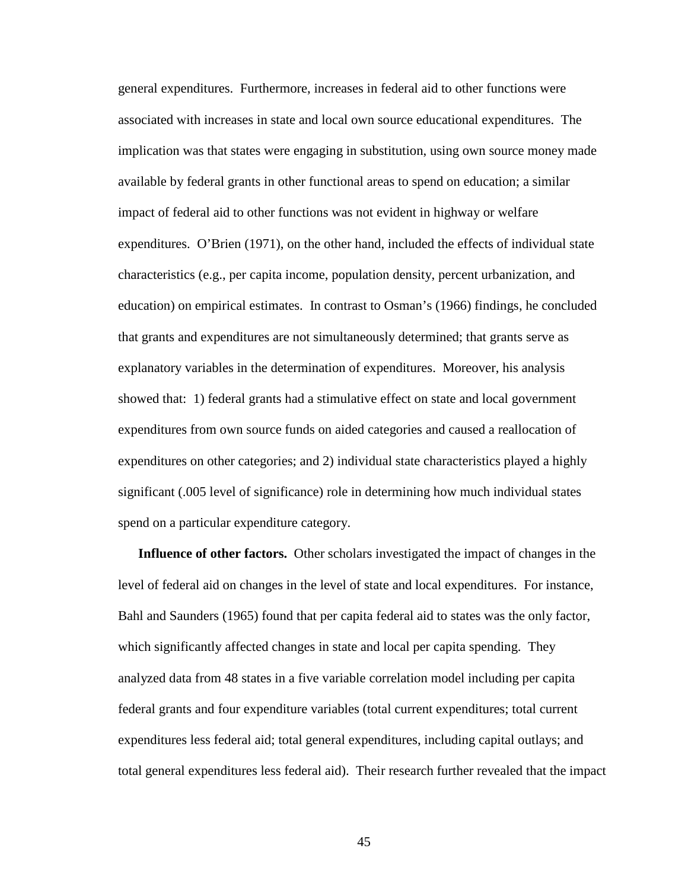general expenditures. Furthermore, increases in federal aid to other functions were associated with increases in state and local own source educational expenditures. The implication was that states were engaging in substitution, using own source money made available by federal grants in other functional areas to spend on education; a similar impact of federal aid to other functions was not evident in highway or welfare expenditures. O'Brien (1971), on the other hand, included the effects of individual state characteristics (e.g., per capita income, population density, percent urbanization, and education) on empirical estimates. In contrast to Osman's (1966) findings, he concluded that grants and expenditures are not simultaneously determined; that grants serve as explanatory variables in the determination of expenditures. Moreover, his analysis showed that: 1) federal grants had a stimulative effect on state and local government expenditures from own source funds on aided categories and caused a reallocation of expenditures on other categories; and 2) individual state characteristics played a highly significant (.005 level of significance) role in determining how much individual states spend on a particular expenditure category.

**Influence of other factors.** Other scholars investigated the impact of changes in the level of federal aid on changes in the level of state and local expenditures. For instance, Bahl and Saunders (1965) found that per capita federal aid to states was the only factor, which significantly affected changes in state and local per capita spending. They analyzed data from 48 states in a five variable correlation model including per capita federal grants and four expenditure variables (total current expenditures; total current expenditures less federal aid; total general expenditures, including capital outlays; and total general expenditures less federal aid). Their research further revealed that the impact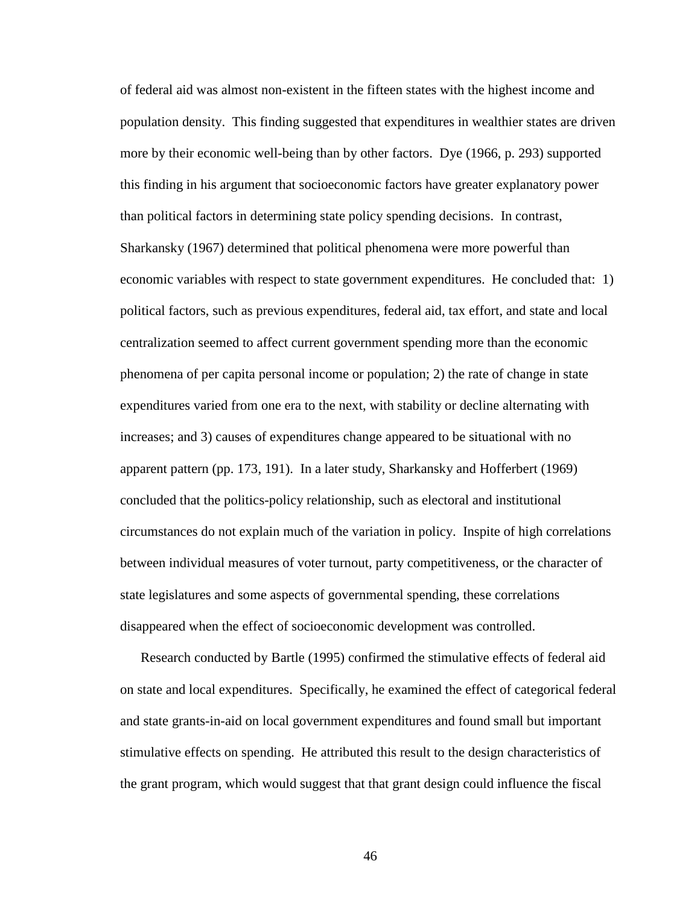of federal aid was almost non-existent in the fifteen states with the highest income and population density. This finding suggested that expenditures in wealthier states are driven more by their economic well-being than by other factors. Dye (1966, p. 293) supported this finding in his argument that socioeconomic factors have greater explanatory power than political factors in determining state policy spending decisions. In contrast, Sharkansky (1967) determined that political phenomena were more powerful than economic variables with respect to state government expenditures. He concluded that: 1) political factors, such as previous expenditures, federal aid, tax effort, and state and local centralization seemed to affect current government spending more than the economic phenomena of per capita personal income or population; 2) the rate of change in state expenditures varied from one era to the next, with stability or decline alternating with increases; and 3) causes of expenditures change appeared to be situational with no apparent pattern (pp. 173, 191). In a later study, Sharkansky and Hofferbert (1969) concluded that the politics-policy relationship, such as electoral and institutional circumstances do not explain much of the variation in policy. Inspite of high correlations between individual measures of voter turnout, party competitiveness, or the character of state legislatures and some aspects of governmental spending, these correlations disappeared when the effect of socioeconomic development was controlled.

Research conducted by Bartle (1995) confirmed the stimulative effects of federal aid on state and local expenditures. Specifically, he examined the effect of categorical federal and state grants-in-aid on local government expenditures and found small but important stimulative effects on spending. He attributed this result to the design characteristics of the grant program, which would suggest that that grant design could influence the fiscal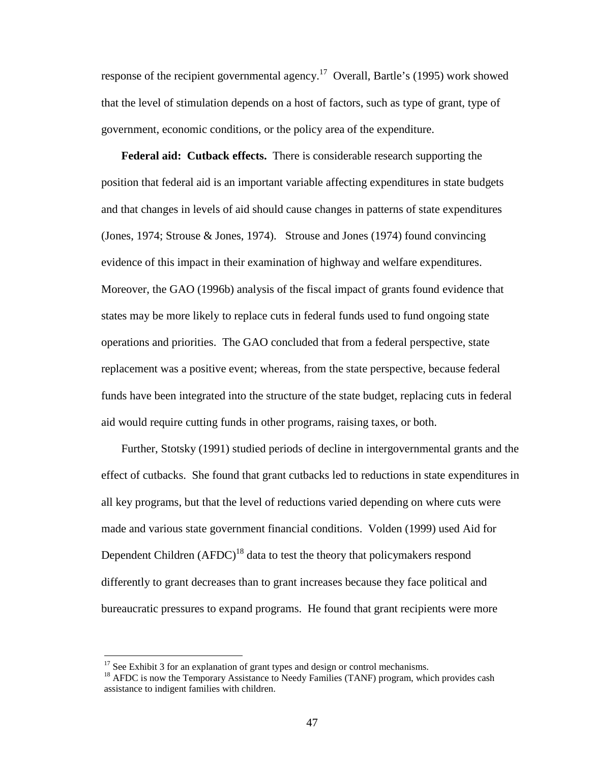response of the recipient governmental agency.[17] Overall, Bartle's (1995) work showed that the level of stimulation depends on a host of factors, such as type of grant, type of government, economic conditions, or the policy area of the expenditure.

**Federal aid: Cutback effects.** There is considerable research supporting the position that federal aid is an important variable affecting expenditures in state budgets and that changes in levels of aid should cause changes in patterns of state expenditures (Jones, 1974; Strouse & Jones, 1974). Strouse and Jones (1974) found convincing evidence of this impact in their examination of highway and welfare expenditures. Moreover, the GAO (1996b) analysis of the fiscal impact of grants found evidence that states may be more likely to replace cuts in federal funds used to fund ongoing state operations and priorities. The GAO concluded that from a federal perspective, state replacement was a positive event; whereas, from the state perspective, because federal funds have been integrated into the structure of the state budget, replacing cuts in federal aid would require cutting funds in other programs, raising taxes, or both.

Further, Stotsky (1991) studied periods of decline in intergovernmental grants and the effect of cutbacks. She found that grant cutbacks led to reductions in state expenditures in all key programs, but that the level of reductions varied depending on where cuts were made and various state government financial conditions. Volden (1999) used Aid for Dependent Children (AFDC)[18] data to test the theory that policymakers respond differently to grant decreases than to grant increases because they face political and bureaucratic pressures to expand programs. He found that grant recipients were more

---

[17] See Exhibit 3 for an explanation of grant types and design or control mechanisms.

[18] AFDC is now the Temporary Assistance to Needy Families (TANF) program, which provides cash assistance to indigent families with children.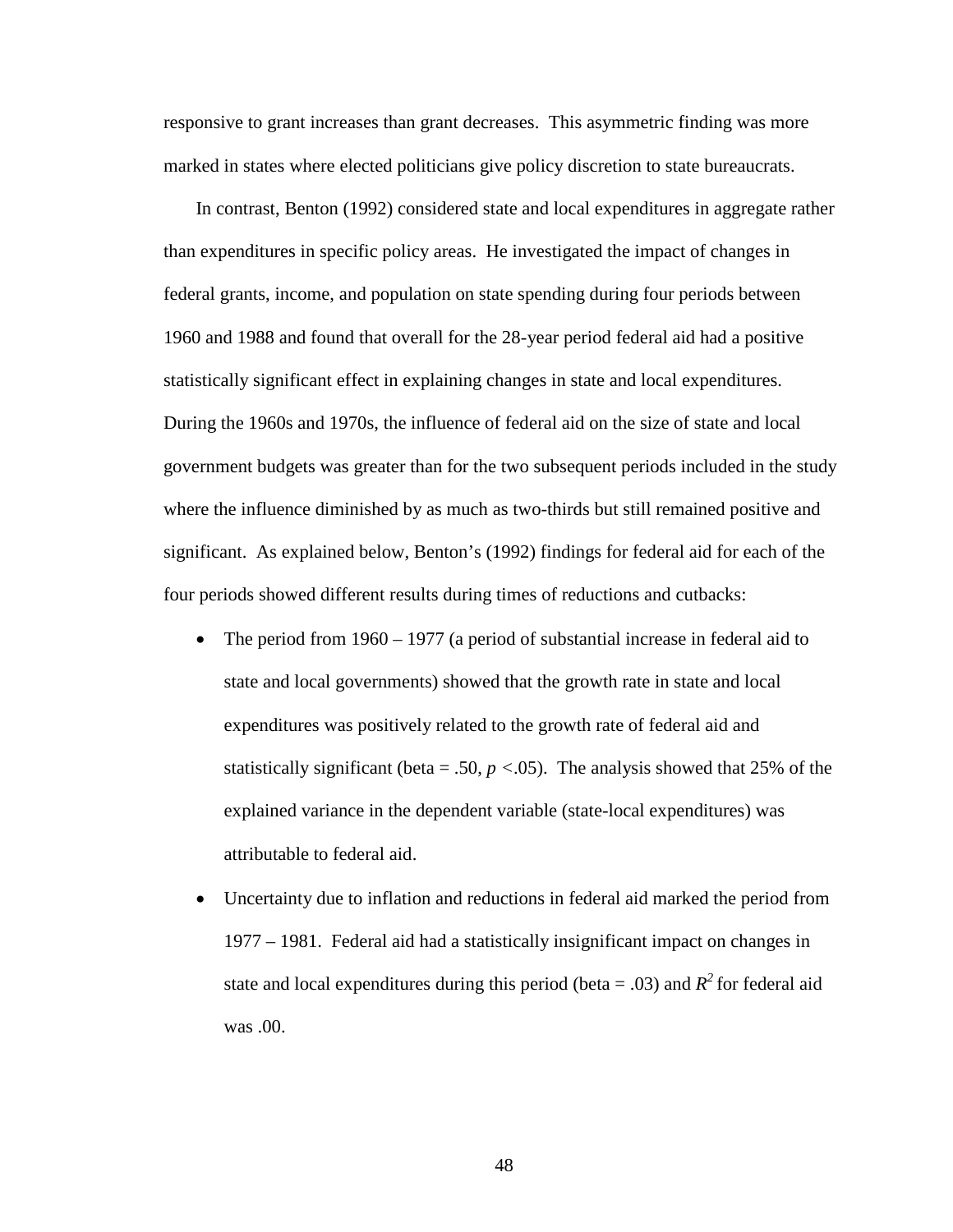responsive to grant increases than grant decreases. This asymmetric finding was more marked in states where elected politicians give policy discretion to state bureaucrats.

In contrast, Benton (1992) considered state and local expenditures in aggregate rather than expenditures in specific policy areas. He investigated the impact of changes in federal grants, income, and population on state spending during four periods between 1960 and 1988 and found that overall for the 28-year period federal aid had a positive statistically significant effect in explaining changes in state and local expenditures. During the 1960s and 1970s, the influence of federal aid on the size of state and local government budgets was greater than for the two subsequent periods included in the study where the influence diminished by as much as two-thirds but still remained positive and significant. As explained below, Benton's (1992) findings for federal aid for each of the four periods showed different results during times of reductions and cutbacks:

- The period from 1960 – 1977 (a period of substantial increase in federal aid to state and local governments) showed that the growth rate in state and local expenditures was positively related to the growth rate of federal aid and statistically significant (beta = .50, $p < .05$). The analysis showed that 25% of the explained variance in the dependent variable (state-local expenditures) was attributable to federal aid.
- Uncertainty due to inflation and reductions in federal aid marked the period from 1977 – 1981. Federal aid had a statistically insignificant impact on changes in state and local expenditures during this period (beta = .03) and $R^2$ for federal aid was .00.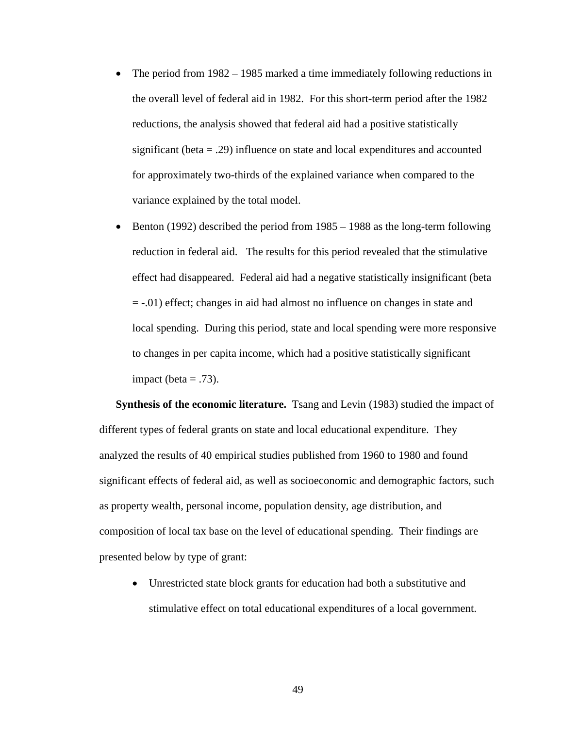- The period from 1982 – 1985 marked a time immediately following reductions in the overall level of federal aid in 1982. For this short-term period after the 1982 reductions, the analysis showed that federal aid had a positive statistically significant (beta = .29) influence on state and local expenditures and accounted for approximately two-thirds of the explained variance when compared to the variance explained by the total model.
- Benton (1992) described the period from 1985 – 1988 as the long-term following reduction in federal aid. The results for this period revealed that the stimulative effect had disappeared. Federal aid had a negative statistically insignificant (beta = -.01) effect; changes in aid had almost no influence on changes in state and local spending. During this period, state and local spending were more responsive to changes in per capita income, which had a positive statistically significant impact (beta = .73).

**Synthesis of the economic literature.** Tsang and Levin (1983) studied the impact of different types of federal grants on state and local educational expenditure. They analyzed the results of 40 empirical studies published from 1960 to 1980 and found significant effects of federal aid, as well as socioeconomic and demographic factors, such as property wealth, personal income, population density, age distribution, and composition of local tax base on the level of educational spending. Their findings are presented below by type of grant:

- Unrestricted state block grants for education had both a substitutive and stimulative effect on total educational expenditures of a local government.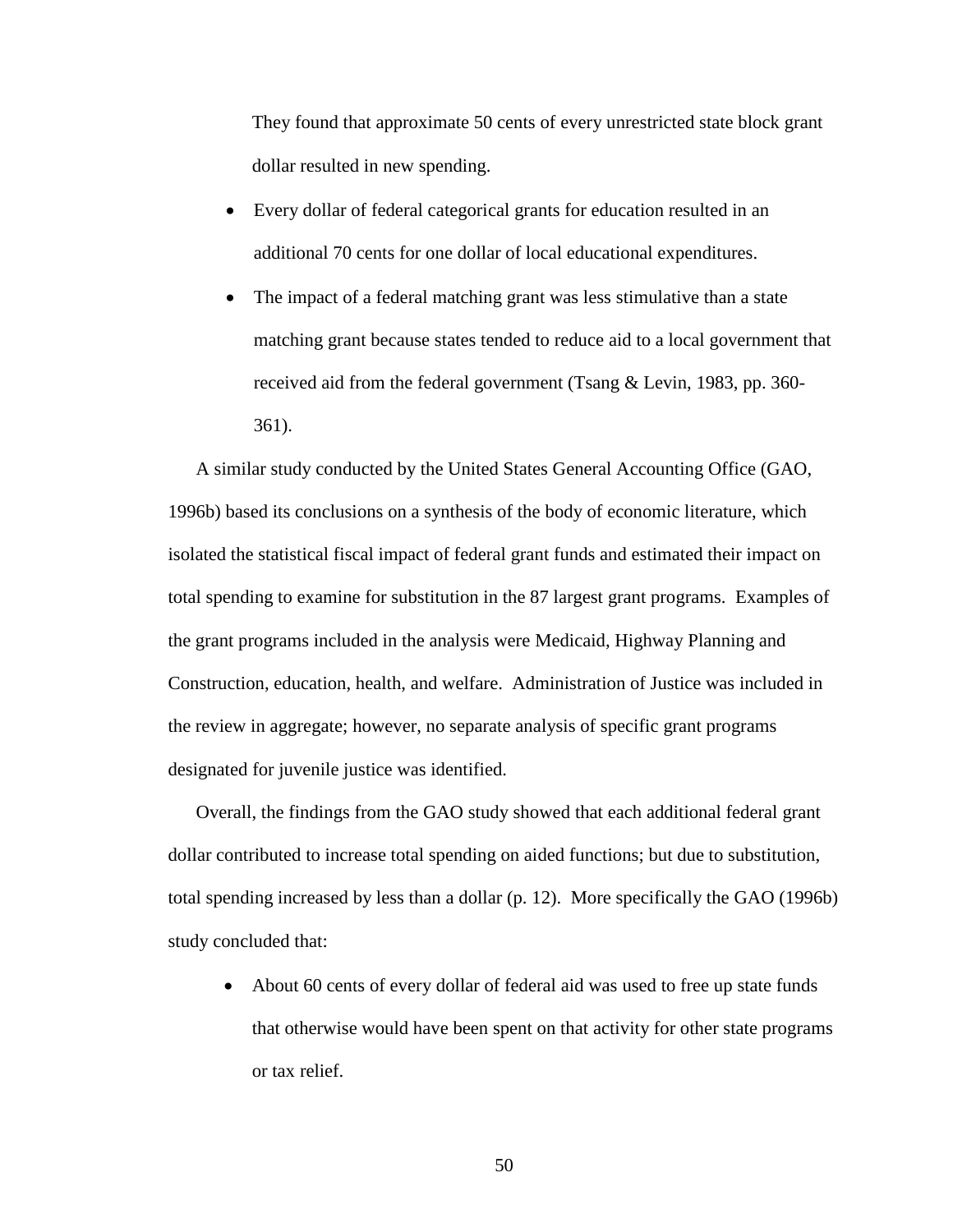They found that approximate 50 cents of every unrestricted state block grant dollar resulted in new spending.

- Every dollar of federal categorical grants for education resulted in an additional 70 cents for one dollar of local educational expenditures.
- The impact of a federal matching grant was less stimulative than a state matching grant because states tended to reduce aid to a local government that received aid from the federal government (Tsang & Levin, 1983, pp. 360-361).

A similar study conducted by the United States General Accounting Office (GAO, 1996b) based its conclusions on a synthesis of the body of economic literature, which isolated the statistical fiscal impact of federal grant funds and estimated their impact on total spending to examine for substitution in the 87 largest grant programs. Examples of the grant programs included in the analysis were Medicaid, Highway Planning and Construction, education, health, and welfare. Administration of Justice was included in the review in aggregate; however, no separate analysis of specific grant programs designated for juvenile justice was identified.

Overall, the findings from the GAO study showed that each additional federal grant dollar contributed to increase total spending on aided functions; but due to substitution, total spending increased by less than a dollar (p. 12). More specifically the GAO (1996b) study concluded that:

- About 60 cents of every dollar of federal aid was used to free up state funds that otherwise would have been spent on that activity for other state programs or tax relief.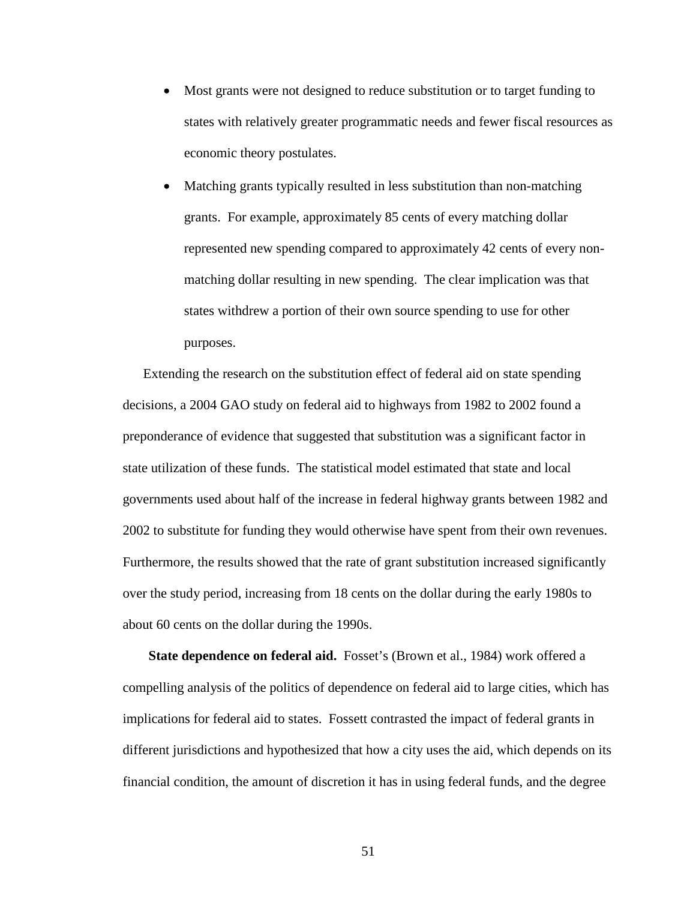- Most grants were not designed to reduce substitution or to target funding to states with relatively greater programmatic needs and fewer fiscal resources as economic theory postulates.
- Matching grants typically resulted in less substitution than non-matching grants. For example, approximately 85 cents of every matching dollar represented new spending compared to approximately 42 cents of every non-matching dollar resulting in new spending. The clear implication was that states withdrew a portion of their own source spending to use for other purposes.

Extending the research on the substitution effect of federal aid on state spending decisions, a 2004 GAO study on federal aid to highways from 1982 to 2002 found a preponderance of evidence that suggested that substitution was a significant factor in state utilization of these funds. The statistical model estimated that state and local governments used about half of the increase in federal highway grants between 1982 and 2002 to substitute for funding they would otherwise have spent from their own revenues. Furthermore, the results showed that the rate of grant substitution increased significantly over the study period, increasing from 18 cents on the dollar during the early 1980s to about 60 cents on the dollar during the 1990s.

**State dependence on federal aid.** Fosset's (Brown et al., 1984) work offered a compelling analysis of the politics of dependence on federal aid to large cities, which has implications for federal aid to states. Fossett contrasted the impact of federal grants in different jurisdictions and hypothesized that how a city uses the aid, which depends on its financial condition, the amount of discretion it has in using federal funds, and the degree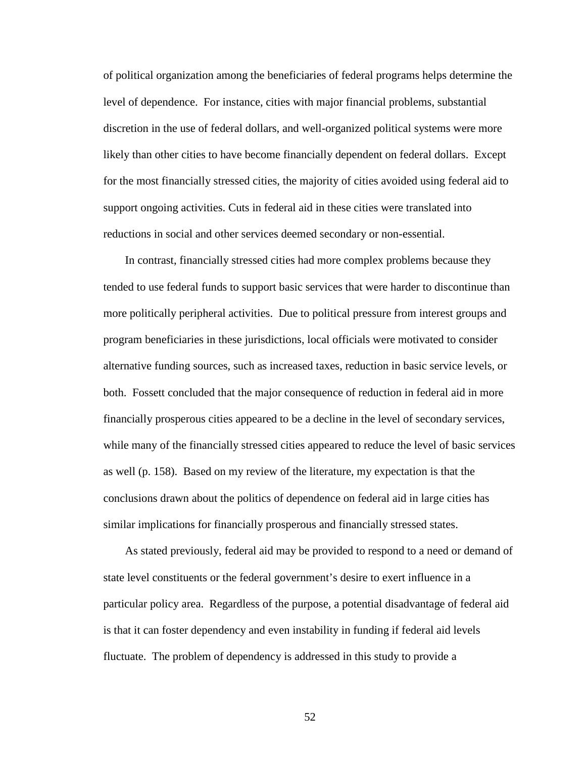of political organization among the beneficiaries of federal programs helps determine the level of dependence. For instance, cities with major financial problems, substantial discretion in the use of federal dollars, and well-organized political systems were more likely than other cities to have become financially dependent on federal dollars. Except for the most financially stressed cities, the majority of cities avoided using federal aid to support ongoing activities. Cuts in federal aid in these cities were translated into reductions in social and other services deemed secondary or non-essential.

In contrast, financially stressed cities had more complex problems because they tended to use federal funds to support basic services that were harder to discontinue than more politically peripheral activities. Due to political pressure from interest groups and program beneficiaries in these jurisdictions, local officials were motivated to consider alternative funding sources, such as increased taxes, reduction in basic service levels, or both. Fossett concluded that the major consequence of reduction in federal aid in more financially prosperous cities appeared to be a decline in the level of secondary services, while many of the financially stressed cities appeared to reduce the level of basic services as well (p. 158). Based on my review of the literature, my expectation is that the conclusions drawn about the politics of dependence on federal aid in large cities has similar implications for financially prosperous and financially stressed states.

As stated previously, federal aid may be provided to respond to a need or demand of state level constituents or the federal government's desire to exert influence in a particular policy area. Regardless of the purpose, a potential disadvantage of federal aid is that it can foster dependency and even instability in funding if federal aid levels fluctuate. The problem of dependency is addressed in this study to provide a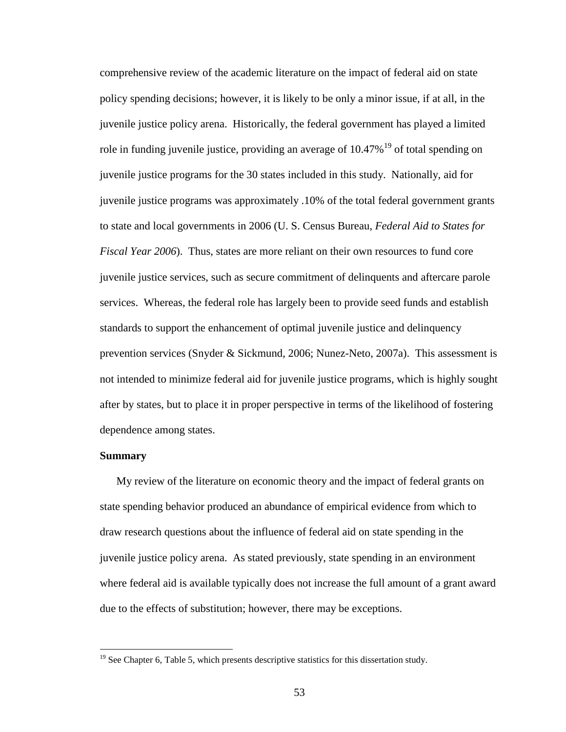comprehensive review of the academic literature on the impact of federal aid on state policy spending decisions; however, it is likely to be only a minor issue, if at all, in the juvenile justice policy arena. Historically, the federal government has played a limited role in funding juvenile justice, providing an average of 10.47%[19] of total spending on juvenile justice programs for the 30 states included in this study. Nationally, aid for juvenile justice programs was approximately .10% of the total federal government grants to state and local governments in 2006 (U. S. Census Bureau, *Federal Aid to States for Fiscal Year 2006*). Thus, states are more reliant on their own resources to fund core juvenile justice services, such as secure commitment of delinquents and aftercare parole services. Whereas, the federal role has largely been to provide seed funds and establish standards to support the enhancement of optimal juvenile justice and delinquency prevention services (Snyder & Sickmund, 2006; Nunez-Neto, 2007a). This assessment is not intended to minimize federal aid for juvenile justice programs, which is highly sought after by states, but to place it in proper perspective in terms of the likelihood of fostering dependence among states.

**Summary**

My review of the literature on economic theory and the impact of federal grants on state spending behavior produced an abundance of empirical evidence from which to draw research questions about the influence of federal aid on state spending in the juvenile justice policy arena. As stated previously, state spending in an environment where federal aid is available typically does not increase the full amount of a grant award due to the effects of substitution; however, there may be exceptions.

[19] See Chapter 6, Table 5, which presents descriptive statistics for this dissertation study.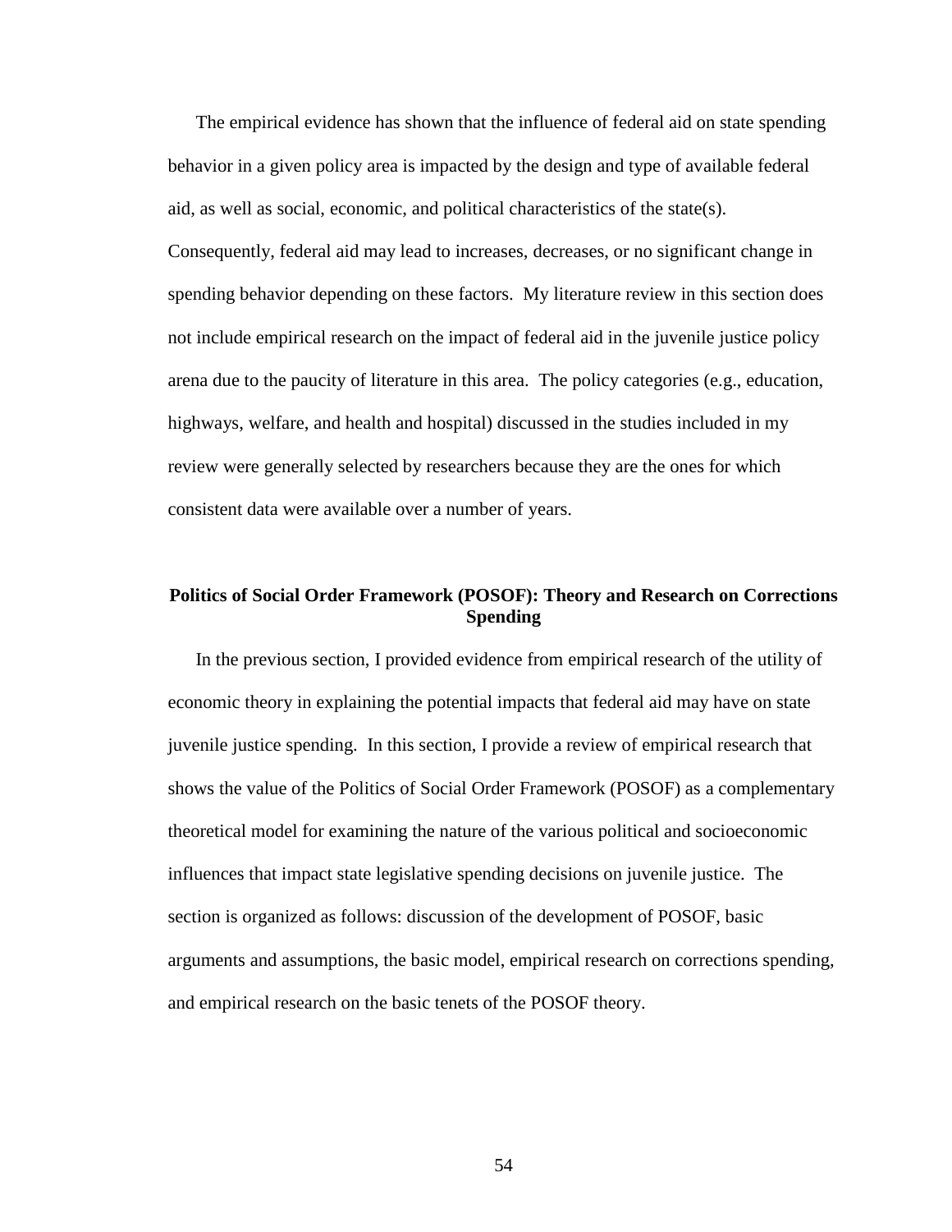The empirical evidence has shown that the influence of federal aid on state spending behavior in a given policy area is impacted by the design and type of available federal aid, as well as social, economic, and political characteristics of the state(s). Consequently, federal aid may lead to increases, decreases, or no significant change in spending behavior depending on these factors. My literature review in this section does not include empirical research on the impact of federal aid in the juvenile justice policy arena due to the paucity of literature in this area. The policy categories (e.g., education, highways, welfare, and health and hospital) discussed in the studies included in my review were generally selected by researchers because they are the ones for which consistent data were available over a number of years.

## Politics of Social Order Framework (POSOF): Theory and Research on Corrections Spending

In the previous section, I provided evidence from empirical research of the utility of economic theory in explaining the potential impacts that federal aid may have on state juvenile justice spending. In this section, I provide a review of empirical research that shows the value of the Politics of Social Order Framework (POSOF) as a complementary theoretical model for examining the nature of the various political and socioeconomic influences that impact state legislative spending decisions on juvenile justice. The section is organized as follows: discussion of the development of POSOF, basic arguments and assumptions, the basic model, empirical research on corrections spending, and empirical research on the basic tenets of the POSOF theory.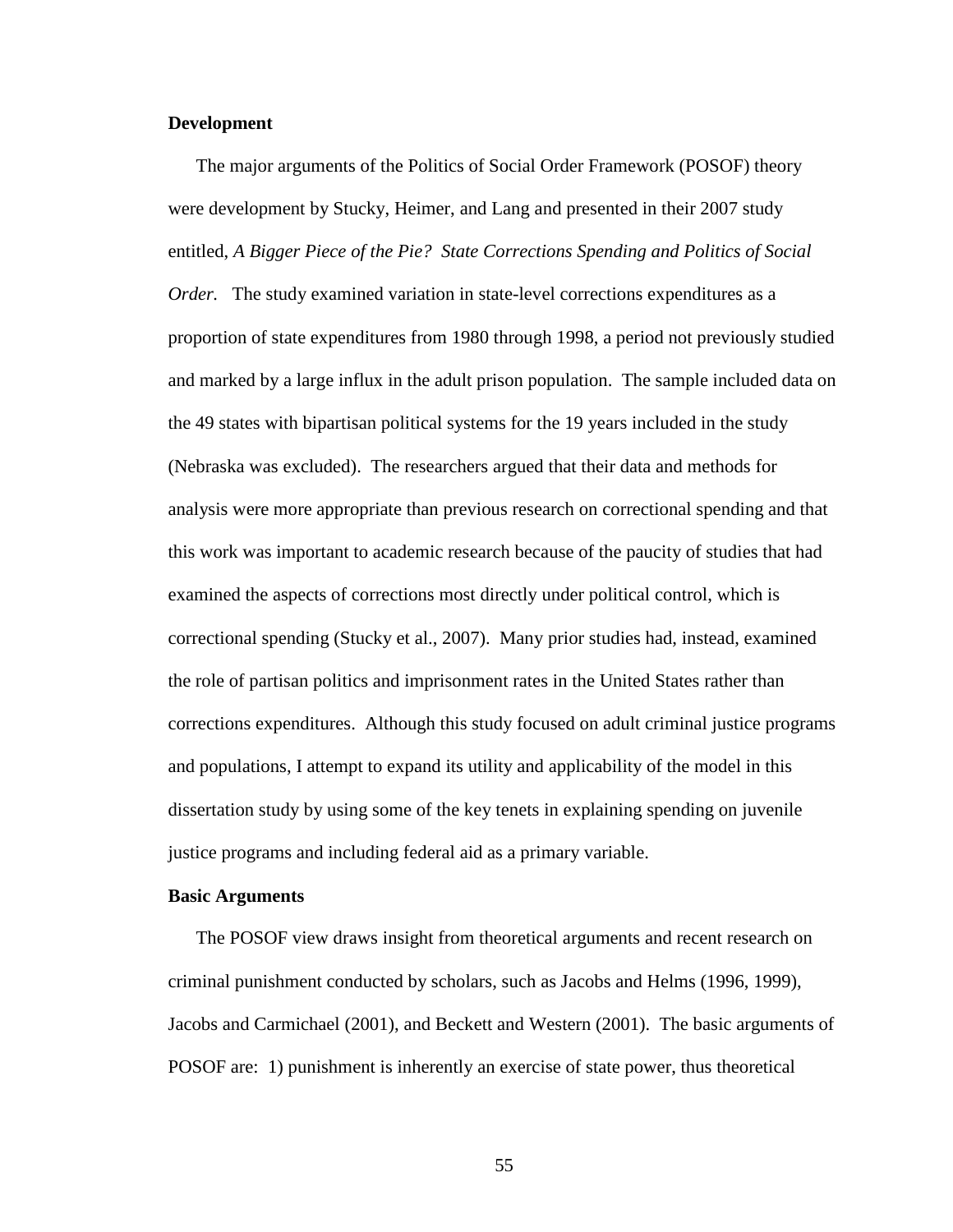**Development**

The major arguments of the Politics of Social Order Framework (POSOF) theory were development by Stucky, Heimer, and Lang and presented in their 2007 study entitled, *A Bigger Piece of the Pie? State Corrections Spending and Politics of Social Order.* The study examined variation in state-level corrections expenditures as a proportion of state expenditures from 1980 through 1998, a period not previously studied and marked by a large influx in the adult prison population. The sample included data on the 49 states with bipartisan political systems for the 19 years included in the study (Nebraska was excluded). The researchers argued that their data and methods for analysis were more appropriate than previous research on correctional spending and that this work was important to academic research because of the paucity of studies that had examined the aspects of corrections most directly under political control, which is correctional spending (Stucky et al., 2007). Many prior studies had, instead, examined the role of partisan politics and imprisonment rates in the United States rather than corrections expenditures. Although this study focused on adult criminal justice programs and populations, I attempt to expand its utility and applicability of the model in this dissertation study by using some of the key tenets in explaining spending on juvenile justice programs and including federal aid as a primary variable.

**Basic Arguments**

The POSOF view draws insight from theoretical arguments and recent research on criminal punishment conducted by scholars, such as Jacobs and Helms (1996, 1999), Jacobs and Carmichael (2001), and Beckett and Western (2001). The basic arguments of POSOF are: 1) punishment is inherently an exercise of state power, thus theoretical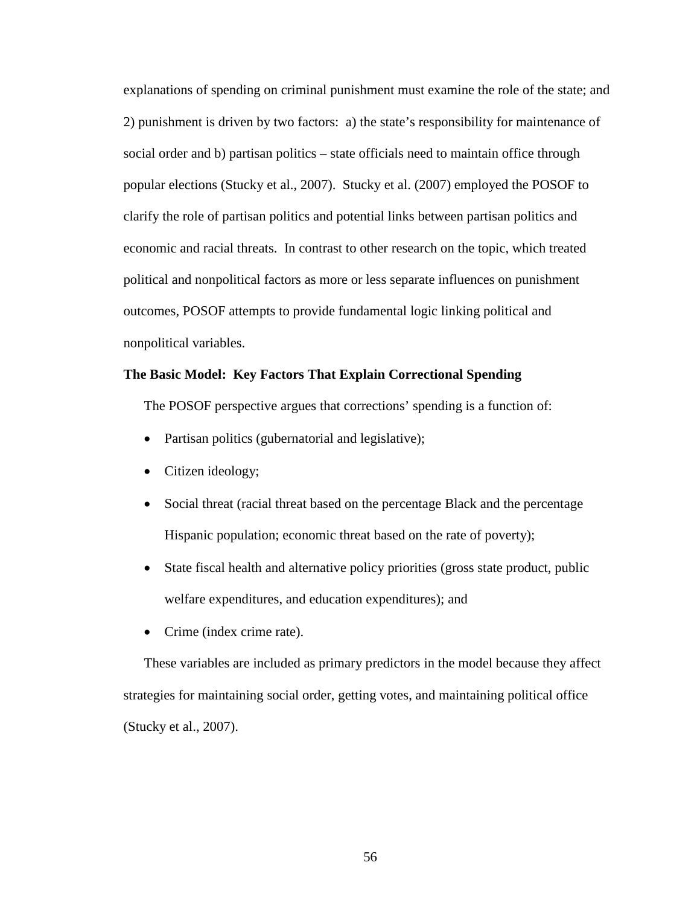explanations of spending on criminal punishment must examine the role of the state; and 2) punishment is driven by two factors: a) the state's responsibility for maintenance of social order and b) partisan politics – state officials need to maintain office through popular elections (Stucky et al., 2007). Stucky et al. (2007) employed the POSOF to clarify the role of partisan politics and potential links between partisan politics and economic and racial threats. In contrast to other research on the topic, which treated political and nonpolitical factors as more or less separate influences on punishment outcomes, POSOF attempts to provide fundamental logic linking political and nonpolitical variables.

**The Basic Model: Key Factors That Explain Correctional Spending**

The POSOF perspective argues that corrections' spending is a function of:

- Partisan politics (gubernatorial and legislative);
- Citizen ideology;
- Social threat (racial threat based on the percentage Black and the percentage Hispanic population; economic threat based on the rate of poverty);
- State fiscal health and alternative policy priorities (gross state product, public welfare expenditures, and education expenditures); and
- Crime (index crime rate).

These variables are included as primary predictors in the model because they affect strategies for maintaining social order, getting votes, and maintaining political office (Stucky et al., 2007).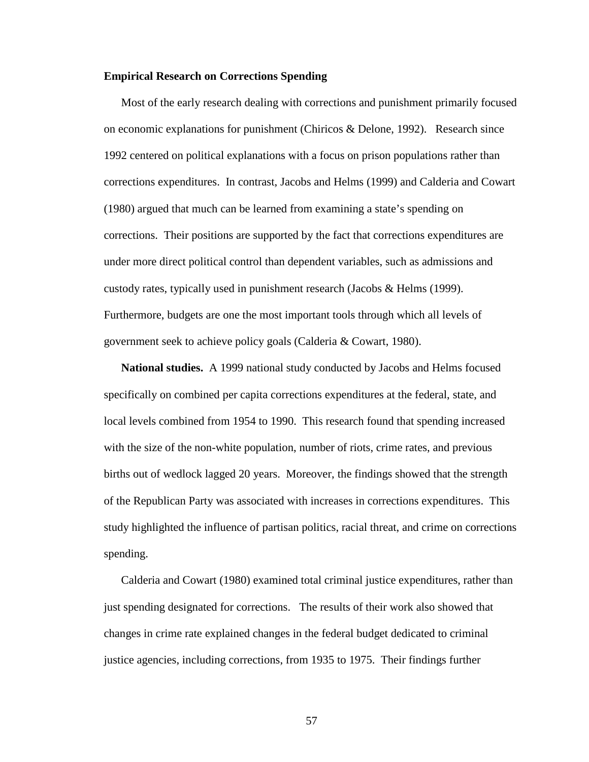**Empirical Research on Corrections Spending**

Most of the early research dealing with corrections and punishment primarily focused on economic explanations for punishment (Chiricos & Delone, 1992). Research since 1992 centered on political explanations with a focus on prison populations rather than corrections expenditures. In contrast, Jacobs and Helms (1999) and Calderia and Cowart (1980) argued that much can be learned from examining a state's spending on corrections. Their positions are supported by the fact that corrections expenditures are under more direct political control than dependent variables, such as admissions and custody rates, typically used in punishment research (Jacobs & Helms (1999). Furthermore, budgets are one the most important tools through which all levels of government seek to achieve policy goals (Calderia & Cowart, 1980).

**National studies.** A 1999 national study conducted by Jacobs and Helms focused specifically on combined per capita corrections expenditures at the federal, state, and local levels combined from 1954 to 1990. This research found that spending increased with the size of the non-white population, number of riots, crime rates, and previous births out of wedlock lagged 20 years. Moreover, the findings showed that the strength of the Republican Party was associated with increases in corrections expenditures. This study highlighted the influence of partisan politics, racial threat, and crime on corrections spending.

Calderia and Cowart (1980) examined total criminal justice expenditures, rather than just spending designated for corrections. The results of their work also showed that changes in crime rate explained changes in the federal budget dedicated to criminal justice agencies, including corrections, from 1935 to 1975. Their findings further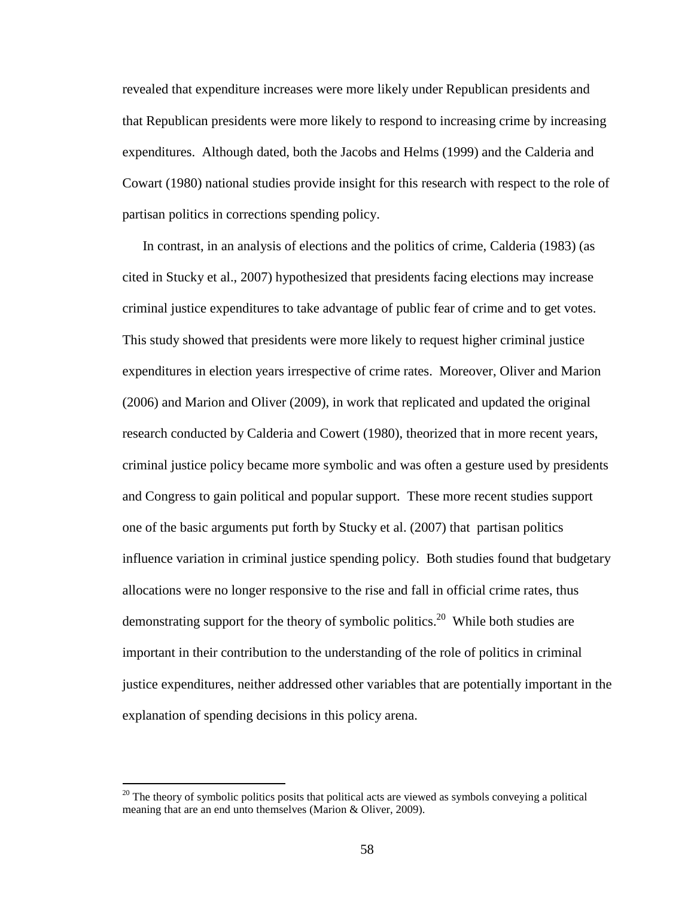revealed that expenditure increases were more likely under Republican presidents and that Republican presidents were more likely to respond to increasing crime by increasing expenditures. Although dated, both the Jacobs and Helms (1999) and the Calderia and Cowart (1980) national studies provide insight for this research with respect to the role of partisan politics in corrections spending policy.

In contrast, in an analysis of elections and the politics of crime, Calderia (1983) (as cited in Stucky et al., 2007) hypothesized that presidents facing elections may increase criminal justice expenditures to take advantage of public fear of crime and to get votes. This study showed that presidents were more likely to request higher criminal justice expenditures in election years irrespective of crime rates. Moreover, Oliver and Marion (2006) and Marion and Oliver (2009), in work that replicated and updated the original research conducted by Calderia and Cowert (1980), theorized that in more recent years, criminal justice policy became more symbolic and was often a gesture used by presidents and Congress to gain political and popular support. These more recent studies support one of the basic arguments put forth by Stucky et al. (2007) that partisan politics influence variation in criminal justice spending policy. Both studies found that budgetary allocations were no longer responsive to the rise and fall in official crime rates, thus demonstrating support for the theory of symbolic politics.[20] While both studies are important in their contribution to the understanding of the role of politics in criminal justice expenditures, neither addressed other variables that are potentially important in the explanation of spending decisions in this policy arena.

---

[20] The theory of symbolic politics posits that political acts are viewed as symbols conveying a political meaning that are an end unto themselves (Marion & Oliver, 2009).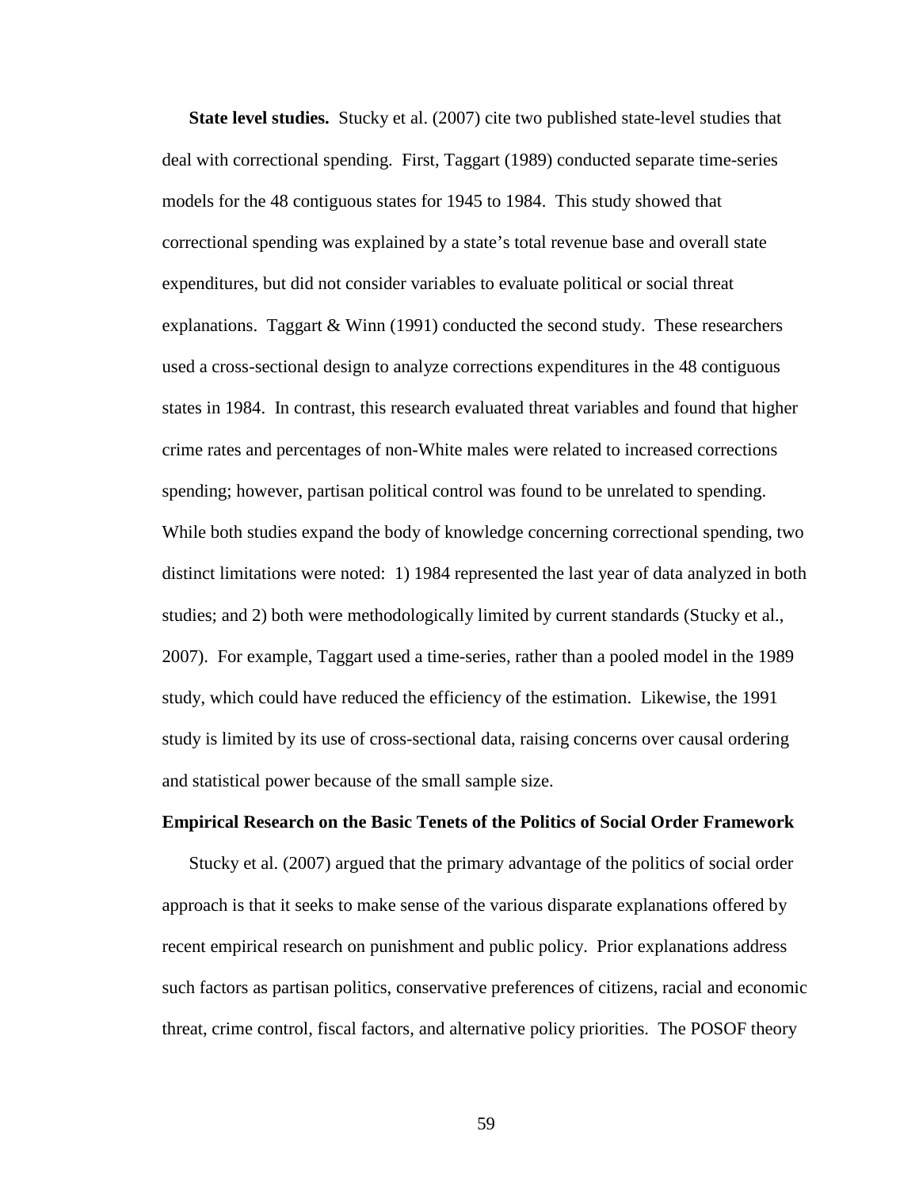**State level studies.** Stucky et al. (2007) cite two published state-level studies that deal with correctional spending. First, Taggart (1989) conducted separate time-series models for the 48 contiguous states for 1945 to 1984. This study showed that correctional spending was explained by a state's total revenue base and overall state expenditures, but did not consider variables to evaluate political or social threat explanations. Taggart & Winn (1991) conducted the second study. These researchers used a cross-sectional design to analyze corrections expenditures in the 48 contiguous states in 1984. In contrast, this research evaluated threat variables and found that higher crime rates and percentages of non-White males were related to increased corrections spending; however, partisan political control was found to be unrelated to spending. While both studies expand the body of knowledge concerning correctional spending, two distinct limitations were noted: 1) 1984 represented the last year of data analyzed in both studies; and 2) both were methodologically limited by current standards (Stucky et al., 2007). For example, Taggart used a time-series, rather than a pooled model in the 1989 study, which could have reduced the efficiency of the estimation. Likewise, the 1991 study is limited by its use of cross-sectional data, raising concerns over causal ordering and statistical power because of the small sample size.

### Empirical Research on the Basic Tenets of the Politics of Social Order Framework

Stucky et al. (2007) argued that the primary advantage of the politics of social order approach is that it seeks to make sense of the various disparate explanations offered by recent empirical research on punishment and public policy. Prior explanations address such factors as partisan politics, conservative preferences of citizens, racial and economic threat, crime control, fiscal factors, and alternative policy priorities. The POSOF theory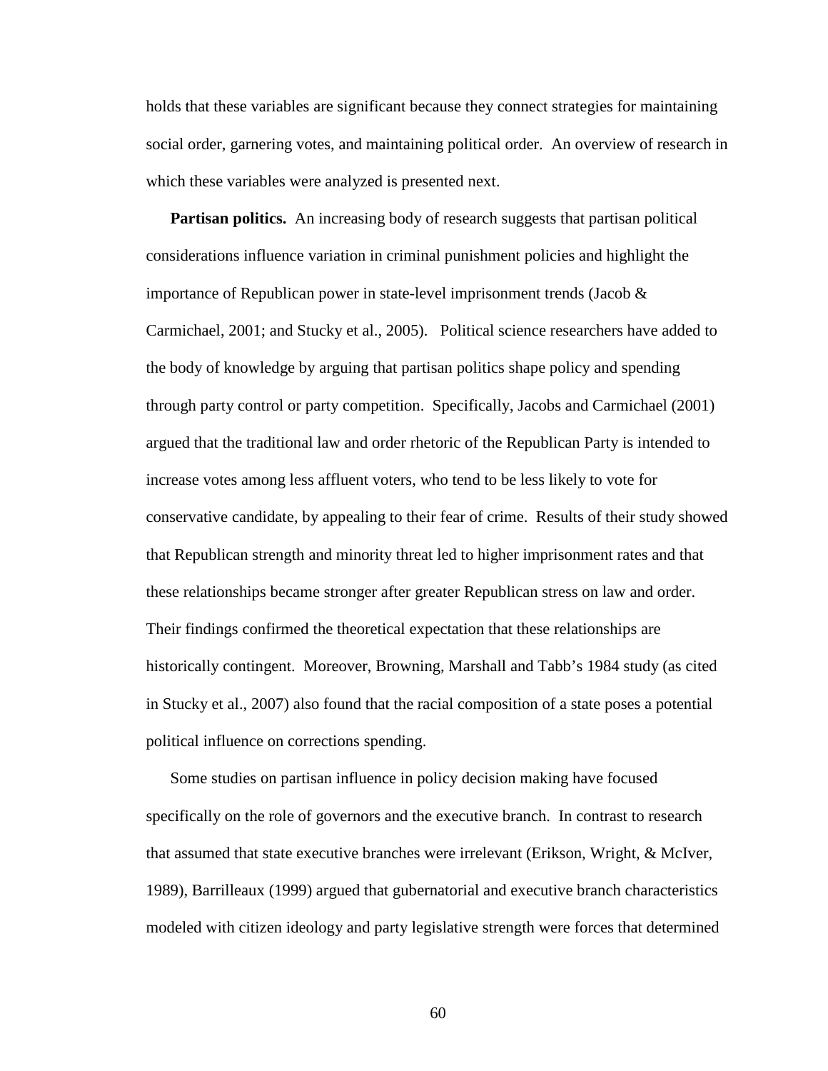holds that these variables are significant because they connect strategies for maintaining social order, garnering votes, and maintaining political order. An overview of research in which these variables were analyzed is presented next.

**Partisan politics.** An increasing body of research suggests that partisan political considerations influence variation in criminal punishment policies and highlight the importance of Republican power in state-level imprisonment trends (Jacob & Carmichael, 2001; and Stucky et al., 2005). Political science researchers have added to the body of knowledge by arguing that partisan politics shape policy and spending through party control or party competition. Specifically, Jacobs and Carmichael (2001) argued that the traditional law and order rhetoric of the Republican Party is intended to increase votes among less affluent voters, who tend to be less likely to vote for conservative candidate, by appealing to their fear of crime. Results of their study showed that Republican strength and minority threat led to higher imprisonment rates and that these relationships became stronger after greater Republican stress on law and order. Their findings confirmed the theoretical expectation that these relationships are historically contingent. Moreover, Browning, Marshall and Tabb's 1984 study (as cited in Stucky et al., 2007) also found that the racial composition of a state poses a potential political influence on corrections spending.

Some studies on partisan influence in policy decision making have focused specifically on the role of governors and the executive branch. In contrast to research that assumed that state executive branches were irrelevant (Erikson, Wright, & McIver, 1989), Barrilleaux (1999) argued that gubernatorial and executive branch characteristics modeled with citizen ideology and party legislative strength were forces that determined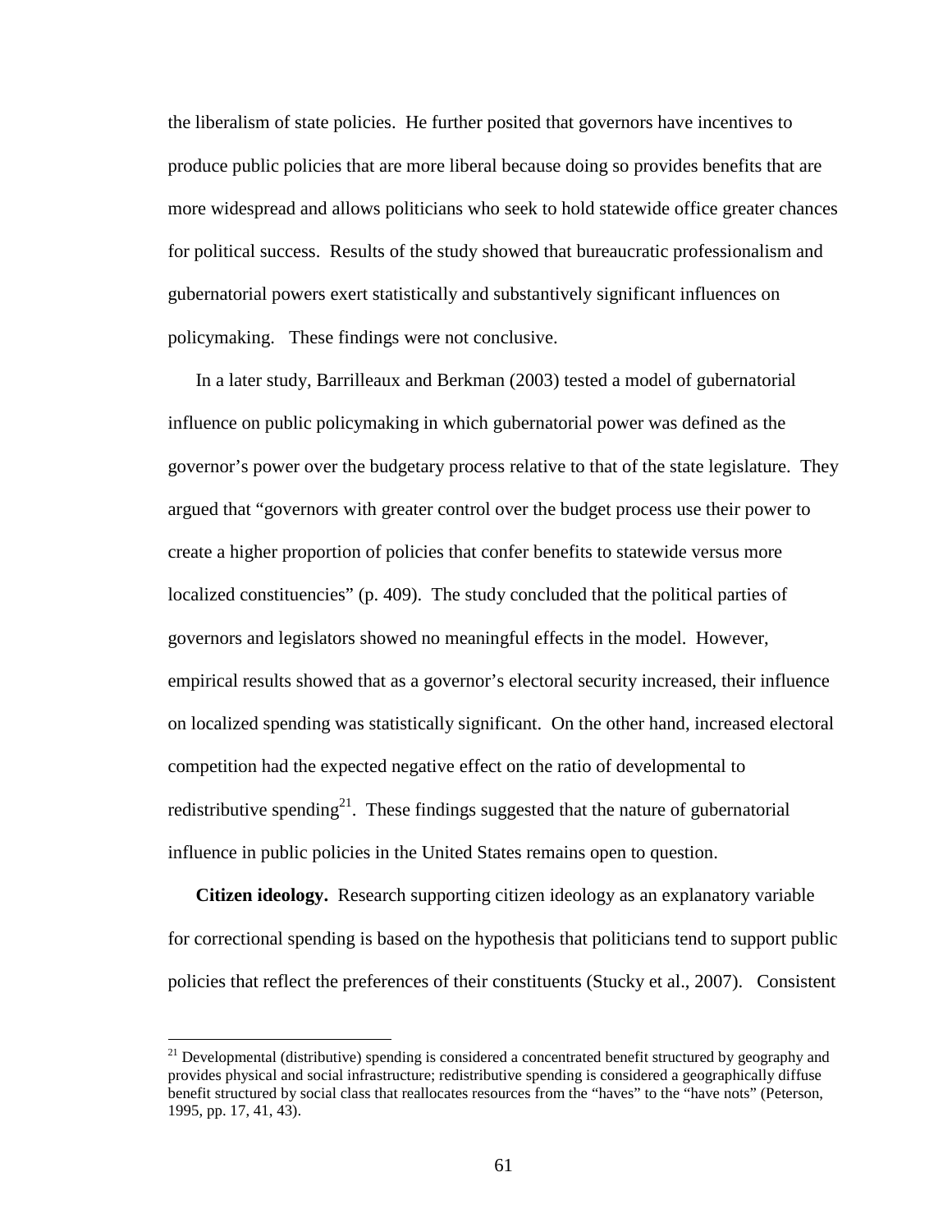the liberalism of state policies. He further posited that governors have incentives to produce public policies that are more liberal because doing so provides benefits that are more widespread and allows politicians who seek to hold statewide office greater chances for political success. Results of the study showed that bureaucratic professionalism and gubernatorial powers exert statistically and substantively significant influences on policymaking. These findings were not conclusive.

In a later study, Barrilleaux and Berkman (2003) tested a model of gubernatorial influence on public policymaking in which gubernatorial power was defined as the governor's power over the budgetary process relative to that of the state legislature. They argued that "governors with greater control over the budget process use their power to create a higher proportion of policies that confer benefits to statewide versus more localized constituencies" (p. 409). The study concluded that the political parties of governors and legislators showed no meaningful effects in the model. However, empirical results showed that as a governor's electoral security increased, their influence on localized spending was statistically significant. On the other hand, increased electoral competition had the expected negative effect on the ratio of developmental to redistributive spending[21]. These findings suggested that the nature of gubernatorial influence in public policies in the United States remains open to question.

**Citizen ideology.** Research supporting citizen ideology as an explanatory variable for correctional spending is based on the hypothesis that politicians tend to support public policies that reflect the preferences of their constituents (Stucky et al., 2007). Consistent

[21] Developmental (distributive) spending is considered a concentrated benefit structured by geography and provides physical and social infrastructure; redistributive spending is considered a geographically diffuse benefit structured by social class that reallocates resources from the "haves" to the "have nots" (Peterson, 1995, pp. 17, 41, 43).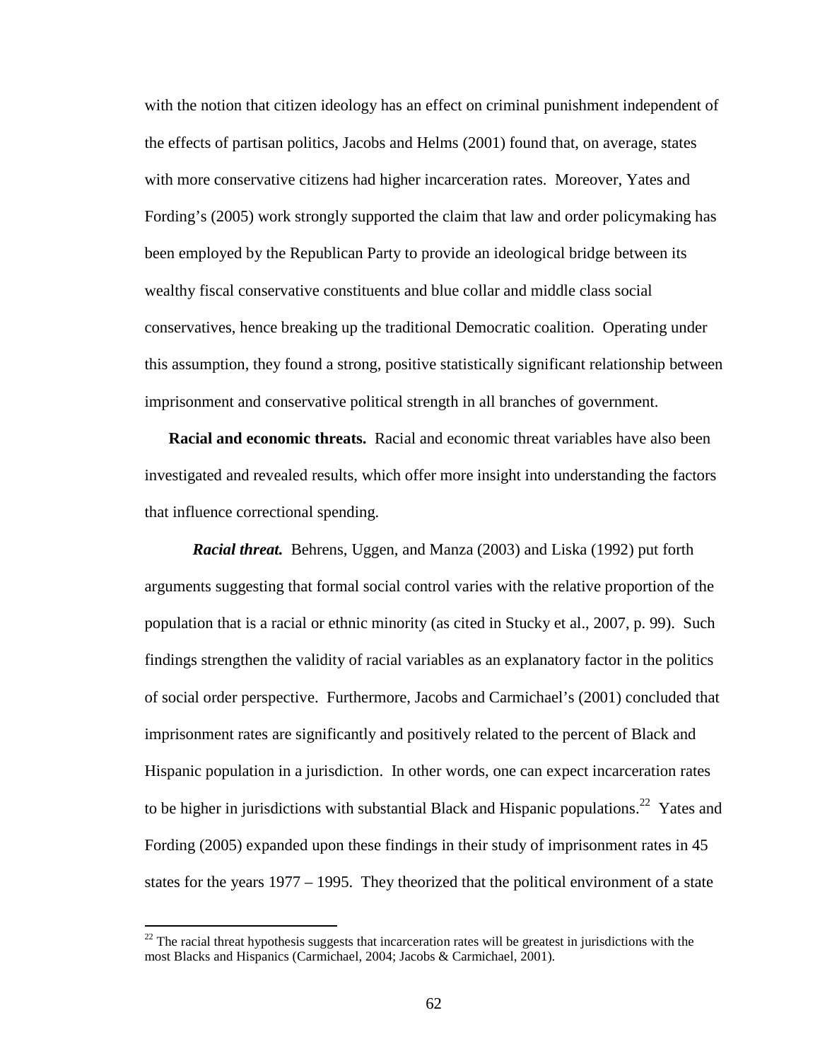with the notion that citizen ideology has an effect on criminal punishment independent of the effects of partisan politics, Jacobs and Helms (2001) found that, on average, states with more conservative citizens had higher incarceration rates. Moreover, Yates and Fording's (2005) work strongly supported the claim that law and order policymaking has been employed by the Republican Party to provide an ideological bridge between its wealthy fiscal conservative constituents and blue collar and middle class social conservatives, hence breaking up the traditional Democratic coalition. Operating under this assumption, they found a strong, positive statistically significant relationship between imprisonment and conservative political strength in all branches of government.

**Racial and economic threats.** Racial and economic threat variables have also been investigated and revealed results, which offer more insight into understanding the factors that influence correctional spending.

***Racial threat.*** Behrens, Uggen, and Manza (2003) and Liska (1992) put forth arguments suggesting that formal social control varies with the relative proportion of the population that is a racial or ethnic minority (as cited in Stucky et al., 2007, p. 99). Such findings strengthen the validity of racial variables as an explanatory factor in the politics of social order perspective. Furthermore, Jacobs and Carmichael's (2001) concluded that imprisonment rates are significantly and positively related to the percent of Black and Hispanic population in a jurisdiction. In other words, one can expect incarceration rates to be higher in jurisdictions with substantial Black and Hispanic populations.[22] Yates and Fording (2005) expanded upon these findings in their study of imprisonment rates in 45 states for the years 1977 – 1995. They theorized that the political environment of a state

---

[22] The racial threat hypothesis suggests that incarceration rates will be greatest in jurisdictions with the most Blacks and Hispanics (Carmichael, 2004; Jacobs & Carmichael, 2001).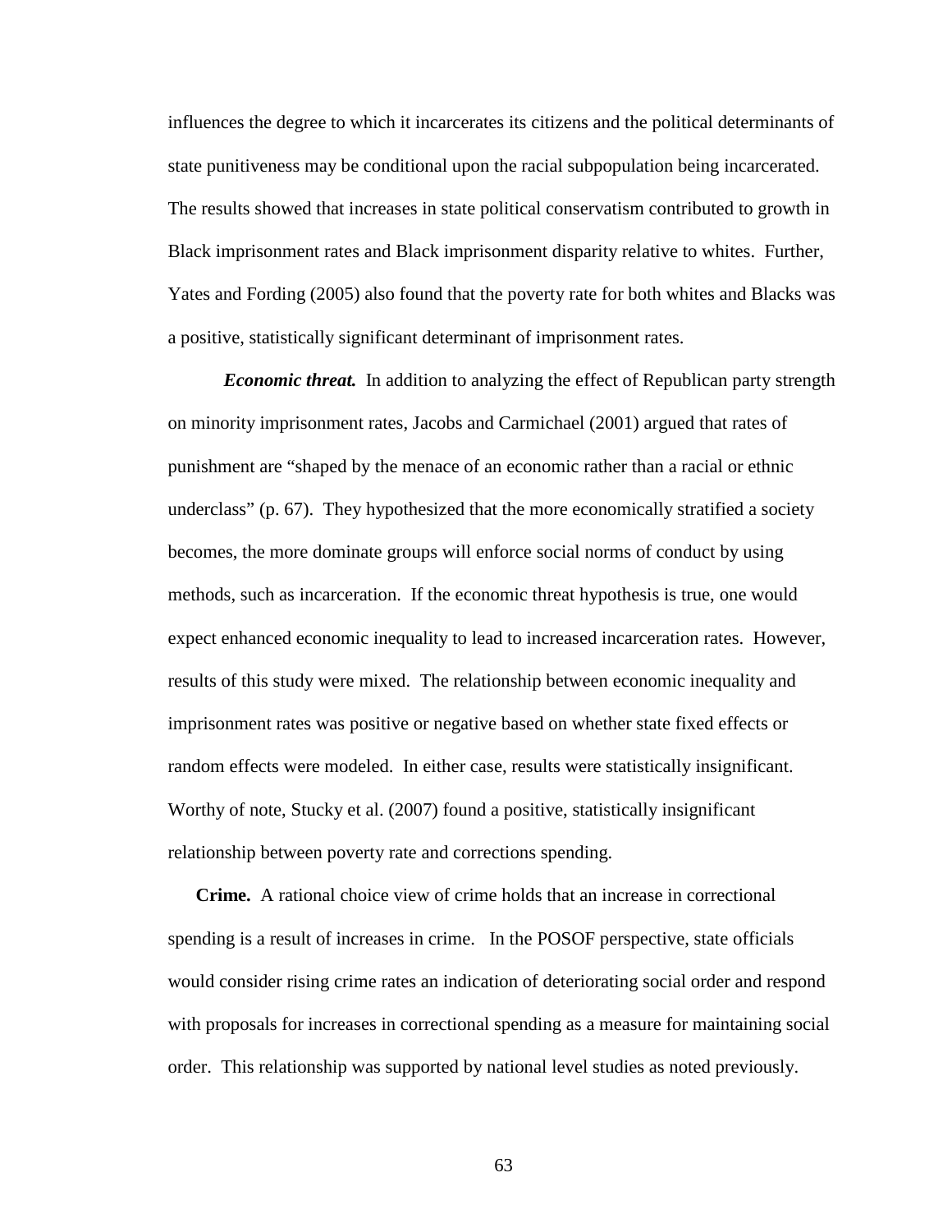influences the degree to which it incarcerates its citizens and the political determinants of state punitiveness may be conditional upon the racial subpopulation being incarcerated. The results showed that increases in state political conservatism contributed to growth in Black imprisonment rates and Black imprisonment disparity relative to whites. Further, Yates and Fording (2005) also found that the poverty rate for both whites and Blacks was a positive, statistically significant determinant of imprisonment rates.

***Economic threat.*** In addition to analyzing the effect of Republican party strength on minority imprisonment rates, Jacobs and Carmichael (2001) argued that rates of punishment are "shaped by the menace of an economic rather than a racial or ethnic underclass" (p. 67). They hypothesized that the more economically stratified a society becomes, the more dominate groups will enforce social norms of conduct by using methods, such as incarceration. If the economic threat hypothesis is true, one would expect enhanced economic inequality to lead to increased incarceration rates. However, results of this study were mixed. The relationship between economic inequality and imprisonment rates was positive or negative based on whether state fixed effects or random effects were modeled. In either case, results were statistically insignificant. Worthy of note, Stucky et al. (2007) found a positive, statistically insignificant relationship between poverty rate and corrections spending.

**Crime.** A rational choice view of crime holds that an increase in correctional spending is a result of increases in crime. In the POSOF perspective, state officials would consider rising crime rates an indication of deteriorating social order and respond with proposals for increases in correctional spending as a measure for maintaining social order. This relationship was supported by national level studies as noted previously.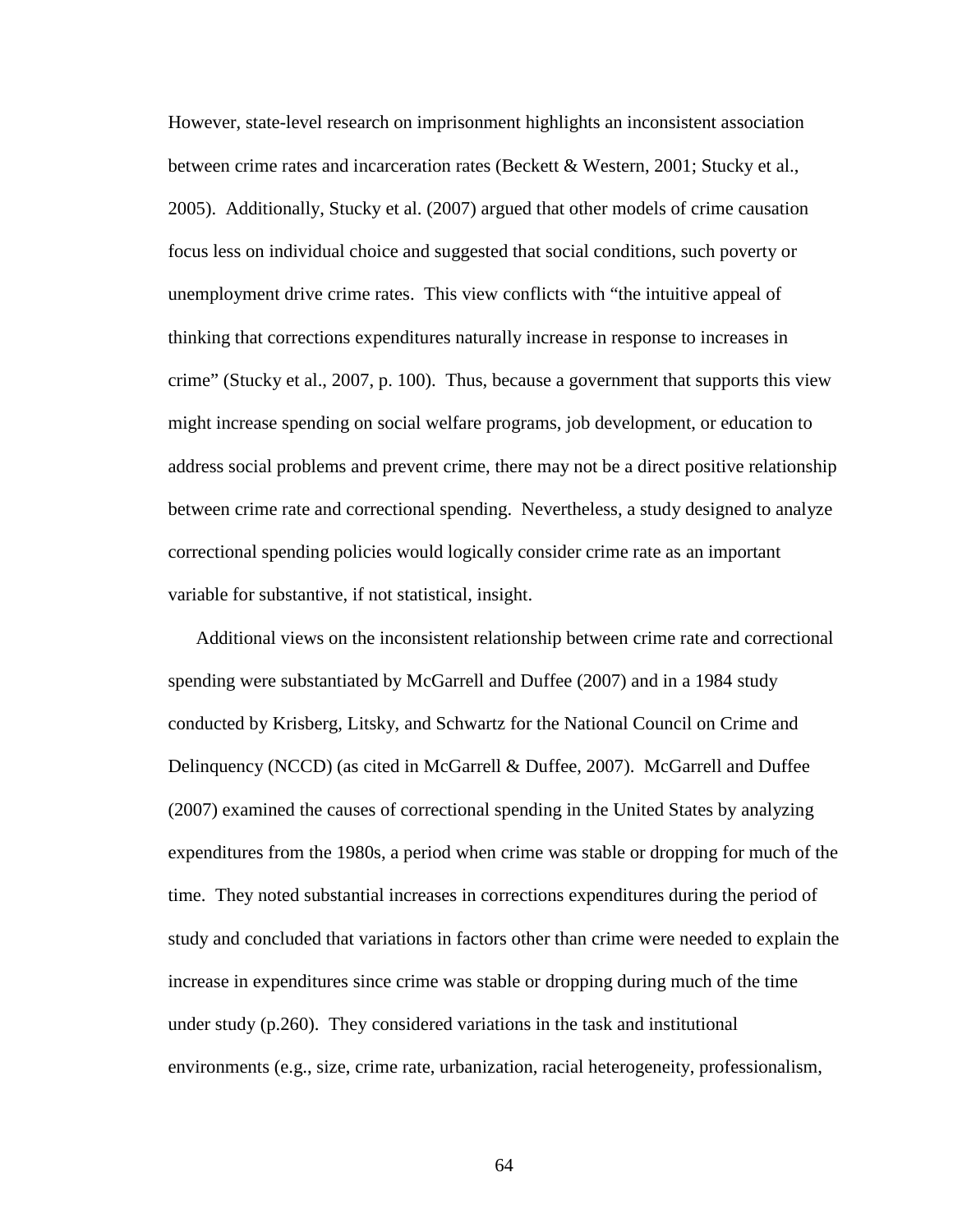However, state-level research on imprisonment highlights an inconsistent association between crime rates and incarceration rates (Beckett & Western, 2001; Stucky et al., 2005). Additionally, Stucky et al. (2007) argued that other models of crime causation focus less on individual choice and suggested that social conditions, such poverty or unemployment drive crime rates. This view conflicts with "the intuitive appeal of thinking that corrections expenditures naturally increase in response to increases in crime" (Stucky et al., 2007, p. 100). Thus, because a government that supports this view might increase spending on social welfare programs, job development, or education to address social problems and prevent crime, there may not be a direct positive relationship between crime rate and correctional spending. Nevertheless, a study designed to analyze correctional spending policies would logically consider crime rate as an important variable for substantive, if not statistical, insight.

Additional views on the inconsistent relationship between crime rate and correctional spending were substantiated by McGarrell and Duffee (2007) and in a 1984 study conducted by Krisberg, Litsky, and Schwartz for the National Council on Crime and Delinquency (NCCD) (as cited in McGarrell & Duffee, 2007). McGarrell and Duffee (2007) examined the causes of correctional spending in the United States by analyzing expenditures from the 1980s, a period when crime was stable or dropping for much of the time. They noted substantial increases in corrections expenditures during the period of study and concluded that variations in factors other than crime were needed to explain the increase in expenditures since crime was stable or dropping during much of the time under study (p.260). They considered variations in the task and institutional environments (e.g., size, crime rate, urbanization, racial heterogeneity, professionalism,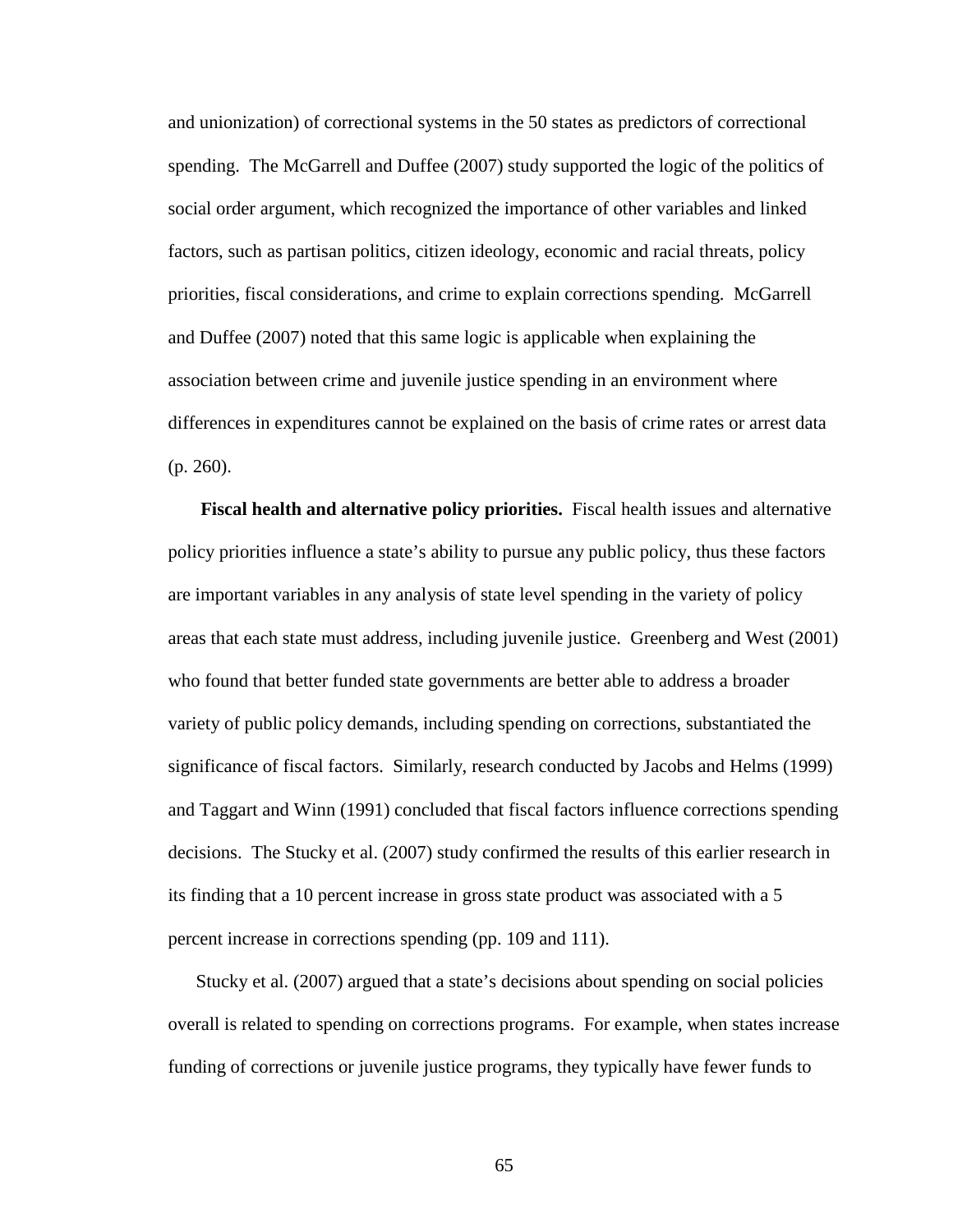and unionization) of correctional systems in the 50 states as predictors of correctional spending. The McGarrell and Duffee (2007) study supported the logic of the politics of social order argument, which recognized the importance of other variables and linked factors, such as partisan politics, citizen ideology, economic and racial threats, policy priorities, fiscal considerations, and crime to explain corrections spending. McGarrell and Duffee (2007) noted that this same logic is applicable when explaining the association between crime and juvenile justice spending in an environment where differences in expenditures cannot be explained on the basis of crime rates or arrest data (p. 260).

**Fiscal health and alternative policy priorities.** Fiscal health issues and alternative policy priorities influence a state's ability to pursue any public policy, thus these factors are important variables in any analysis of state level spending in the variety of policy areas that each state must address, including juvenile justice. Greenberg and West (2001) who found that better funded state governments are better able to address a broader variety of public policy demands, including spending on corrections, substantiated the significance of fiscal factors. Similarly, research conducted by Jacobs and Helms (1999) and Taggart and Winn (1991) concluded that fiscal factors influence corrections spending decisions. The Stucky et al. (2007) study confirmed the results of this earlier research in its finding that a 10 percent increase in gross state product was associated with a 5 percent increase in corrections spending (pp. 109 and 111).

Stucky et al. (2007) argued that a state's decisions about spending on social policies overall is related to spending on corrections programs. For example, when states increase funding of corrections or juvenile justice programs, they typically have fewer funds to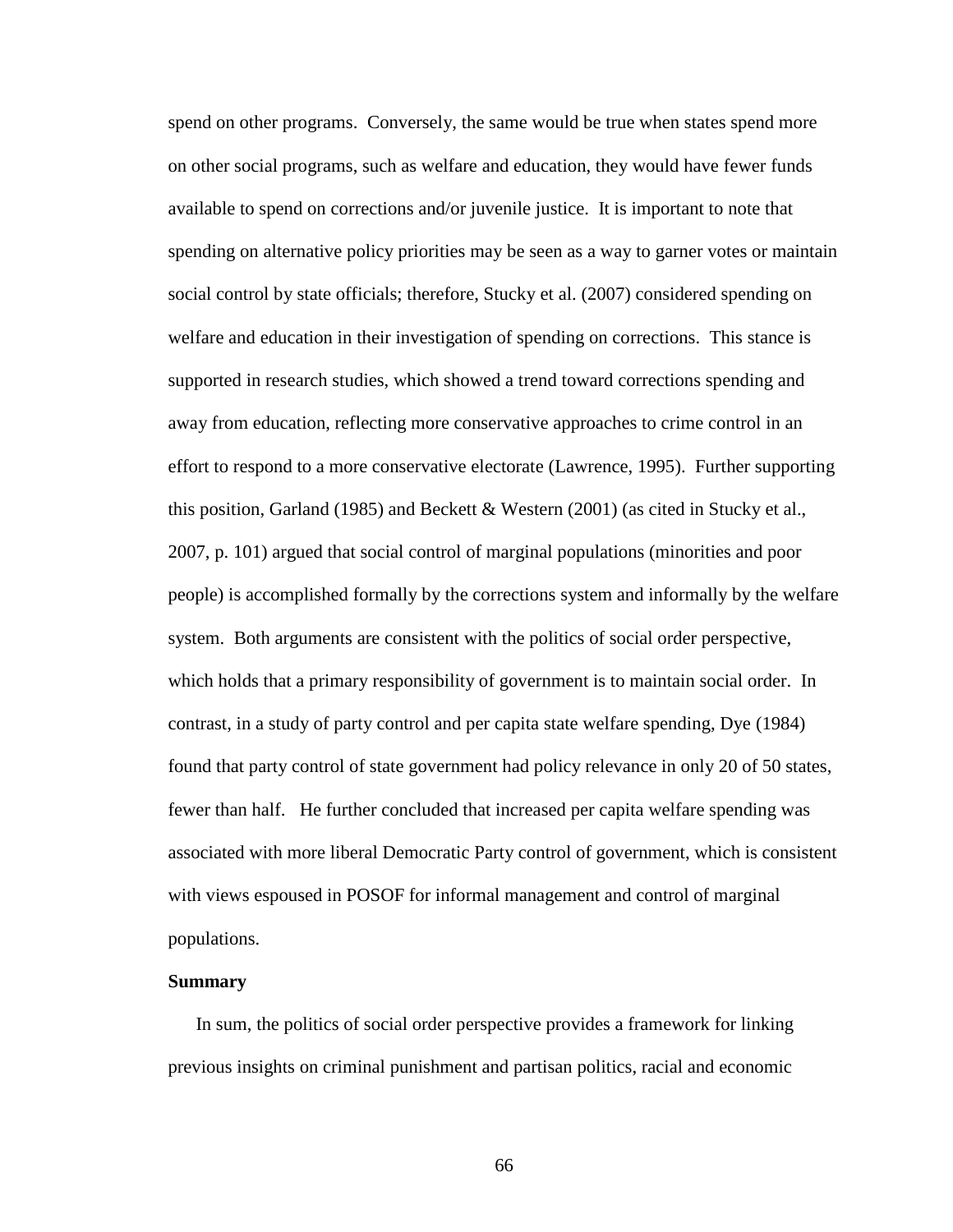spend on other programs. Conversely, the same would be true when states spend more on other social programs, such as welfare and education, they would have fewer funds available to spend on corrections and/or juvenile justice. It is important to note that spending on alternative policy priorities may be seen as a way to garner votes or maintain social control by state officials; therefore, Stucky et al. (2007) considered spending on welfare and education in their investigation of spending on corrections. This stance is supported in research studies, which showed a trend toward corrections spending and away from education, reflecting more conservative approaches to crime control in an effort to respond to a more conservative electorate (Lawrence, 1995). Further supporting this position, Garland (1985) and Beckett & Western (2001) (as cited in Stucky et al., 2007, p. 101) argued that social control of marginal populations (minorities and poor people) is accomplished formally by the corrections system and informally by the welfare system. Both arguments are consistent with the politics of social order perspective, which holds that a primary responsibility of government is to maintain social order. In contrast, in a study of party control and per capita state welfare spending, Dye (1984) found that party control of state government had policy relevance in only 20 of 50 states, fewer than half. He further concluded that increased per capita welfare spending was associated with more liberal Democratic Party control of government, which is consistent with views espoused in POSOF for informal management and control of marginal populations.

**Summary**

In sum, the politics of social order perspective provides a framework for linking previous insights on criminal punishment and partisan politics, racial and economic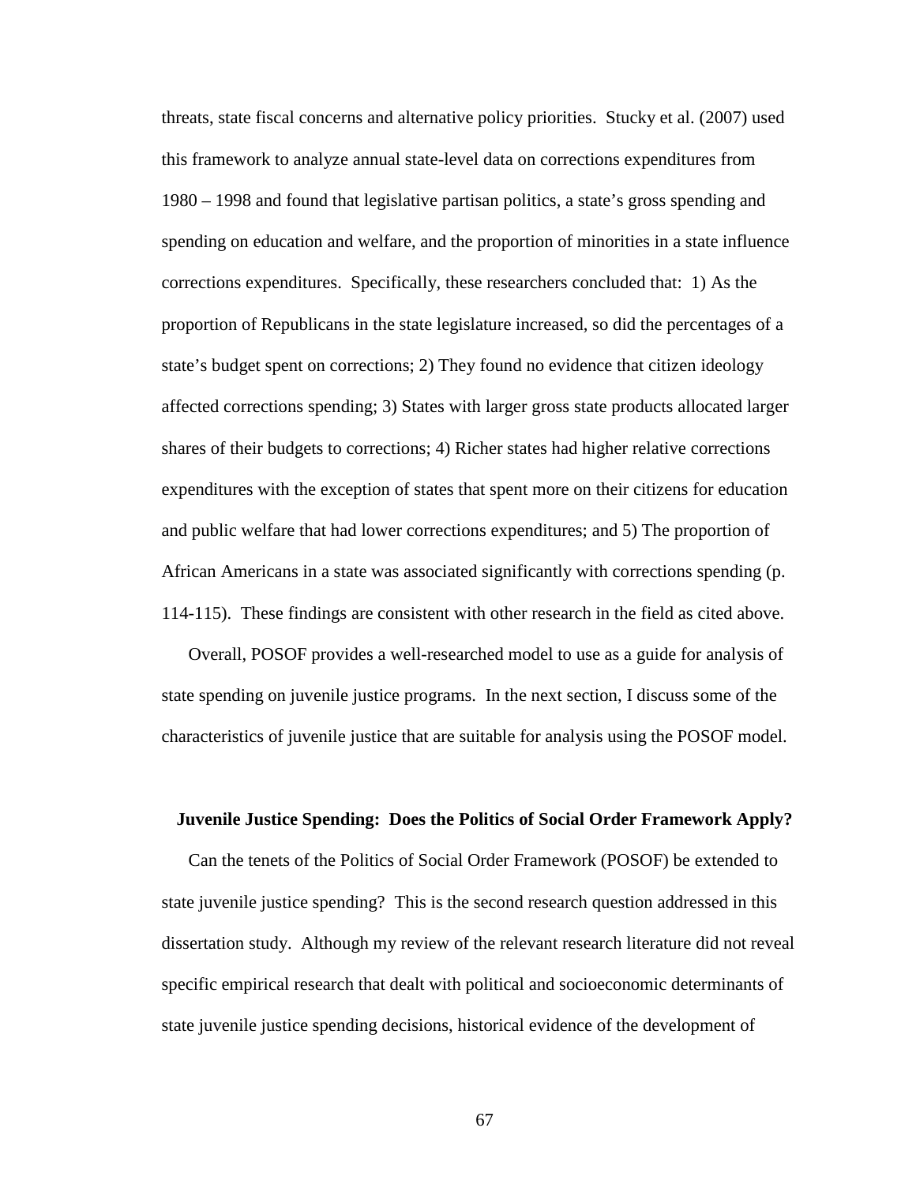threats, state fiscal concerns and alternative policy priorities. Stucky et al. (2007) used this framework to analyze annual state-level data on corrections expenditures from 1980 – 1998 and found that legislative partisan politics, a state's gross spending and spending on education and welfare, and the proportion of minorities in a state influence corrections expenditures. Specifically, these researchers concluded that: 1) As the proportion of Republicans in the state legislature increased, so did the percentages of a state's budget spent on corrections; 2) They found no evidence that citizen ideology affected corrections spending; 3) States with larger gross state products allocated larger shares of their budgets to corrections; 4) Richer states had higher relative corrections expenditures with the exception of states that spent more on their citizens for education and public welfare that had lower corrections expenditures; and 5) The proportion of African Americans in a state was associated significantly with corrections spending (p. 114-115). These findings are consistent with other research in the field as cited above.

Overall, POSOF provides a well-researched model to use as a guide for analysis of state spending on juvenile justice programs. In the next section, I discuss some of the characteristics of juvenile justice that are suitable for analysis using the POSOF model.

## Juvenile Justice Spending: Does the Politics of Social Order Framework Apply?

Can the tenets of the Politics of Social Order Framework (POSOF) be extended to state juvenile justice spending? This is the second research question addressed in this dissertation study. Although my review of the relevant research literature did not reveal specific empirical research that dealt with political and socioeconomic determinants of state juvenile justice spending decisions, historical evidence of the development of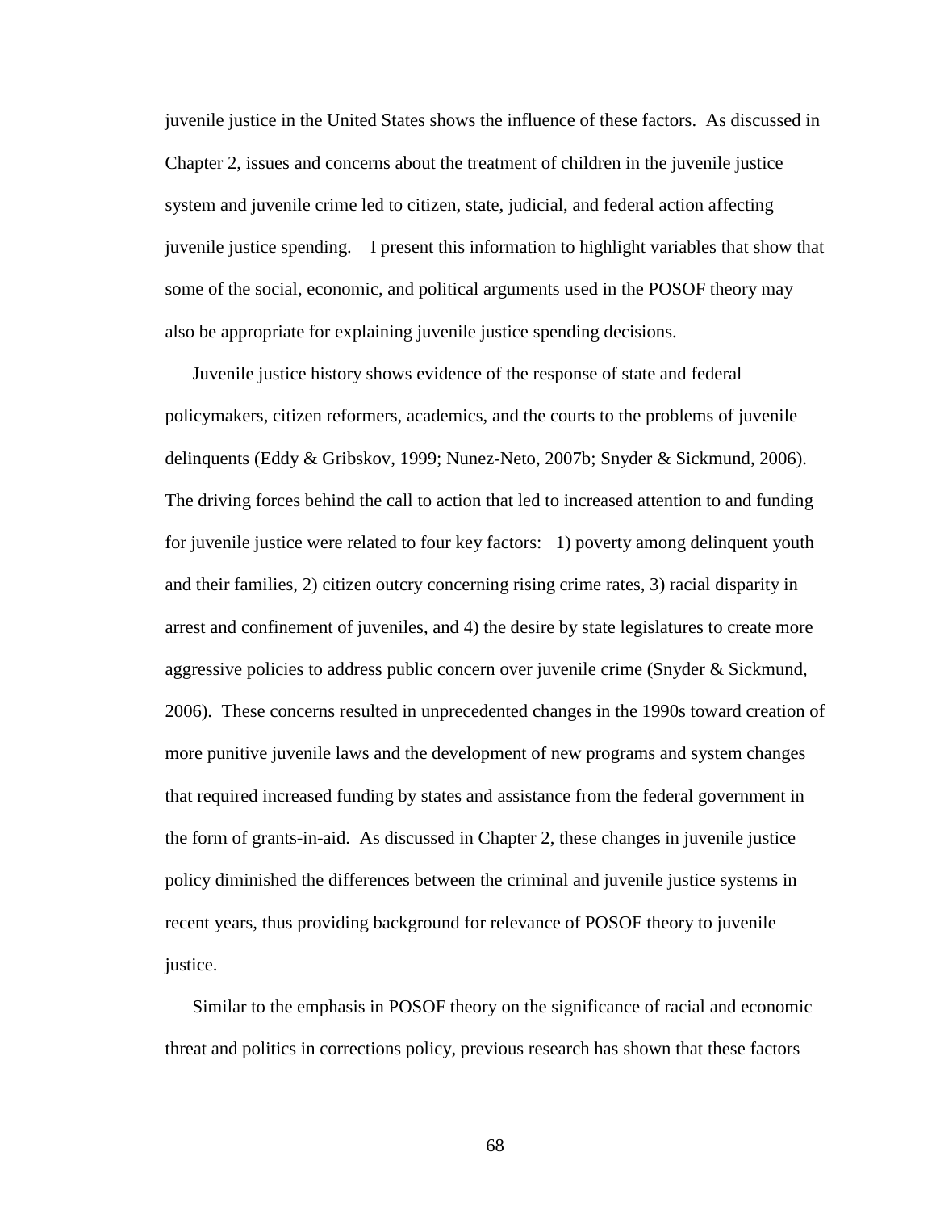juvenile justice in the United States shows the influence of these factors. As discussed in Chapter 2, issues and concerns about the treatment of children in the juvenile justice system and juvenile crime led to citizen, state, judicial, and federal action affecting juvenile justice spending. I present this information to highlight variables that show that some of the social, economic, and political arguments used in the POSOF theory may also be appropriate for explaining juvenile justice spending decisions.

Juvenile justice history shows evidence of the response of state and federal policymakers, citizen reformers, academics, and the courts to the problems of juvenile delinquents (Eddy & Gribskov, 1999; Nunez-Neto, 2007b; Snyder & Sickmund, 2006). The driving forces behind the call to action that led to increased attention to and funding for juvenile justice were related to four key factors: 1) poverty among delinquent youth and their families, 2) citizen outcry concerning rising crime rates, 3) racial disparity in arrest and confinement of juveniles, and 4) the desire by state legislatures to create more aggressive policies to address public concern over juvenile crime (Snyder & Sickmund, 2006). These concerns resulted in unprecedented changes in the 1990s toward creation of more punitive juvenile laws and the development of new programs and system changes that required increased funding by states and assistance from the federal government in the form of grants-in-aid. As discussed in Chapter 2, these changes in juvenile justice policy diminished the differences between the criminal and juvenile justice systems in recent years, thus providing background for relevance of POSOF theory to juvenile justice.

Similar to the emphasis in POSOF theory on the significance of racial and economic threat and politics in corrections policy, previous research has shown that these factors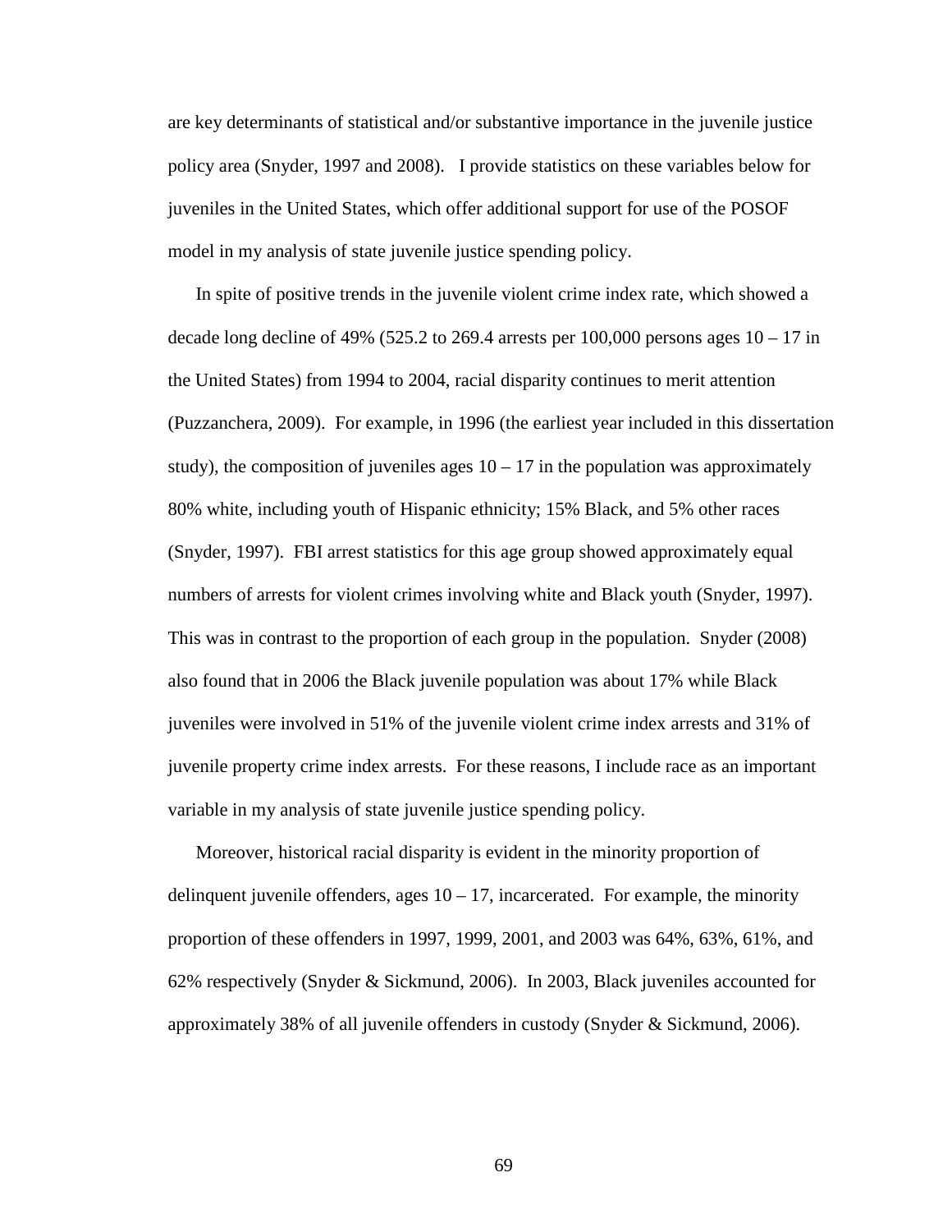are key determinants of statistical and/or substantive importance in the juvenile justice policy area (Snyder, 1997 and 2008). I provide statistics on these variables below for juveniles in the United States, which offer additional support for use of the POSOF model in my analysis of state juvenile justice spending policy.

In spite of positive trends in the juvenile violent crime index rate, which showed a decade long decline of 49% (525.2 to 269.4 arrests per 100,000 persons ages 10 – 17 in the United States) from 1994 to 2004, racial disparity continues to merit attention (Puzzanchera, 2009). For example, in 1996 (the earliest year included in this dissertation study), the composition of juveniles ages 10 – 17 in the population was approximately 80% white, including youth of Hispanic ethnicity; 15% Black, and 5% other races (Snyder, 1997). FBI arrest statistics for this age group showed approximately equal numbers of arrests for violent crimes involving white and Black youth (Snyder, 1997). This was in contrast to the proportion of each group in the population. Snyder (2008) also found that in 2006 the Black juvenile population was about 17% while Black juveniles were involved in 51% of the juvenile violent crime index arrests and 31% of juvenile property crime index arrests. For these reasons, I include race as an important variable in my analysis of state juvenile justice spending policy.

Moreover, historical racial disparity is evident in the minority proportion of delinquent juvenile offenders, ages 10 – 17, incarcerated. For example, the minority proportion of these offenders in 1997, 1999, 2001, and 2003 was 64%, 63%, 61%, and 62% respectively (Snyder & Sickmund, 2006). In 2003, Black juveniles accounted for approximately 38% of all juvenile offenders in custody (Snyder & Sickmund, 2006).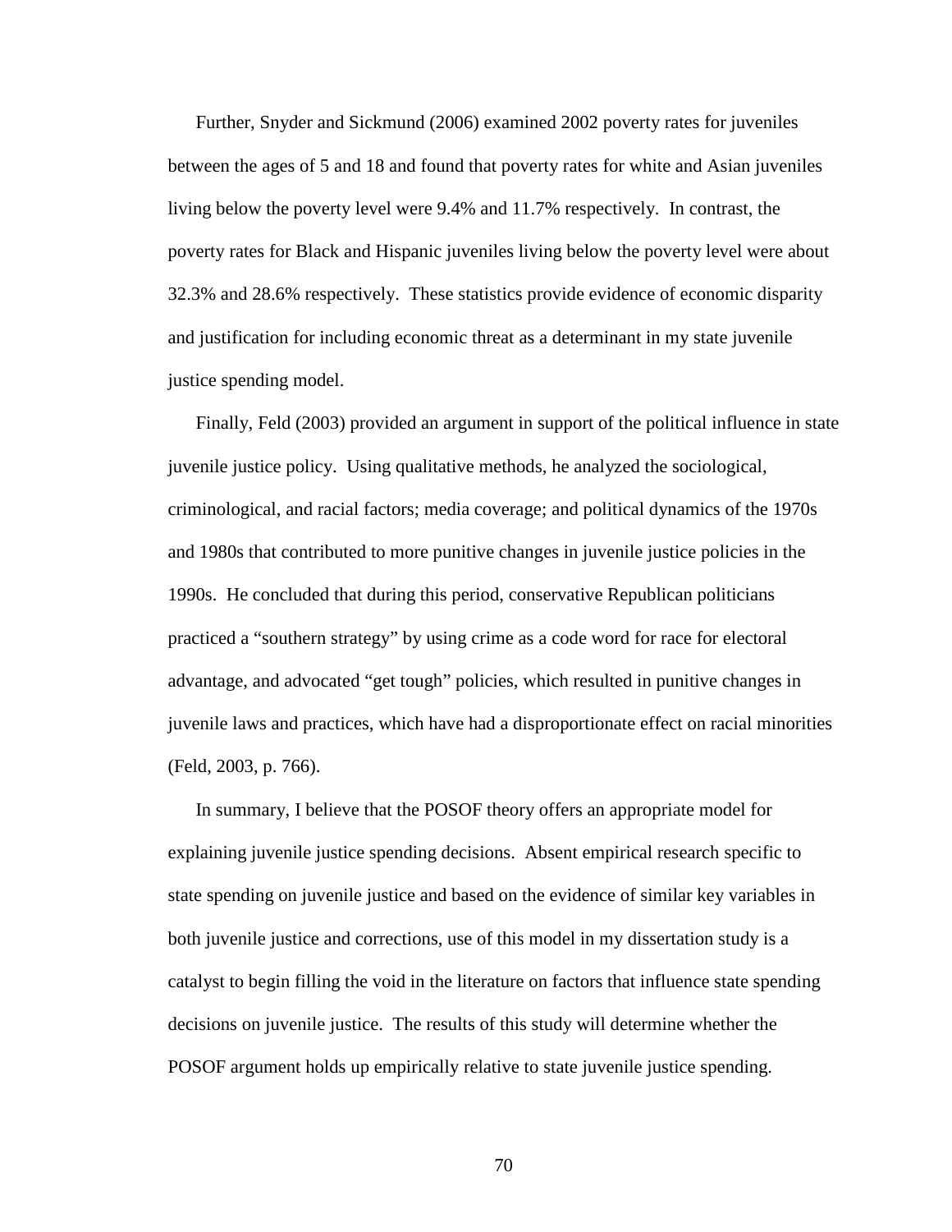Further, Snyder and Sickmund (2006) examined 2002 poverty rates for juveniles between the ages of 5 and 18 and found that poverty rates for white and Asian juveniles living below the poverty level were 9.4% and 11.7% respectively. In contrast, the poverty rates for Black and Hispanic juveniles living below the poverty level were about 32.3% and 28.6% respectively. These statistics provide evidence of economic disparity and justification for including economic threat as a determinant in my state juvenile justice spending model.

Finally, Feld (2003) provided an argument in support of the political influence in state juvenile justice policy. Using qualitative methods, he analyzed the sociological, criminological, and racial factors; media coverage; and political dynamics of the 1970s and 1980s that contributed to more punitive changes in juvenile justice policies in the 1990s. He concluded that during this period, conservative Republican politicians practiced a "southern strategy" by using crime as a code word for race for electoral advantage, and advocated "get tough" policies, which resulted in punitive changes in juvenile laws and practices, which have had a disproportionate effect on racial minorities (Feld, 2003, p. 766).

In summary, I believe that the POSOF theory offers an appropriate model for explaining juvenile justice spending decisions. Absent empirical research specific to state spending on juvenile justice and based on the evidence of similar key variables in both juvenile justice and corrections, use of this model in my dissertation study is a catalyst to begin filling the void in the literature on factors that influence state spending decisions on juvenile justice. The results of this study will determine whether the POSOF argument holds up empirically relative to state juvenile justice spending.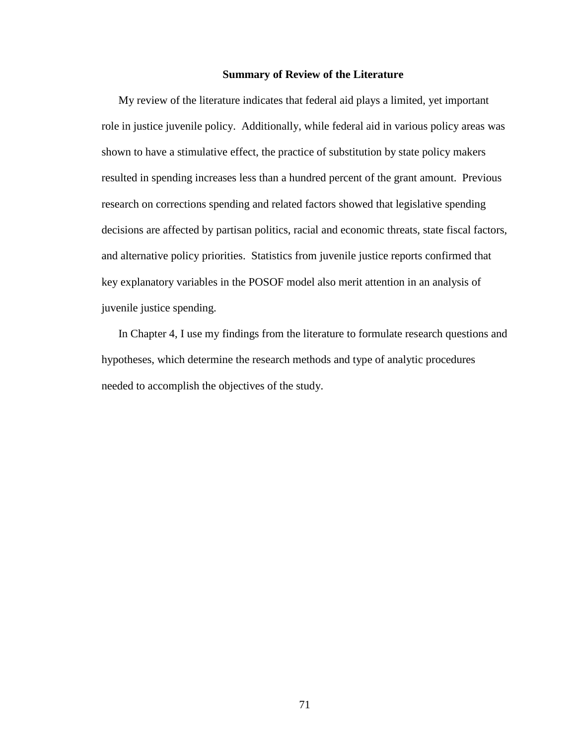## Summary of Review of the Literature

My review of the literature indicates that federal aid plays a limited, yet important role in justice juvenile policy. Additionally, while federal aid in various policy areas was shown to have a stimulative effect, the practice of substitution by state policy makers resulted in spending increases less than a hundred percent of the grant amount. Previous research on corrections spending and related factors showed that legislative spending decisions are affected by partisan politics, racial and economic threats, state fiscal factors, and alternative policy priorities. Statistics from juvenile justice reports confirmed that key explanatory variables in the POSOF model also merit attention in an analysis of juvenile justice spending.

In Chapter 4, I use my findings from the literature to formulate research questions and hypotheses, which determine the research methods and type of analytic procedures needed to accomplish the objectives of the study.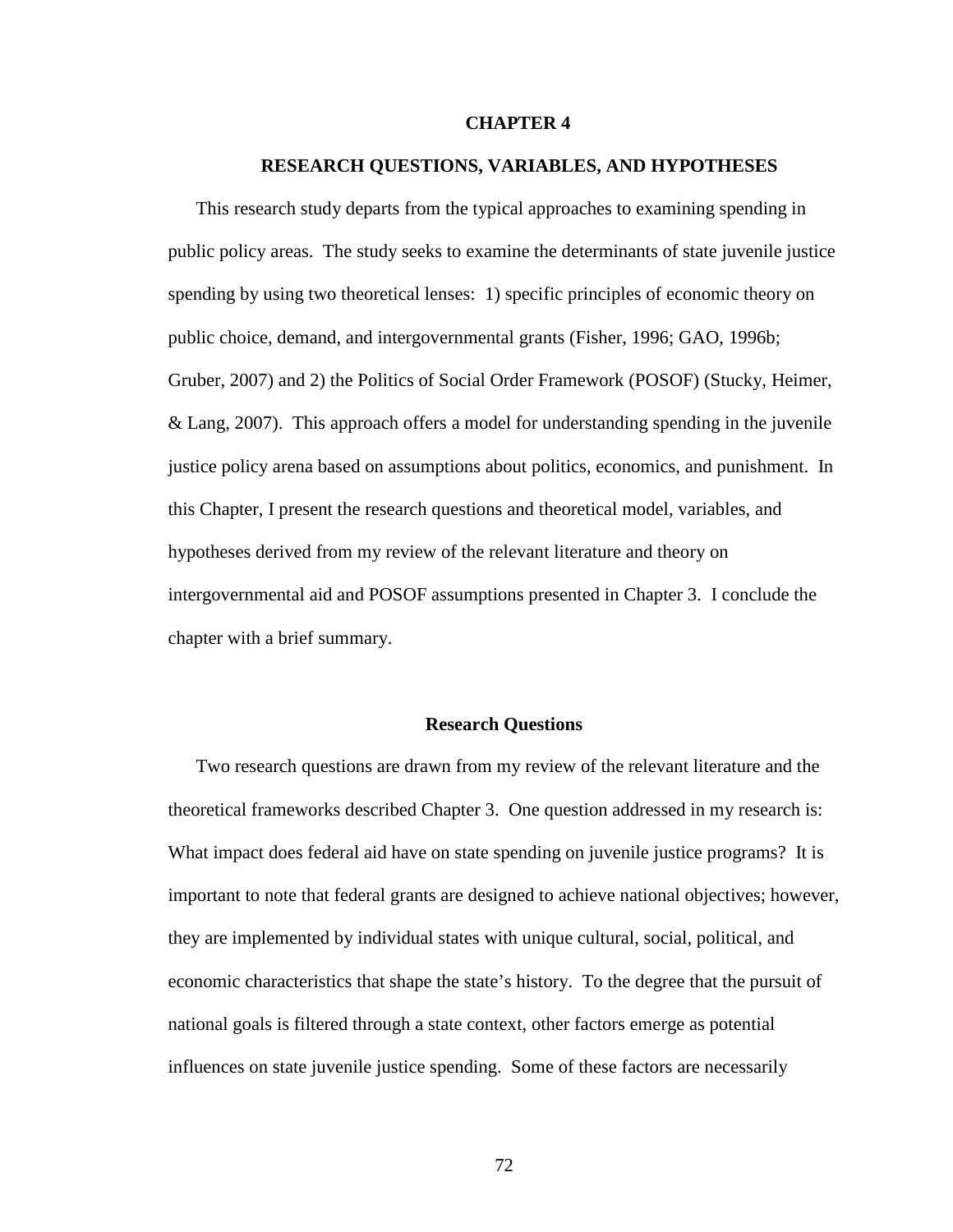# CHAPTER 4

## RESEARCH QUESTIONS, VARIABLES, AND HYPOTHESES

This research study departs from the typical approaches to examining spending in public policy areas. The study seeks to examine the determinants of state juvenile justice spending by using two theoretical lenses: 1) specific principles of economic theory on public choice, demand, and intergovernmental grants (Fisher, 1996; GAO, 1996b; Gruber, 2007) and 2) the Politics of Social Order Framework (POSOF) (Stucky, Heimer, & Lang, 2007). This approach offers a model for understanding spending in the juvenile justice policy arena based on assumptions about politics, economics, and punishment. In this Chapter, I present the research questions and theoretical model, variables, and hypotheses derived from my review of the relevant literature and theory on intergovernmental aid and POSOF assumptions presented in Chapter 3. I conclude the chapter with a brief summary.

### Research Questions

Two research questions are drawn from my review of the relevant literature and the theoretical frameworks described Chapter 3. One question addressed in my research is: What impact does federal aid have on state spending on juvenile justice programs? It is important to note that federal grants are designed to achieve national objectives; however, they are implemented by individual states with unique cultural, social, political, and economic characteristics that shape the state's history. To the degree that the pursuit of national goals is filtered through a state context, other factors emerge as potential influences on state juvenile justice spending. Some of these factors are necessarily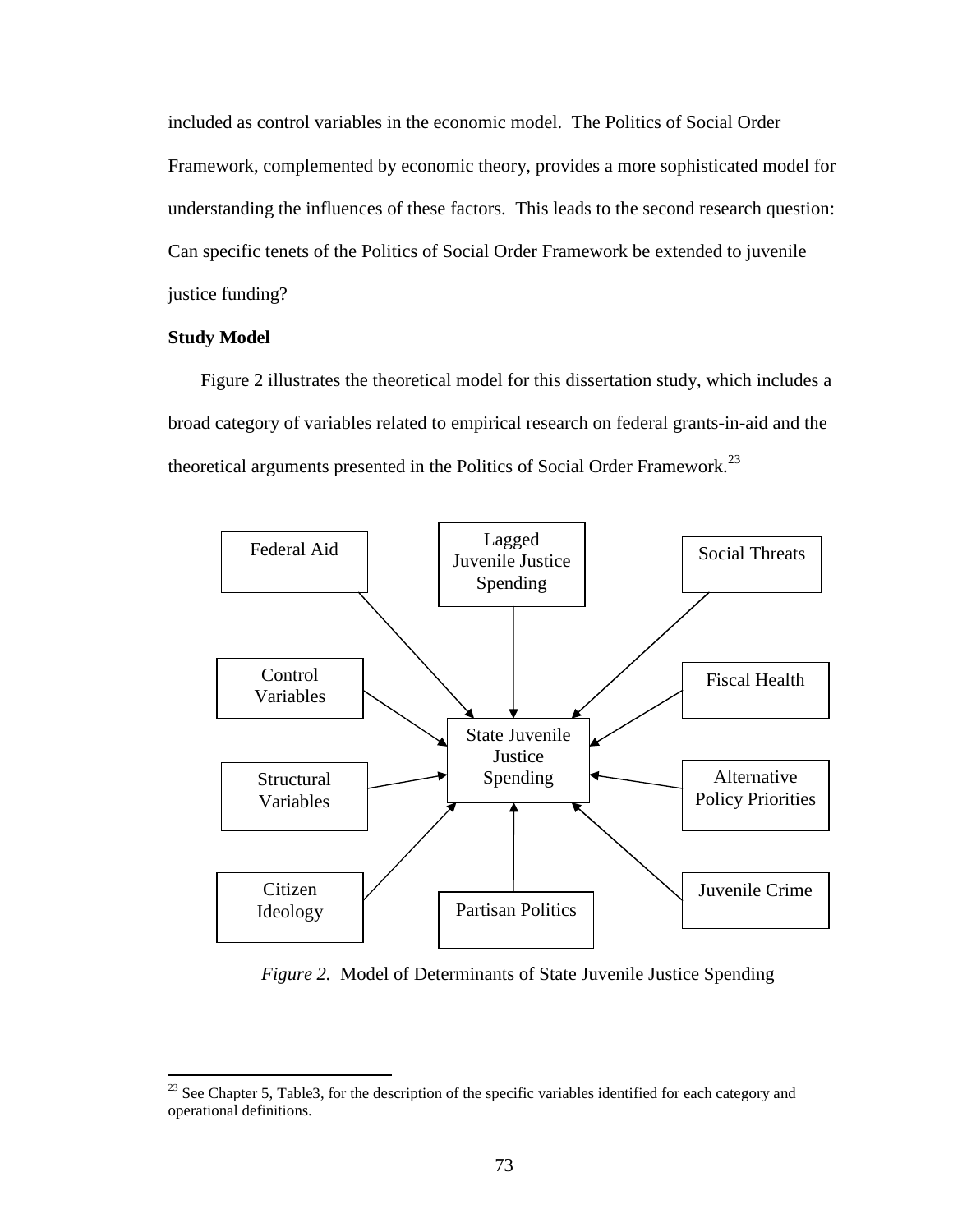included as control variables in the economic model. The Politics of Social Order Framework, complemented by economic theory, provides a more sophisticated model for understanding the influences of these factors. This leads to the second research question: Can specific tenets of the Politics of Social Order Framework be extended to juvenile justice funding?

**Study Model**

Figure 2 illustrates the theoretical model for this dissertation study, which includes a broad category of variables related to empirical research on federal grants-in-aid and the theoretical arguments presented in the Politics of Social Order Framework.[23]

Federal Aid

Lagged Juvenile Justice Spending

Social Threats

Control Variables

Fiscal Health

State Juvenile Justice Spending

Structural Variables

Alternative Policy Priorities

Citizen Ideology

Partisan Politics

Juvenile Crime

*Figure 2.* Model of Determinants of State Juvenile Justice Spending

[23] See Chapter 5, Table3, for the description of the specific variables identified for each category and operational definitions.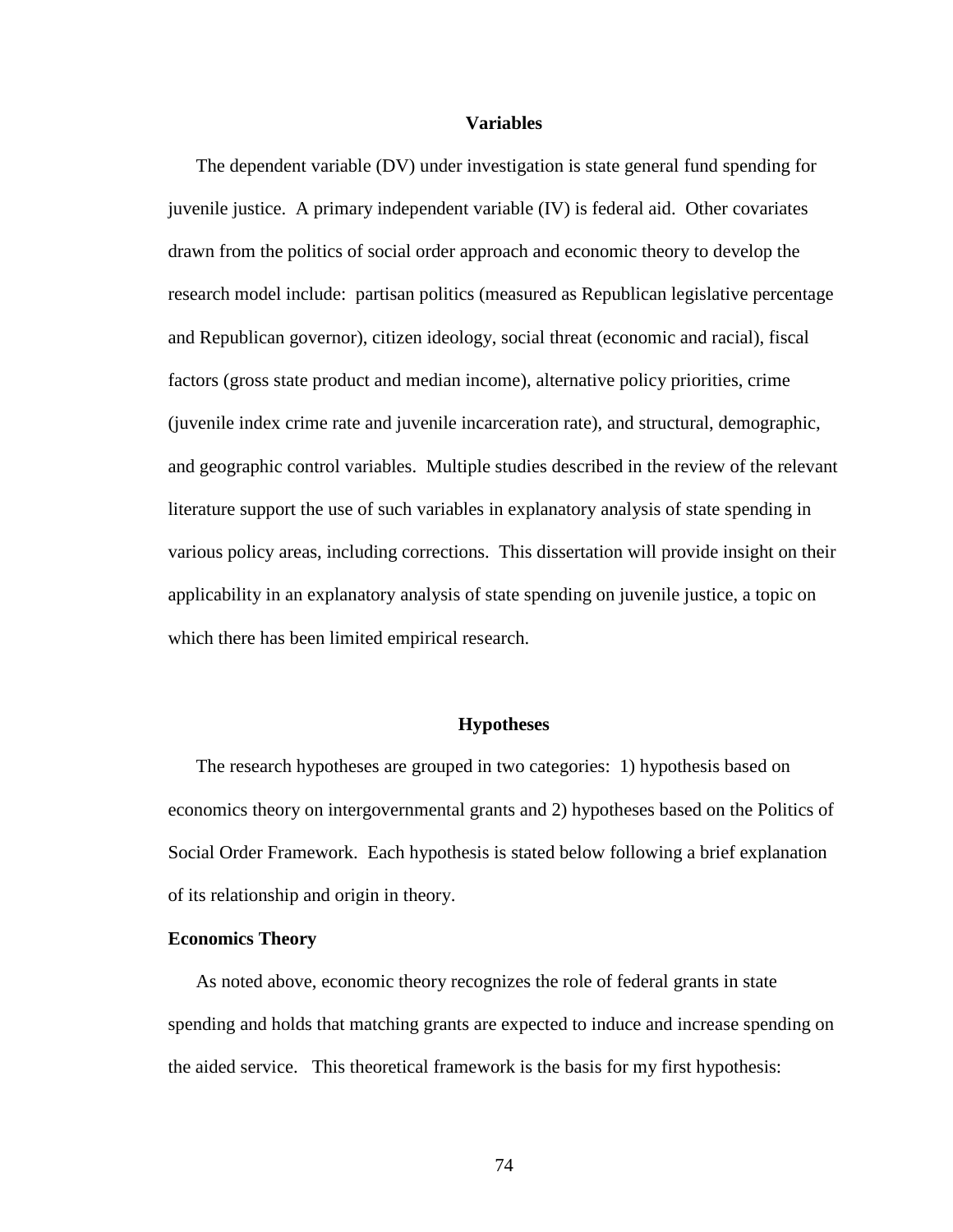## Variables

The dependent variable (DV) under investigation is state general fund spending for juvenile justice. A primary independent variable (IV) is federal aid. Other covariates drawn from the politics of social order approach and economic theory to develop the research model include: partisan politics (measured as Republican legislative percentage and Republican governor), citizen ideology, social threat (economic and racial), fiscal factors (gross state product and median income), alternative policy priorities, crime (juvenile index crime rate and juvenile incarceration rate), and structural, demographic, and geographic control variables. Multiple studies described in the review of the relevant literature support the use of such variables in explanatory analysis of state spending in various policy areas, including corrections. This dissertation will provide insight on their applicability in an explanatory analysis of state spending on juvenile justice, a topic on which there has been limited empirical research.

## Hypotheses

The research hypotheses are grouped in two categories: 1) hypothesis based on economics theory on intergovernmental grants and 2) hypotheses based on the Politics of Social Order Framework. Each hypothesis is stated below following a brief explanation of its relationship and origin in theory.

### Economics Theory

As noted above, economic theory recognizes the role of federal grants in state spending and holds that matching grants are expected to induce and increase spending on the aided service. This theoretical framework is the basis for my first hypothesis: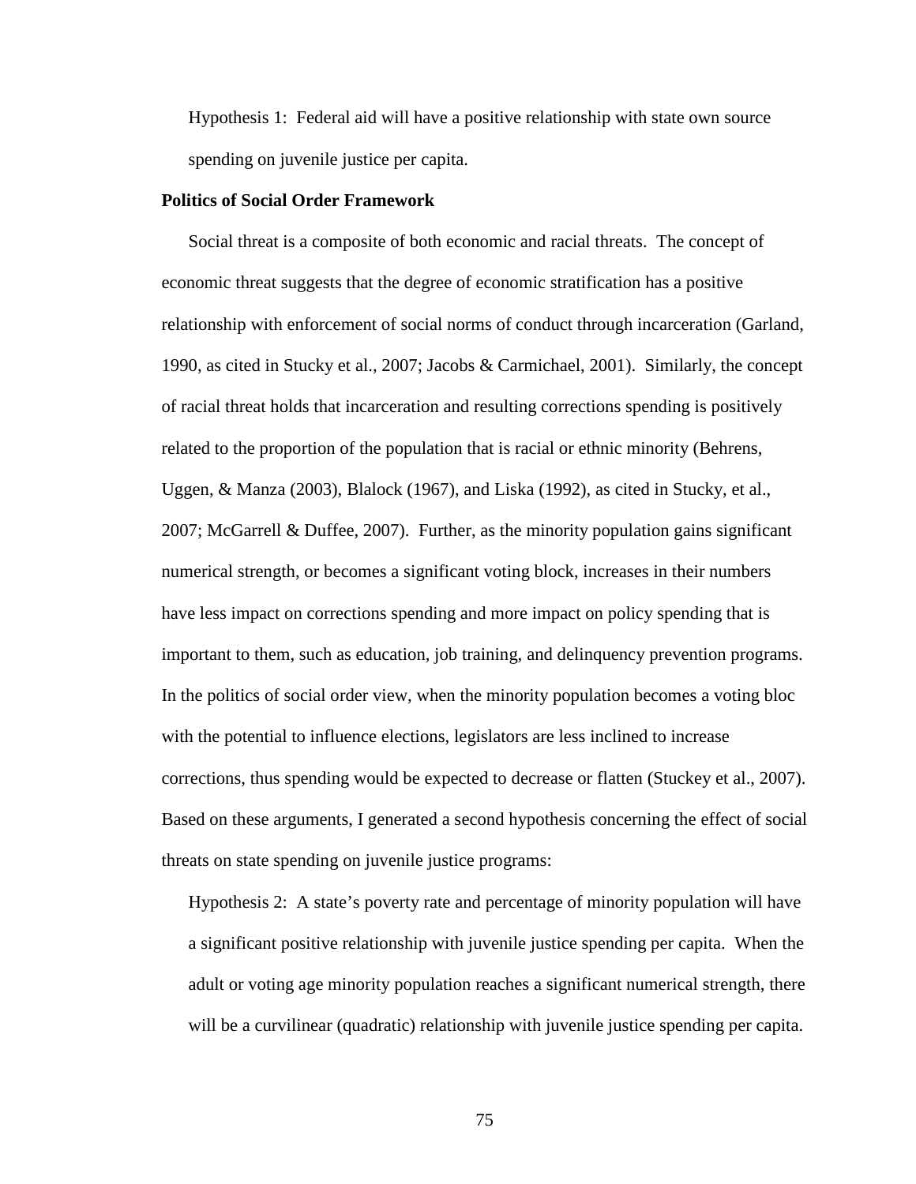Hypothesis 1: Federal aid will have a positive relationship with state own source spending on juvenile justice per capita.

**Politics of Social Order Framework**

Social threat is a composite of both economic and racial threats. The concept of economic threat suggests that the degree of economic stratification has a positive relationship with enforcement of social norms of conduct through incarceration (Garland, 1990, as cited in Stucky et al., 2007; Jacobs & Carmichael, 2001). Similarly, the concept of racial threat holds that incarceration and resulting corrections spending is positively related to the proportion of the population that is racial or ethnic minority (Behrens, Uggen, & Manza (2003), Blalock (1967), and Liska (1992), as cited in Stucky, et al., 2007; McGarrell & Duffee, 2007). Further, as the minority population gains significant numerical strength, or becomes a significant voting block, increases in their numbers have less impact on corrections spending and more impact on policy spending that is important to them, such as education, job training, and delinquency prevention programs. In the politics of social order view, when the minority population becomes a voting bloc with the potential to influence elections, legislators are less inclined to increase corrections, thus spending would be expected to decrease or flatten (Stuckey et al., 2007). Based on these arguments, I generated a second hypothesis concerning the effect of social threats on state spending on juvenile justice programs:

Hypothesis 2: A state's poverty rate and percentage of minority population will have a significant positive relationship with juvenile justice spending per capita. When the adult or voting age minority population reaches a significant numerical strength, there will be a curvilinear (quadratic) relationship with juvenile justice spending per capita.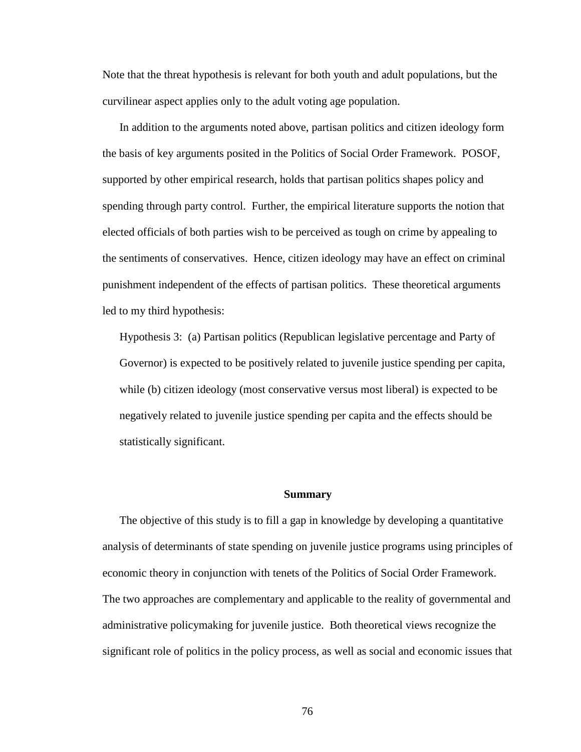Note that the threat hypothesis is relevant for both youth and adult populations, but the curvilinear aspect applies only to the adult voting age population.

In addition to the arguments noted above, partisan politics and citizen ideology form the basis of key arguments posited in the Politics of Social Order Framework. POSOF, supported by other empirical research, holds that partisan politics shapes policy and spending through party control. Further, the empirical literature supports the notion that elected officials of both parties wish to be perceived as tough on crime by appealing to the sentiments of conservatives. Hence, citizen ideology may have an effect on criminal punishment independent of the effects of partisan politics. These theoretical arguments led to my third hypothesis:

Hypothesis 3: (a) Partisan politics (Republican legislative percentage and Party of Governor) is expected to be positively related to juvenile justice spending per capita, while (b) citizen ideology (most conservative versus most liberal) is expected to be negatively related to juvenile justice spending per capita and the effects should be statistically significant.

## Summary

The objective of this study is to fill a gap in knowledge by developing a quantitative analysis of determinants of state spending on juvenile justice programs using principles of economic theory in conjunction with tenets of the Politics of Social Order Framework. The two approaches are complementary and applicable to the reality of governmental and administrative policymaking for juvenile justice. Both theoretical views recognize the significant role of politics in the policy process, as well as social and economic issues that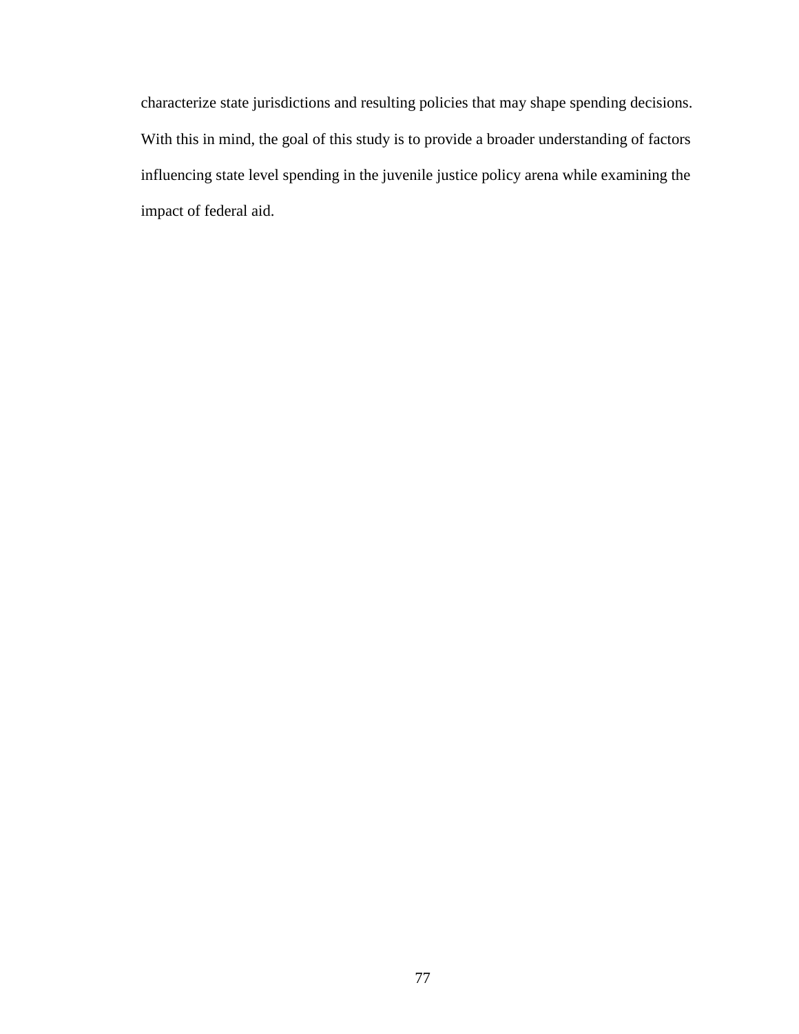characterize state jurisdictions and resulting policies that may shape spending decisions. With this in mind, the goal of this study is to provide a broader understanding of factors influencing state level spending in the juvenile justice policy arena while examining the impact of federal aid.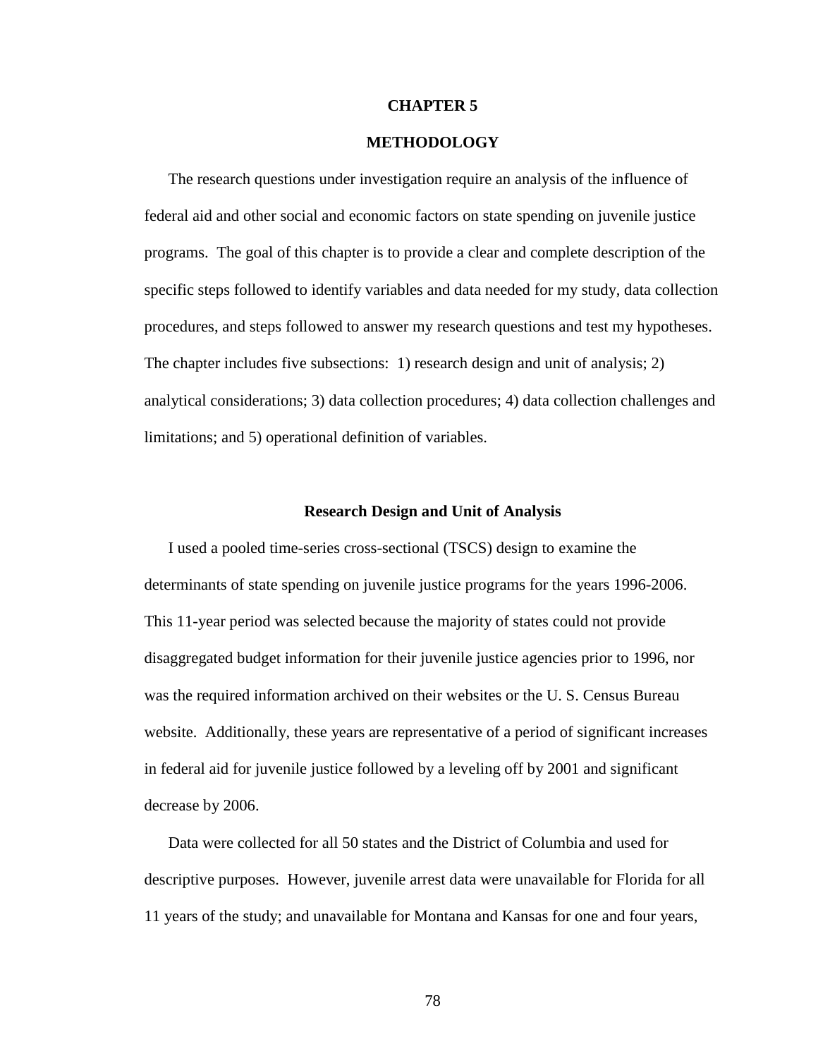# CHAPTER 5

# METHODOLOGY

The research questions under investigation require an analysis of the influence of federal aid and other social and economic factors on state spending on juvenile justice programs. The goal of this chapter is to provide a clear and complete description of the specific steps followed to identify variables and data needed for my study, data collection procedures, and steps followed to answer my research questions and test my hypotheses. The chapter includes five subsections: 1) research design and unit of analysis; 2) analytical considerations; 3) data collection procedures; 4) data collection challenges and limitations; and 5) operational definition of variables.

## Research Design and Unit of Analysis

I used a pooled time-series cross-sectional (TSCS) design to examine the determinants of state spending on juvenile justice programs for the years 1996-2006. This 11-year period was selected because the majority of states could not provide disaggregated budget information for their juvenile justice agencies prior to 1996, nor was the required information archived on their websites or the U. S. Census Bureau website. Additionally, these years are representative of a period of significant increases in federal aid for juvenile justice followed by a leveling off by 2001 and significant decrease by 2006.

Data were collected for all 50 states and the District of Columbia and used for descriptive purposes. However, juvenile arrest data were unavailable for Florida for all 11 years of the study; and unavailable for Montana and Kansas for one and four years,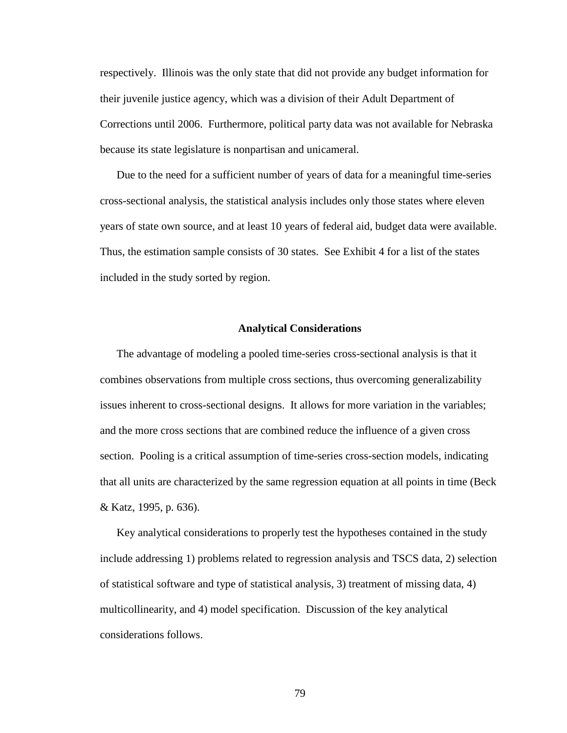respectively. Illinois was the only state that did not provide any budget information for their juvenile justice agency, which was a division of their Adult Department of Corrections until 2006. Furthermore, political party data was not available for Nebraska because its state legislature is nonpartisan and unicameral.

Due to the need for a sufficient number of years of data for a meaningful time-series cross-sectional analysis, the statistical analysis includes only those states where eleven years of state own source, and at least 10 years of federal aid, budget data were available. Thus, the estimation sample consists of 30 states. See Exhibit 4 for a list of the states included in the study sorted by region.

## Analytical Considerations

The advantage of modeling a pooled time-series cross-sectional analysis is that it combines observations from multiple cross sections, thus overcoming generalizability issues inherent to cross-sectional designs. It allows for more variation in the variables; and the more cross sections that are combined reduce the influence of a given cross section. Pooling is a critical assumption of time-series cross-section models, indicating that all units are characterized by the same regression equation at all points in time (Beck & Katz, 1995, p. 636).

Key analytical considerations to properly test the hypotheses contained in the study include addressing 1) problems related to regression analysis and TSCS data, 2) selection of statistical software and type of statistical analysis, 3) treatment of missing data, 4) multicollinearity, and 4) model specification. Discussion of the key analytical considerations follows.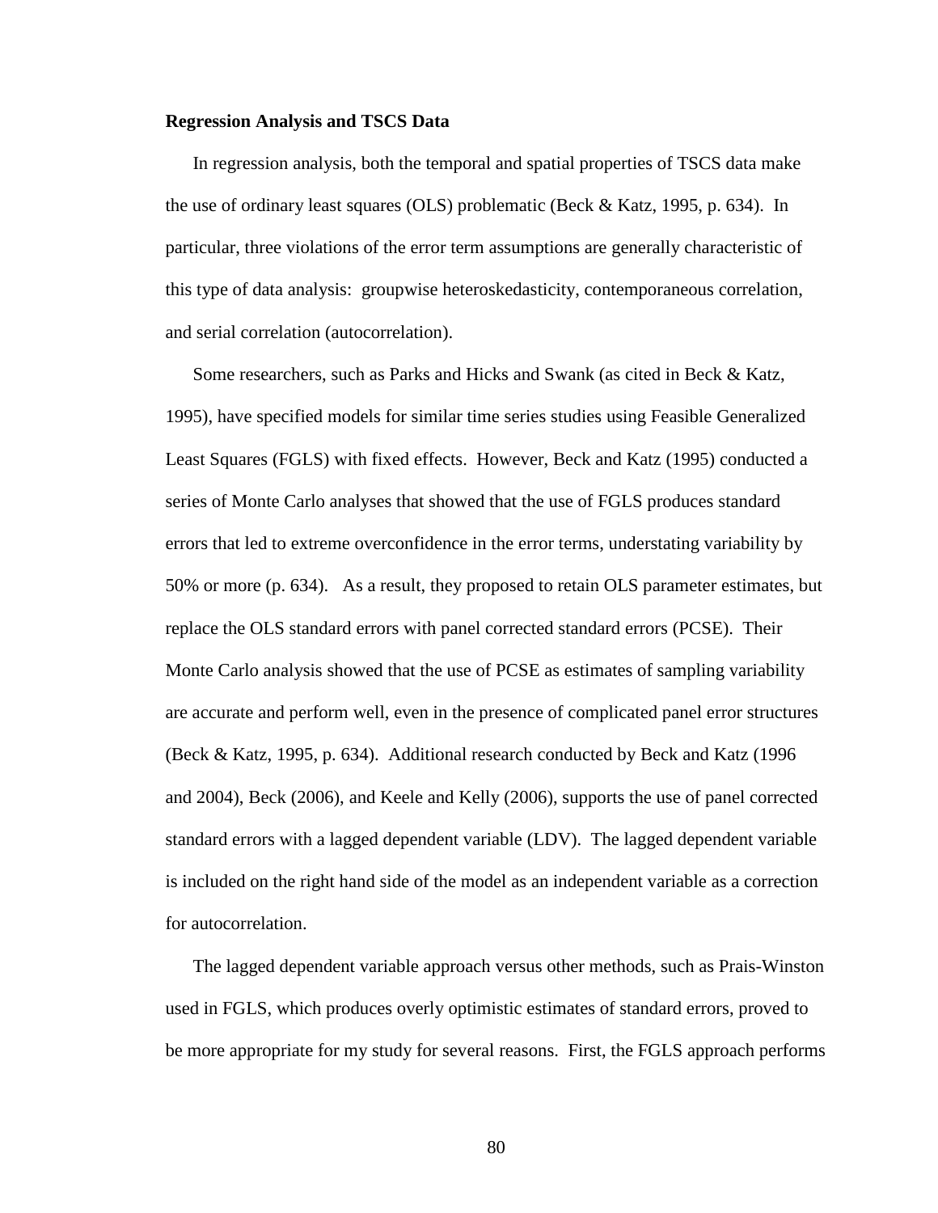**Regression Analysis and TSCS Data**

In regression analysis, both the temporal and spatial properties of TSCS data make the use of ordinary least squares (OLS) problematic (Beck & Katz, 1995, p. 634). In particular, three violations of the error term assumptions are generally characteristic of this type of data analysis: groupwise heteroskedasticity, contemporaneous correlation, and serial correlation (autocorrelation).

Some researchers, such as Parks and Hicks and Swank (as cited in Beck & Katz, 1995), have specified models for similar time series studies using Feasible Generalized Least Squares (FGLS) with fixed effects. However, Beck and Katz (1995) conducted a series of Monte Carlo analyses that showed that the use of FGLS produces standard errors that led to extreme overconfidence in the error terms, understating variability by 50% or more (p. 634). As a result, they proposed to retain OLS parameter estimates, but replace the OLS standard errors with panel corrected standard errors (PCSE). Their Monte Carlo analysis showed that the use of PCSE as estimates of sampling variability are accurate and perform well, even in the presence of complicated panel error structures (Beck & Katz, 1995, p. 634). Additional research conducted by Beck and Katz (1996 and 2004), Beck (2006), and Keele and Kelly (2006), supports the use of panel corrected standard errors with a lagged dependent variable (LDV). The lagged dependent variable is included on the right hand side of the model as an independent variable as a correction for autocorrelation.

The lagged dependent variable approach versus other methods, such as Prais-Winston used in FGLS, which produces overly optimistic estimates of standard errors, proved to be more appropriate for my study for several reasons. First, the FGLS approach performs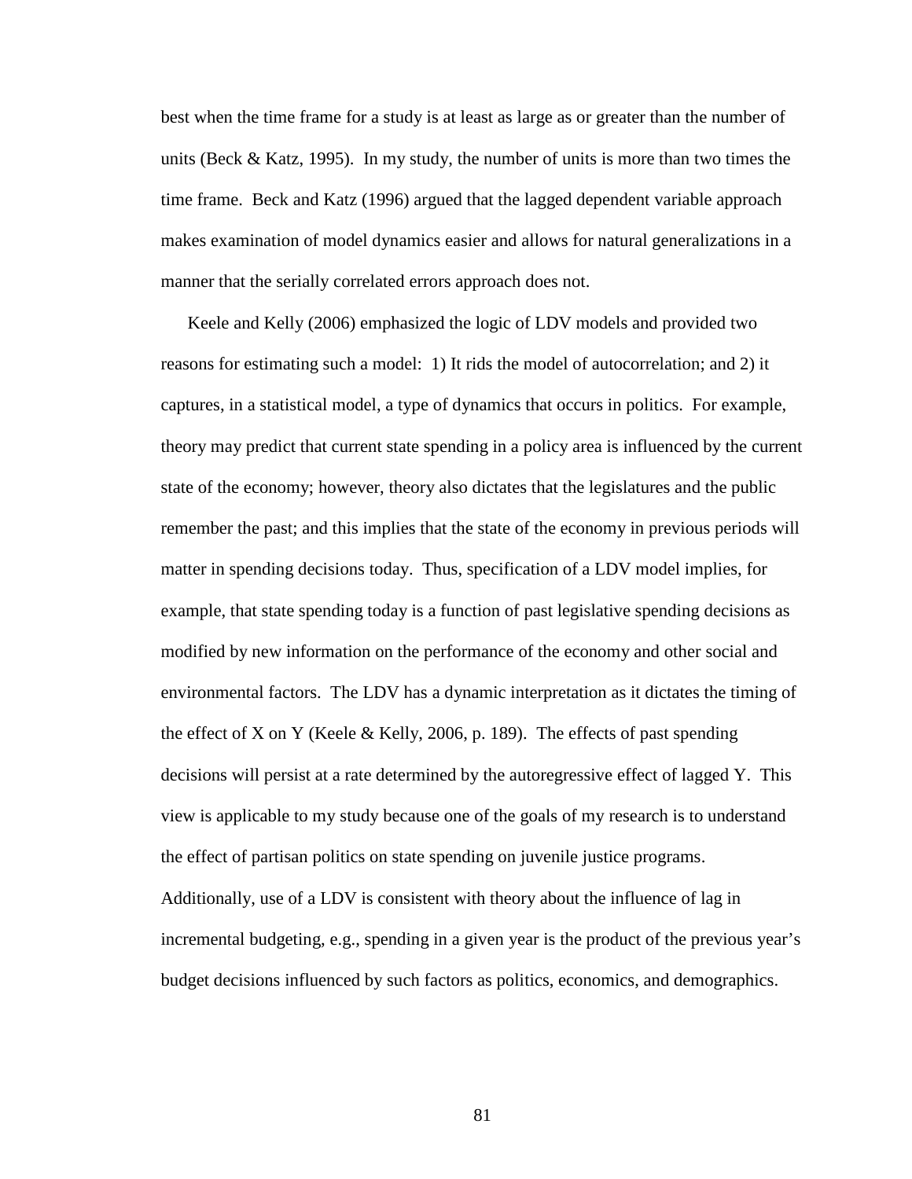best when the time frame for a study is at least as large as or greater than the number of units (Beck & Katz, 1995). In my study, the number of units is more than two times the time frame. Beck and Katz (1996) argued that the lagged dependent variable approach makes examination of model dynamics easier and allows for natural generalizations in a manner that the serially correlated errors approach does not.

Keele and Kelly (2006) emphasized the logic of LDV models and provided two reasons for estimating such a model: 1) It rids the model of autocorrelation; and 2) it captures, in a statistical model, a type of dynamics that occurs in politics. For example, theory may predict that current state spending in a policy area is influenced by the current state of the economy; however, theory also dictates that the legislatures and the public remember the past; and this implies that the state of the economy in previous periods will matter in spending decisions today. Thus, specification of a LDV model implies, for example, that state spending today is a function of past legislative spending decisions as modified by new information on the performance of the economy and other social and environmental factors. The LDV has a dynamic interpretation as it dictates the timing of the effect of X on Y (Keele & Kelly, 2006, p. 189). The effects of past spending decisions will persist at a rate determined by the autoregressive effect of lagged Y. This view is applicable to my study because one of the goals of my research is to understand the effect of partisan politics on state spending on juvenile justice programs. Additionally, use of a LDV is consistent with theory about the influence of lag in incremental budgeting, e.g., spending in a given year is the product of the previous year's budget decisions influenced by such factors as politics, economics, and demographics.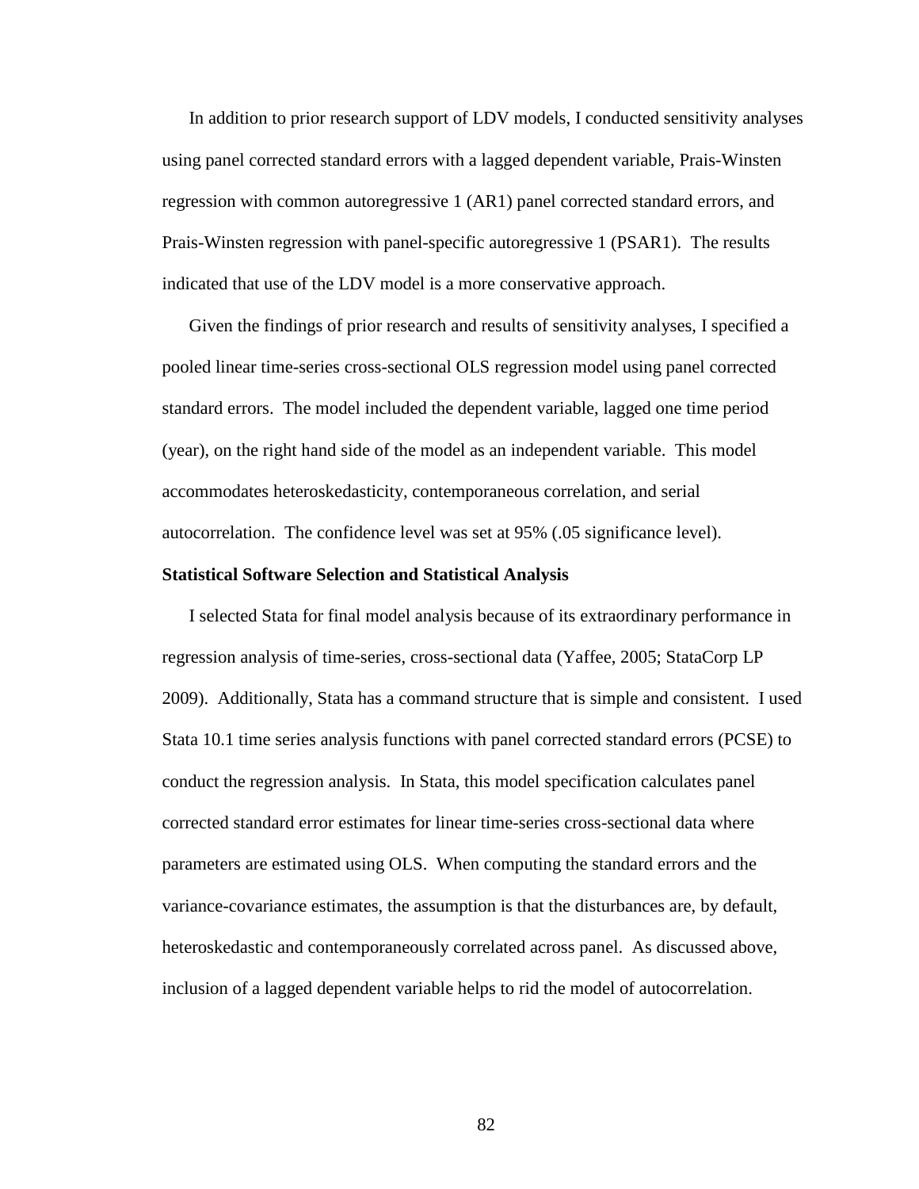In addition to prior research support of LDV models, I conducted sensitivity analyses using panel corrected standard errors with a lagged dependent variable, Prais-Winsten regression with common autoregressive 1 (AR1) panel corrected standard errors, and Prais-Winsten regression with panel-specific autoregressive 1 (PSAR1). The results indicated that use of the LDV model is a more conservative approach.

Given the findings of prior research and results of sensitivity analyses, I specified a pooled linear time-series cross-sectional OLS regression model using panel corrected standard errors. The model included the dependent variable, lagged one time period (year), on the right hand side of the model as an independent variable. This model accommodates heteroskedasticity, contemporaneous correlation, and serial autocorrelation. The confidence level was set at 95% (.05 significance level).

**Statistical Software Selection and Statistical Analysis**

I selected Stata for final model analysis because of its extraordinary performance in regression analysis of time-series, cross-sectional data (Yaffee, 2005; StataCorp LP 2009). Additionally, Stata has a command structure that is simple and consistent. I used Stata 10.1 time series analysis functions with panel corrected standard errors (PCSE) to conduct the regression analysis. In Stata, this model specification calculates panel corrected standard error estimates for linear time-series cross-sectional data where parameters are estimated using OLS. When computing the standard errors and the variance-covariance estimates, the assumption is that the disturbances are, by default, heteroskedastic and contemporaneously correlated across panel. As discussed above, inclusion of a lagged dependent variable helps to rid the model of autocorrelation.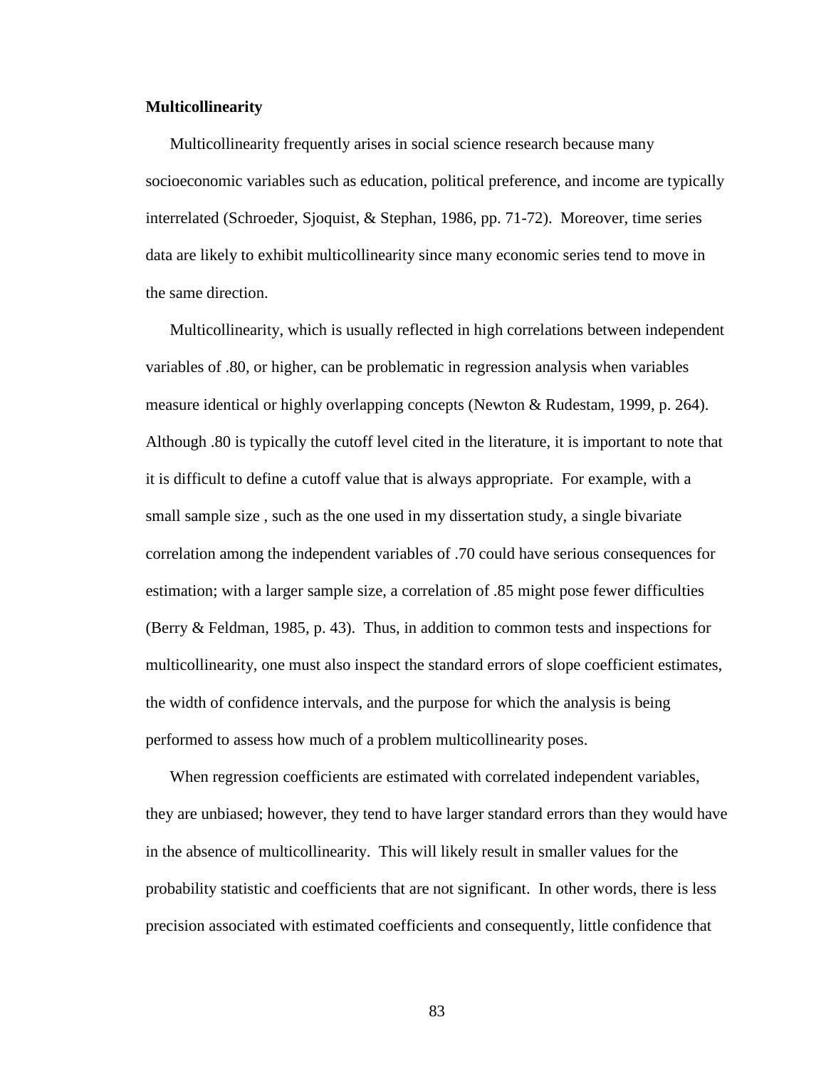**Multicollinearity**

Multicollinearity frequently arises in social science research because many socioeconomic variables such as education, political preference, and income are typically interrelated (Schroeder, Sjoquist, & Stephan, 1986, pp. 71-72). Moreover, time series data are likely to exhibit multicollinearity since many economic series tend to move in the same direction.

Multicollinearity, which is usually reflected in high correlations between independent variables of .80, or higher, can be problematic in regression analysis when variables measure identical or highly overlapping concepts (Newton & Rudestam, 1999, p. 264). Although .80 is typically the cutoff level cited in the literature, it is important to note that it is difficult to define a cutoff value that is always appropriate. For example, with a small sample size , such as the one used in my dissertation study, a single bivariate correlation among the independent variables of .70 could have serious consequences for estimation; with a larger sample size, a correlation of .85 might pose fewer difficulties (Berry & Feldman, 1985, p. 43). Thus, in addition to common tests and inspections for multicollinearity, one must also inspect the standard errors of slope coefficient estimates, the width of confidence intervals, and the purpose for which the analysis is being performed to assess how much of a problem multicollinearity poses.

When regression coefficients are estimated with correlated independent variables, they are unbiased; however, they tend to have larger standard errors than they would have in the absence of multicollinearity. This will likely result in smaller values for the probability statistic and coefficients that are not significant. In other words, there is less precision associated with estimated coefficients and consequently, little confidence that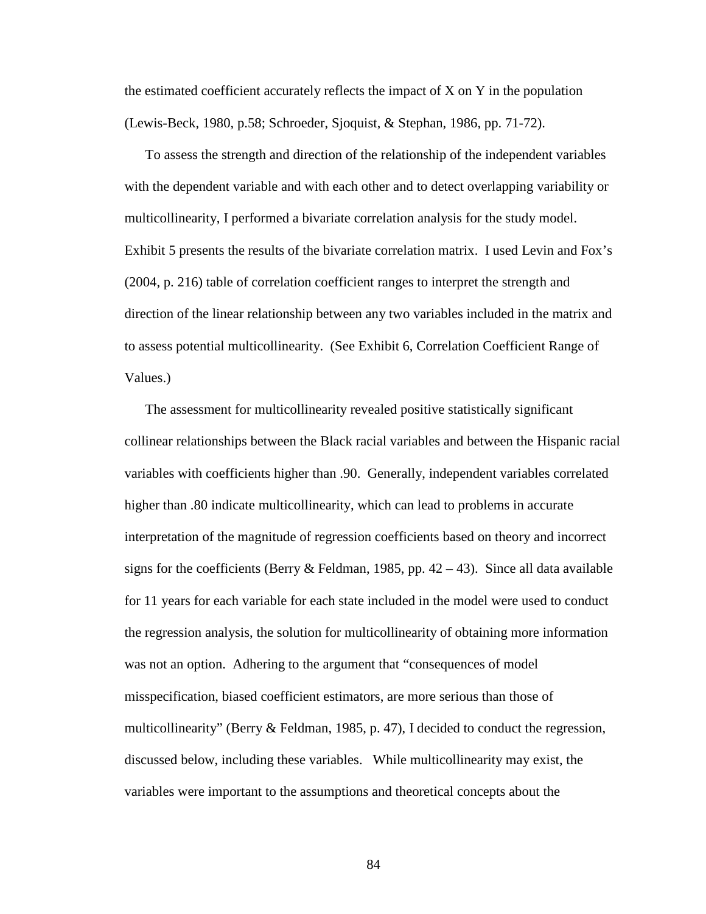the estimated coefficient accurately reflects the impact of X on Y in the population (Lewis-Beck, 1980, p.58; Schroeder, Sjoquist, & Stephan, 1986, pp. 71-72).

To assess the strength and direction of the relationship of the independent variables with the dependent variable and with each other and to detect overlapping variability or multicollinearity, I performed a bivariate correlation analysis for the study model. Exhibit 5 presents the results of the bivariate correlation matrix. I used Levin and Fox's (2004, p. 216) table of correlation coefficient ranges to interpret the strength and direction of the linear relationship between any two variables included in the matrix and to assess potential multicollinearity. (See Exhibit 6, Correlation Coefficient Range of Values.)

The assessment for multicollinearity revealed positive statistically significant collinear relationships between the Black racial variables and between the Hispanic racial variables with coefficients higher than .90. Generally, independent variables correlated higher than .80 indicate multicollinearity, which can lead to problems in accurate interpretation of the magnitude of regression coefficients based on theory and incorrect signs for the coefficients (Berry & Feldman, 1985, pp. 42 – 43). Since all data available for 11 years for each variable for each state included in the model were used to conduct the regression analysis, the solution for multicollinearity of obtaining more information was not an option. Adhering to the argument that "consequences of model misspecification, biased coefficient estimators, are more serious than those of multicollinearity" (Berry & Feldman, 1985, p. 47), I decided to conduct the regression, discussed below, including these variables. While multicollinearity may exist, the variables were important to the assumptions and theoretical concepts about the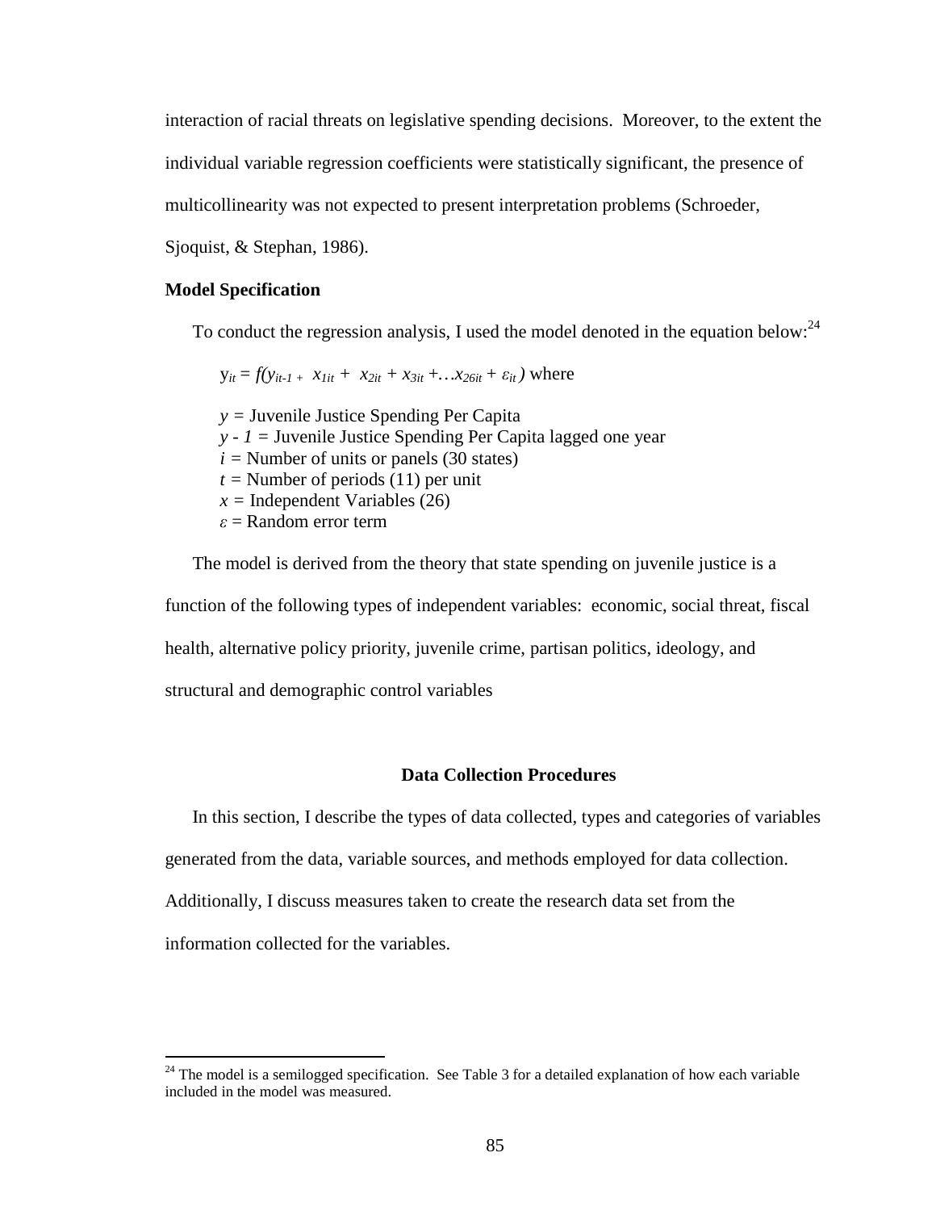interaction of racial threats on legislative spending decisions. Moreover, to the extent the individual variable regression coefficients were statistically significant, the presence of multicollinearity was not expected to present interpretation problems (Schroeder, Sjoquist, & Stephan, 1986).

**Model Specification**

To conduct the regression analysis, I used the model denoted in the equation below:[24]

$$y_{it} = f(y_{it-1} + x_{1it} + x_{2it} + x_{3it} + \ldots x_{26it} + \varepsilon_{it}) \text{ where}$$

$y$ = Juvenile Justice Spending Per Capita
$y - 1$ = Juvenile Justice Spending Per Capita lagged one year
$i$ = Number of units or panels (30 states)
$t$ = Number of periods (11) per unit
$x$ = Independent Variables (26)
$\varepsilon$ = Random error term

The model is derived from the theory that state spending on juvenile justice is a function of the following types of independent variables: economic, social threat, fiscal health, alternative policy priority, juvenile crime, partisan politics, ideology, and structural and demographic control variables

## Data Collection Procedures

In this section, I describe the types of data collected, types and categories of variables generated from the data, variable sources, and methods employed for data collection. Additionally, I discuss measures taken to create the research data set from the information collected for the variables.

---

[24] The model is a semilogged specification. See Table 3 for a detailed explanation of how each variable included in the model was measured.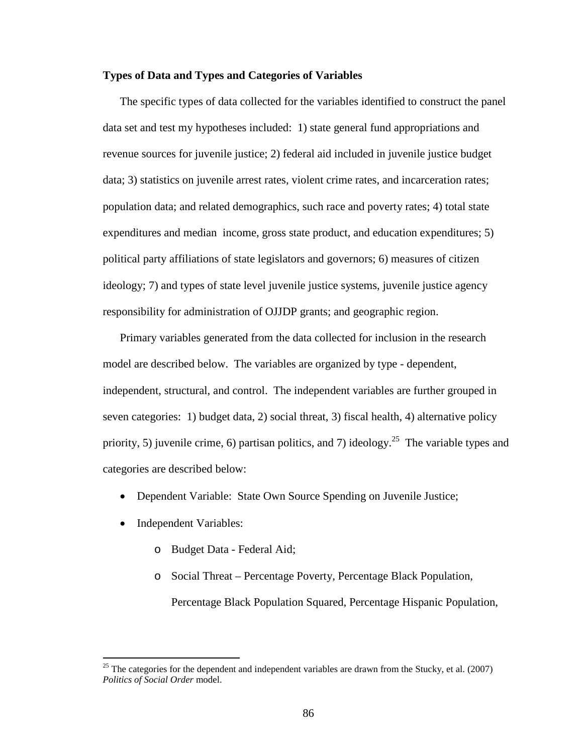**Types of Data and Types and Categories of Variables**

The specific types of data collected for the variables identified to construct the panel data set and test my hypotheses included: 1) state general fund appropriations and revenue sources for juvenile justice; 2) federal aid included in juvenile justice budget data; 3) statistics on juvenile arrest rates, violent crime rates, and incarceration rates; population data; and related demographics, such race and poverty rates; 4) total state expenditures and median income, gross state product, and education expenditures; 5) political party affiliations of state legislators and governors; 6) measures of citizen ideology; 7) and types of state level juvenile justice systems, juvenile justice agency responsibility for administration of OJJDP grants; and geographic region.

Primary variables generated from the data collected for inclusion in the research model are described below. The variables are organized by type - dependent, independent, structural, and control. The independent variables are further grouped in seven categories: 1) budget data, 2) social threat, 3) fiscal health, 4) alternative policy priority, 5) juvenile crime, 6) partisan politics, and 7) ideology.[25] The variable types and categories are described below:

- Dependent Variable: State Own Source Spending on Juvenile Justice;
- Independent Variables:
  - Budget Data - Federal Aid;
  - Social Threat – Percentage Poverty, Percentage Black Population, Percentage Black Population Squared, Percentage Hispanic Population,

[25] The categories for the dependent and independent variables are drawn from the Stucky, et al. (2007) *Politics of Social Order* model.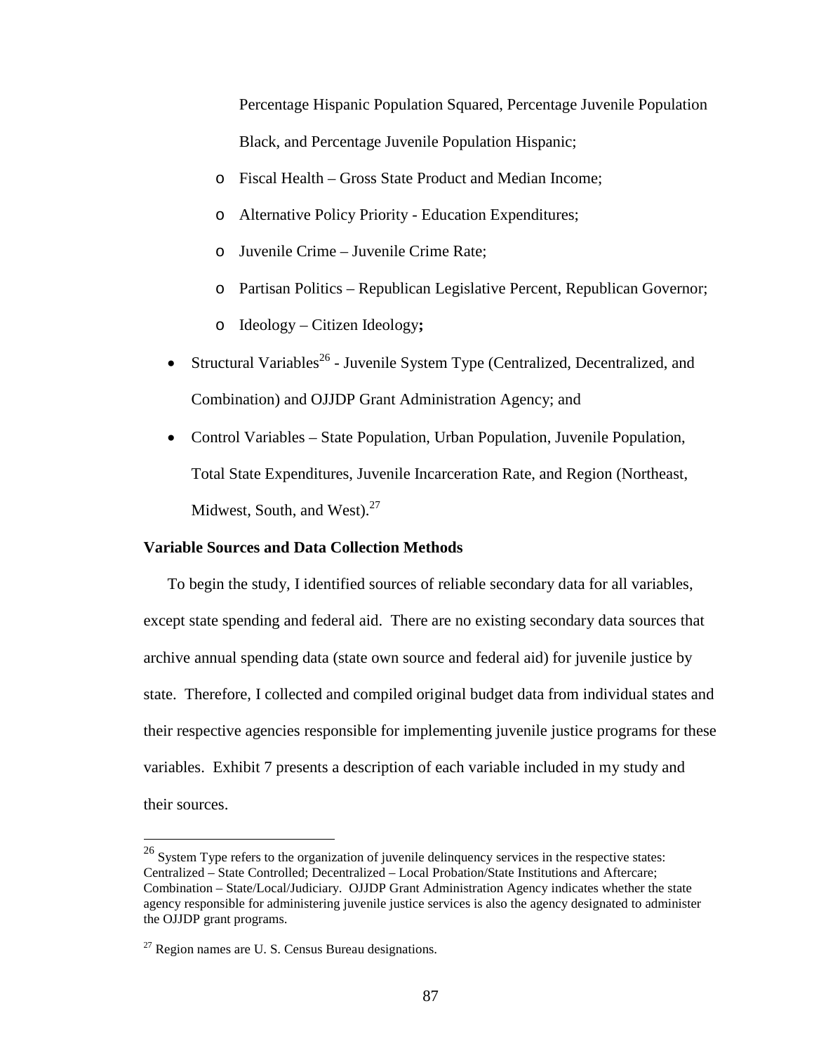Percentage Hispanic Population Squared, Percentage Juvenile Population Black, and Percentage Juvenile Population Hispanic;
    - Fiscal Health – Gross State Product and Median Income;
    - Alternative Policy Priority - Education Expenditures;
    - Juvenile Crime – Juvenile Crime Rate;
    - Partisan Politics – Republican Legislative Percent, Republican Governor;
    - Ideology – Citizen Ideology**;**
- Structural Variables[26] - Juvenile System Type (Centralized, Decentralized, and Combination) and OJJDP Grant Administration Agency; and
- Control Variables – State Population, Urban Population, Juvenile Population, Total State Expenditures, Juvenile Incarceration Rate, and Region (Northeast, Midwest, South, and West).[27]

**Variable Sources and Data Collection Methods**

To begin the study, I identified sources of reliable secondary data for all variables, except state spending and federal aid. There are no existing secondary data sources that archive annual spending data (state own source and federal aid) for juvenile justice by state. Therefore, I collected and compiled original budget data from individual states and their respective agencies responsible for implementing juvenile justice programs for these variables. Exhibit 7 presents a description of each variable included in my study and their sources.

[26] System Type refers to the organization of juvenile delinquency services in the respective states: Centralized – State Controlled; Decentralized – Local Probation/State Institutions and Aftercare; Combination – State/Local/Judiciary. OJJDP Grant Administration Agency indicates whether the state agency responsible for administering juvenile justice services is also the agency designated to administer the OJJDP grant programs.

[27] Region names are U. S. Census Bureau designations.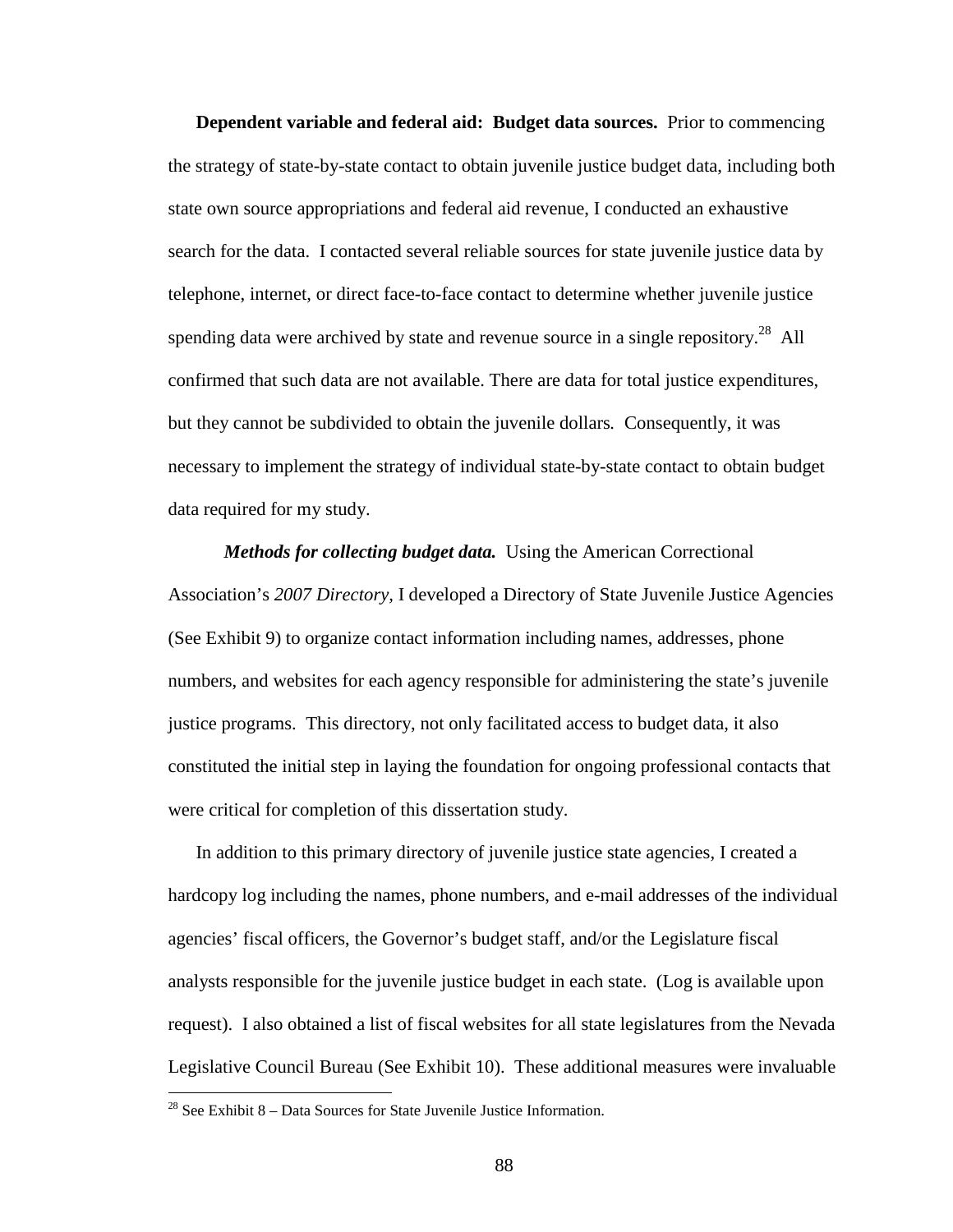**Dependent variable and federal aid: Budget data sources.** Prior to commencing the strategy of state-by-state contact to obtain juvenile justice budget data, including both state own source appropriations and federal aid revenue, I conducted an exhaustive search for the data. I contacted several reliable sources for state juvenile justice data by telephone, internet, or direct face-to-face contact to determine whether juvenile justice spending data were archived by state and revenue source in a single repository.[28] All confirmed that such data are not available. There are data for total justice expenditures, but they cannot be subdivided to obtain the juvenile dollars. Consequently, it was necessary to implement the strategy of individual state-by-state contact to obtain budget data required for my study.

***Methods for collecting budget data.*** Using the American Correctional Association's *2007 Directory*, I developed a Directory of State Juvenile Justice Agencies (See Exhibit 9) to organize contact information including names, addresses, phone numbers, and websites for each agency responsible for administering the state's juvenile justice programs. This directory, not only facilitated access to budget data, it also constituted the initial step in laying the foundation for ongoing professional contacts that were critical for completion of this dissertation study.

In addition to this primary directory of juvenile justice state agencies, I created a hardcopy log including the names, phone numbers, and e-mail addresses of the individual agencies' fiscal officers, the Governor's budget staff, and/or the Legislature fiscal analysts responsible for the juvenile justice budget in each state. (Log is available upon request). I also obtained a list of fiscal websites for all state legislatures from the Nevada Legislative Council Bureau (See Exhibit 10). These additional measures were invaluable

[28] See Exhibit 8 – Data Sources for State Juvenile Justice Information.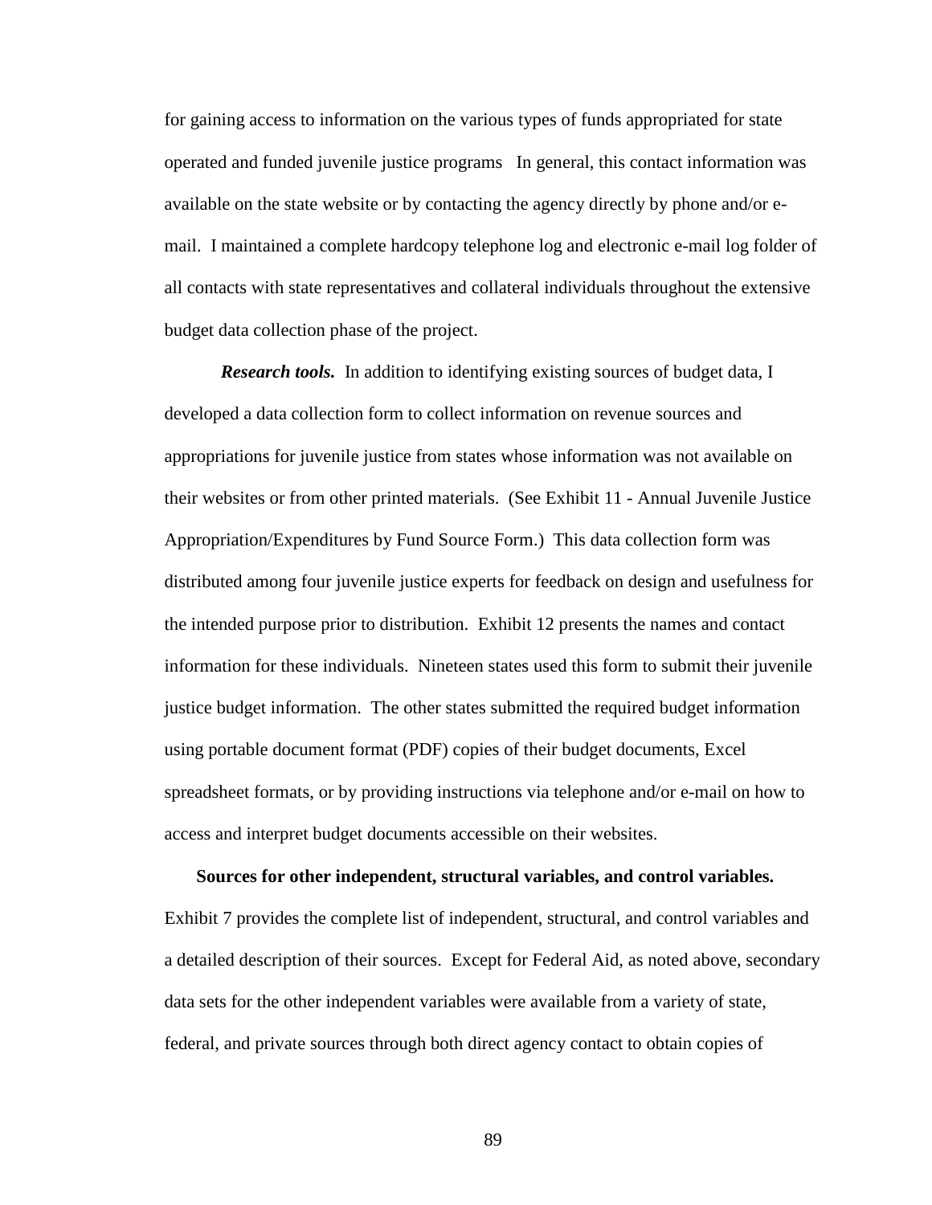for gaining access to information on the various types of funds appropriated for state operated and funded juvenile justice programs  In general, this contact information was available on the state website or by contacting the agency directly by phone and/or e-mail.  I maintained a complete hardcopy telephone log and electronic e-mail log folder of all contacts with state representatives and collateral individuals throughout the extensive budget data collection phase of the project.

***Research tools.*** In addition to identifying existing sources of budget data, I developed a data collection form to collect information on revenue sources and appropriations for juvenile justice from states whose information was not available on their websites or from other printed materials.  (See Exhibit 11 - Annual Juvenile Justice Appropriation/Expenditures by Fund Source Form.)  This data collection form was distributed among four juvenile justice experts for feedback on design and usefulness for the intended purpose prior to distribution.  Exhibit 12 presents the names and contact information for these individuals.  Nineteen states used this form to submit their juvenile justice budget information.  The other states submitted the required budget information using portable document format (PDF) copies of their budget documents, Excel spreadsheet formats, or by providing instructions via telephone and/or e-mail on how to access and interpret budget documents accessible on their websites.

**Sources for other independent, structural variables, and control variables.** Exhibit 7 provides the complete list of independent, structural, and control variables and a detailed description of their sources.  Except for Federal Aid, as noted above, secondary data sets for the other independent variables were available from a variety of state, federal, and private sources through both direct agency contact to obtain copies of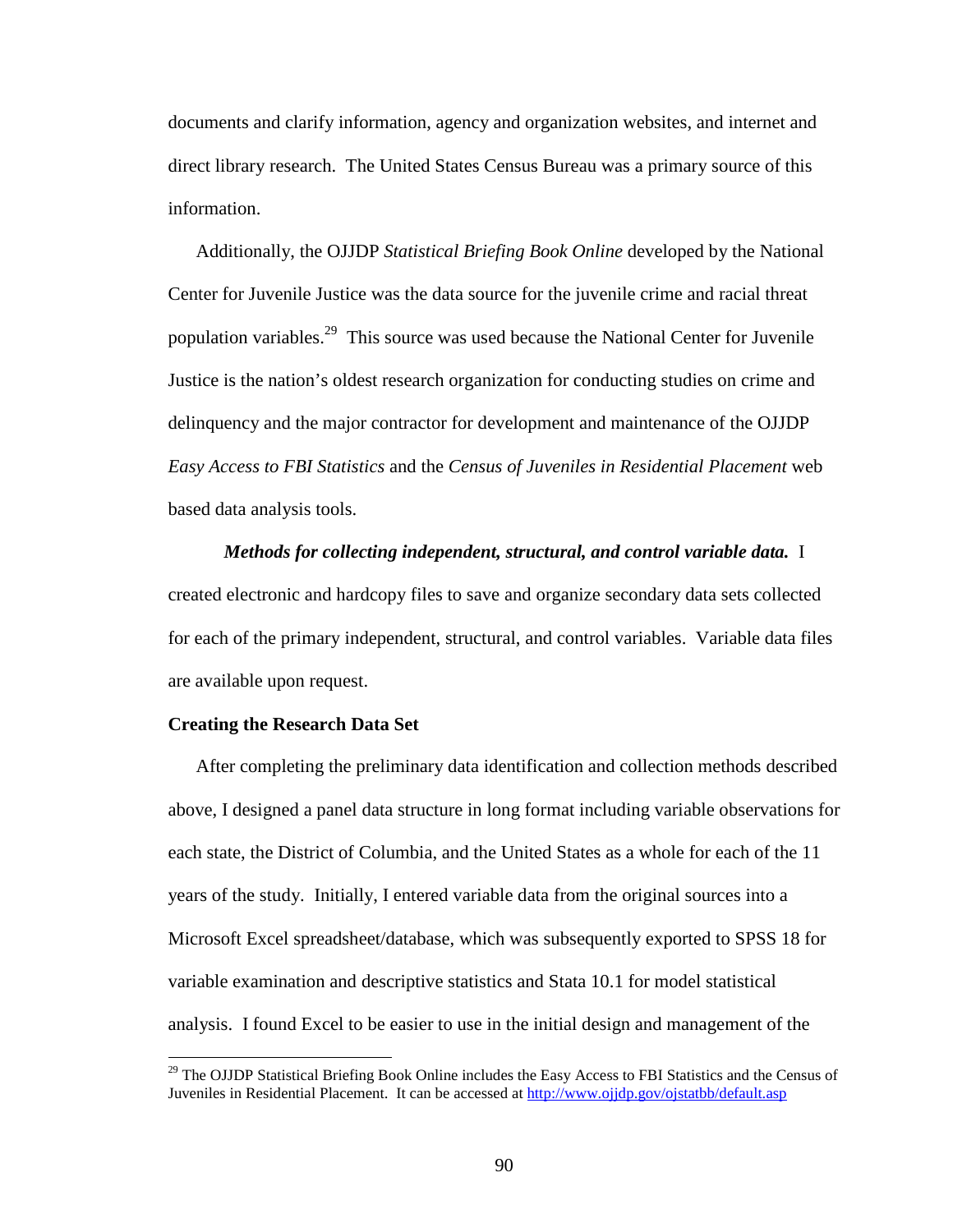documents and clarify information, agency and organization websites, and internet and direct library research. The United States Census Bureau was a primary source of this information.

Additionally, the OJJDP *Statistical Briefing Book Online* developed by the National Center for Juvenile Justice was the data source for the juvenile crime and racial threat population variables.[29] This source was used because the National Center for Juvenile Justice is the nation's oldest research organization for conducting studies on crime and delinquency and the major contractor for development and maintenance of the OJJDP *Easy Access to FBI Statistics* and the *Census of Juveniles in Residential Placement* web based data analysis tools.

***Methods for collecting independent, structural, and control variable data.*** I created electronic and hardcopy files to save and organize secondary data sets collected for each of the primary independent, structural, and control variables. Variable data files are available upon request.

**Creating the Research Data Set**

After completing the preliminary data identification and collection methods described above, I designed a panel data structure in long format including variable observations for each state, the District of Columbia, and the United States as a whole for each of the 11 years of the study. Initially, I entered variable data from the original sources into a Microsoft Excel spreadsheet/database, which was subsequently exported to SPSS 18 for variable examination and descriptive statistics and Stata 10.1 for model statistical analysis. I found Excel to be easier to use in the initial design and management of the

[29] The OJJDP Statistical Briefing Book Online includes the Easy Access to FBI Statistics and the Census of Juveniles in Residential Placement. It can be accessed at http://www.ojjdp.gov/ojstatbb/default.asp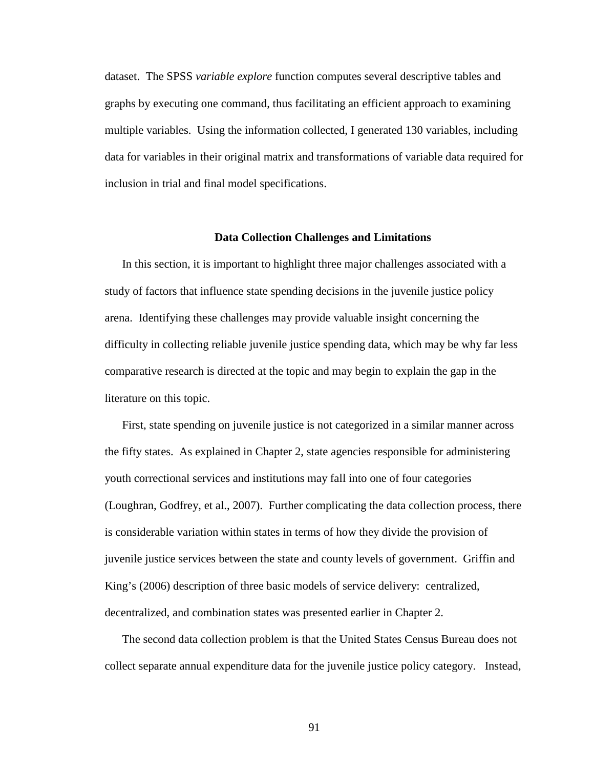dataset. The SPSS *variable explore* function computes several descriptive tables and graphs by executing one command, thus facilitating an efficient approach to examining multiple variables. Using the information collected, I generated 130 variables, including data for variables in their original matrix and transformations of variable data required for inclusion in trial and final model specifications.

## Data Collection Challenges and Limitations

In this section, it is important to highlight three major challenges associated with a study of factors that influence state spending decisions in the juvenile justice policy arena. Identifying these challenges may provide valuable insight concerning the difficulty in collecting reliable juvenile justice spending data, which may be why far less comparative research is directed at the topic and may begin to explain the gap in the literature on this topic.

First, state spending on juvenile justice is not categorized in a similar manner across the fifty states. As explained in Chapter 2, state agencies responsible for administering youth correctional services and institutions may fall into one of four categories (Loughran, Godfrey, et al., 2007). Further complicating the data collection process, there is considerable variation within states in terms of how they divide the provision of juvenile justice services between the state and county levels of government. Griffin and King's (2006) description of three basic models of service delivery: centralized, decentralized, and combination states was presented earlier in Chapter 2.

The second data collection problem is that the United States Census Bureau does not collect separate annual expenditure data for the juvenile justice policy category. Instead,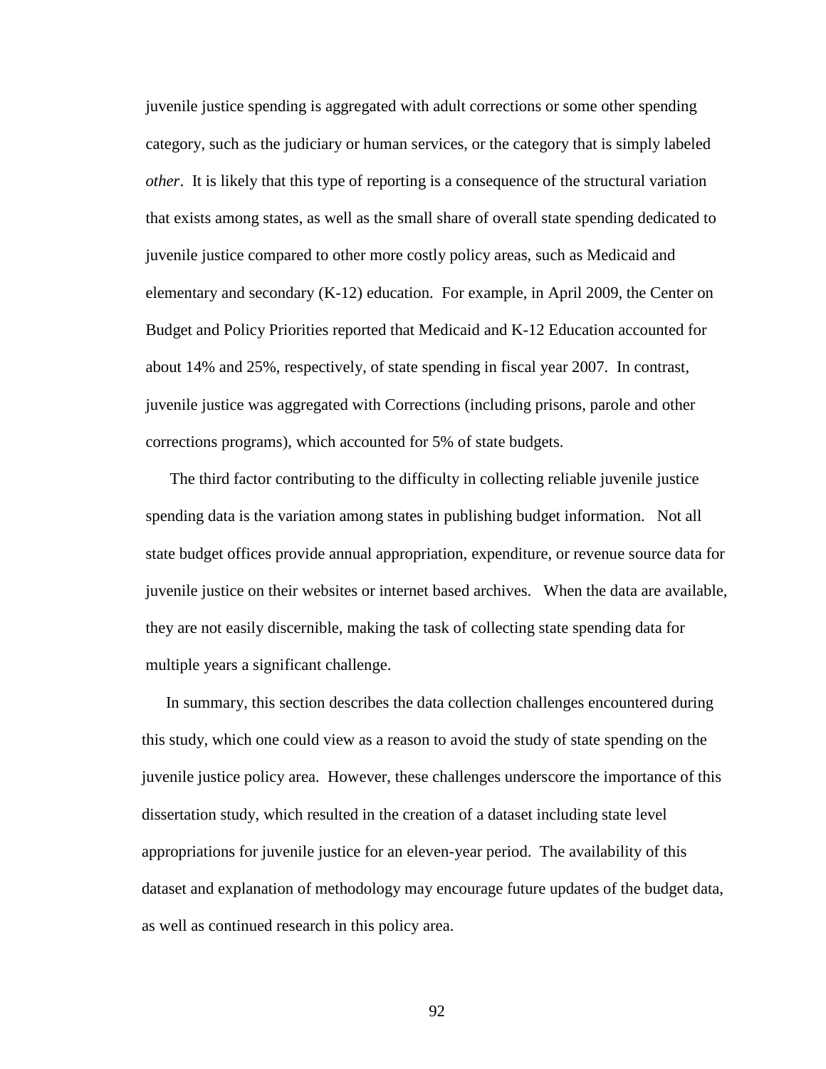juvenile justice spending is aggregated with adult corrections or some other spending category, such as the judiciary or human services, or the category that is simply labeled *other*. It is likely that this type of reporting is a consequence of the structural variation that exists among states, as well as the small share of overall state spending dedicated to juvenile justice compared to other more costly policy areas, such as Medicaid and elementary and secondary (K-12) education. For example, in April 2009, the Center on Budget and Policy Priorities reported that Medicaid and K-12 Education accounted for about 14% and 25%, respectively, of state spending in fiscal year 2007. In contrast, juvenile justice was aggregated with Corrections (including prisons, parole and other corrections programs), which accounted for 5% of state budgets.

The third factor contributing to the difficulty in collecting reliable juvenile justice spending data is the variation among states in publishing budget information. Not all state budget offices provide annual appropriation, expenditure, or revenue source data for juvenile justice on their websites or internet based archives. When the data are available, they are not easily discernible, making the task of collecting state spending data for multiple years a significant challenge.

In summary, this section describes the data collection challenges encountered during this study, which one could view as a reason to avoid the study of state spending on the juvenile justice policy area. However, these challenges underscore the importance of this dissertation study, which resulted in the creation of a dataset including state level appropriations for juvenile justice for an eleven-year period. The availability of this dataset and explanation of methodology may encourage future updates of the budget data, as well as continued research in this policy area.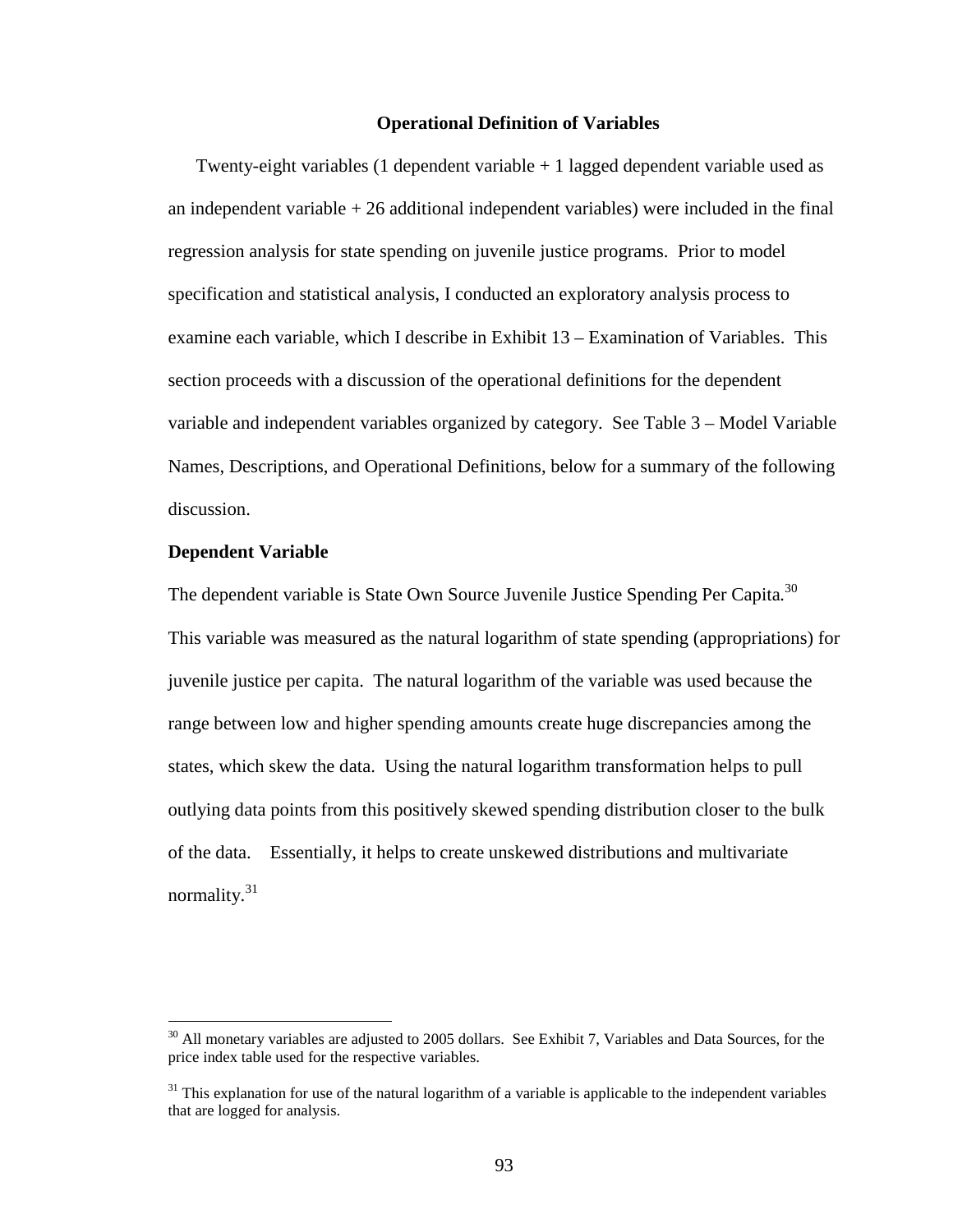## Operational Definition of Variables

Twenty-eight variables (1 dependent variable + 1 lagged dependent variable used as an independent variable + 26 additional independent variables) were included in the final regression analysis for state spending on juvenile justice programs. Prior to model specification and statistical analysis, I conducted an exploratory analysis process to examine each variable, which I describe in Exhibit 13 – Examination of Variables. This section proceeds with a discussion of the operational definitions for the dependent variable and independent variables organized by category. See Table 3 – Model Variable Names, Descriptions, and Operational Definitions, below for a summary of the following discussion.

### Dependent Variable

The dependent variable is State Own Source Juvenile Justice Spending Per Capita.[30] This variable was measured as the natural logarithm of state spending (appropriations) for juvenile justice per capita. The natural logarithm of the variable was used because the range between low and higher spending amounts create huge discrepancies among the states, which skew the data. Using the natural logarithm transformation helps to pull outlying data points from this positively skewed spending distribution closer to the bulk of the data. Essentially, it helps to create unskewed distributions and multivariate normality.[31]

---

[30] All monetary variables are adjusted to 2005 dollars. See Exhibit 7, Variables and Data Sources, for the price index table used for the respective variables.

[31] This explanation for use of the natural logarithm of a variable is applicable to the independent variables that are logged for analysis.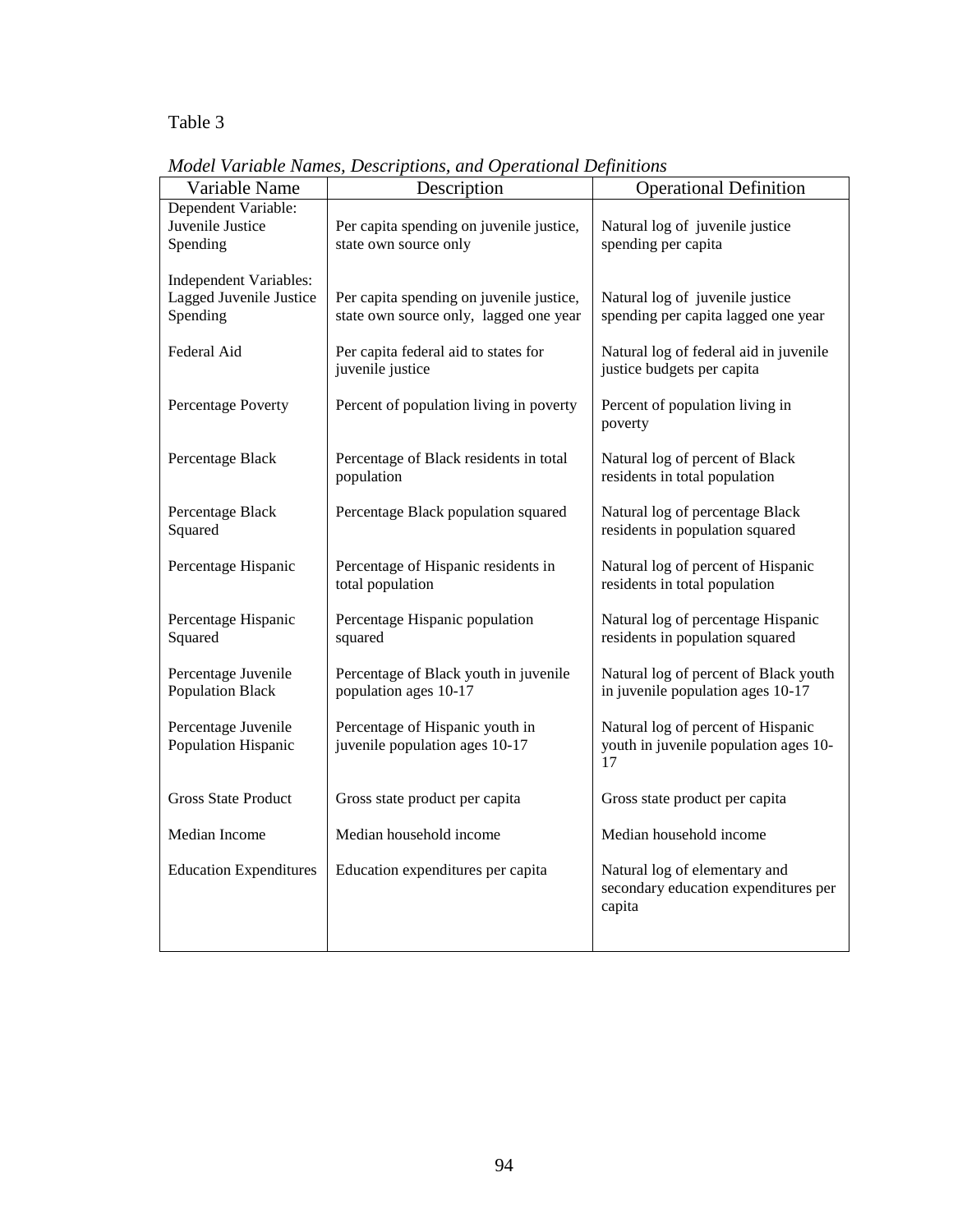Table 3

*Model Variable Names, Descriptions, and Operational Definitions*

| Variable Name | Description | Operational Definition |
|---|---|---|
| Dependent Variable: | | |
| Juvenile Justice Spending | Per capita spending on juvenile justice, state own source only | Natural log of juvenile justice spending per capita |
| Independent Variables: | | |
| Lagged Juvenile Justice Spending | Per capita spending on juvenile justice, state own source only, lagged one year | Natural log of juvenile justice spending per capita lagged one year |
| Federal Aid | Per capita federal aid to states for juvenile justice | Natural log of federal aid in juvenile justice budgets per capita |
| Percentage Poverty | Percent of population living in poverty | Percent of population living in poverty |
| Percentage Black | Percentage of Black residents in total population | Natural log of percent of Black residents in total population |
| Percentage Black Squared | Percentage Black population squared | Natural log of percentage Black residents in population squared |
| Percentage Hispanic | Percentage of Hispanic residents in total population | Natural log of percent of Hispanic residents in total population |
| Percentage Hispanic Squared | Percentage Hispanic population squared | Natural log of percentage Hispanic residents in population squared |
| Percentage Juvenile Population Black | Percentage of Black youth in juvenile population ages 10-17 | Natural log of percent of Black youth in juvenile population ages 10-17 |
| Percentage Juvenile Population Hispanic | Percentage of Hispanic youth in juvenile population ages 10-17 | Natural log of percent of Hispanic youth in juvenile population ages 10-17 |
| Gross State Product | Gross state product per capita | Gross state product per capita |
| Median Income | Median household income | Median household income |
| Education Expenditures | Education expenditures per capita | Natural log of elementary and secondary education expenditures per capita |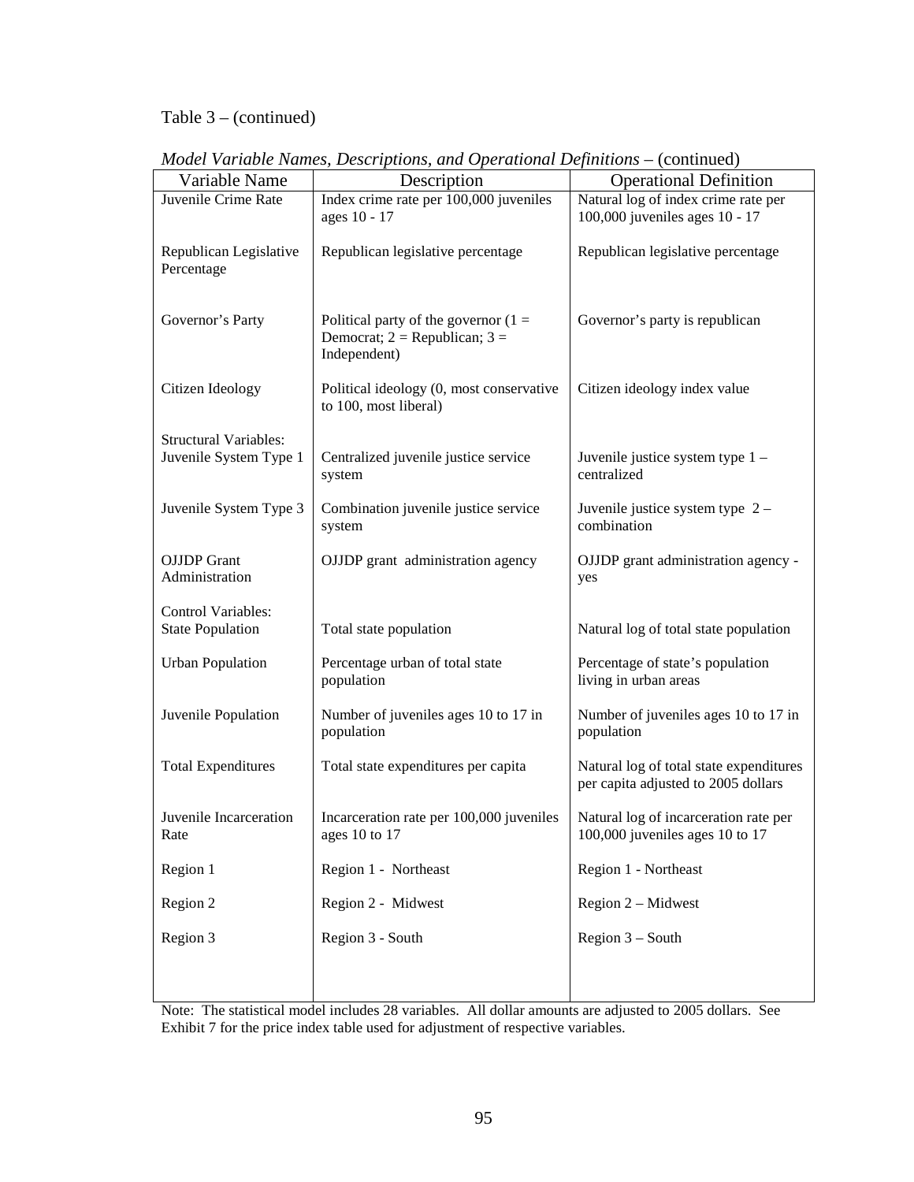Table 3 – (continued)

*Model Variable Names, Descriptions, and Operational Definitions* – (continued)

| Variable Name | Description | Operational Definition |
|---|---|---|
| Juvenile Crime Rate | Index crime rate per 100,000 juveniles ages 10 - 17 | Natural log of index crime rate per 100,000 juveniles ages 10 - 17 |
| Republican Legislative Percentage | Republican legislative percentage | Republican legislative percentage |
| Governor's Party | Political party of the governor (1 = Democrat; 2 = Republican; 3 = Independent) | Governor's party is republican |
| Citizen Ideology | Political ideology (0, most conservative to 100, most liberal) | Citizen ideology index value |
| Structural Variables: | | |
| Juvenile System Type 1 | Centralized juvenile justice service system | Juvenile justice system type 1 – centralized |
| Juvenile System Type 3 | Combination juvenile justice service system | Juvenile justice system type 2 – combination |
| OJJDP Grant Administration | OJJDP grant administration agency | OJJDP grant administration agency - yes |
| Control Variables: | | |
| State Population | Total state population | Natural log of total state population |
| Urban Population | Percentage urban of total state population | Percentage of state's population living in urban areas |
| Juvenile Population | Number of juveniles ages 10 to 17 in population | Number of juveniles ages 10 to 17 in population |
| Total Expenditures | Total state expenditures per capita | Natural log of total state expenditures per capita adjusted to 2005 dollars |
| Juvenile Incarceration Rate | Incarceration rate per 100,000 juveniles ages 10 to 17 | Natural log of incarceration rate per 100,000 juveniles ages 10 to 17 |
| Region 1 | Region 1 - Northeast | Region 1 - Northeast |
| Region 2 | Region 2 - Midwest | Region 2 – Midwest |
| Region 3 | Region 3 - South | Region 3 – South |

Note: The statistical model includes 28 variables. All dollar amounts are adjusted to 2005 dollars. See Exhibit 7 for the price index table used for adjustment of respective variables.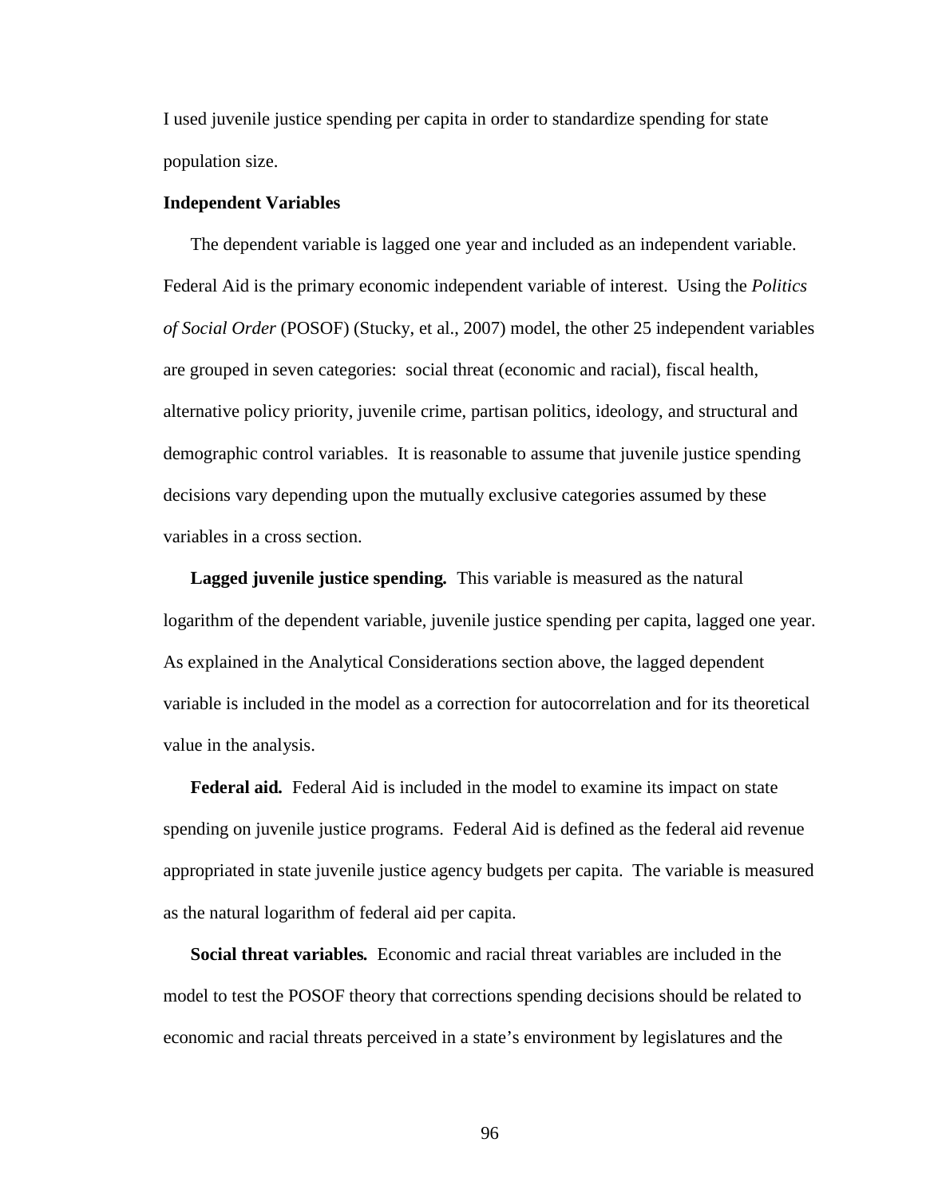I used juvenile justice spending per capita in order to standardize spending for state population size.

**Independent Variables**

The dependent variable is lagged one year and included as an independent variable. Federal Aid is the primary economic independent variable of interest. Using the *Politics of Social Order* (POSOF) (Stucky, et al., 2007) model, the other 25 independent variables are grouped in seven categories: social threat (economic and racial), fiscal health, alternative policy priority, juvenile crime, partisan politics, ideology, and structural and demographic control variables. It is reasonable to assume that juvenile justice spending decisions vary depending upon the mutually exclusive categories assumed by these variables in a cross section.

**Lagged juvenile justice spending.** This variable is measured as the natural logarithm of the dependent variable, juvenile justice spending per capita, lagged one year. As explained in the Analytical Considerations section above, the lagged dependent variable is included in the model as a correction for autocorrelation and for its theoretical value in the analysis.

**Federal aid.** Federal Aid is included in the model to examine its impact on state spending on juvenile justice programs. Federal Aid is defined as the federal aid revenue appropriated in state juvenile justice agency budgets per capita. The variable is measured as the natural logarithm of federal aid per capita.

**Social threat variables.** Economic and racial threat variables are included in the model to test the POSOF theory that corrections spending decisions should be related to economic and racial threats perceived in a state's environment by legislatures and the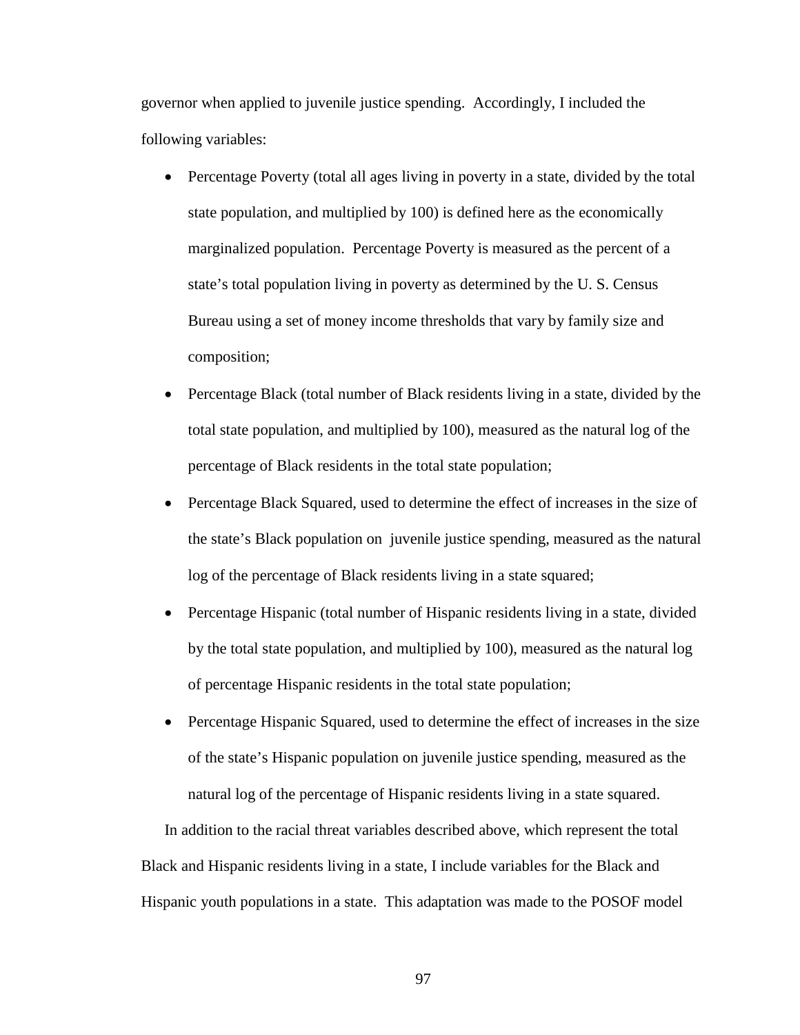governor when applied to juvenile justice spending. Accordingly, I included the following variables:

- Percentage Poverty (total all ages living in poverty in a state, divided by the total state population, and multiplied by 100) is defined here as the economically marginalized population. Percentage Poverty is measured as the percent of a state's total population living in poverty as determined by the U. S. Census Bureau using a set of money income thresholds that vary by family size and composition;
- Percentage Black (total number of Black residents living in a state, divided by the total state population, and multiplied by 100), measured as the natural log of the percentage of Black residents in the total state population;
- Percentage Black Squared, used to determine the effect of increases in the size of the state's Black population on juvenile justice spending, measured as the natural log of the percentage of Black residents living in a state squared;
- Percentage Hispanic (total number of Hispanic residents living in a state, divided by the total state population, and multiplied by 100), measured as the natural log of percentage Hispanic residents in the total state population;
- Percentage Hispanic Squared, used to determine the effect of increases in the size of the state's Hispanic population on juvenile justice spending, measured as the natural log of the percentage of Hispanic residents living in a state squared.

In addition to the racial threat variables described above, which represent the total Black and Hispanic residents living in a state, I include variables for the Black and Hispanic youth populations in a state. This adaptation was made to the POSOF model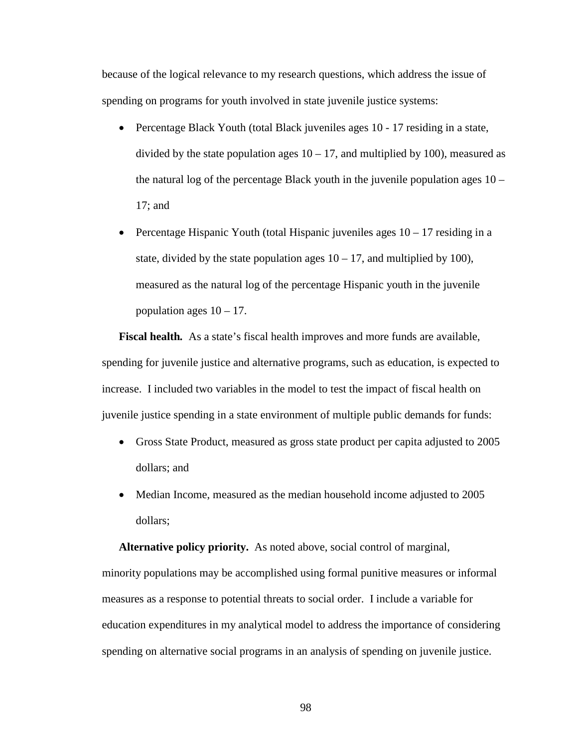because of the logical relevance to my research questions, which address the issue of spending on programs for youth involved in state juvenile justice systems:

- Percentage Black Youth (total Black juveniles ages 10 - 17 residing in a state, divided by the state population ages 10 – 17, and multiplied by 100), measured as the natural log of the percentage Black youth in the juvenile population ages 10 – 17; and
- Percentage Hispanic Youth (total Hispanic juveniles ages 10 – 17 residing in a state, divided by the state population ages 10 – 17, and multiplied by 100), measured as the natural log of the percentage Hispanic youth in the juvenile population ages 10 – 17.

**Fiscal health.** As a state's fiscal health improves and more funds are available, spending for juvenile justice and alternative programs, such as education, is expected to increase. I included two variables in the model to test the impact of fiscal health on juvenile justice spending in a state environment of multiple public demands for funds:

- Gross State Product, measured as gross state product per capita adjusted to 2005 dollars; and
- Median Income, measured as the median household income adjusted to 2005 dollars;

**Alternative policy priority.** As noted above, social control of marginal, minority populations may be accomplished using formal punitive measures or informal measures as a response to potential threats to social order. I include a variable for education expenditures in my analytical model to address the importance of considering spending on alternative social programs in an analysis of spending on juvenile justice.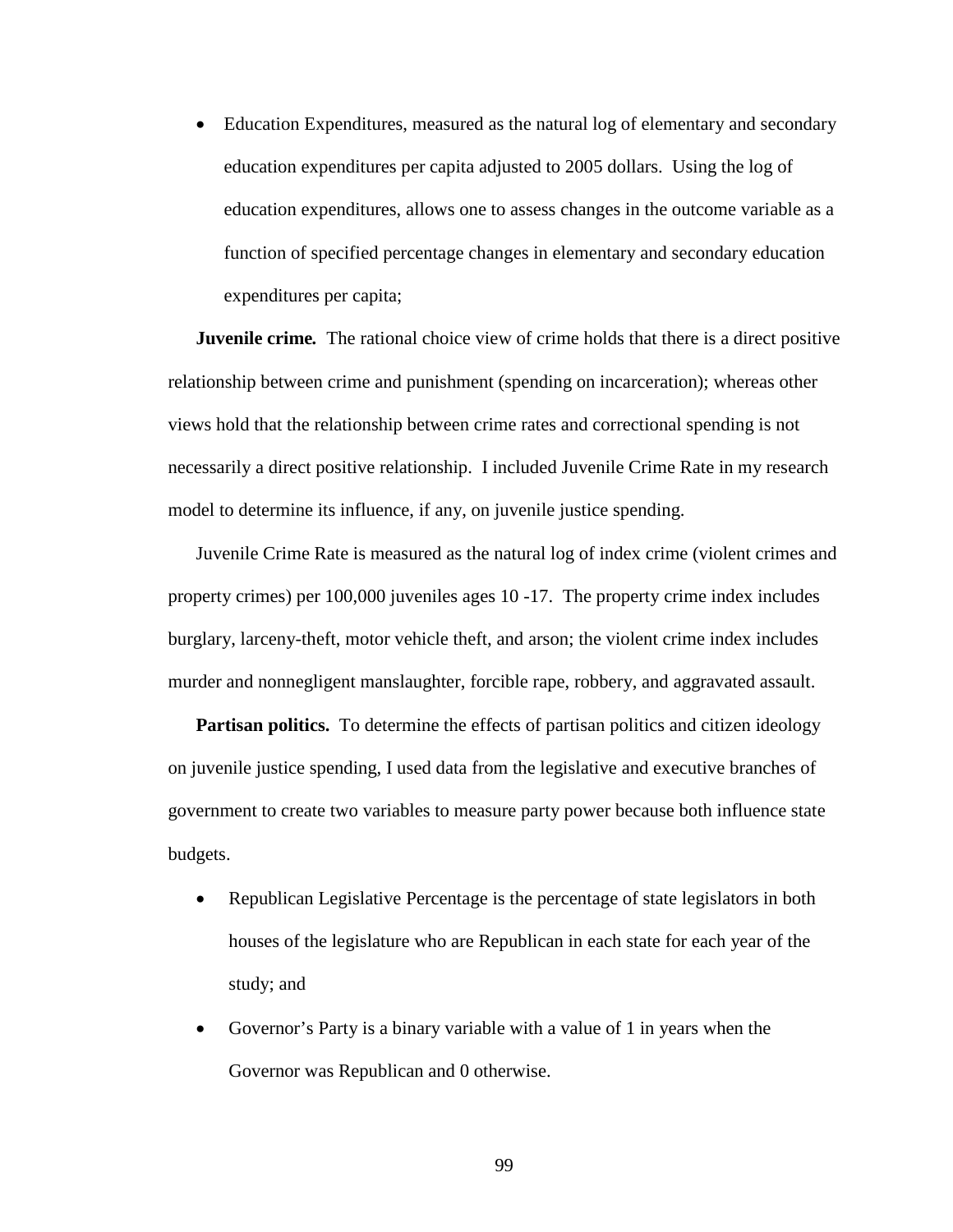- Education Expenditures, measured as the natural log of elementary and secondary education expenditures per capita adjusted to 2005 dollars.  Using the log of education expenditures, allows one to assess changes in the outcome variable as a function of specified percentage changes in elementary and secondary education expenditures per capita;

**Juvenile crime.** The rational choice view of crime holds that there is a direct positive relationship between crime and punishment (spending on incarceration); whereas other views hold that the relationship between crime rates and correctional spending is not necessarily a direct positive relationship.  I included Juvenile Crime Rate in my research model to determine its influence, if any, on juvenile justice spending.

Juvenile Crime Rate is measured as the natural log of index crime (violent crimes and property crimes) per 100,000 juveniles ages 10 -17.  The property crime index includes burglary, larceny-theft, motor vehicle theft, and arson; the violent crime index includes murder and nonnegligent manslaughter, forcible rape, robbery, and aggravated assault.

**Partisan politics.** To determine the effects of partisan politics and citizen ideology on juvenile justice spending, I used data from the legislative and executive branches of government to create two variables to measure party power because both influence state budgets.

- Republican Legislative Percentage is the percentage of state legislators in both houses of the legislature who are Republican in each state for each year of the study; and
- Governor's Party is a binary variable with a value of 1 in years when the Governor was Republican and 0 otherwise.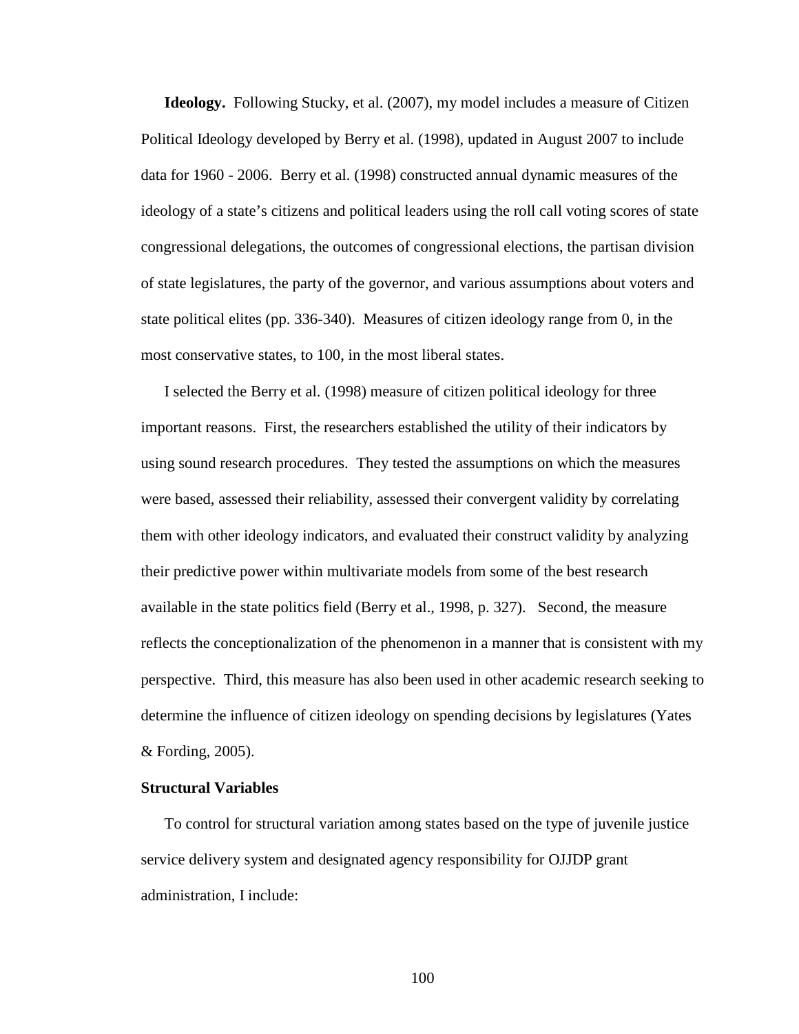**Ideology.** Following Stucky, et al. (2007), my model includes a measure of Citizen Political Ideology developed by Berry et al. (1998), updated in August 2007 to include data for 1960 - 2006. Berry et al. (1998) constructed annual dynamic measures of the ideology of a state's citizens and political leaders using the roll call voting scores of state congressional delegations, the outcomes of congressional elections, the partisan division of state legislatures, the party of the governor, and various assumptions about voters and state political elites (pp. 336-340). Measures of citizen ideology range from 0, in the most conservative states, to 100, in the most liberal states.

I selected the Berry et al. (1998) measure of citizen political ideology for three important reasons. First, the researchers established the utility of their indicators by using sound research procedures. They tested the assumptions on which the measures were based, assessed their reliability, assessed their convergent validity by correlating them with other ideology indicators, and evaluated their construct validity by analyzing their predictive power within multivariate models from some of the best research available in the state politics field (Berry et al., 1998, p. 327). Second, the measure reflects the conceptionalization of the phenomenon in a manner that is consistent with my perspective. Third, this measure has also been used in other academic research seeking to determine the influence of citizen ideology on spending decisions by legislatures (Yates & Fording, 2005).

### Structural Variables

To control for structural variation among states based on the type of juvenile justice service delivery system and designated agency responsibility for OJJDP grant administration, I include: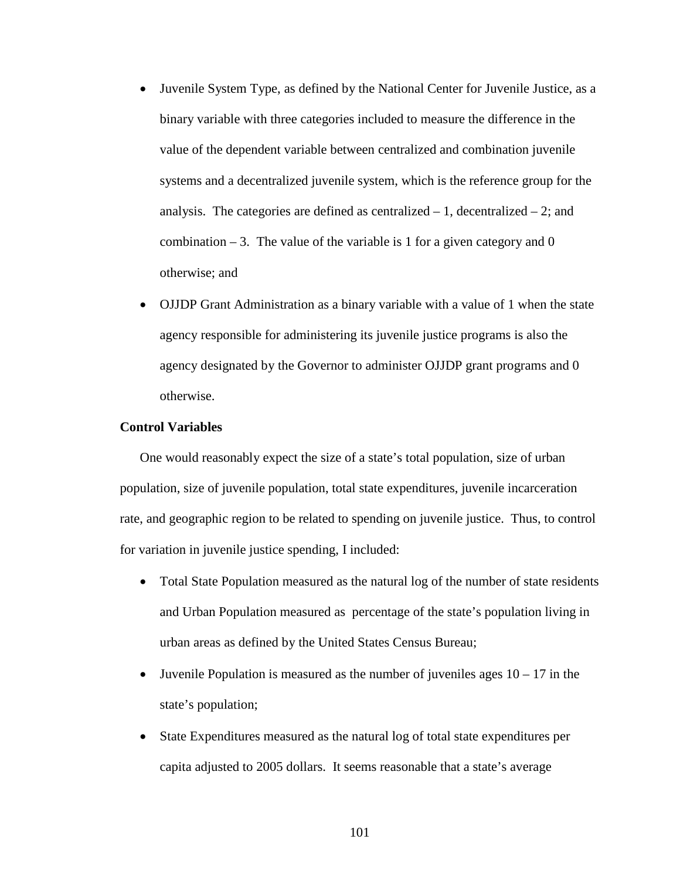- Juvenile System Type, as defined by the National Center for Juvenile Justice, as a binary variable with three categories included to measure the difference in the value of the dependent variable between centralized and combination juvenile systems and a decentralized juvenile system, which is the reference group for the analysis. The categories are defined as centralized – 1, decentralized – 2; and combination – 3. The value of the variable is 1 for a given category and 0 otherwise; and
- OJJDP Grant Administration as a binary variable with a value of 1 when the state agency responsible for administering its juvenile justice programs is also the agency designated by the Governor to administer OJJDP grant programs and 0 otherwise.

**Control Variables**

One would reasonably expect the size of a state's total population, size of urban population, size of juvenile population, total state expenditures, juvenile incarceration rate, and geographic region to be related to spending on juvenile justice. Thus, to control for variation in juvenile justice spending, I included:

- Total State Population measured as the natural log of the number of state residents and Urban Population measured as percentage of the state's population living in urban areas as defined by the United States Census Bureau;
- Juvenile Population is measured as the number of juveniles ages 10 – 17 in the state's population;
- State Expenditures measured as the natural log of total state expenditures per capita adjusted to 2005 dollars. It seems reasonable that a state's average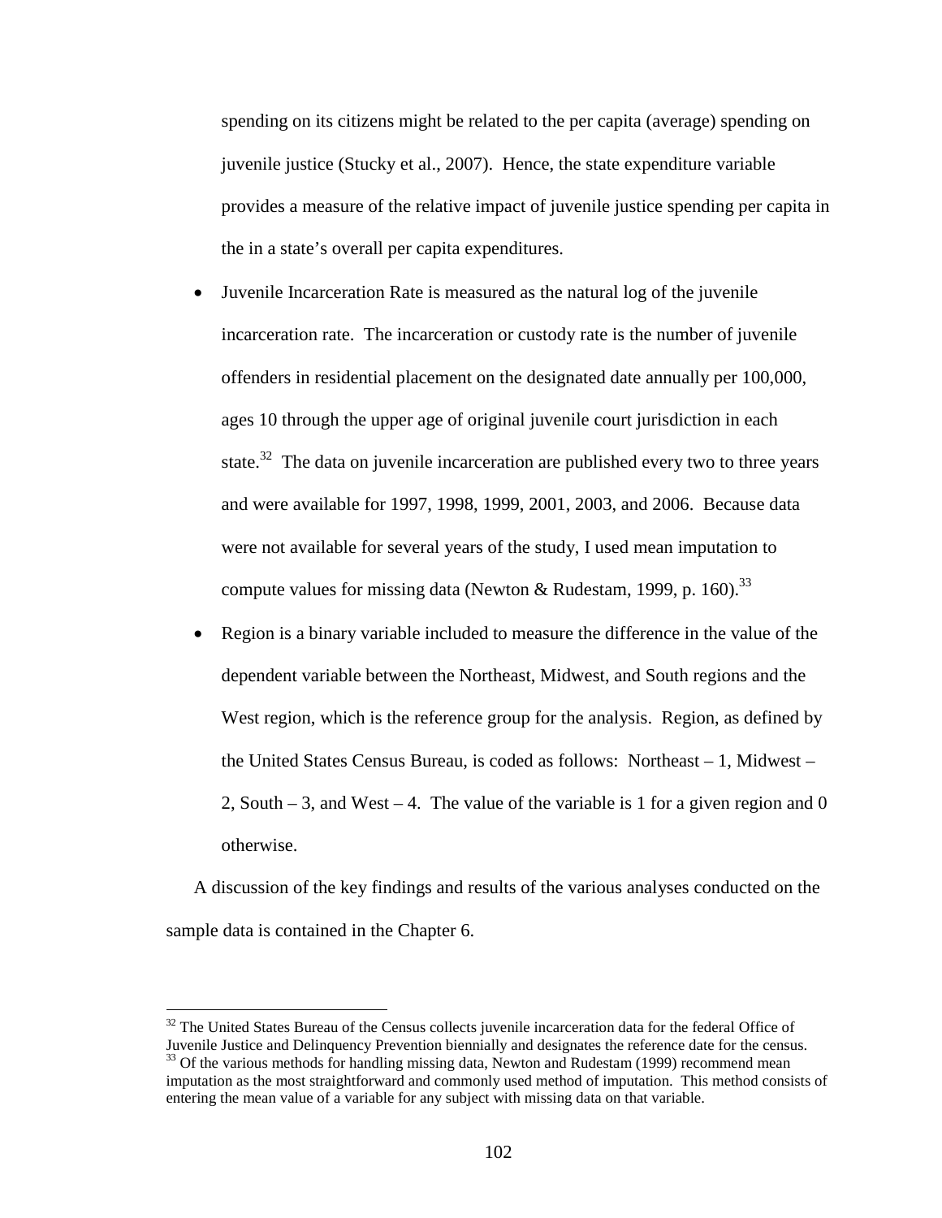spending on its citizens might be related to the per capita (average) spending on juvenile justice (Stucky et al., 2007). Hence, the state expenditure variable provides a measure of the relative impact of juvenile justice spending per capita in the in a state's overall per capita expenditures.

- Juvenile Incarceration Rate is measured as the natural log of the juvenile incarceration rate. The incarceration or custody rate is the number of juvenile offenders in residential placement on the designated date annually per 100,000, ages 10 through the upper age of original juvenile court jurisdiction in each state.[32] The data on juvenile incarceration are published every two to three years and were available for 1997, 1998, 1999, 2001, 2003, and 2006. Because data were not available for several years of the study, I used mean imputation to compute values for missing data (Newton & Rudestam, 1999, p. 160).[33]
- Region is a binary variable included to measure the difference in the value of the dependent variable between the Northeast, Midwest, and South regions and the West region, which is the reference group for the analysis. Region, as defined by the United States Census Bureau, is coded as follows: Northeast – 1, Midwest – 2, South – 3, and West – 4. The value of the variable is 1 for a given region and 0 otherwise.

A discussion of the key findings and results of the various analyses conducted on the sample data is contained in the Chapter 6.

---

[32] The United States Bureau of the Census collects juvenile incarceration data for the federal Office of Juvenile Justice and Delinquency Prevention biennially and designates the reference date for the census.

[33] Of the various methods for handling missing data, Newton and Rudestam (1999) recommend mean imputation as the most straightforward and commonly used method of imputation. This method consists of entering the mean value of a variable for any subject with missing data on that variable.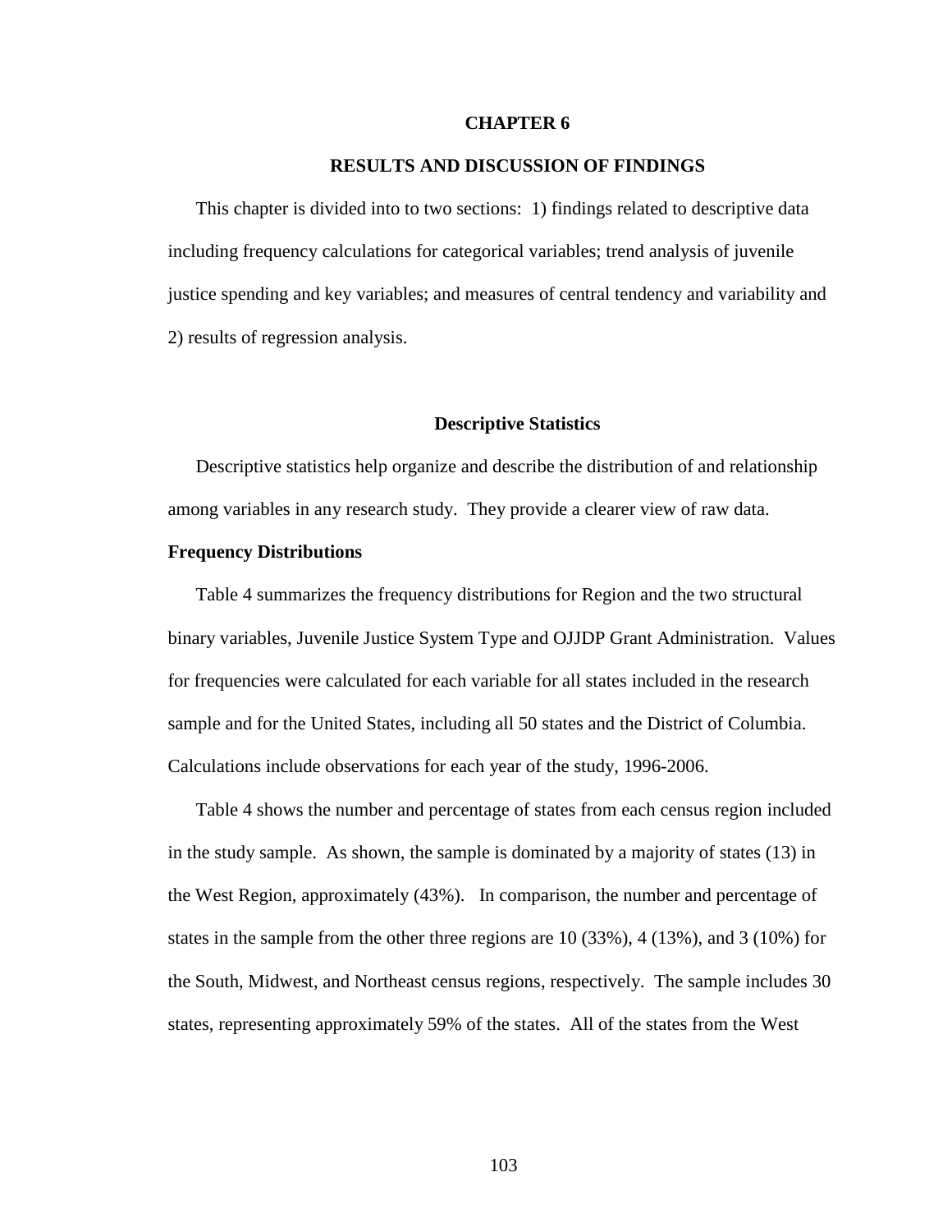# CHAPTER 6

## RESULTS AND DISCUSSION OF FINDINGS

This chapter is divided into to two sections: 1) findings related to descriptive data including frequency calculations for categorical variables; trend analysis of juvenile justice spending and key variables; and measures of central tendency and variability and 2) results of regression analysis.

### Descriptive Statistics

Descriptive statistics help organize and describe the distribution of and relationship among variables in any research study. They provide a clearer view of raw data.

**Frequency Distributions**

Table 4 summarizes the frequency distributions for Region and the two structural binary variables, Juvenile Justice System Type and OJJDP Grant Administration. Values for frequencies were calculated for each variable for all states included in the research sample and for the United States, including all 50 states and the District of Columbia. Calculations include observations for each year of the study, 1996-2006.

Table 4 shows the number and percentage of states from each census region included in the study sample. As shown, the sample is dominated by a majority of states (13) in the West Region, approximately (43%). In comparison, the number and percentage of states in the sample from the other three regions are 10 (33%), 4 (13%), and 3 (10%) for the South, Midwest, and Northeast census regions, respectively. The sample includes 30 states, representing approximately 59% of the states. All of the states from the West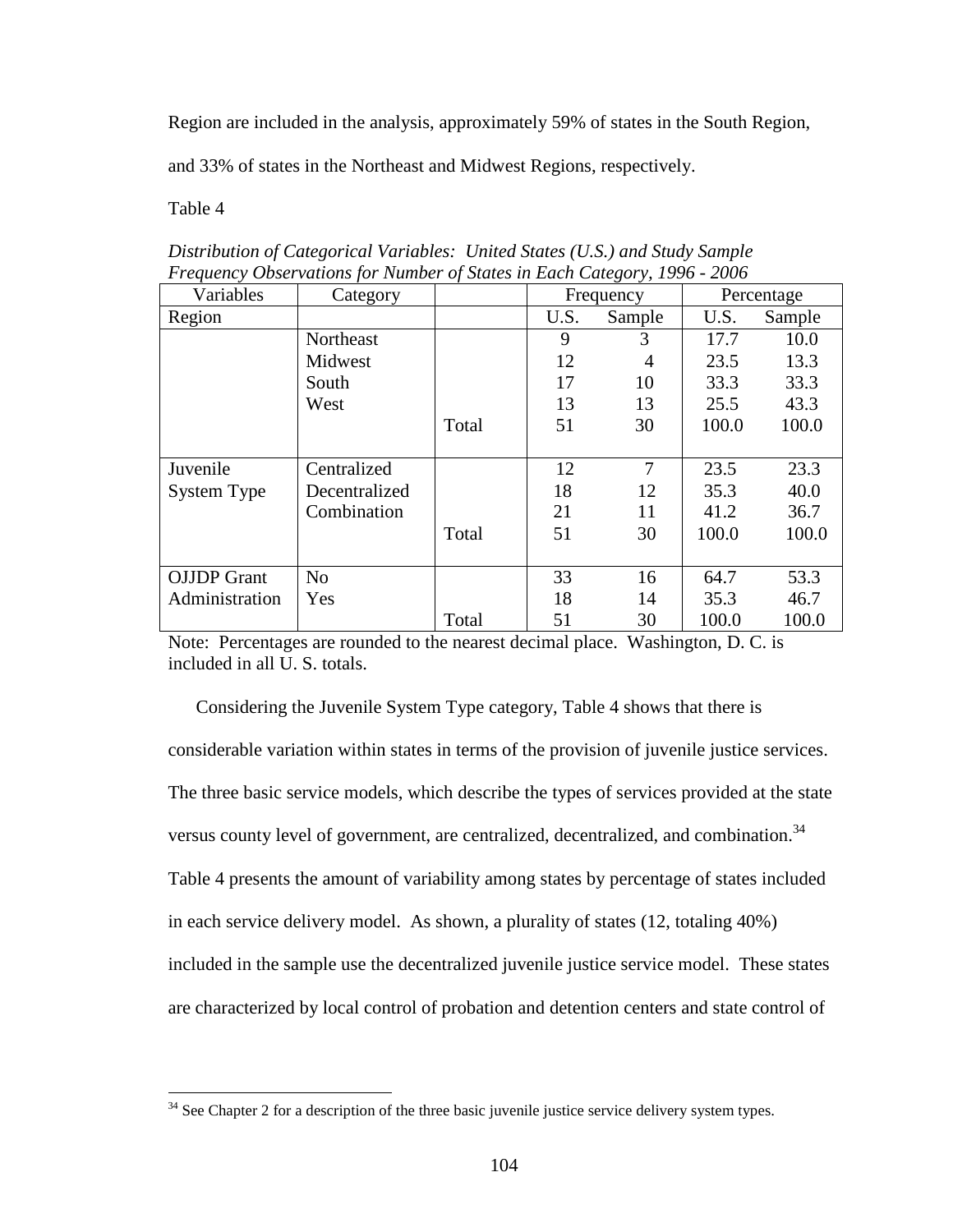Region are included in the analysis, approximately 59% of states in the South Region, and 33% of states in the Northeast and Midwest Regions, respectively.

Table 4

*Distribution of Categorical Variables: United States (U.S.) and Study Sample Frequency Observations for Number of States in Each Category, 1996 - 2006*

| Variables | Category | | Frequency | | Percentage | |
|---|---|---|---|---|---|---|
| Region | | | U.S. | Sample | U.S. | Sample |
| | Northeast | | 9 | 3 | 17.7 | 10.0 |
| | Midwest | | 12 | 4 | 23.5 | 13.3 |
| | South | | 17 | 10 | 33.3 | 33.3 |
| | West | | 13 | 13 | 25.5 | 43.3 |
| | | Total | 51 | 30 | 100.0 | 100.0 |
| Juvenile System Type | Centralized | | 12 | 7 | 23.5 | 23.3 |
| | Decentralized | | 18 | 12 | 35.3 | 40.0 |
| | Combination | | 21 | 11 | 41.2 | 36.7 |
| | | Total | 51 | 30 | 100.0 | 100.0 |
| OJJDP Grant Administration | No | | 33 | 16 | 64.7 | 53.3 |
| | Yes | | 18 | 14 | 35.3 | 46.7 |
| | | Total | 51 | 30 | 100.0 | 100.0 |

Note: Percentages are rounded to the nearest decimal place. Washington, D. C. is included in all U. S. totals.

Considering the Juvenile System Type category, Table 4 shows that there is considerable variation within states in terms of the provision of juvenile justice services. The three basic service models, which describe the types of services provided at the state versus county level of government, are centralized, decentralized, and combination.[34] Table 4 presents the amount of variability among states by percentage of states included in each service delivery model. As shown, a plurality of states (12, totaling 40%) included in the sample use the decentralized juvenile justice service model. These states are characterized by local control of probation and detention centers and state control of

[34] See Chapter 2 for a description of the three basic juvenile justice service delivery system types.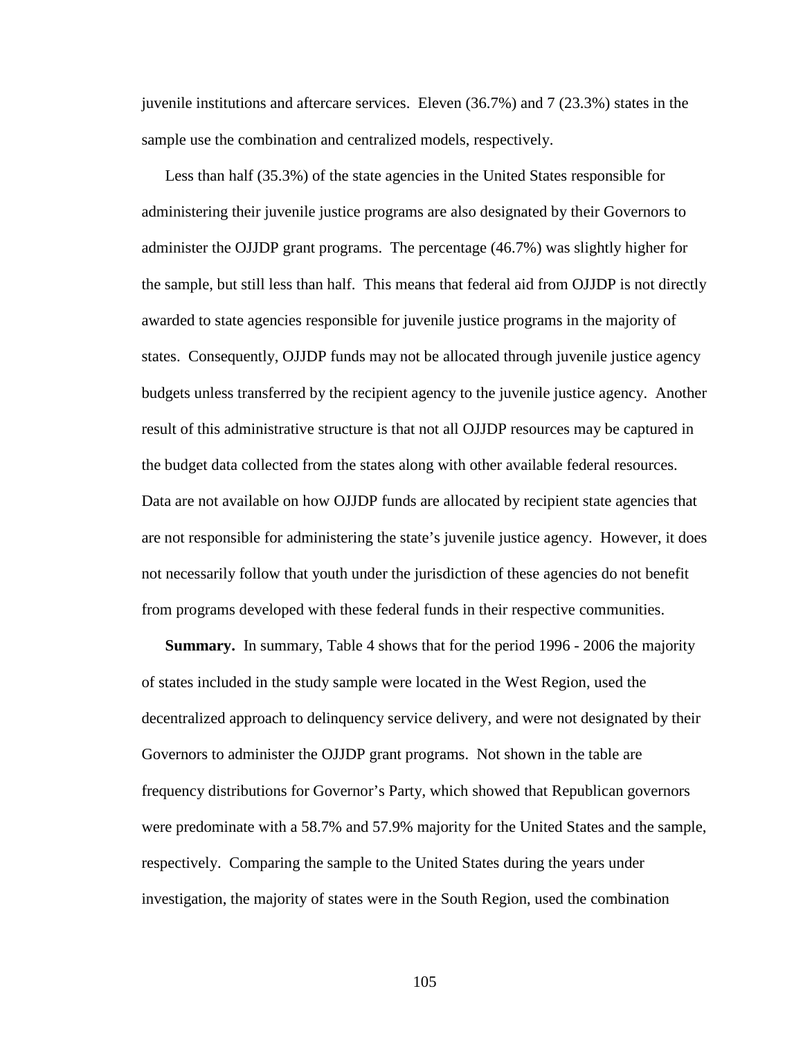juvenile institutions and aftercare services. Eleven (36.7%) and 7 (23.3%) states in the sample use the combination and centralized models, respectively.

Less than half (35.3%) of the state agencies in the United States responsible for administering their juvenile justice programs are also designated by their Governors to administer the OJJDP grant programs. The percentage (46.7%) was slightly higher for the sample, but still less than half. This means that federal aid from OJJDP is not directly awarded to state agencies responsible for juvenile justice programs in the majority of states. Consequently, OJJDP funds may not be allocated through juvenile justice agency budgets unless transferred by the recipient agency to the juvenile justice agency. Another result of this administrative structure is that not all OJJDP resources may be captured in the budget data collected from the states along with other available federal resources. Data are not available on how OJJDP funds are allocated by recipient state agencies that are not responsible for administering the state's juvenile justice agency. However, it does not necessarily follow that youth under the jurisdiction of these agencies do not benefit from programs developed with these federal funds in their respective communities.

**Summary.** In summary, Table 4 shows that for the period 1996 - 2006 the majority of states included in the study sample were located in the West Region, used the decentralized approach to delinquency service delivery, and were not designated by their Governors to administer the OJJDP grant programs. Not shown in the table are frequency distributions for Governor's Party, which showed that Republican governors were predominate with a 58.7% and 57.9% majority for the United States and the sample, respectively. Comparing the sample to the United States during the years under investigation, the majority of states were in the South Region, used the combination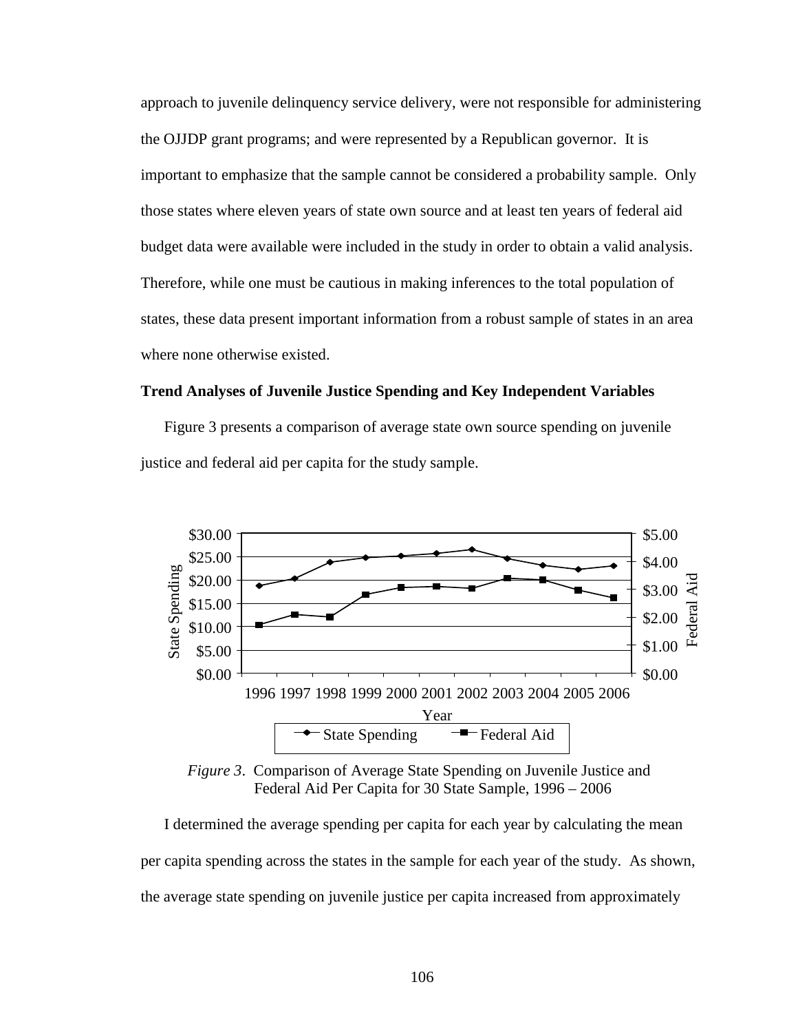approach to juvenile delinquency service delivery, were not responsible for administering the OJJDP grant programs; and were represented by a Republican governor. It is important to emphasize that the sample cannot be considered a probability sample. Only those states where eleven years of state own source and at least ten years of federal aid budget data were available were included in the study in order to obtain a valid analysis. Therefore, while one must be cautious in making inferences to the total population of states, these data present important information from a robust sample of states in an area where none otherwise existed.

**Trend Analyses of Juvenile Justice Spending and Key Independent Variables**

Figure 3 presents a comparison of average state own source spending on juvenile justice and federal aid per capita for the study sample.

*Figure 3*. Comparison of Average State Spending on Juvenile Justice and Federal Aid Per Capita for 30 State Sample, 1996 – 2006

I determined the average spending per capita for each year by calculating the mean per capita spending across the states in the sample for each year of the study. As shown, the average state spending on juvenile justice per capita increased from approximately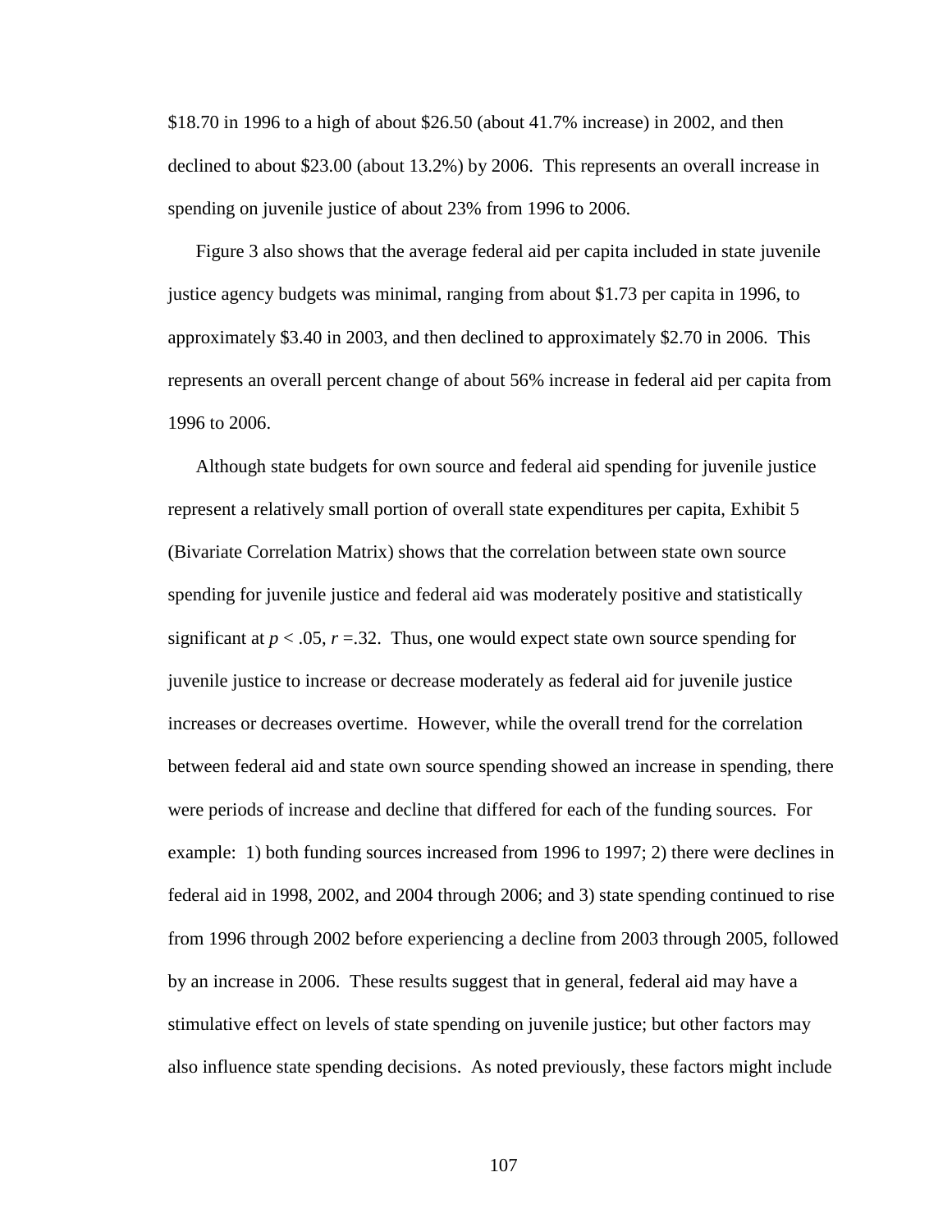$18.70 in 1996 to a high of about $26.50 (about 41.7% increase) in 2002, and then declined to about $23.00 (about 13.2%) by 2006. This represents an overall increase in spending on juvenile justice of about 23% from 1996 to 2006.

Figure 3 also shows that the average federal aid per capita included in state juvenile justice agency budgets was minimal, ranging from about $1.73 per capita in 1996, to approximately $3.40 in 2003, and then declined to approximately $2.70 in 2006. This represents an overall percent change of about 56% increase in federal aid per capita from 1996 to 2006.

Although state budgets for own source and federal aid spending for juvenile justice represent a relatively small portion of overall state expenditures per capita, Exhibit 5 (Bivariate Correlation Matrix) shows that the correlation between state own source spending for juvenile justice and federal aid was moderately positive and statistically significant at $p < .05$, $r = .32$. Thus, one would expect state own source spending for juvenile justice to increase or decrease moderately as federal aid for juvenile justice increases or decreases overtime. However, while the overall trend for the correlation between federal aid and state own source spending showed an increase in spending, there were periods of increase and decline that differed for each of the funding sources. For example: 1) both funding sources increased from 1996 to 1997; 2) there were declines in federal aid in 1998, 2002, and 2004 through 2006; and 3) state spending continued to rise from 1996 through 2002 before experiencing a decline from 2003 through 2005, followed by an increase in 2006. These results suggest that in general, federal aid may have a stimulative effect on levels of state spending on juvenile justice; but other factors may also influence state spending decisions. As noted previously, these factors might include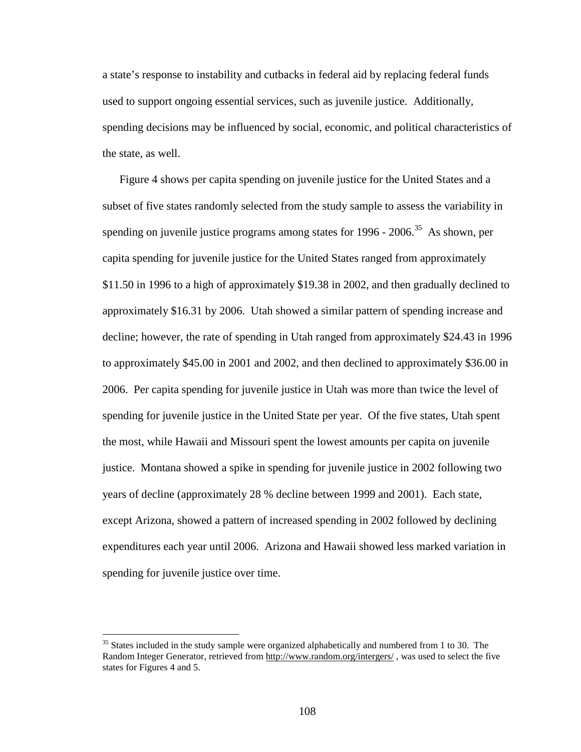a state's response to instability and cutbacks in federal aid by replacing federal funds used to support ongoing essential services, such as juvenile justice. Additionally, spending decisions may be influenced by social, economic, and political characteristics of the state, as well.

Figure 4 shows per capita spending on juvenile justice for the United States and a subset of five states randomly selected from the study sample to assess the variability in spending on juvenile justice programs among states for 1996 - 2006.[35] As shown, per capita spending for juvenile justice for the United States ranged from approximately \$11.50 in 1996 to a high of approximately \$19.38 in 2002, and then gradually declined to approximately \$16.31 by 2006. Utah showed a similar pattern of spending increase and decline; however, the rate of spending in Utah ranged from approximately \$24.43 in 1996 to approximately \$45.00 in 2001 and 2002, and then declined to approximately \$36.00 in 2006. Per capita spending for juvenile justice in Utah was more than twice the level of spending for juvenile justice in the United State per year. Of the five states, Utah spent the most, while Hawaii and Missouri spent the lowest amounts per capita on juvenile justice. Montana showed a spike in spending for juvenile justice in 2002 following two years of decline (approximately 28 % decline between 1999 and 2001). Each state, except Arizona, showed a pattern of increased spending in 2002 followed by declining expenditures each year until 2006. Arizona and Hawaii showed less marked variation in spending for juvenile justice over time.

---

[35] States included in the study sample were organized alphabetically and numbered from 1 to 30. The Random Integer Generator, retrieved from http://www.random.org/intergers/ , was used to select the five states for Figures 4 and 5.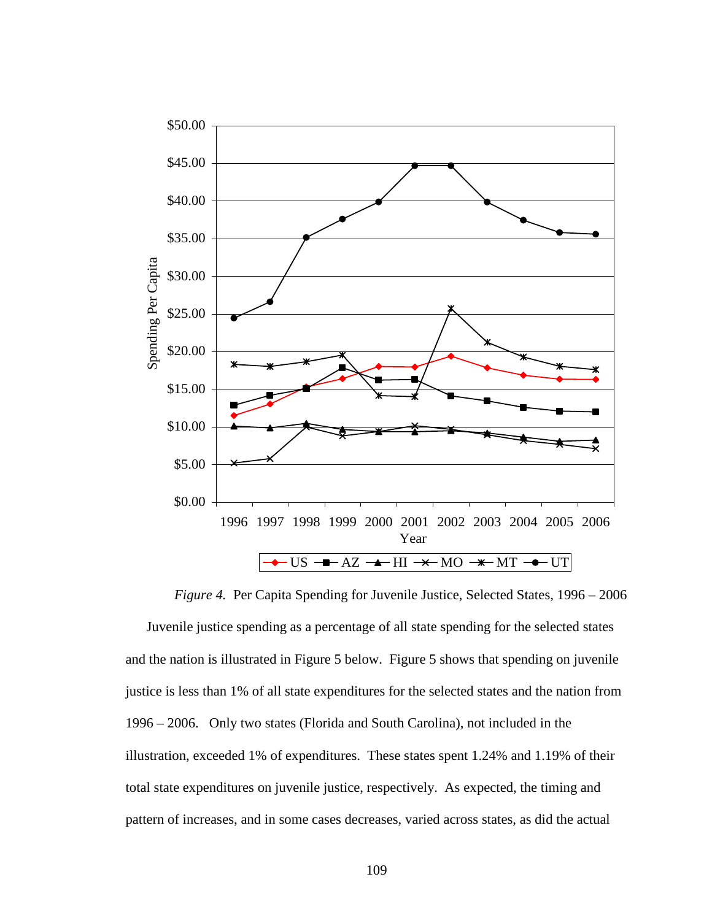*Figure 4.* Per Capita Spending for Juvenile Justice, Selected States, 1996 – 2006

Juvenile justice spending as a percentage of all state spending for the selected states and the nation is illustrated in Figure 5 below. Figure 5 shows that spending on juvenile justice is less than 1% of all state expenditures for the selected states and the nation from 1996 – 2006. Only two states (Florida and South Carolina), not included in the illustration, exceeded 1% of expenditures. These states spent 1.24% and 1.19% of their total state expenditures on juvenile justice, respectively. As expected, the timing and pattern of increases, and in some cases decreases, varied across states, as did the actual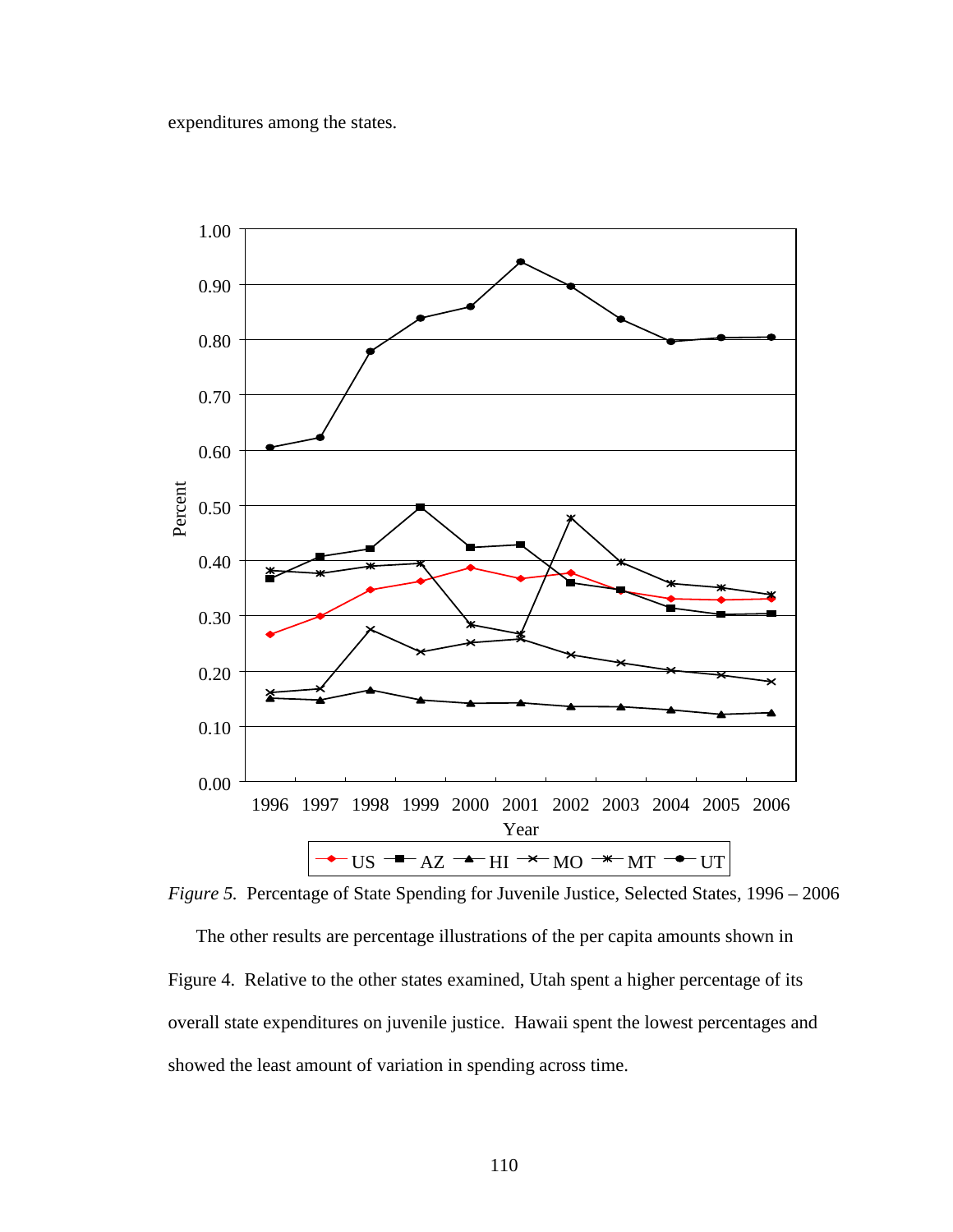expenditures among the states.

*Figure 5.* Percentage of State Spending for Juvenile Justice, Selected States, 1996 – 2006

The other results are percentage illustrations of the per capita amounts shown in Figure 4. Relative to the other states examined, Utah spent a higher percentage of its overall state expenditures on juvenile justice. Hawaii spent the lowest percentages and showed the least amount of variation in spending across time.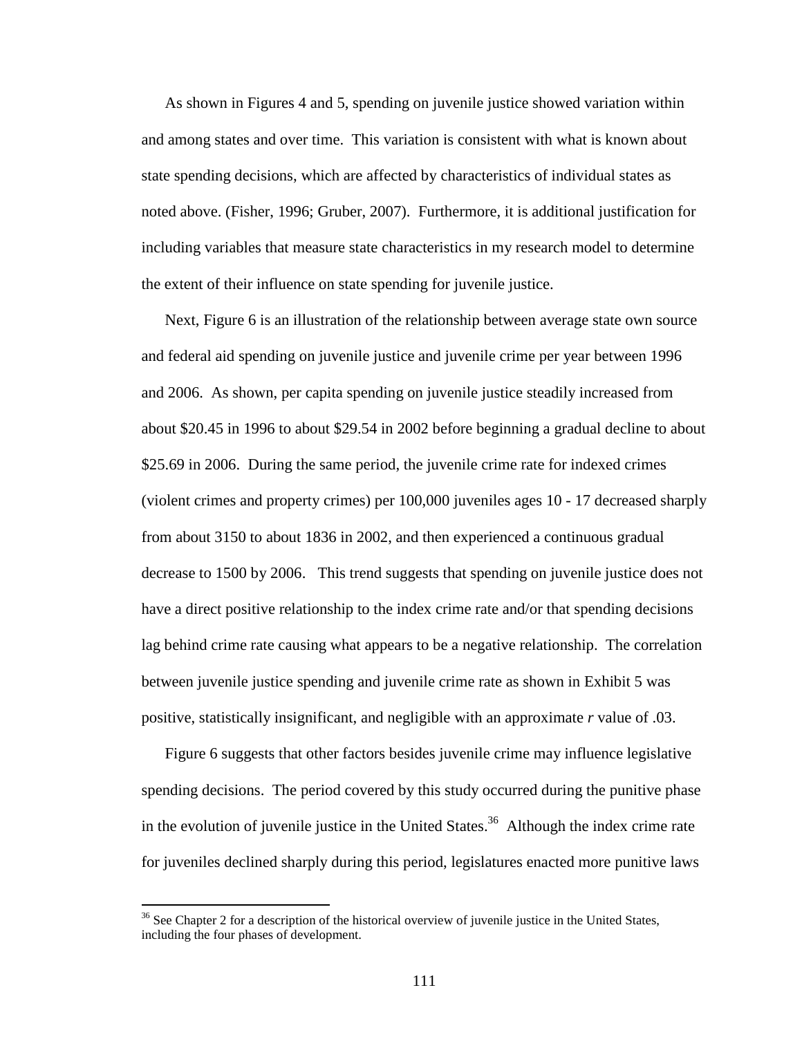As shown in Figures 4 and 5, spending on juvenile justice showed variation within and among states and over time. This variation is consistent with what is known about state spending decisions, which are affected by characteristics of individual states as noted above. (Fisher, 1996; Gruber, 2007). Furthermore, it is additional justification for including variables that measure state characteristics in my research model to determine the extent of their influence on state spending for juvenile justice.

Next, Figure 6 is an illustration of the relationship between average state own source and federal aid spending on juvenile justice and juvenile crime per year between 1996 and 2006. As shown, per capita spending on juvenile justice steadily increased from about $20.45 in 1996 to about $29.54 in 2002 before beginning a gradual decline to about $25.69 in 2006. During the same period, the juvenile crime rate for indexed crimes (violent crimes and property crimes) per 100,000 juveniles ages 10 - 17 decreased sharply from about 3150 to about 1836 in 2002, and then experienced a continuous gradual decrease to 1500 by 2006. This trend suggests that spending on juvenile justice does not have a direct positive relationship to the index crime rate and/or that spending decisions lag behind crime rate causing what appears to be a negative relationship. The correlation between juvenile justice spending and juvenile crime rate as shown in Exhibit 5 was positive, statistically insignificant, and negligible with an approximate *r* value of .03.

Figure 6 suggests that other factors besides juvenile crime may influence legislative spending decisions. The period covered by this study occurred during the punitive phase in the evolution of juvenile justice in the United States.[36] Although the index crime rate for juveniles declined sharply during this period, legislatures enacted more punitive laws

[36] See Chapter 2 for a description of the historical overview of juvenile justice in the United States, including the four phases of development.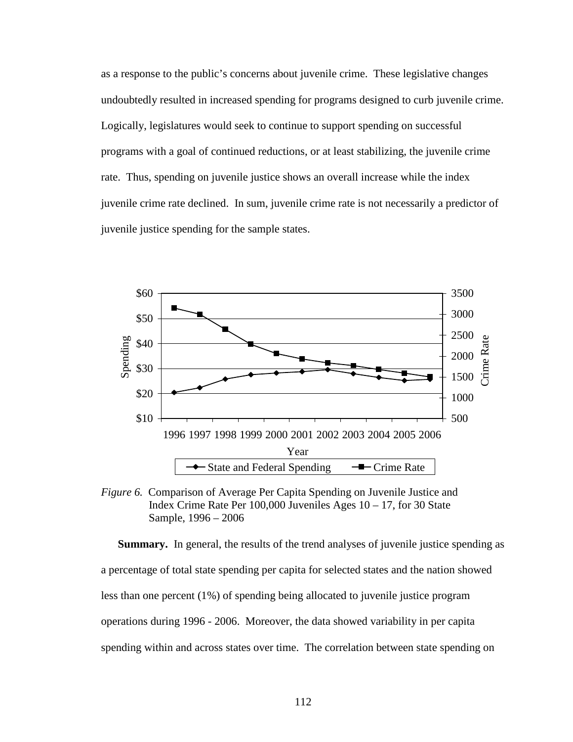as a response to the public's concerns about juvenile crime. These legislative changes undoubtedly resulted in increased spending for programs designed to curb juvenile crime. Logically, legislatures would seek to continue to support spending on successful programs with a goal of continued reductions, or at least stabilizing, the juvenile crime rate. Thus, spending on juvenile justice shows an overall increase while the index juvenile crime rate declined. In sum, juvenile crime rate is not necessarily a predictor of juvenile justice spending for the sample states.

*Figure 6.* Comparison of Average Per Capita Spending on Juvenile Justice and Index Crime Rate Per 100,000 Juveniles Ages 10 – 17, for 30 State Sample, 1996 – 2006

**Summary.** In general, the results of the trend analyses of juvenile justice spending as a percentage of total state spending per capita for selected states and the nation showed less than one percent (1%) of spending being allocated to juvenile justice program operations during 1996 - 2006. Moreover, the data showed variability in per capita spending within and across states over time. The correlation between state spending on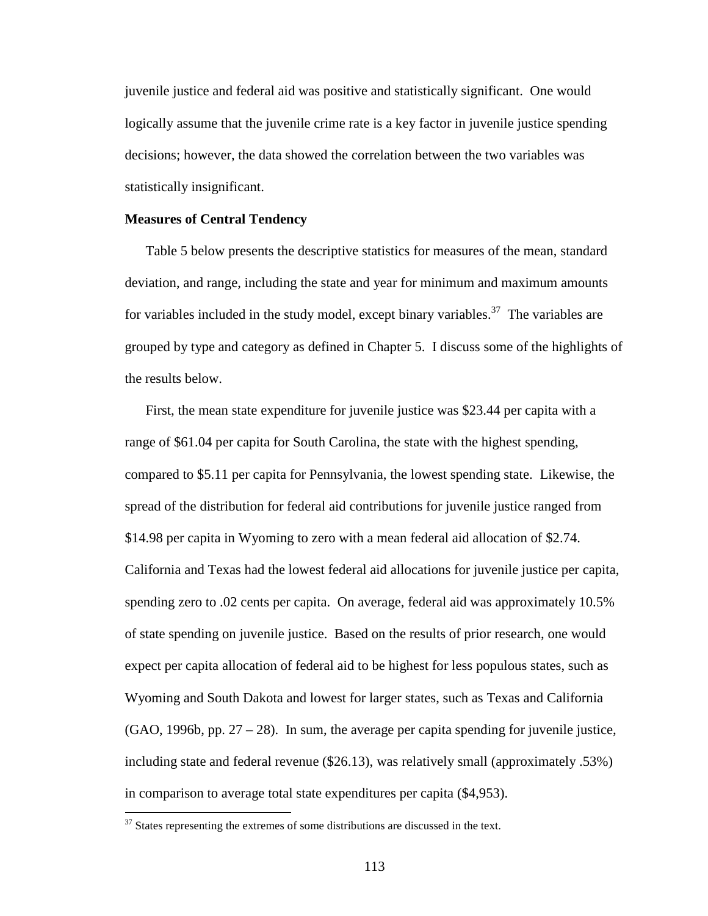juvenile justice and federal aid was positive and statistically significant. One would logically assume that the juvenile crime rate is a key factor in juvenile justice spending decisions; however, the data showed the correlation between the two variables was statistically insignificant.

**Measures of Central Tendency**

Table 5 below presents the descriptive statistics for measures of the mean, standard deviation, and range, including the state and year for minimum and maximum amounts for variables included in the study model, except binary variables.[37] The variables are grouped by type and category as defined in Chapter 5. I discuss some of the highlights of the results below.

First, the mean state expenditure for juvenile justice was $23.44 per capita with a range of $61.04 per capita for South Carolina, the state with the highest spending, compared to $5.11 per capita for Pennsylvania, the lowest spending state. Likewise, the spread of the distribution for federal aid contributions for juvenile justice ranged from $14.98 per capita in Wyoming to zero with a mean federal aid allocation of $2.74. California and Texas had the lowest federal aid allocations for juvenile justice per capita, spending zero to .02 cents per capita. On average, federal aid was approximately 10.5% of state spending on juvenile justice. Based on the results of prior research, one would expect per capita allocation of federal aid to be highest for less populous states, such as Wyoming and South Dakota and lowest for larger states, such as Texas and California (GAO, 1996b, pp. 27 – 28). In sum, the average per capita spending for juvenile justice, including state and federal revenue ($26.13), was relatively small (approximately .53%) in comparison to average total state expenditures per capita ($4,953).

[37] States representing the extremes of some distributions are discussed in the text.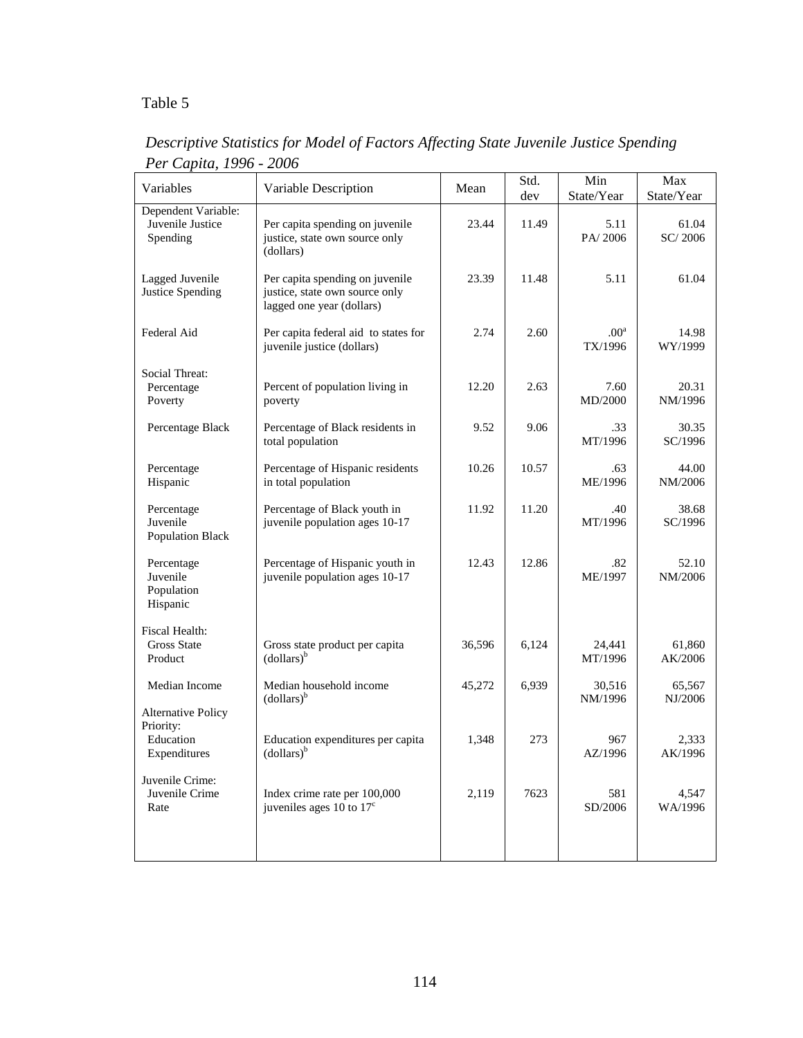Table 5

*Descriptive Statistics for Model of Factors Affecting State Juvenile Justice Spending Per Capita, 1996 - 2006*

| Variables | Variable Description | Mean | Std. dev | Min State/Year | Max State/Year |
|---|---|---|---|---|---|
| Dependent Variable: Juvenile Justice Spending | Per capita spending on juvenile justice, state own source only (dollars) | 23.44 | 11.49 | 5.11 PA/ 2006 | 61.04 SC/ 2006 |
| Lagged Juvenile Justice Spending | Per capita spending on juvenile justice, state own source only lagged one year (dollars) | 23.39 | 11.48 | 5.11 | 61.04 |
| Federal Aid | Per capita federal aid to states for juvenile justice (dollars) | 2.74 | 2.60 | .00[a] TX/1996 | 14.98 WY/1999 |
| Social Threat: Percentage Poverty | Percent of population living in poverty | 12.20 | 2.63 | 7.60 MD/2000 | 20.31 NM/1996 |
| Percentage Black | Percentage of Black residents in total population | 9.52 | 9.06 | .33 MT/1996 | 30.35 SC/1996 |
| Percentage Hispanic | Percentage of Hispanic residents in total population | 10.26 | 10.57 | .63 ME/1996 | 44.00 NM/2006 |
| Percentage Juvenile Population Black | Percentage of Black youth in juvenile population ages 10-17 | 11.92 | 11.20 | .40 MT/1996 | 38.68 SC/1996 |
| Percentage Juvenile Population Hispanic | Percentage of Hispanic youth in juvenile population ages 10-17 | 12.43 | 12.86 | .82 ME/1997 | 52.10 NM/2006 |
| Fiscal Health: Gross State Product | Gross state product per capita (dollars)[b] | 36,596 | 6,124 | 24,441 MT/1996 | 61,860 AK/2006 |
| Median Income | Median household income (dollars)[b] | 45,272 | 6,939 | 30,516 NM/1996 | 65,567 NJ/2006 |
| Alternative Policy Priority: Education Expenditures | Education expenditures per capita (dollars)[b] | 1,348 | 273 | 967 AZ/1996 | 2,333 AK/1996 |
| Juvenile Crime: Juvenile Crime Rate | Index crime rate per 100,000 juveniles ages 10 to 17[c] | 2,119 | 7623 | 581 SD/2006 | 4,547 WA/1996 |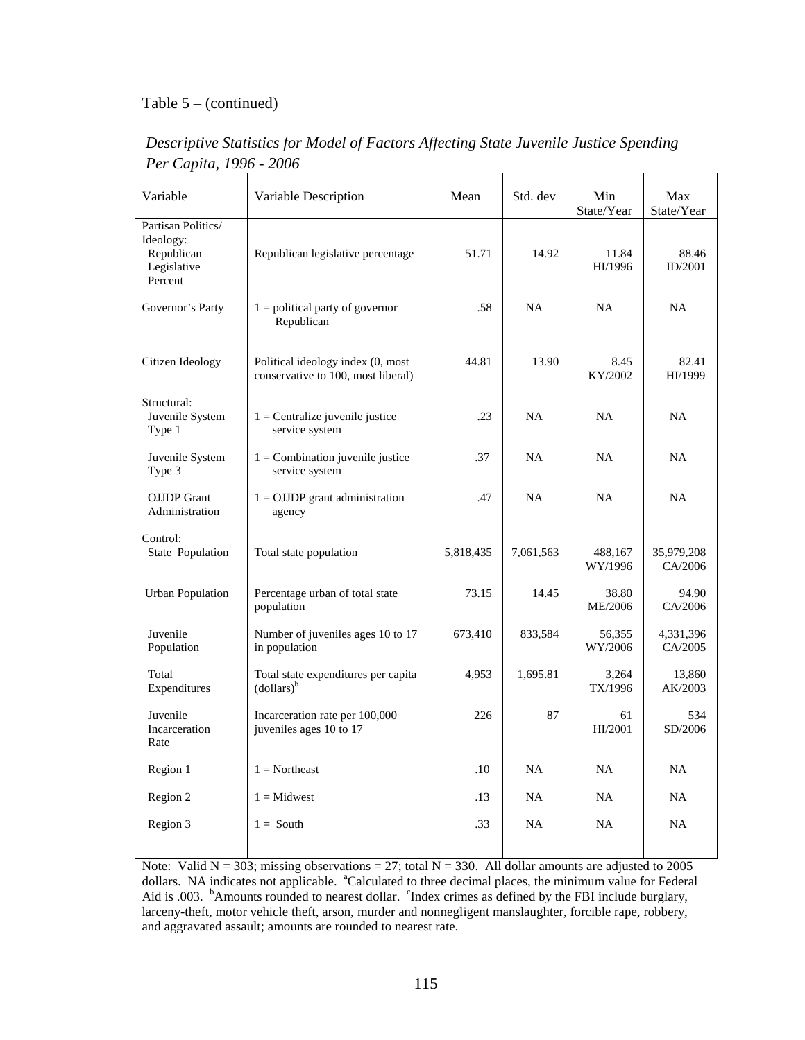Table 5 – (continued)

*Descriptive Statistics for Model of Factors Affecting State Juvenile Justice Spending Per Capita, 1996 - 2006*

| Variable | Variable Description | Mean | Std. dev | Min State/Year | Max State/Year |
|---|---|---|---|---|---|
| Partisan Politics/ Ideology: | | | | | |
| Republican Legislative Percent | Republican legislative percentage | 51.71 | 14.92 | 11.84 HI/1996 | 88.46 ID/2001 |
| Governor's Party | 1 = political party of governor Republican | .58 | NA | NA | NA |
| Citizen Ideology | Political ideology index (0, most conservative to 100, most liberal) | 44.81 | 13.90 | 8.45 KY/2002 | 82.41 HI/1999 |
| Structural: | | | | | |
| Juvenile System Type 1 | 1 = Centralize juvenile justice service system | .23 | NA | NA | NA |
| Juvenile System Type 3 | 1 = Combination juvenile justice service system | .37 | NA | NA | NA |
| OJJDP Grant Administration | 1 = OJJDP grant administration agency | .47 | NA | NA | NA |
| Control: | | | | | |
| State Population | Total state population | 5,818,435 | 7,061,563 | 488,167 WY/1996 | 35,979,208 CA/2006 |
| Urban Population | Percentage urban of total state population | 73.15 | 14.45 | 38.80 ME/2006 | 94.90 CA/2006 |
| Juvenile Population | Number of juveniles ages 10 to 17 in population | 673,410 | 833,584 | 56,355 WY/2006 | 4,331,396 CA/2005 |
| Total Expenditures | Total state expenditures per capita (dollars)[b] | 4,953 | 1,695.81 | 3,264 TX/1996 | 13,860 AK/2003 |
| Juvenile Incarceration Rate | Incarceration rate per 100,000 juveniles ages 10 to 17 | 226 | 87 | 61 HI/2001 | 534 SD/2006 |
| Region 1 | 1 = Northeast | .10 | NA | NA | NA |
| Region 2 | 1 = Midwest | .13 | NA | NA | NA |
| Region 3 | 1 = South | .33 | NA | NA | NA |

Note: Valid N = 303; missing observations = 27; total N = 330. All dollar amounts are adjusted to 2005 dollars. NA indicates not applicable. [a]Calculated to three decimal places, the minimum value for Federal Aid is .003. [b]Amounts rounded to nearest dollar. [c]Index crimes as defined by the FBI include burglary, larceny-theft, motor vehicle theft, arson, murder and nonnegligent manslaughter, forcible rape, robbery, and aggravated assault; amounts are rounded to nearest rate.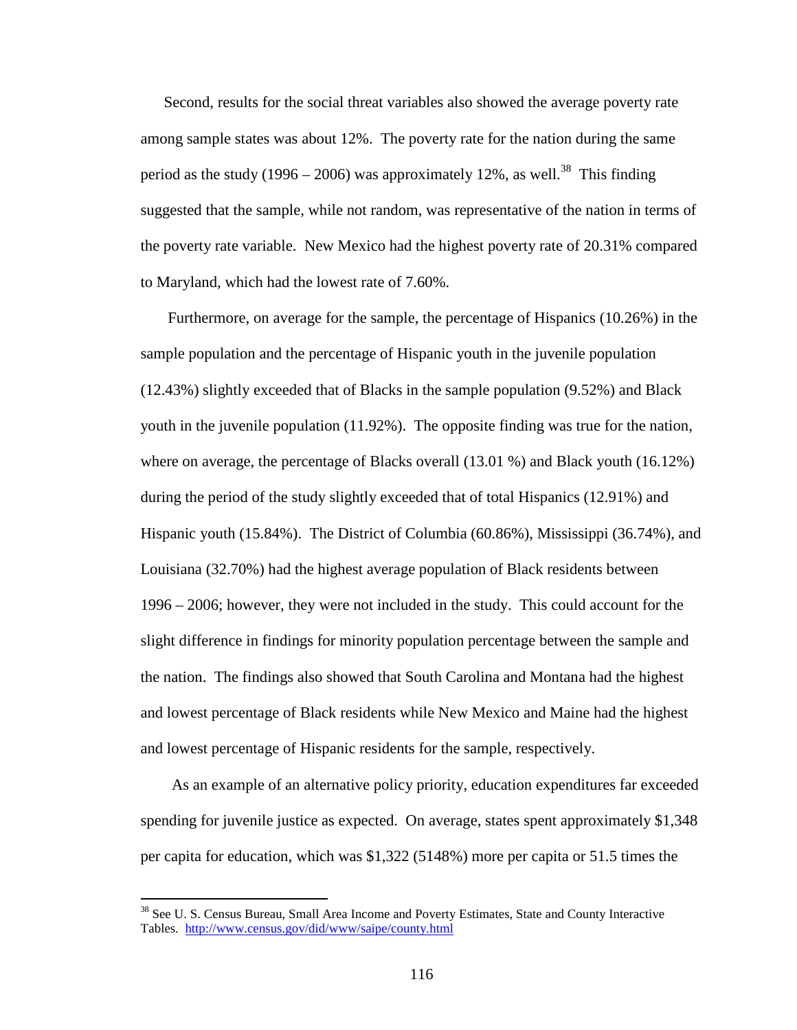Second, results for the social threat variables also showed the average poverty rate among sample states was about 12%. The poverty rate for the nation during the same period as the study (1996 – 2006) was approximately 12%, as well.[38] This finding suggested that the sample, while not random, was representative of the nation in terms of the poverty rate variable. New Mexico had the highest poverty rate of 20.31% compared to Maryland, which had the lowest rate of 7.60%.

Furthermore, on average for the sample, the percentage of Hispanics (10.26%) in the sample population and the percentage of Hispanic youth in the juvenile population (12.43%) slightly exceeded that of Blacks in the sample population (9.52%) and Black youth in the juvenile population (11.92%). The opposite finding was true for the nation, where on average, the percentage of Blacks overall (13.01 %) and Black youth (16.12%) during the period of the study slightly exceeded that of total Hispanics (12.91%) and Hispanic youth (15.84%). The District of Columbia (60.86%), Mississippi (36.74%), and Louisiana (32.70%) had the highest average population of Black residents between 1996 – 2006; however, they were not included in the study. This could account for the slight difference in findings for minority population percentage between the sample and the nation. The findings also showed that South Carolina and Montana had the highest and lowest percentage of Black residents while New Mexico and Maine had the highest and lowest percentage of Hispanic residents for the sample, respectively.

As an example of an alternative policy priority, education expenditures far exceeded spending for juvenile justice as expected. On average, states spent approximately $1,348 per capita for education, which was $1,322 (5148%) more per capita or 51.5 times the

---

[38] See U. S. Census Bureau, Small Area Income and Poverty Estimates, State and County Interactive Tables. http://www.census.gov/did/www/saipe/county.html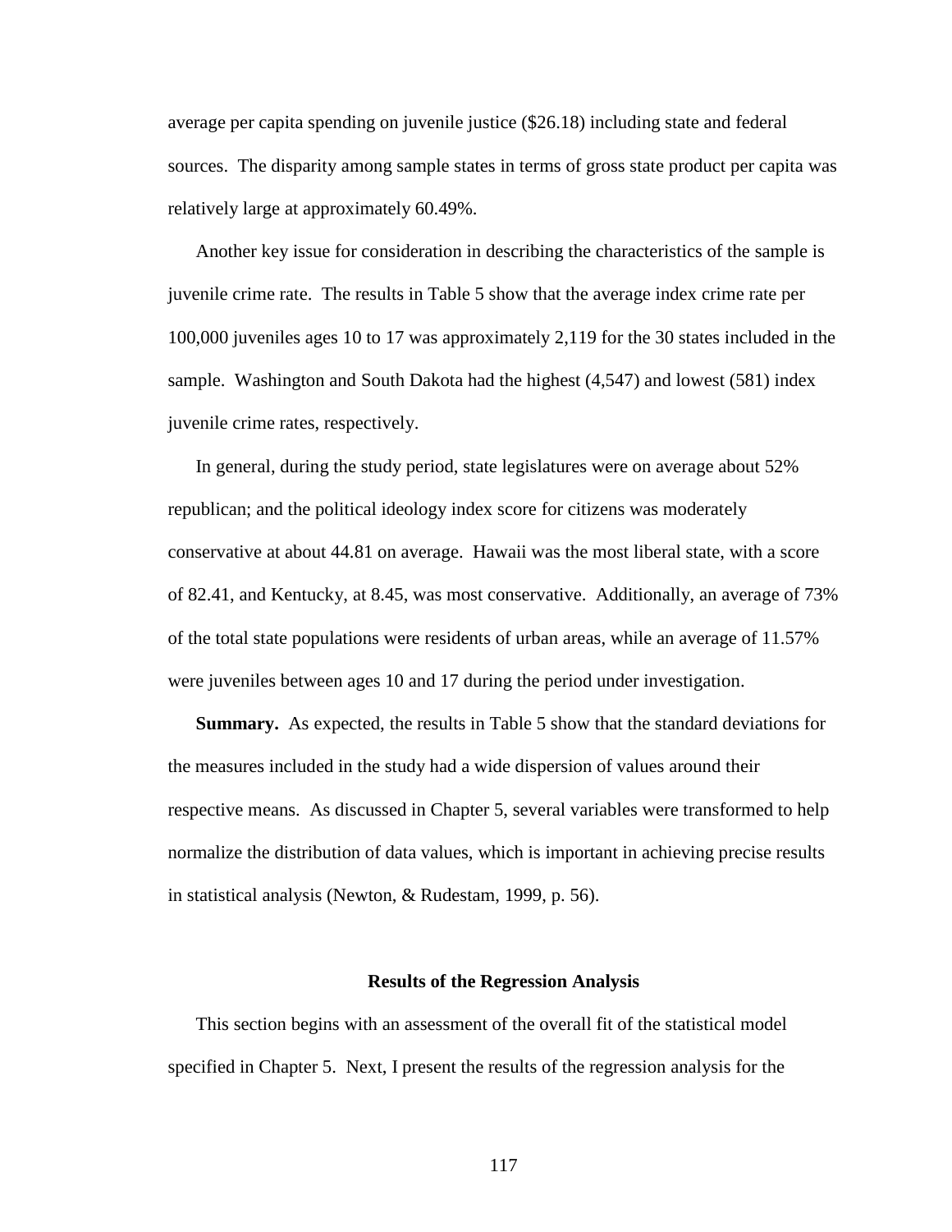average per capita spending on juvenile justice ($26.18) including state and federal sources. The disparity among sample states in terms of gross state product per capita was relatively large at approximately 60.49%.

Another key issue for consideration in describing the characteristics of the sample is juvenile crime rate. The results in Table 5 show that the average index crime rate per 100,000 juveniles ages 10 to 17 was approximately 2,119 for the 30 states included in the sample. Washington and South Dakota had the highest (4,547) and lowest (581) index juvenile crime rates, respectively.

In general, during the study period, state legislatures were on average about 52% republican; and the political ideology index score for citizens was moderately conservative at about 44.81 on average. Hawaii was the most liberal state, with a score of 82.41, and Kentucky, at 8.45, was most conservative. Additionally, an average of 73% of the total state populations were residents of urban areas, while an average of 11.57% were juveniles between ages 10 and 17 during the period under investigation.

**Summary.** As expected, the results in Table 5 show that the standard deviations for the measures included in the study had a wide dispersion of values around their respective means. As discussed in Chapter 5, several variables were transformed to help normalize the distribution of data values, which is important in achieving precise results in statistical analysis (Newton, & Rudestam, 1999, p. 56).

### Results of the Regression Analysis

This section begins with an assessment of the overall fit of the statistical model specified in Chapter 5. Next, I present the results of the regression analysis for the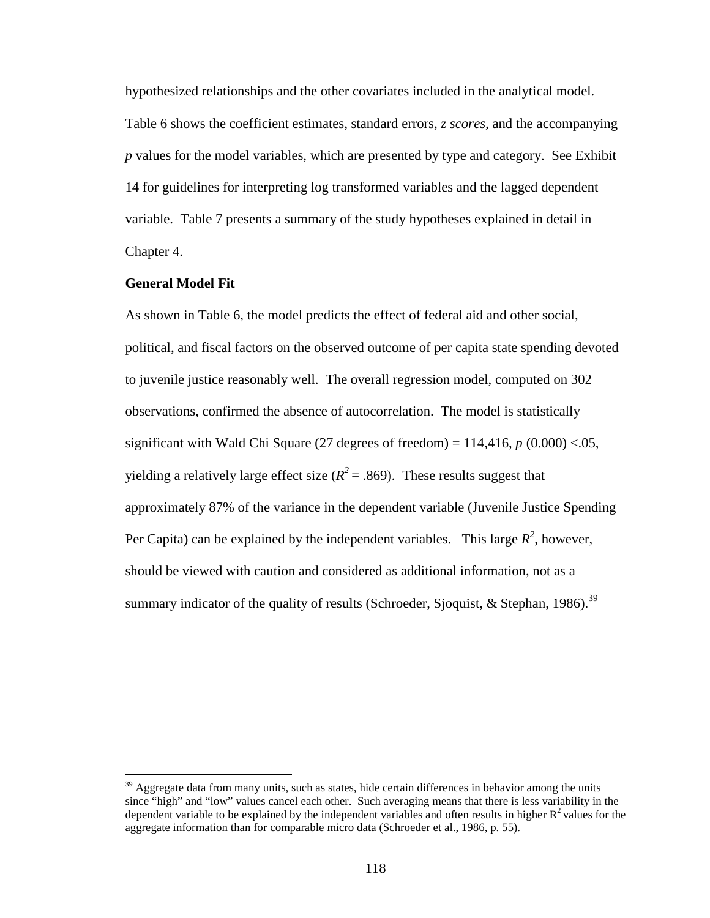hypothesized relationships and the other covariates included in the analytical model. Table 6 shows the coefficient estimates, standard errors, *z scores,* and the accompanying *p* values for the model variables, which are presented by type and category. See Exhibit 14 for guidelines for interpreting log transformed variables and the lagged dependent variable. Table 7 presents a summary of the study hypotheses explained in detail in Chapter 4.

**General Model Fit**

As shown in Table 6, the model predicts the effect of federal aid and other social, political, and fiscal factors on the observed outcome of per capita state spending devoted to juvenile justice reasonably well. The overall regression model, computed on 302 observations, confirmed the absence of autocorrelation. The model is statistically significant with Wald Chi Square (27 degrees of freedom) = 114,416, $p$ (0.000) <.05, yielding a relatively large effect size ($R^2 = .869$). These results suggest that approximately 87% of the variance in the dependent variable (Juvenile Justice Spending Per Capita) can be explained by the independent variables. This large $R^2$, however, should be viewed with caution and considered as additional information, not as a summary indicator of the quality of results (Schroeder, Sjoquist, & Stephan, 1986).[39]

[39] Aggregate data from many units, such as states, hide certain differences in behavior among the units since "high" and "low" values cancel each other. Such averaging means that there is less variability in the dependent variable to be explained by the independent variables and often results in higher $R^2$ values for the aggregate information than for comparable micro data (Schroeder et al., 1986, p. 55).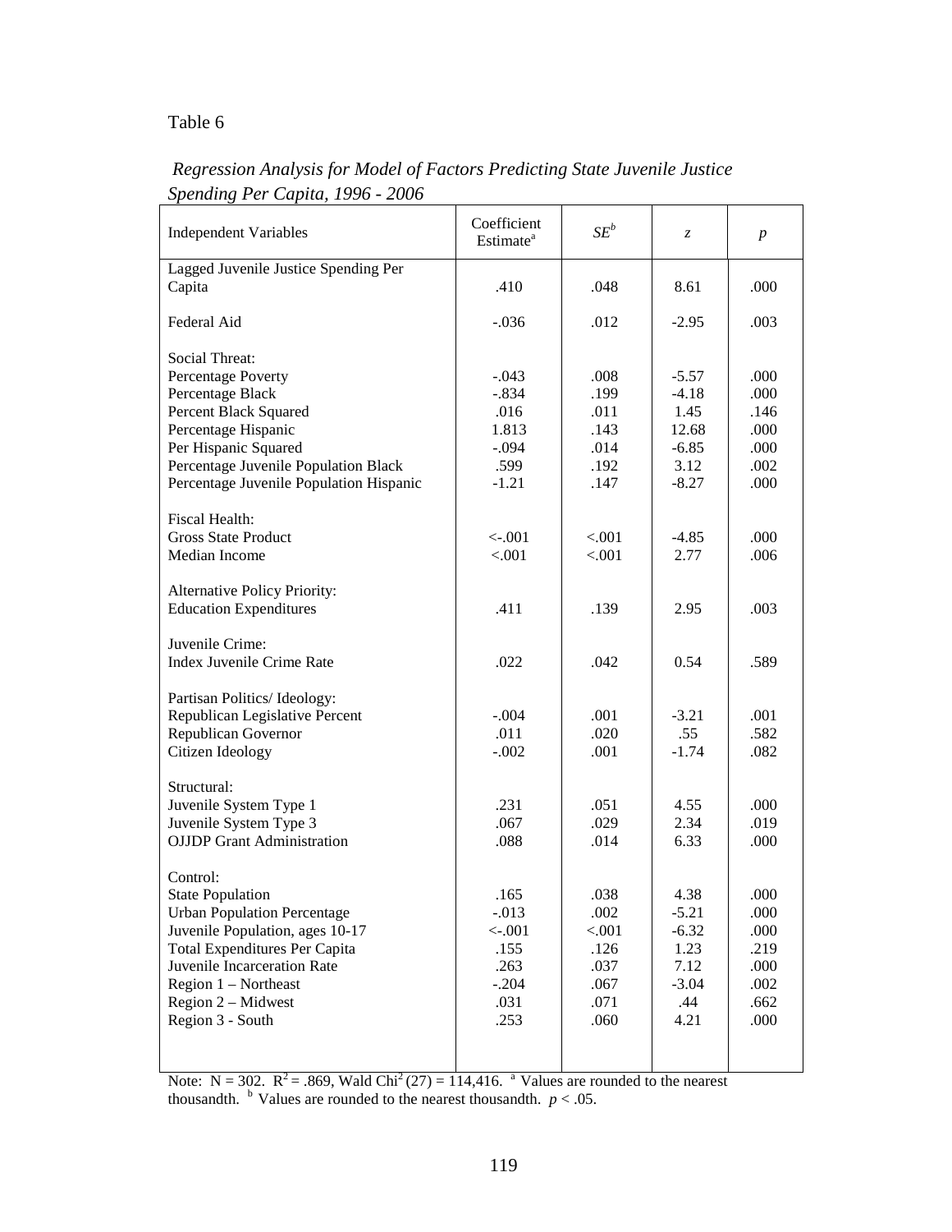Table 6

*Regression Analysis for Model of Factors Predicting State Juvenile Justice Spending Per Capita, 1996 - 2006*

| Independent Variables | Coefficient Estimate[a] | $SE^b$ | $z$ | $p$ |
|---|---|---|---|---|
| Lagged Juvenile Justice Spending Per Capita | .410 | .048 | 8.61 | .000 |
| Federal Aid | -.036 | .012 | -2.95 | .003 |
| Social Threat: | | | | |
| Percentage Poverty | -.043 | .008 | -5.57 | .000 |
| Percentage Black | -.834 | .199 | -4.18 | .000 |
| Percent Black Squared | .016 | .011 | 1.45 | .146 |
| Percentage Hispanic | 1.813 | .143 | 12.68 | .000 |
| Per Hispanic Squared | -.094 | .014 | -6.85 | .000 |
| Percentage Juvenile Population Black | .599 | .192 | 3.12 | .002 |
| Percentage Juvenile Population Hispanic | -1.21 | .147 | -8.27 | .000 |
| Fiscal Health: | | | | |
| Gross State Product | <-.001 | <.001 | -4.85 | .000 |
| Median Income | <.001 | <.001 | 2.77 | .006 |
| Alternative Policy Priority: | | | | |
| Education Expenditures | .411 | .139 | 2.95 | .003 |
| Juvenile Crime: | | | | |
| Index Juvenile Crime Rate | .022 | .042 | 0.54 | .589 |
| Partisan Politics/ Ideology: | | | | |
| Republican Legislative Percent | -.004 | .001 | -3.21 | .001 |
| Republican Governor | .011 | .020 | .55 | .582 |
| Citizen Ideology | -.002 | .001 | -1.74 | .082 |
| Structural: | | | | |
| Juvenile System Type 1 | .231 | .051 | 4.55 | .000 |
| Juvenile System Type 3 | .067 | .029 | 2.34 | .019 |
| OJJDP Grant Administration | .088 | .014 | 6.33 | .000 |
| Control: | | | | |
| State Population | .165 | .038 | 4.38 | .000 |
| Urban Population Percentage | -.013 | .002 | -5.21 | .000 |
| Juvenile Population, ages 10-17 | <-.001 | <.001 | -6.32 | .000 |
| Total Expenditures Per Capita | .155 | .126 | 1.23 | .219 |
| Juvenile Incarceration Rate | .263 | .037 | 7.12 | .000 |
| Region 1 – Northeast | -.204 | .067 | -3.04 | .002 |
| Region 2 – Midwest | .031 | .071 | .44 | .662 |
| Region 3 - South | .253 | .060 | 4.21 | .000 |

Note: N = 302. $R^2 = .869$, Wald $Chi^2\ (27) = 114{,}416$. [a] Values are rounded to the nearest thousandth. [b] Values are rounded to the nearest thousandth. $p < .05$.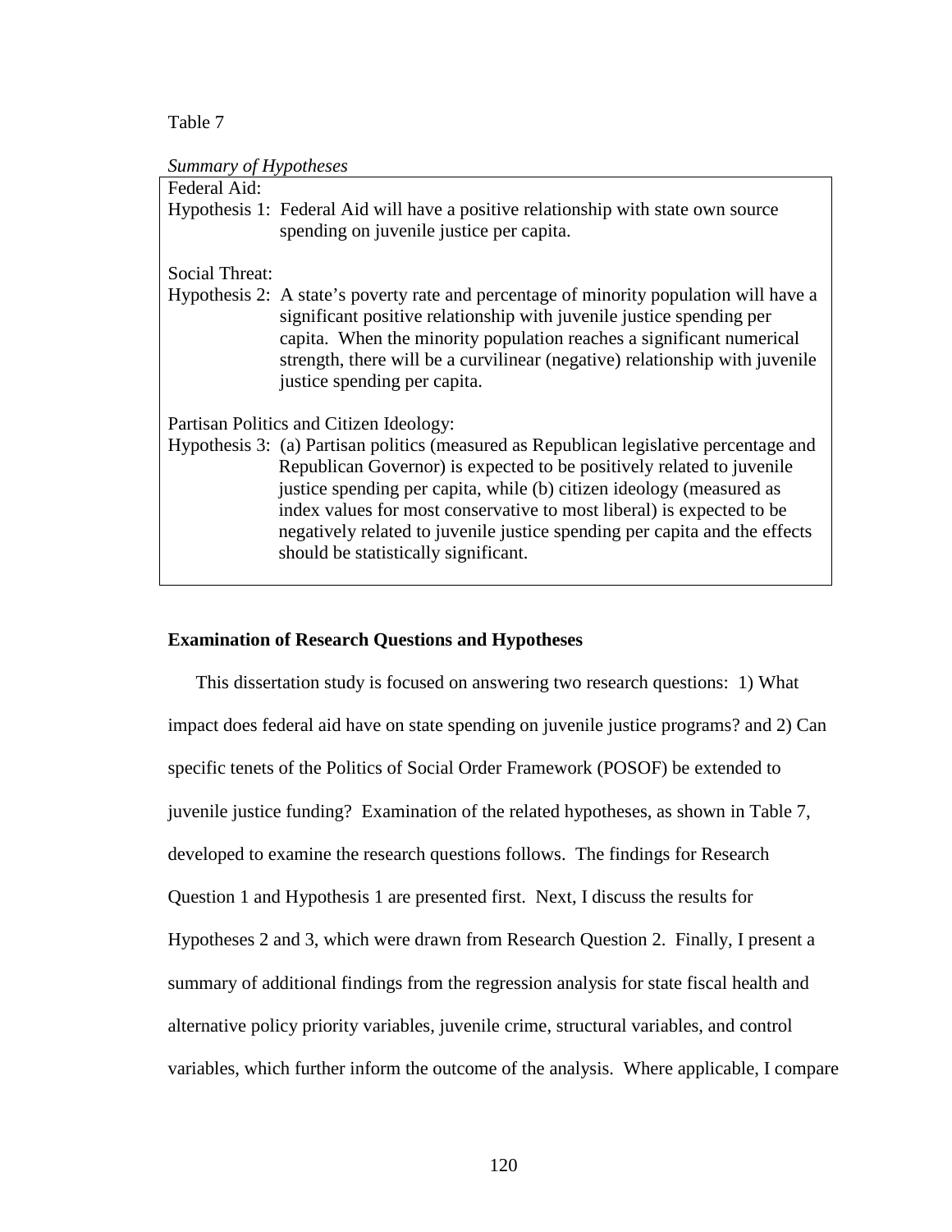Table 7

*Summary of Hypotheses*

| | |
|---|---|
| Federal Aid: | |
| Hypothesis 1: | Federal Aid will have a positive relationship with state own source spending on juvenile justice per capita. |
| Social Threat: | |
| Hypothesis 2: | A state's poverty rate and percentage of minority population will have a significant positive relationship with juvenile justice spending per capita. When the minority population reaches a significant numerical strength, there will be a curvilinear (negative) relationship with juvenile justice spending per capita. |
| Partisan Politics and Citizen Ideology: | |
| Hypothesis 3: | (a) Partisan politics (measured as Republican legislative percentage and Republican Governor) is expected to be positively related to juvenile justice spending per capita, while (b) citizen ideology (measured as index values for most conservative to most liberal) is expected to be negatively related to juvenile justice spending per capita and the effects should be statistically significant. |

**Examination of Research Questions and Hypotheses**

This dissertation study is focused on answering two research questions: 1) What impact does federal aid have on state spending on juvenile justice programs? and 2) Can specific tenets of the Politics of Social Order Framework (POSOF) be extended to juvenile justice funding? Examination of the related hypotheses, as shown in Table 7, developed to examine the research questions follows. The findings for Research Question 1 and Hypothesis 1 are presented first. Next, I discuss the results for Hypotheses 2 and 3, which were drawn from Research Question 2. Finally, I present a summary of additional findings from the regression analysis for state fiscal health and alternative policy priority variables, juvenile crime, structural variables, and control variables, which further inform the outcome of the analysis. Where applicable, I compare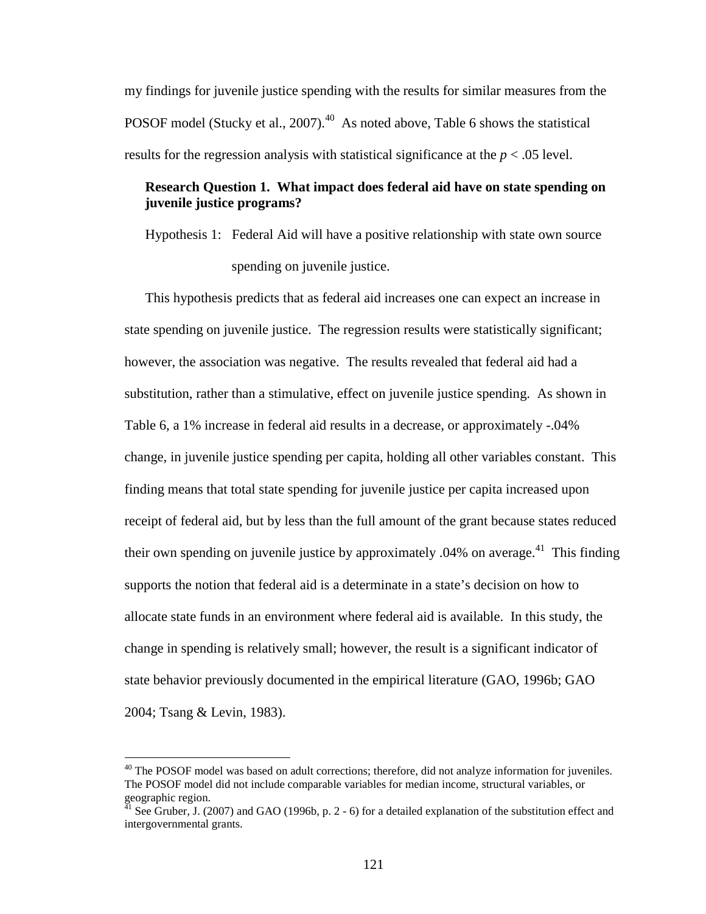my findings for juvenile justice spending with the results for similar measures from the POSOF model (Stucky et al., 2007).[40] As noted above, Table 6 shows the statistical results for the regression analysis with statistical significance at the $p < .05$ level.

**Research Question 1. What impact does federal aid have on state spending on juvenile justice programs?**

Hypothesis 1: Federal Aid will have a positive relationship with state own source spending on juvenile justice.

This hypothesis predicts that as federal aid increases one can expect an increase in state spending on juvenile justice. The regression results were statistically significant; however, the association was negative. The results revealed that federal aid had a substitution, rather than a stimulative, effect on juvenile justice spending. As shown in Table 6, a 1% increase in federal aid results in a decrease, or approximately -.04% change, in juvenile justice spending per capita, holding all other variables constant. This finding means that total state spending for juvenile justice per capita increased upon receipt of federal aid, but by less than the full amount of the grant because states reduced their own spending on juvenile justice by approximately .04% on average.[41] This finding supports the notion that federal aid is a determinate in a state's decision on how to allocate state funds in an environment where federal aid is available. In this study, the change in spending is relatively small; however, the result is a significant indicator of state behavior previously documented in the empirical literature (GAO, 1996b; GAO 2004; Tsang & Levin, 1983).

---

[40] The POSOF model was based on adult corrections; therefore, did not analyze information for juveniles. The POSOF model did not include comparable variables for median income, structural variables, or geographic region.

[41] See Gruber, J. (2007) and GAO (1996b, p. 2 - 6) for a detailed explanation of the substitution effect and intergovernmental grants.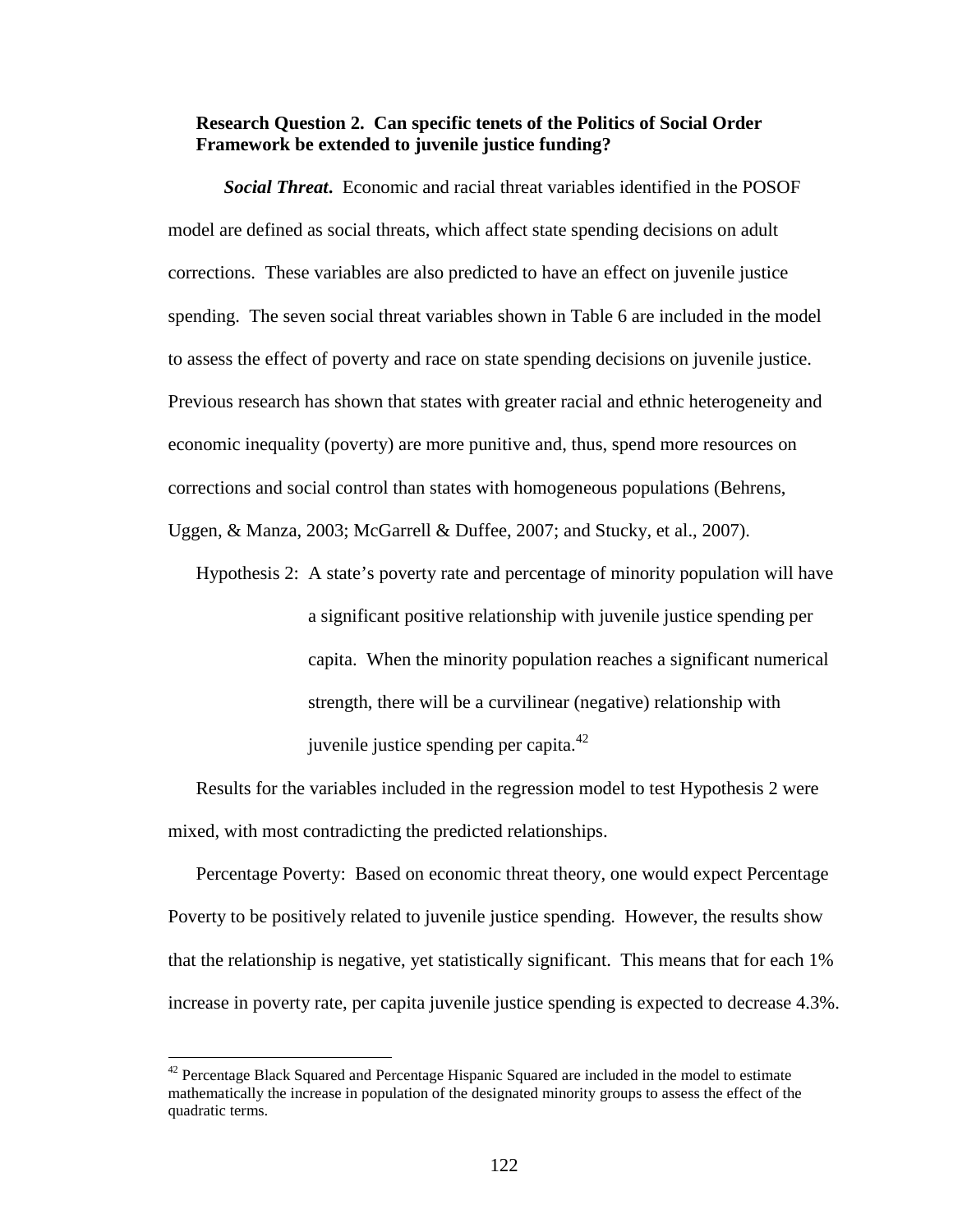**Research Question 2. Can specific tenets of the Politics of Social Order Framework be extended to juvenile justice funding?**

***Social Threat***. Economic and racial threat variables identified in the POSOF model are defined as social threats, which affect state spending decisions on adult corrections. These variables are also predicted to have an effect on juvenile justice spending. The seven social threat variables shown in Table 6 are included in the model to assess the effect of poverty and race on state spending decisions on juvenile justice. Previous research has shown that states with greater racial and ethnic heterogeneity and economic inequality (poverty) are more punitive and, thus, spend more resources on corrections and social control than states with homogeneous populations (Behrens, Uggen, & Manza, 2003; McGarrell & Duffee, 2007; and Stucky, et al., 2007).

Hypothesis 2: A state's poverty rate and percentage of minority population will have a significant positive relationship with juvenile justice spending per capita. When the minority population reaches a significant numerical strength, there will be a curvilinear (negative) relationship with juvenile justice spending per capita.[42]

Results for the variables included in the regression model to test Hypothesis 2 were mixed, with most contradicting the predicted relationships.

Percentage Poverty: Based on economic threat theory, one would expect Percentage Poverty to be positively related to juvenile justice spending. However, the results show that the relationship is negative, yet statistically significant. This means that for each 1% increase in poverty rate, per capita juvenile justice spending is expected to decrease 4.3%.

[42] Percentage Black Squared and Percentage Hispanic Squared are included in the model to estimate mathematically the increase in population of the designated minority groups to assess the effect of the quadratic terms.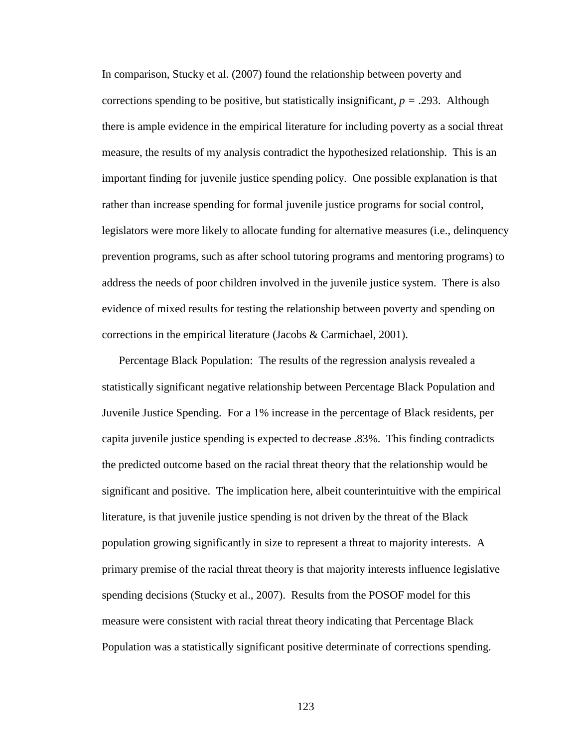In comparison, Stucky et al. (2007) found the relationship between poverty and corrections spending to be positive, but statistically insignificant, $p = .293$. Although there is ample evidence in the empirical literature for including poverty as a social threat measure, the results of my analysis contradict the hypothesized relationship. This is an important finding for juvenile justice spending policy. One possible explanation is that rather than increase spending for formal juvenile justice programs for social control, legislators were more likely to allocate funding for alternative measures (i.e., delinquency prevention programs, such as after school tutoring programs and mentoring programs) to address the needs of poor children involved in the juvenile justice system. There is also evidence of mixed results for testing the relationship between poverty and spending on corrections in the empirical literature (Jacobs & Carmichael, 2001).

Percentage Black Population: The results of the regression analysis revealed a statistically significant negative relationship between Percentage Black Population and Juvenile Justice Spending. For a 1% increase in the percentage of Black residents, per capita juvenile justice spending is expected to decrease .83%. This finding contradicts the predicted outcome based on the racial threat theory that the relationship would be significant and positive. The implication here, albeit counterintuitive with the empirical literature, is that juvenile justice spending is not driven by the threat of the Black population growing significantly in size to represent a threat to majority interests. A primary premise of the racial threat theory is that majority interests influence legislative spending decisions (Stucky et al., 2007). Results from the POSOF model for this measure were consistent with racial threat theory indicating that Percentage Black Population was a statistically significant positive determinate of corrections spending.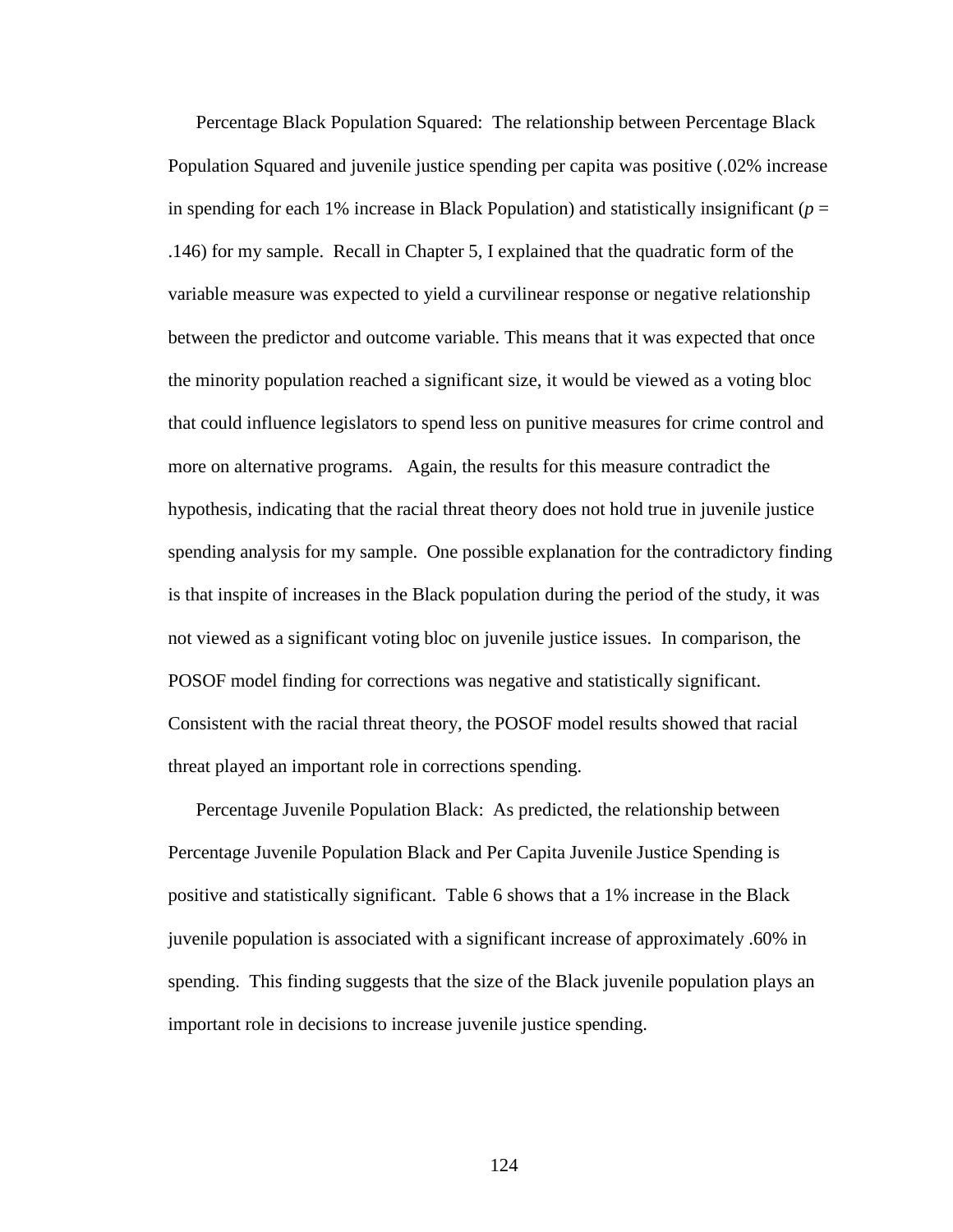Percentage Black Population Squared: The relationship between Percentage Black Population Squared and juvenile justice spending per capita was positive (.02% increase in spending for each 1% increase in Black Population) and statistically insignificant ($p$ = .146) for my sample. Recall in Chapter 5, I explained that the quadratic form of the variable measure was expected to yield a curvilinear response or negative relationship between the predictor and outcome variable. This means that it was expected that once the minority population reached a significant size, it would be viewed as a voting bloc that could influence legislators to spend less on punitive measures for crime control and more on alternative programs. Again, the results for this measure contradict the hypothesis, indicating that the racial threat theory does not hold true in juvenile justice spending analysis for my sample. One possible explanation for the contradictory finding is that inspite of increases in the Black population during the period of the study, it was not viewed as a significant voting bloc on juvenile justice issues. In comparison, the POSOF model finding for corrections was negative and statistically significant. Consistent with the racial threat theory, the POSOF model results showed that racial threat played an important role in corrections spending.

Percentage Juvenile Population Black: As predicted, the relationship between Percentage Juvenile Population Black and Per Capita Juvenile Justice Spending is positive and statistically significant. Table 6 shows that a 1% increase in the Black juvenile population is associated with a significant increase of approximately .60% in spending. This finding suggests that the size of the Black juvenile population plays an important role in decisions to increase juvenile justice spending.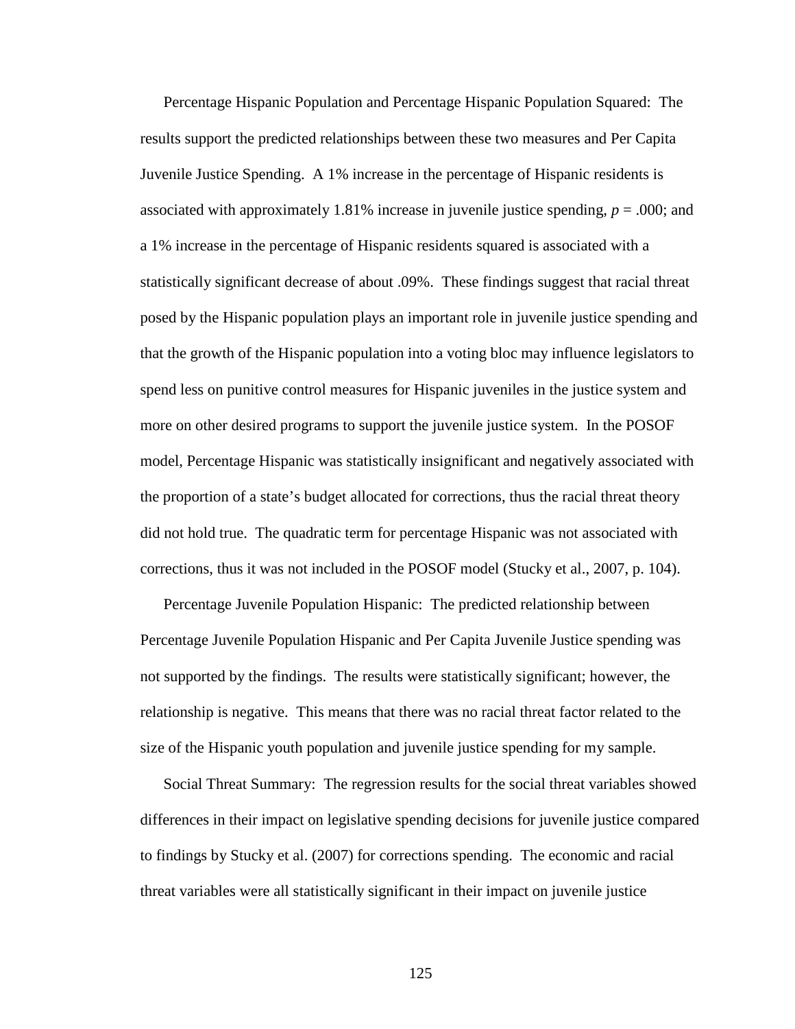Percentage Hispanic Population and Percentage Hispanic Population Squared: The results support the predicted relationships between these two measures and Per Capita Juvenile Justice Spending. A 1% increase in the percentage of Hispanic residents is associated with approximately 1.81% increase in juvenile justice spending, $p = .000$; and a 1% increase in the percentage of Hispanic residents squared is associated with a statistically significant decrease of about .09%. These findings suggest that racial threat posed by the Hispanic population plays an important role in juvenile justice spending and that the growth of the Hispanic population into a voting bloc may influence legislators to spend less on punitive control measures for Hispanic juveniles in the justice system and more on other desired programs to support the juvenile justice system. In the POSOF model, Percentage Hispanic was statistically insignificant and negatively associated with the proportion of a state's budget allocated for corrections, thus the racial threat theory did not hold true. The quadratic term for percentage Hispanic was not associated with corrections, thus it was not included in the POSOF model (Stucky et al., 2007, p. 104).

Percentage Juvenile Population Hispanic: The predicted relationship between Percentage Juvenile Population Hispanic and Per Capita Juvenile Justice spending was not supported by the findings. The results were statistically significant; however, the relationship is negative. This means that there was no racial threat factor related to the size of the Hispanic youth population and juvenile justice spending for my sample.

Social Threat Summary: The regression results for the social threat variables showed differences in their impact on legislative spending decisions for juvenile justice compared to findings by Stucky et al. (2007) for corrections spending. The economic and racial threat variables were all statistically significant in their impact on juvenile justice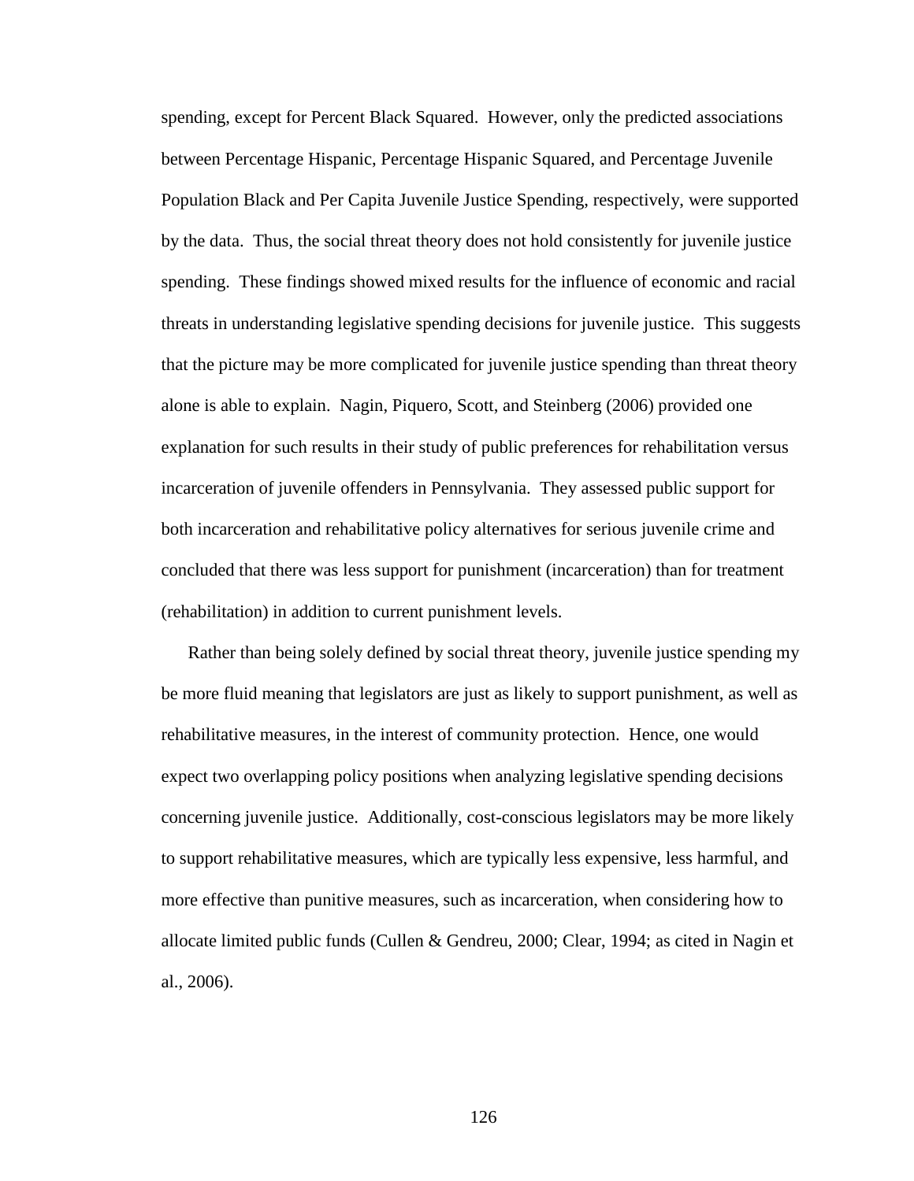spending, except for Percent Black Squared. However, only the predicted associations between Percentage Hispanic, Percentage Hispanic Squared, and Percentage Juvenile Population Black and Per Capita Juvenile Justice Spending, respectively, were supported by the data. Thus, the social threat theory does not hold consistently for juvenile justice spending. These findings showed mixed results for the influence of economic and racial threats in understanding legislative spending decisions for juvenile justice. This suggests that the picture may be more complicated for juvenile justice spending than threat theory alone is able to explain. Nagin, Piquero, Scott, and Steinberg (2006) provided one explanation for such results in their study of public preferences for rehabilitation versus incarceration of juvenile offenders in Pennsylvania. They assessed public support for both incarceration and rehabilitative policy alternatives for serious juvenile crime and concluded that there was less support for punishment (incarceration) than for treatment (rehabilitation) in addition to current punishment levels.

Rather than being solely defined by social threat theory, juvenile justice spending my be more fluid meaning that legislators are just as likely to support punishment, as well as rehabilitative measures, in the interest of community protection. Hence, one would expect two overlapping policy positions when analyzing legislative spending decisions concerning juvenile justice. Additionally, cost-conscious legislators may be more likely to support rehabilitative measures, which are typically less expensive, less harmful, and more effective than punitive measures, such as incarceration, when considering how to allocate limited public funds (Cullen & Gendreu, 2000; Clear, 1994; as cited in Nagin et al., 2006).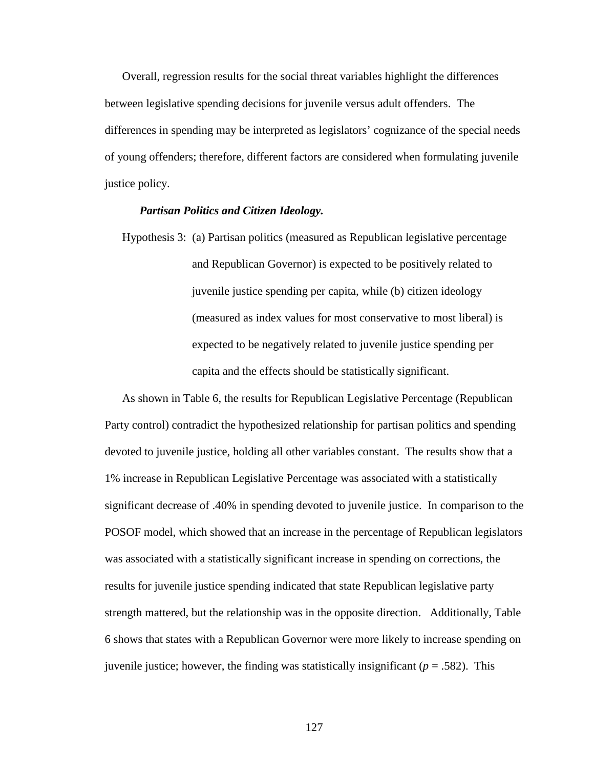Overall, regression results for the social threat variables highlight the differences between legislative spending decisions for juvenile versus adult offenders. The differences in spending may be interpreted as legislators' cognizance of the special needs of young offenders; therefore, different factors are considered when formulating juvenile justice policy.

***Partisan Politics and Citizen Ideology.***

Hypothesis 3: (a) Partisan politics (measured as Republican legislative percentage and Republican Governor) is expected to be positively related to juvenile justice spending per capita, while (b) citizen ideology (measured as index values for most conservative to most liberal) is expected to be negatively related to juvenile justice spending per capita and the effects should be statistically significant.

As shown in Table 6, the results for Republican Legislative Percentage (Republican Party control) contradict the hypothesized relationship for partisan politics and spending devoted to juvenile justice, holding all other variables constant. The results show that a 1% increase in Republican Legislative Percentage was associated with a statistically significant decrease of .40% in spending devoted to juvenile justice. In comparison to the POSOF model, which showed that an increase in the percentage of Republican legislators was associated with a statistically significant increase in spending on corrections, the results for juvenile justice spending indicated that state Republican legislative party strength mattered, but the relationship was in the opposite direction. Additionally, Table 6 shows that states with a Republican Governor were more likely to increase spending on juvenile justice; however, the finding was statistically insignificant ($p = .582$). This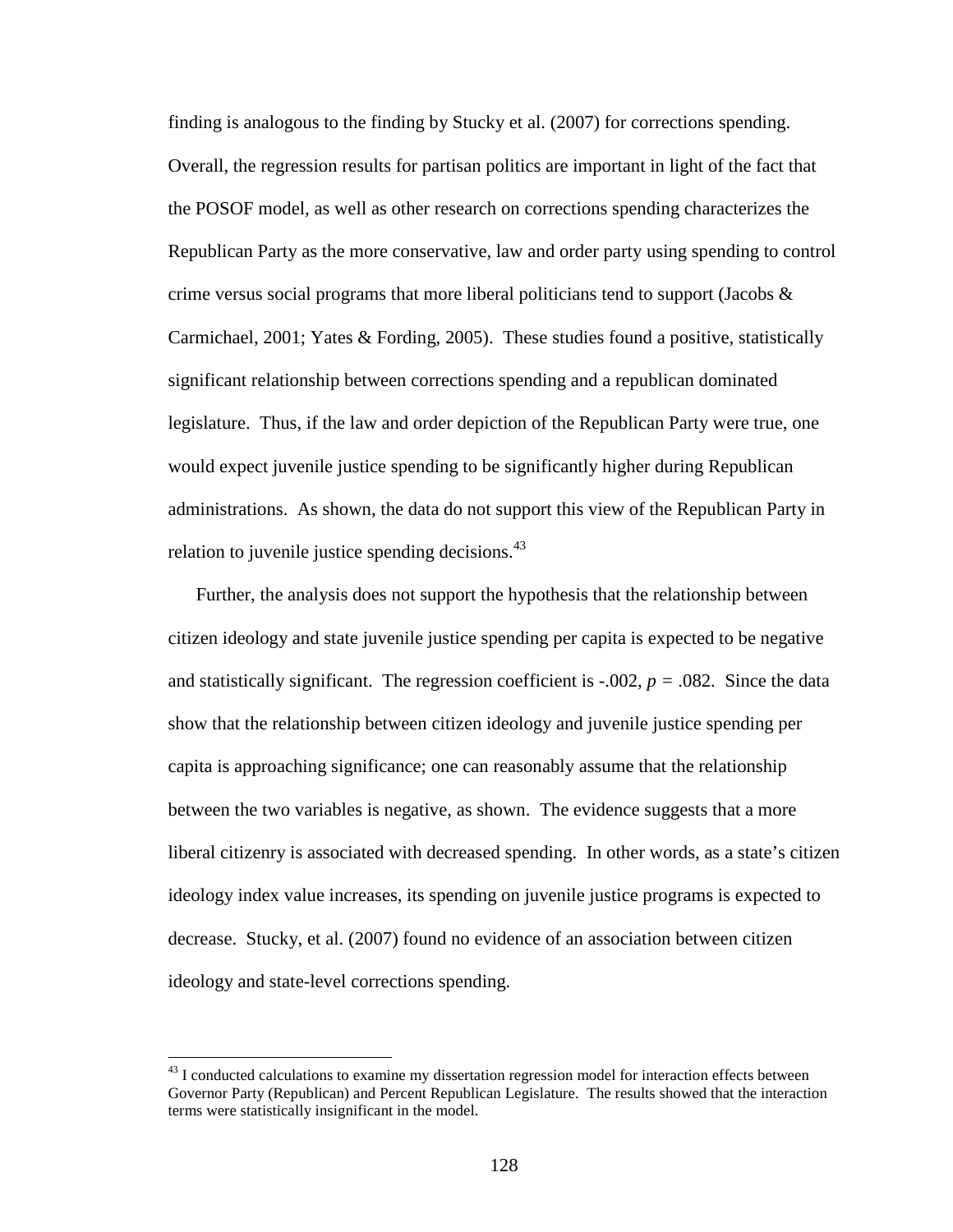finding is analogous to the finding by Stucky et al. (2007) for corrections spending. Overall, the regression results for partisan politics are important in light of the fact that the POSOF model, as well as other research on corrections spending characterizes the Republican Party as the more conservative, law and order party using spending to control crime versus social programs that more liberal politicians tend to support (Jacobs & Carmichael, 2001; Yates & Fording, 2005). These studies found a positive, statistically significant relationship between corrections spending and a republican dominated legislature. Thus, if the law and order depiction of the Republican Party were true, one would expect juvenile justice spending to be significantly higher during Republican administrations. As shown, the data do not support this view of the Republican Party in relation to juvenile justice spending decisions.[43]

Further, the analysis does not support the hypothesis that the relationship between citizen ideology and state juvenile justice spending per capita is expected to be negative and statistically significant. The regression coefficient is -.002, $p = .082$. Since the data show that the relationship between citizen ideology and juvenile justice spending per capita is approaching significance; one can reasonably assume that the relationship between the two variables is negative, as shown. The evidence suggests that a more liberal citizenry is associated with decreased spending. In other words, as a state's citizen ideology index value increases, its spending on juvenile justice programs is expected to decrease. Stucky, et al. (2007) found no evidence of an association between citizen ideology and state-level corrections spending.

[43] I conducted calculations to examine my dissertation regression model for interaction effects between Governor Party (Republican) and Percent Republican Legislature. The results showed that the interaction terms were statistically insignificant in the model.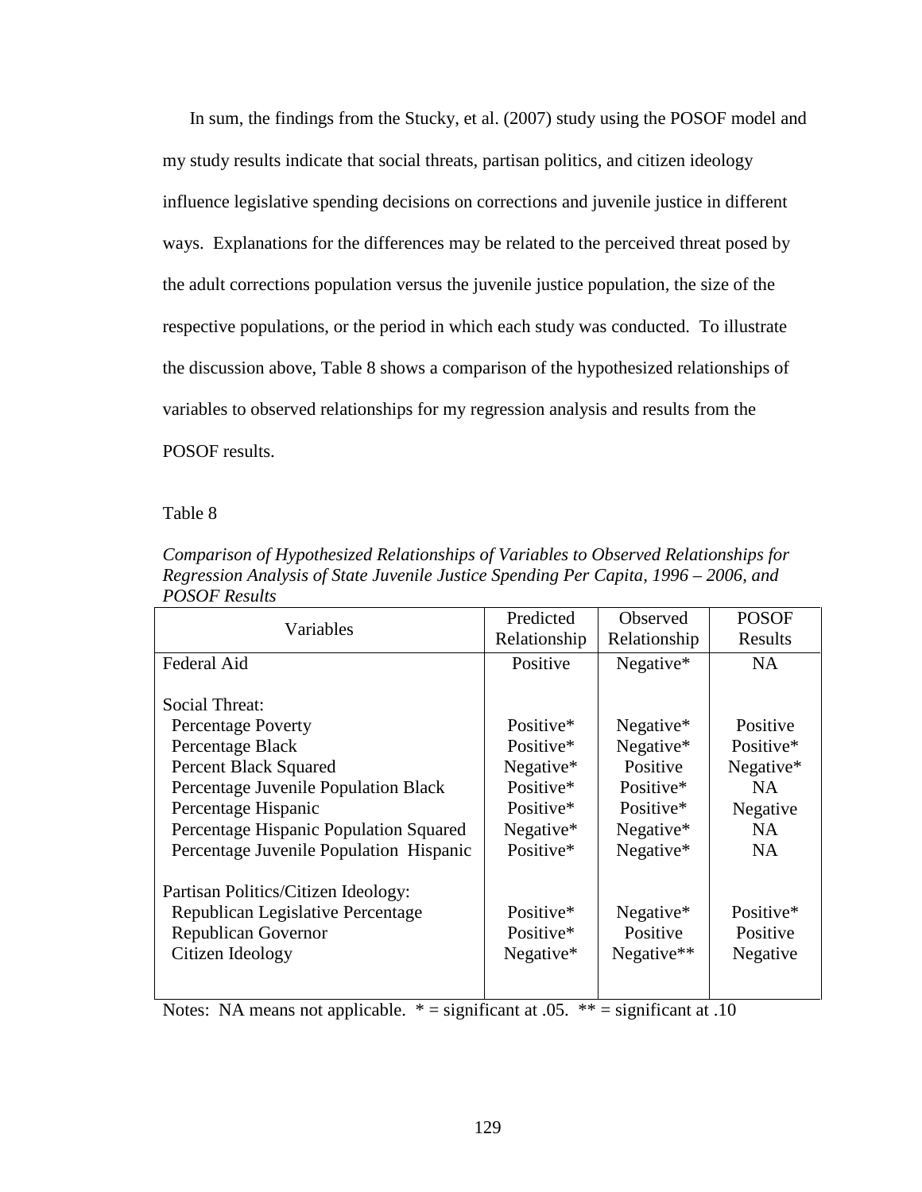In sum, the findings from the Stucky, et al. (2007) study using the POSOF model and my study results indicate that social threats, partisan politics, and citizen ideology influence legislative spending decisions on corrections and juvenile justice in different ways. Explanations for the differences may be related to the perceived threat posed by the adult corrections population versus the juvenile justice population, the size of the respective populations, or the period in which each study was conducted. To illustrate the discussion above, Table 8 shows a comparison of the hypothesized relationships of variables to observed relationships for my regression analysis and results from the POSOF results.

Table 8

*Comparison of Hypothesized Relationships of Variables to Observed Relationships for Regression Analysis of State Juvenile Justice Spending Per Capita, 1996 – 2006, and POSOF Results*

| Variables | Predicted Relationship | Observed Relationship | POSOF Results |
|---|---|---|---|
| Federal Aid | Positive | Negative* | NA |
| Social Threat: | | | |
| Percentage Poverty | Positive* | Negative* | Positive |
| Percentage Black | Positive* | Negative* | Positive* |
| Percent Black Squared | Negative* | Positive | Negative* |
| Percentage Juvenile Population Black | Positive* | Positive* | NA |
| Percentage Hispanic | Positive* | Positive* | Negative |
| Percentage Hispanic Population Squared | Negative* | Negative* | NA |
| Percentage Juvenile Population Hispanic | Positive* | Negative* | NA |
| Partisan Politics/Citizen Ideology: | | | |
| Republican Legislative Percentage | Positive* | Negative* | Positive* |
| Republican Governor | Positive* | Positive | Positive |
| Citizen Ideology | Negative* | Negative** | Negative |

Notes: NA means not applicable. * = significant at .05. ** = significant at .10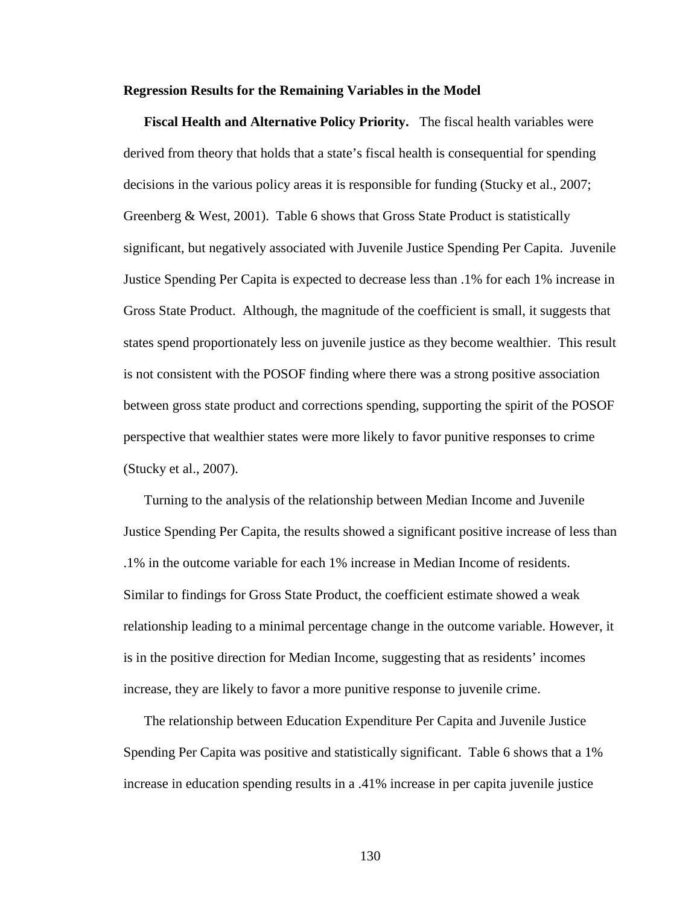**Regression Results for the Remaining Variables in the Model**

**Fiscal Health and Alternative Policy Priority.** The fiscal health variables were derived from theory that holds that a state's fiscal health is consequential for spending decisions in the various policy areas it is responsible for funding (Stucky et al., 2007; Greenberg & West, 2001). Table 6 shows that Gross State Product is statistically significant, but negatively associated with Juvenile Justice Spending Per Capita. Juvenile Justice Spending Per Capita is expected to decrease less than .1% for each 1% increase in Gross State Product. Although, the magnitude of the coefficient is small, it suggests that states spend proportionately less on juvenile justice as they become wealthier. This result is not consistent with the POSOF finding where there was a strong positive association between gross state product and corrections spending, supporting the spirit of the POSOF perspective that wealthier states were more likely to favor punitive responses to crime (Stucky et al., 2007).

Turning to the analysis of the relationship between Median Income and Juvenile Justice Spending Per Capita, the results showed a significant positive increase of less than .1% in the outcome variable for each 1% increase in Median Income of residents. Similar to findings for Gross State Product, the coefficient estimate showed a weak relationship leading to a minimal percentage change in the outcome variable. However, it is in the positive direction for Median Income, suggesting that as residents' incomes increase, they are likely to favor a more punitive response to juvenile crime.

The relationship between Education Expenditure Per Capita and Juvenile Justice Spending Per Capita was positive and statistically significant. Table 6 shows that a 1% increase in education spending results in a .41% increase in per capita juvenile justice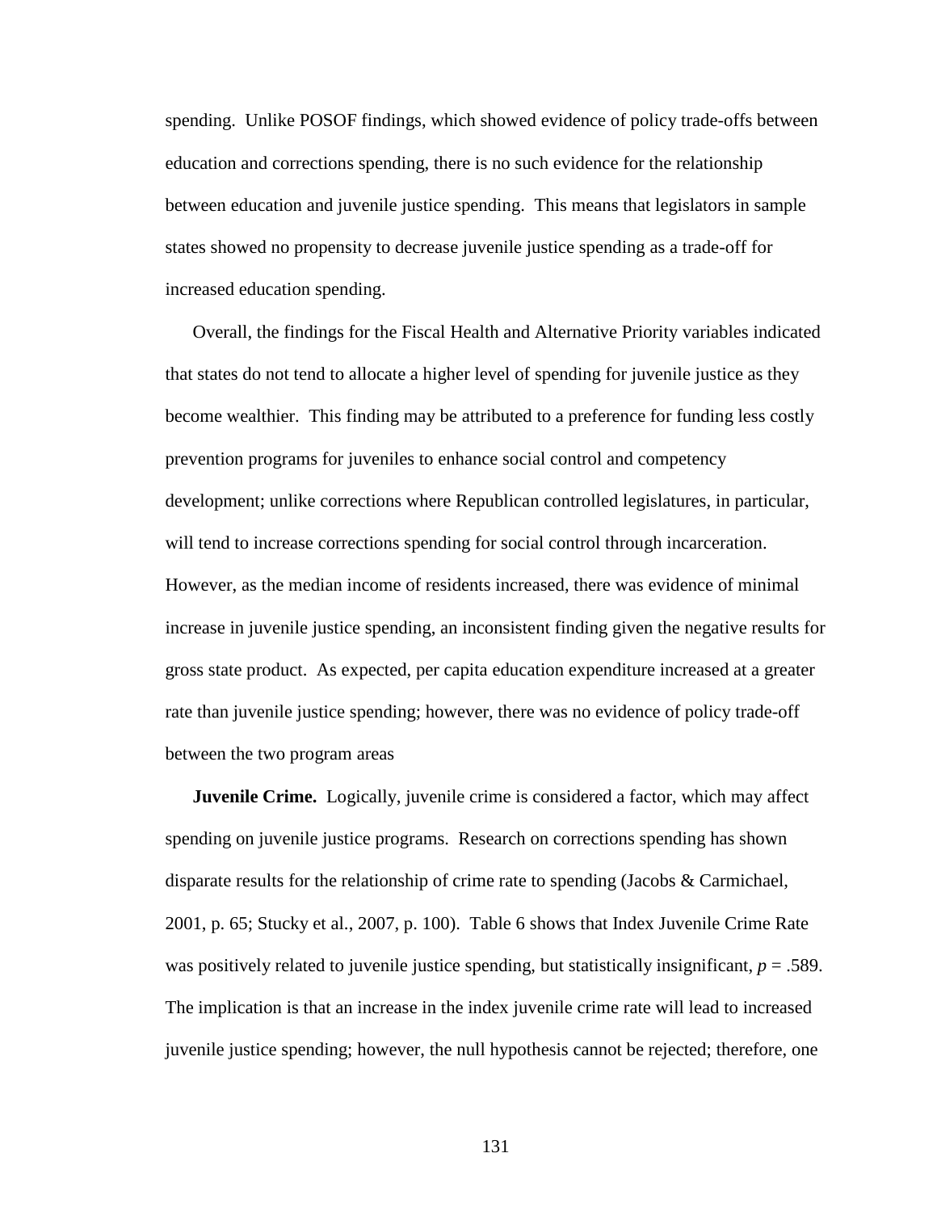spending. Unlike POSOF findings, which showed evidence of policy trade-offs between education and corrections spending, there is no such evidence for the relationship between education and juvenile justice spending. This means that legislators in sample states showed no propensity to decrease juvenile justice spending as a trade-off for increased education spending.

Overall, the findings for the Fiscal Health and Alternative Priority variables indicated that states do not tend to allocate a higher level of spending for juvenile justice as they become wealthier. This finding may be attributed to a preference for funding less costly prevention programs for juveniles to enhance social control and competency development; unlike corrections where Republican controlled legislatures, in particular, will tend to increase corrections spending for social control through incarceration. However, as the median income of residents increased, there was evidence of minimal increase in juvenile justice spending, an inconsistent finding given the negative results for gross state product. As expected, per capita education expenditure increased at a greater rate than juvenile justice spending; however, there was no evidence of policy trade-off between the two program areas

**Juvenile Crime.** Logically, juvenile crime is considered a factor, which may affect spending on juvenile justice programs. Research on corrections spending has shown disparate results for the relationship of crime rate to spending (Jacobs & Carmichael, 2001, p. 65; Stucky et al., 2007, p. 100). Table 6 shows that Index Juvenile Crime Rate was positively related to juvenile justice spending, but statistically insignificant, $p$ = .589. The implication is that an increase in the index juvenile crime rate will lead to increased juvenile justice spending; however, the null hypothesis cannot be rejected; therefore, one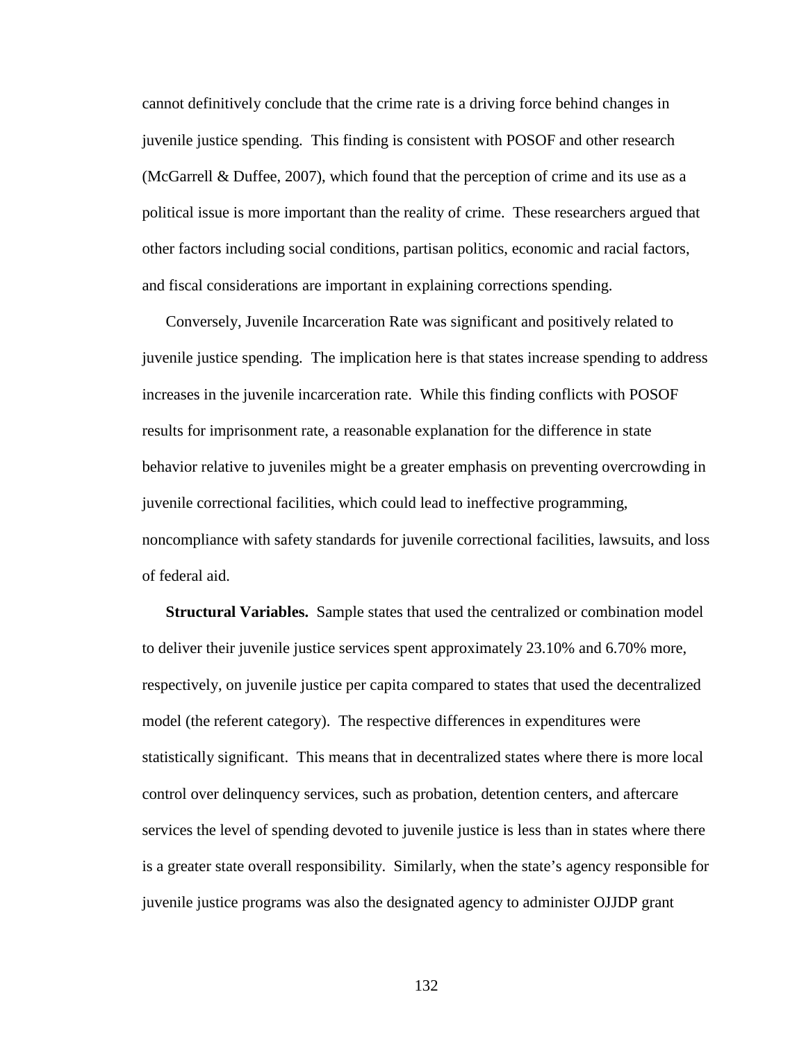cannot definitively conclude that the crime rate is a driving force behind changes in juvenile justice spending. This finding is consistent with POSOF and other research (McGarrell & Duffee, 2007), which found that the perception of crime and its use as a political issue is more important than the reality of crime. These researchers argued that other factors including social conditions, partisan politics, economic and racial factors, and fiscal considerations are important in explaining corrections spending.

Conversely, Juvenile Incarceration Rate was significant and positively related to juvenile justice spending. The implication here is that states increase spending to address increases in the juvenile incarceration rate. While this finding conflicts with POSOF results for imprisonment rate, a reasonable explanation for the difference in state behavior relative to juveniles might be a greater emphasis on preventing overcrowding in juvenile correctional facilities, which could lead to ineffective programming, noncompliance with safety standards for juvenile correctional facilities, lawsuits, and loss of federal aid.

**Structural Variables.** Sample states that used the centralized or combination model to deliver their juvenile justice services spent approximately 23.10% and 6.70% more, respectively, on juvenile justice per capita compared to states that used the decentralized model (the referent category). The respective differences in expenditures were statistically significant. This means that in decentralized states where there is more local control over delinquency services, such as probation, detention centers, and aftercare services the level of spending devoted to juvenile justice is less than in states where there is a greater state overall responsibility. Similarly, when the state's agency responsible for juvenile justice programs was also the designated agency to administer OJJDP grant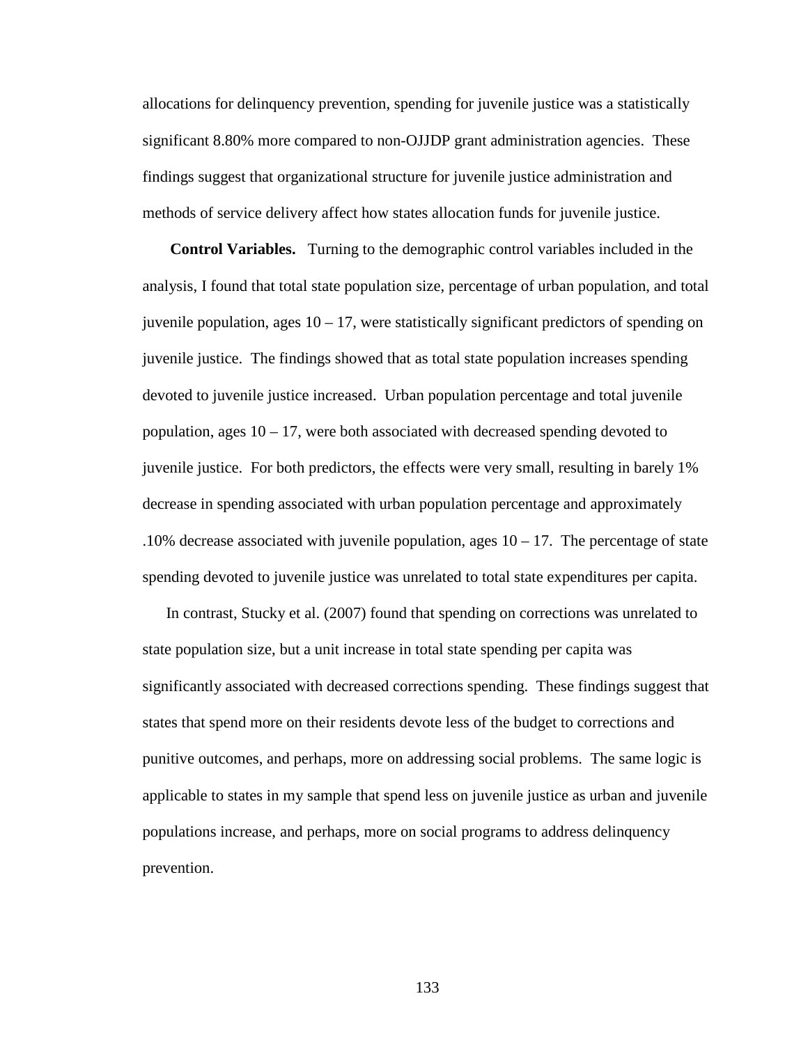allocations for delinquency prevention, spending for juvenile justice was a statistically significant 8.80% more compared to non-OJJDP grant administration agencies. These findings suggest that organizational structure for juvenile justice administration and methods of service delivery affect how states allocation funds for juvenile justice.

**Control Variables.** Turning to the demographic control variables included in the analysis, I found that total state population size, percentage of urban population, and total juvenile population, ages 10 – 17, were statistically significant predictors of spending on juvenile justice. The findings showed that as total state population increases spending devoted to juvenile justice increased. Urban population percentage and total juvenile population, ages 10 – 17, were both associated with decreased spending devoted to juvenile justice. For both predictors, the effects were very small, resulting in barely 1% decrease in spending associated with urban population percentage and approximately .10% decrease associated with juvenile population, ages 10 – 17. The percentage of state spending devoted to juvenile justice was unrelated to total state expenditures per capita.

In contrast, Stucky et al. (2007) found that spending on corrections was unrelated to state population size, but a unit increase in total state spending per capita was significantly associated with decreased corrections spending. These findings suggest that states that spend more on their residents devote less of the budget to corrections and punitive outcomes, and perhaps, more on addressing social problems. The same logic is applicable to states in my sample that spend less on juvenile justice as urban and juvenile populations increase, and perhaps, more on social programs to address delinquency prevention.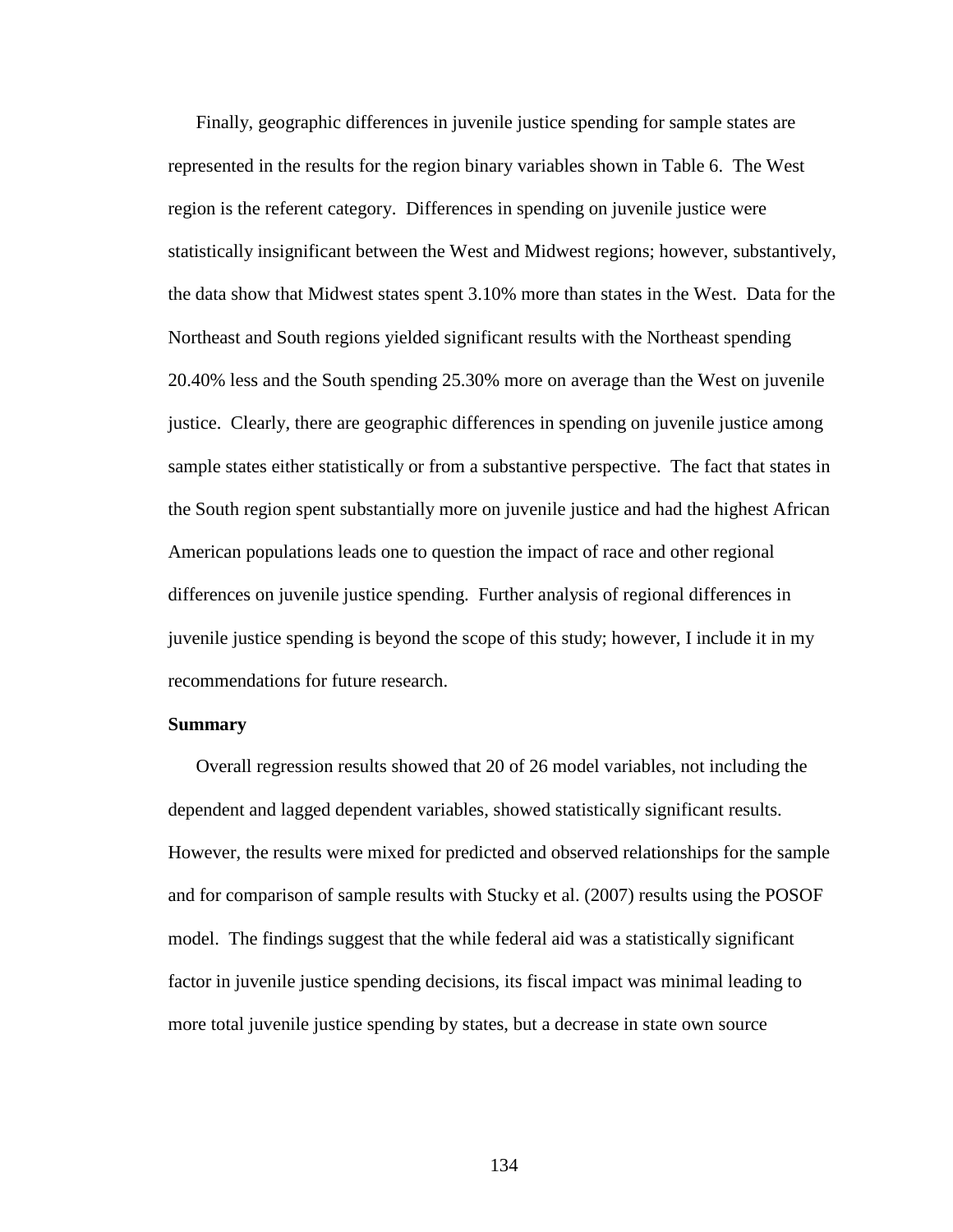Finally, geographic differences in juvenile justice spending for sample states are represented in the results for the region binary variables shown in Table 6. The West region is the referent category. Differences in spending on juvenile justice were statistically insignificant between the West and Midwest regions; however, substantively, the data show that Midwest states spent 3.10% more than states in the West. Data for the Northeast and South regions yielded significant results with the Northeast spending 20.40% less and the South spending 25.30% more on average than the West on juvenile justice. Clearly, there are geographic differences in spending on juvenile justice among sample states either statistically or from a substantive perspective. The fact that states in the South region spent substantially more on juvenile justice and had the highest African American populations leads one to question the impact of race and other regional differences on juvenile justice spending. Further analysis of regional differences in juvenile justice spending is beyond the scope of this study; however, I include it in my recommendations for future research.

**Summary**

Overall regression results showed that 20 of 26 model variables, not including the dependent and lagged dependent variables, showed statistically significant results. However, the results were mixed for predicted and observed relationships for the sample and for comparison of sample results with Stucky et al. (2007) results using the POSOF model. The findings suggest that the while federal aid was a statistically significant factor in juvenile justice spending decisions, its fiscal impact was minimal leading to more total juvenile justice spending by states, but a decrease in state own source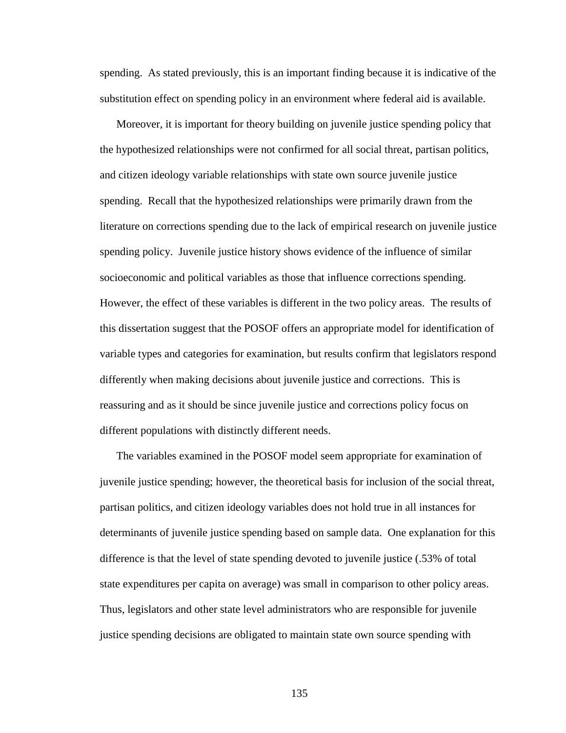spending. As stated previously, this is an important finding because it is indicative of the substitution effect on spending policy in an environment where federal aid is available.

Moreover, it is important for theory building on juvenile justice spending policy that the hypothesized relationships were not confirmed for all social threat, partisan politics, and citizen ideology variable relationships with state own source juvenile justice spending. Recall that the hypothesized relationships were primarily drawn from the literature on corrections spending due to the lack of empirical research on juvenile justice spending policy. Juvenile justice history shows evidence of the influence of similar socioeconomic and political variables as those that influence corrections spending. However, the effect of these variables is different in the two policy areas. The results of this dissertation suggest that the POSOF offers an appropriate model for identification of variable types and categories for examination, but results confirm that legislators respond differently when making decisions about juvenile justice and corrections. This is reassuring and as it should be since juvenile justice and corrections policy focus on different populations with distinctly different needs.

The variables examined in the POSOF model seem appropriate for examination of juvenile justice spending; however, the theoretical basis for inclusion of the social threat, partisan politics, and citizen ideology variables does not hold true in all instances for determinants of juvenile justice spending based on sample data. One explanation for this difference is that the level of state spending devoted to juvenile justice (.53% of total state expenditures per capita on average) was small in comparison to other policy areas. Thus, legislators and other state level administrators who are responsible for juvenile justice spending decisions are obligated to maintain state own source spending with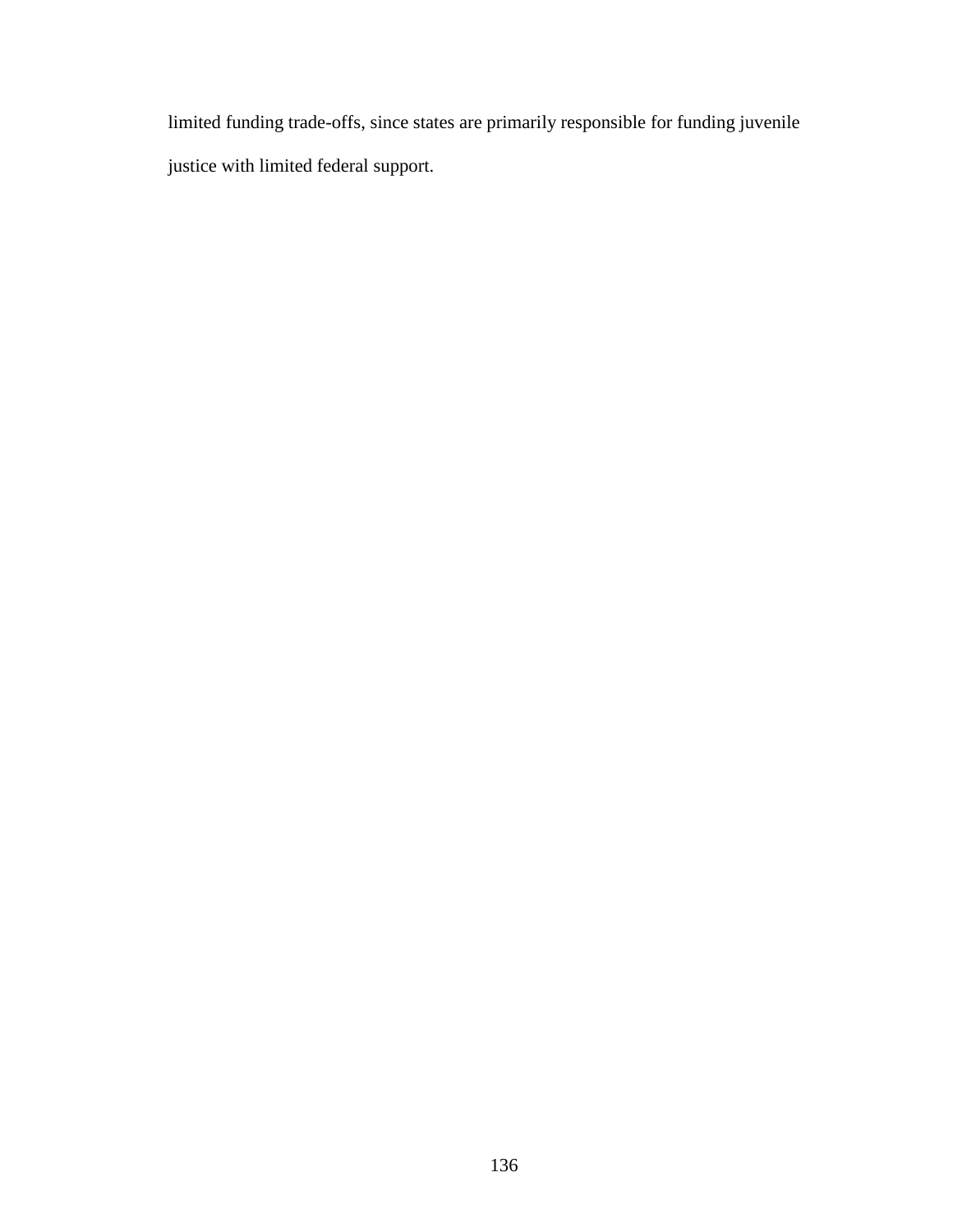limited funding trade-offs, since states are primarily responsible for funding juvenile justice with limited federal support.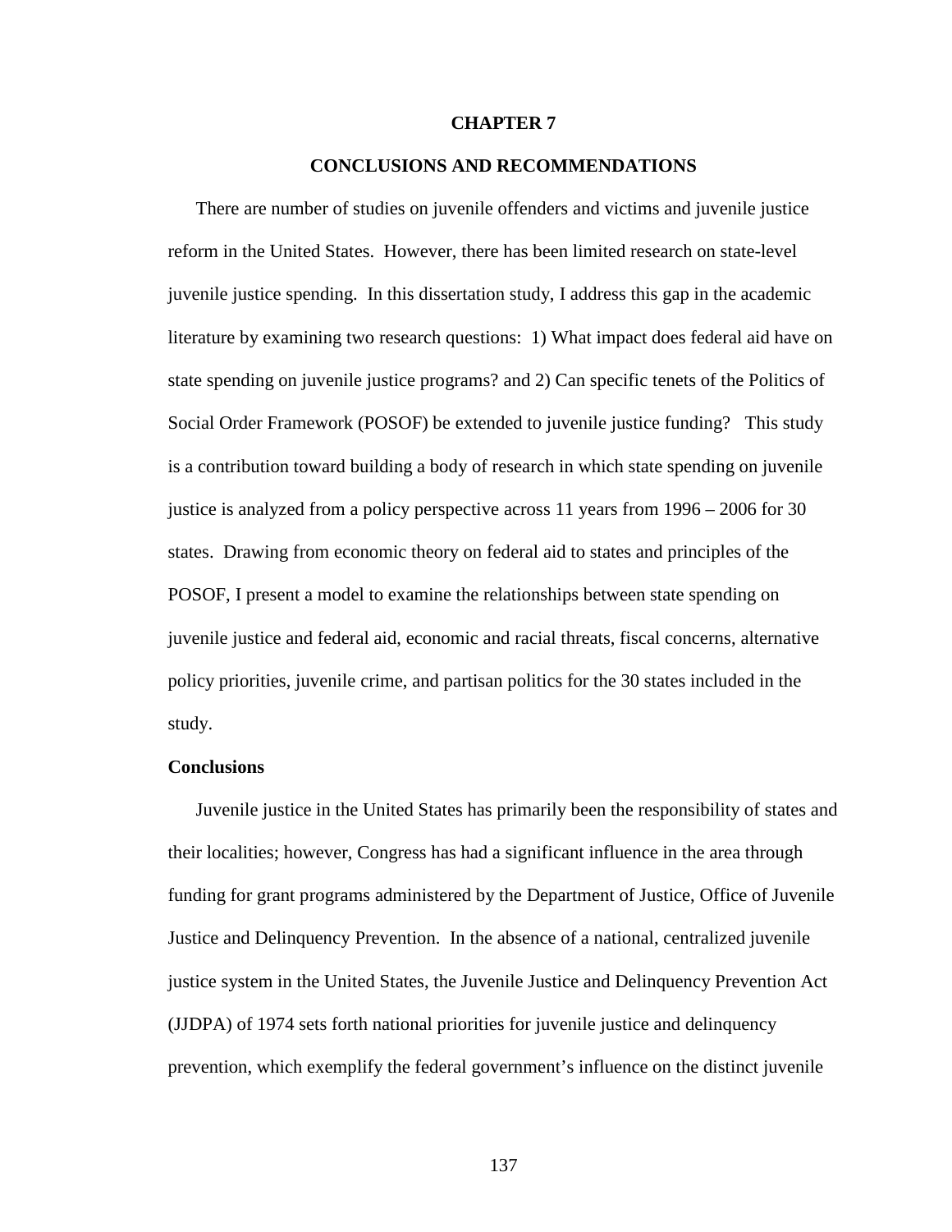# CHAPTER 7

# CONCLUSIONS AND RECOMMENDATIONS

There are number of studies on juvenile offenders and victims and juvenile justice reform in the United States. However, there has been limited research on state-level juvenile justice spending. In this dissertation study, I address this gap in the academic literature by examining two research questions: 1) What impact does federal aid have on state spending on juvenile justice programs? and 2) Can specific tenets of the Politics of Social Order Framework (POSOF) be extended to juvenile justice funding? This study is a contribution toward building a body of research in which state spending on juvenile justice is analyzed from a policy perspective across 11 years from 1996 – 2006 for 30 states. Drawing from economic theory on federal aid to states and principles of the POSOF, I present a model to examine the relationships between state spending on juvenile justice and federal aid, economic and racial threats, fiscal concerns, alternative policy priorities, juvenile crime, and partisan politics for the 30 states included in the study.

## Conclusions

Juvenile justice in the United States has primarily been the responsibility of states and their localities; however, Congress has had a significant influence in the area through funding for grant programs administered by the Department of Justice, Office of Juvenile Justice and Delinquency Prevention. In the absence of a national, centralized juvenile justice system in the United States, the Juvenile Justice and Delinquency Prevention Act (JJDPA) of 1974 sets forth national priorities for juvenile justice and delinquency prevention, which exemplify the federal government's influence on the distinct juvenile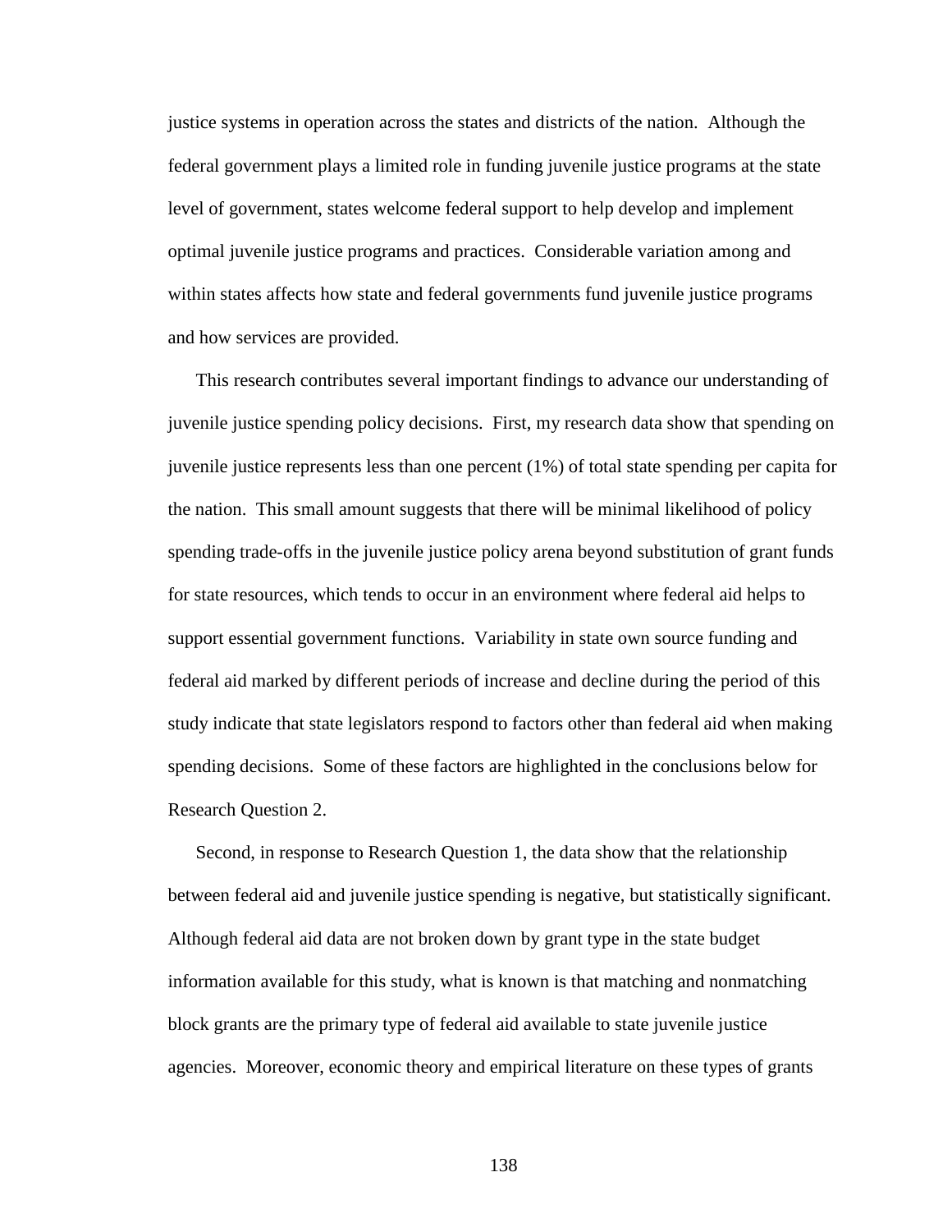justice systems in operation across the states and districts of the nation. Although the federal government plays a limited role in funding juvenile justice programs at the state level of government, states welcome federal support to help develop and implement optimal juvenile justice programs and practices. Considerable variation among and within states affects how state and federal governments fund juvenile justice programs and how services are provided.

This research contributes several important findings to advance our understanding of juvenile justice spending policy decisions. First, my research data show that spending on juvenile justice represents less than one percent (1%) of total state spending per capita for the nation. This small amount suggests that there will be minimal likelihood of policy spending trade-offs in the juvenile justice policy arena beyond substitution of grant funds for state resources, which tends to occur in an environment where federal aid helps to support essential government functions. Variability in state own source funding and federal aid marked by different periods of increase and decline during the period of this study indicate that state legislators respond to factors other than federal aid when making spending decisions. Some of these factors are highlighted in the conclusions below for Research Question 2.

Second, in response to Research Question 1, the data show that the relationship between federal aid and juvenile justice spending is negative, but statistically significant. Although federal aid data are not broken down by grant type in the state budget information available for this study, what is known is that matching and nonmatching block grants are the primary type of federal aid available to state juvenile justice agencies. Moreover, economic theory and empirical literature on these types of grants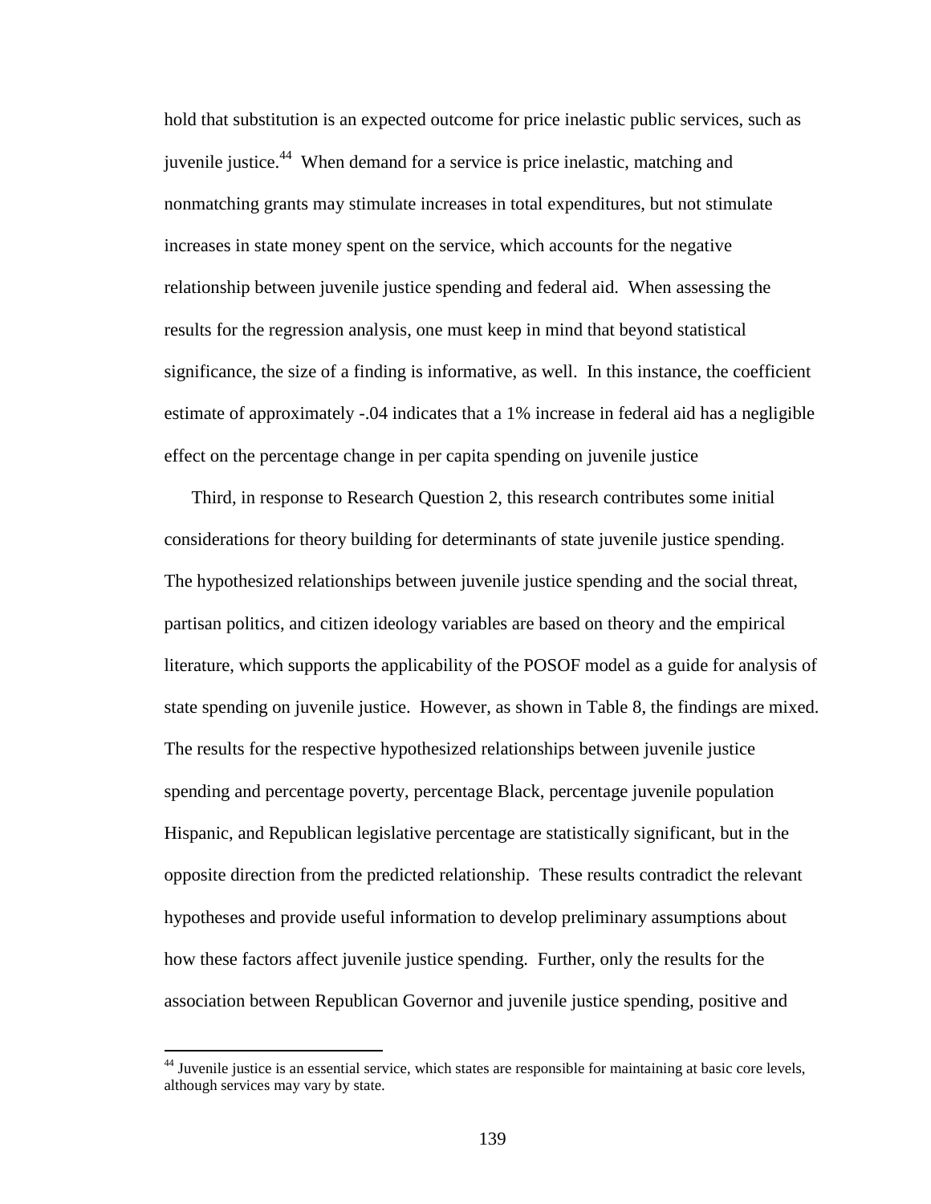hold that substitution is an expected outcome for price inelastic public services, such as juvenile justice.[44] When demand for a service is price inelastic, matching and nonmatching grants may stimulate increases in total expenditures, but not stimulate increases in state money spent on the service, which accounts for the negative relationship between juvenile justice spending and federal aid. When assessing the results for the regression analysis, one must keep in mind that beyond statistical significance, the size of a finding is informative, as well. In this instance, the coefficient estimate of approximately -.04 indicates that a 1% increase in federal aid has a negligible effect on the percentage change in per capita spending on juvenile justice

Third, in response to Research Question 2, this research contributes some initial considerations for theory building for determinants of state juvenile justice spending. The hypothesized relationships between juvenile justice spending and the social threat, partisan politics, and citizen ideology variables are based on theory and the empirical literature, which supports the applicability of the POSOF model as a guide for analysis of state spending on juvenile justice. However, as shown in Table 8, the findings are mixed. The results for the respective hypothesized relationships between juvenile justice spending and percentage poverty, percentage Black, percentage juvenile population Hispanic, and Republican legislative percentage are statistically significant, but in the opposite direction from the predicted relationship. These results contradict the relevant hypotheses and provide useful information to develop preliminary assumptions about how these factors affect juvenile justice spending. Further, only the results for the association between Republican Governor and juvenile justice spending, positive and

[44] Juvenile justice is an essential service, which states are responsible for maintaining at basic core levels, although services may vary by state.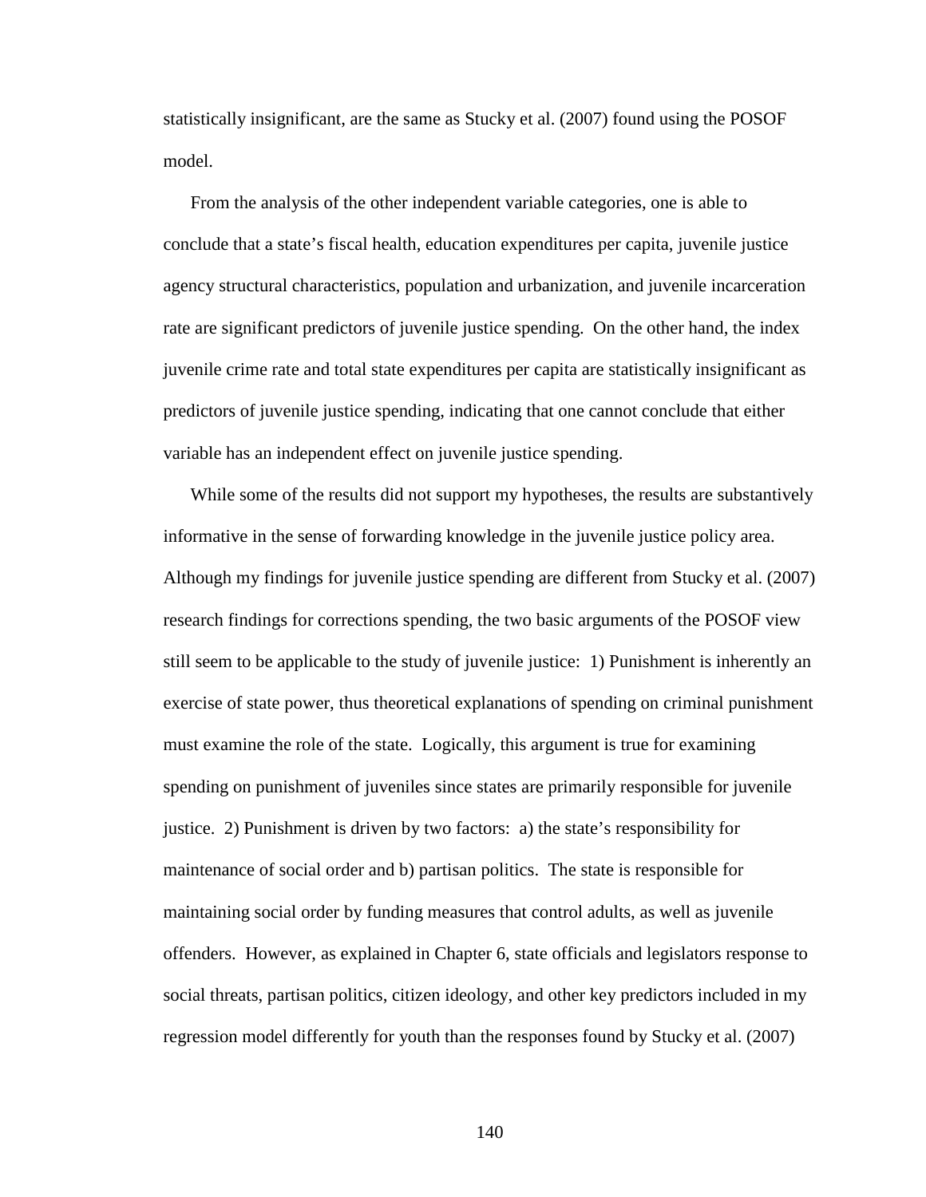statistically insignificant, are the same as Stucky et al. (2007) found using the POSOF model.

From the analysis of the other independent variable categories, one is able to conclude that a state's fiscal health, education expenditures per capita, juvenile justice agency structural characteristics, population and urbanization, and juvenile incarceration rate are significant predictors of juvenile justice spending. On the other hand, the index juvenile crime rate and total state expenditures per capita are statistically insignificant as predictors of juvenile justice spending, indicating that one cannot conclude that either variable has an independent effect on juvenile justice spending.

While some of the results did not support my hypotheses, the results are substantively informative in the sense of forwarding knowledge in the juvenile justice policy area. Although my findings for juvenile justice spending are different from Stucky et al. (2007) research findings for corrections spending, the two basic arguments of the POSOF view still seem to be applicable to the study of juvenile justice: 1) Punishment is inherently an exercise of state power, thus theoretical explanations of spending on criminal punishment must examine the role of the state. Logically, this argument is true for examining spending on punishment of juveniles since states are primarily responsible for juvenile justice. 2) Punishment is driven by two factors: a) the state's responsibility for maintenance of social order and b) partisan politics. The state is responsible for maintaining social order by funding measures that control adults, as well as juvenile offenders. However, as explained in Chapter 6, state officials and legislators response to social threats, partisan politics, citizen ideology, and other key predictors included in my regression model differently for youth than the responses found by Stucky et al. (2007)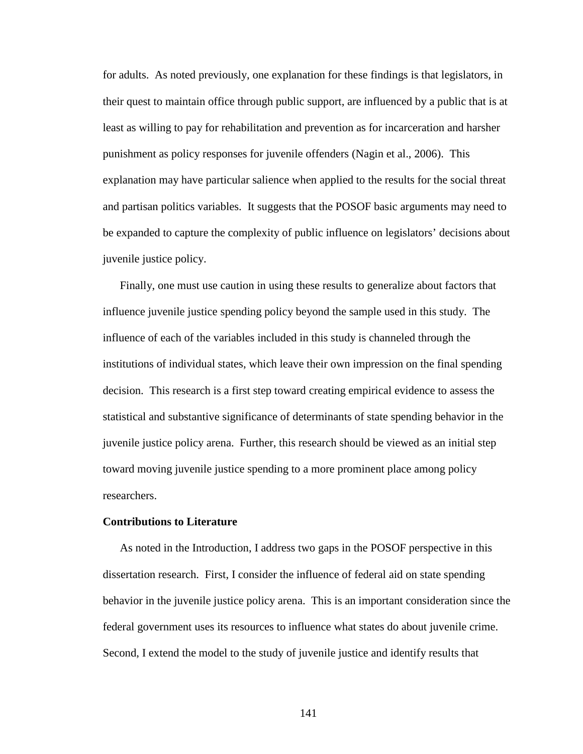for adults. As noted previously, one explanation for these findings is that legislators, in their quest to maintain office through public support, are influenced by a public that is at least as willing to pay for rehabilitation and prevention as for incarceration and harsher punishment as policy responses for juvenile offenders (Nagin et al., 2006). This explanation may have particular salience when applied to the results for the social threat and partisan politics variables. It suggests that the POSOF basic arguments may need to be expanded to capture the complexity of public influence on legislators' decisions about juvenile justice policy.

Finally, one must use caution in using these results to generalize about factors that influence juvenile justice spending policy beyond the sample used in this study. The influence of each of the variables included in this study is channeled through the institutions of individual states, which leave their own impression on the final spending decision. This research is a first step toward creating empirical evidence to assess the statistical and substantive significance of determinants of state spending behavior in the juvenile justice policy arena. Further, this research should be viewed as an initial step toward moving juvenile justice spending to a more prominent place among policy researchers.

**Contributions to Literature**

As noted in the Introduction, I address two gaps in the POSOF perspective in this dissertation research. First, I consider the influence of federal aid on state spending behavior in the juvenile justice policy arena. This is an important consideration since the federal government uses its resources to influence what states do about juvenile crime. Second, I extend the model to the study of juvenile justice and identify results that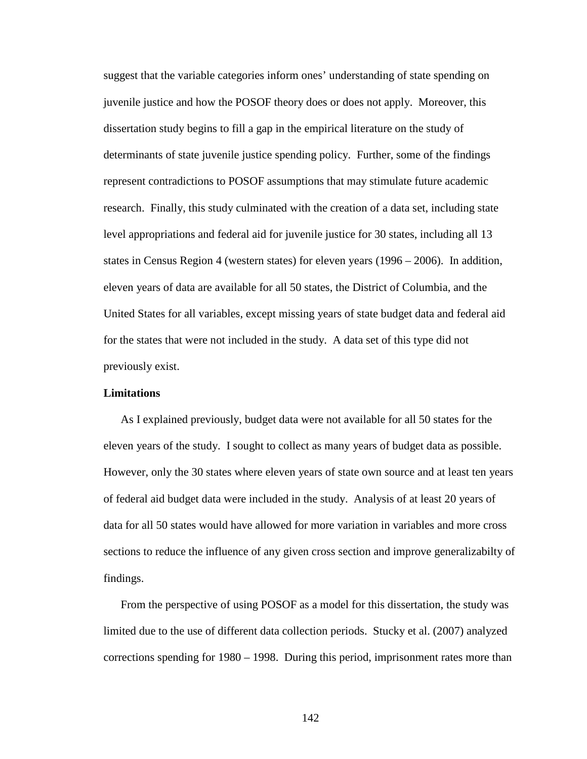suggest that the variable categories inform ones' understanding of state spending on juvenile justice and how the POSOF theory does or does not apply. Moreover, this dissertation study begins to fill a gap in the empirical literature on the study of determinants of state juvenile justice spending policy. Further, some of the findings represent contradictions to POSOF assumptions that may stimulate future academic research. Finally, this study culminated with the creation of a data set, including state level appropriations and federal aid for juvenile justice for 30 states, including all 13 states in Census Region 4 (western states) for eleven years (1996 – 2006). In addition, eleven years of data are available for all 50 states, the District of Columbia, and the United States for all variables, except missing years of state budget data and federal aid for the states that were not included in the study. A data set of this type did not previously exist.

**Limitations**

As I explained previously, budget data were not available for all 50 states for the eleven years of the study. I sought to collect as many years of budget data as possible. However, only the 30 states where eleven years of state own source and at least ten years of federal aid budget data were included in the study. Analysis of at least 20 years of data for all 50 states would have allowed for more variation in variables and more cross sections to reduce the influence of any given cross section and improve generalizabilty of findings.

From the perspective of using POSOF as a model for this dissertation, the study was limited due to the use of different data collection periods. Stucky et al. (2007) analyzed corrections spending for 1980 – 1998. During this period, imprisonment rates more than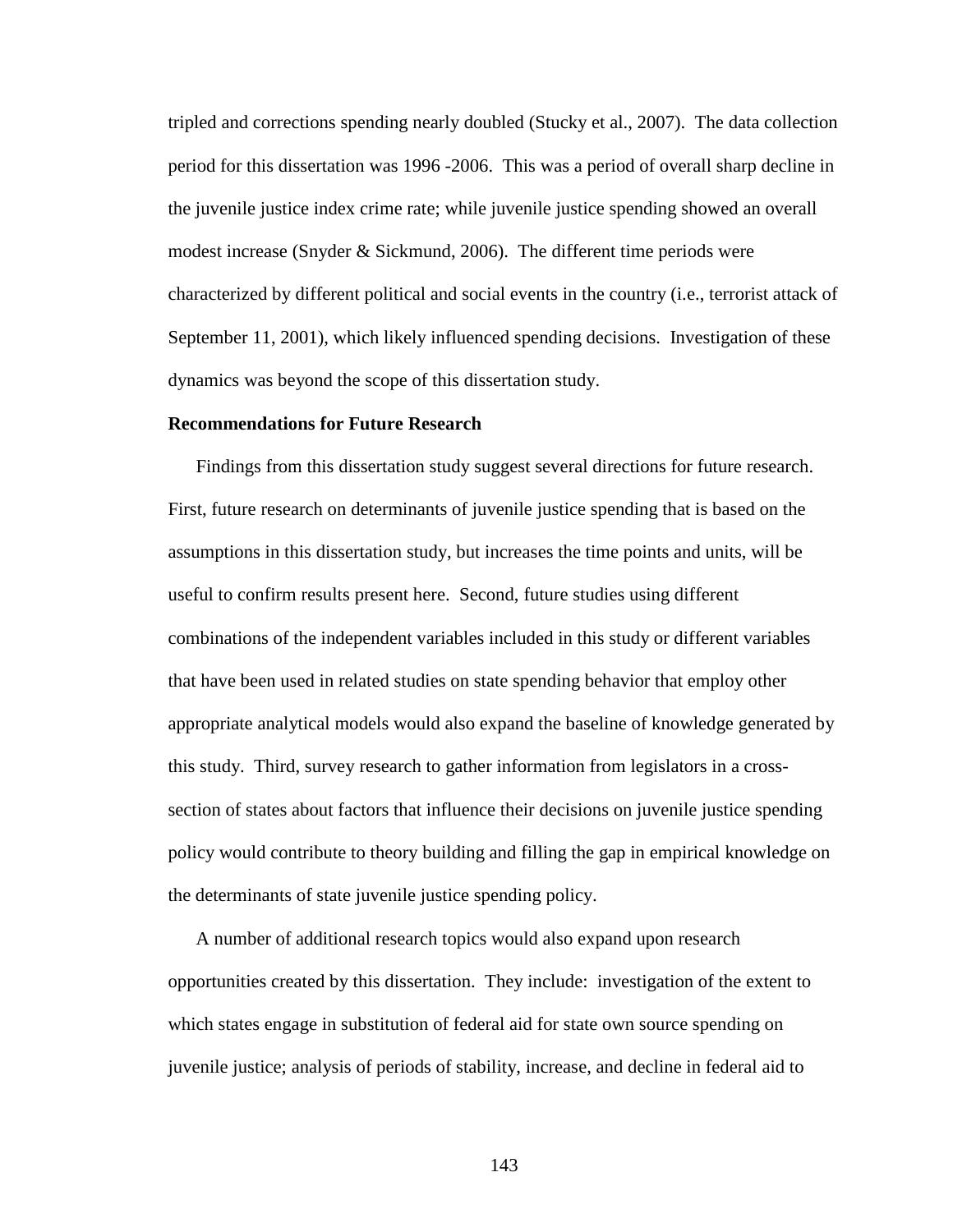tripled and corrections spending nearly doubled (Stucky et al., 2007). The data collection period for this dissertation was 1996 -2006. This was a period of overall sharp decline in the juvenile justice index crime rate; while juvenile justice spending showed an overall modest increase (Snyder & Sickmund, 2006). The different time periods were characterized by different political and social events in the country (i.e., terrorist attack of September 11, 2001), which likely influenced spending decisions. Investigation of these dynamics was beyond the scope of this dissertation study.

**Recommendations for Future Research**

Findings from this dissertation study suggest several directions for future research. First, future research on determinants of juvenile justice spending that is based on the assumptions in this dissertation study, but increases the time points and units, will be useful to confirm results present here. Second, future studies using different combinations of the independent variables included in this study or different variables that have been used in related studies on state spending behavior that employ other appropriate analytical models would also expand the baseline of knowledge generated by this study. Third, survey research to gather information from legislators in a cross-section of states about factors that influence their decisions on juvenile justice spending policy would contribute to theory building and filling the gap in empirical knowledge on the determinants of state juvenile justice spending policy.

A number of additional research topics would also expand upon research opportunities created by this dissertation. They include: investigation of the extent to which states engage in substitution of federal aid for state own source spending on juvenile justice; analysis of periods of stability, increase, and decline in federal aid to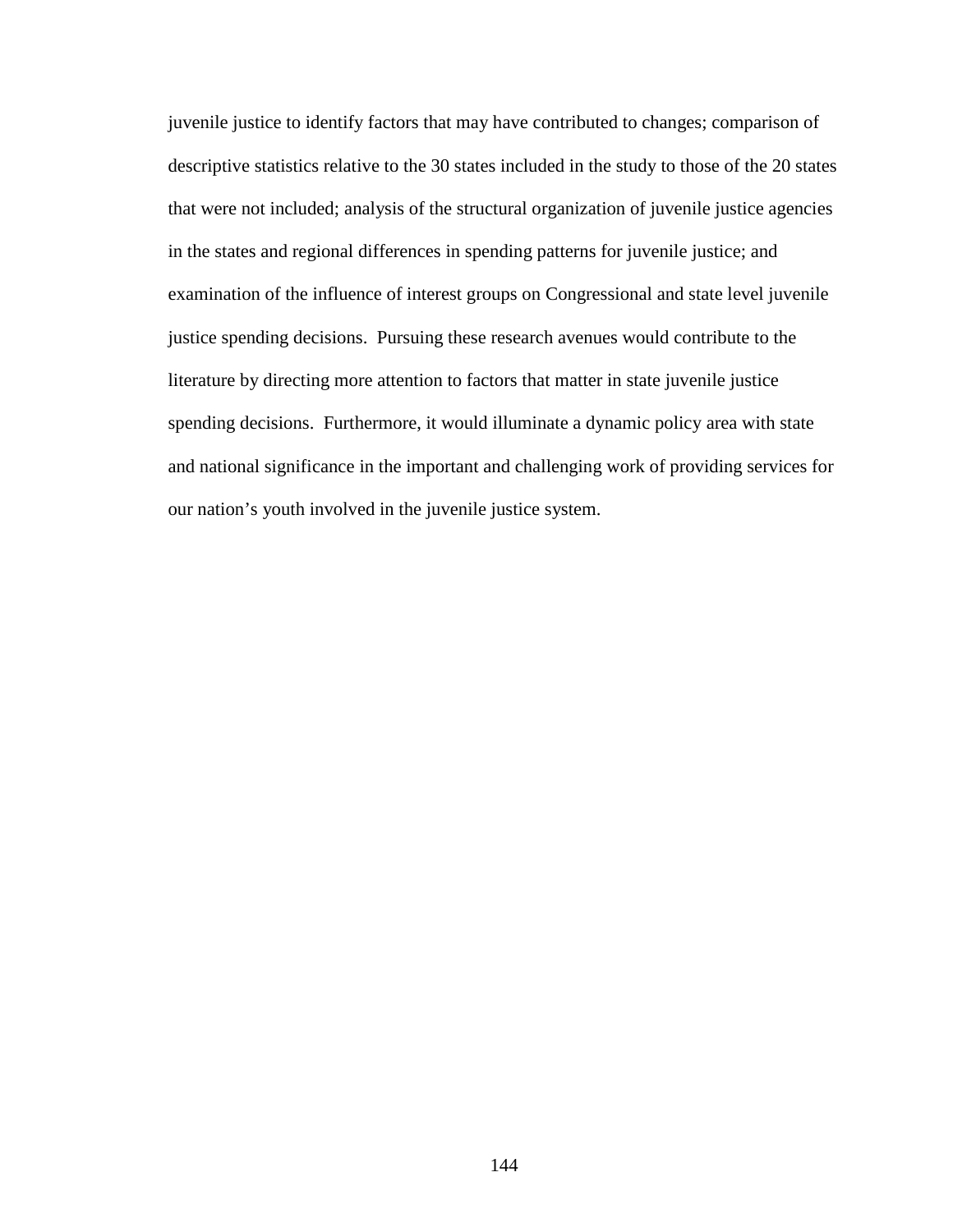juvenile justice to identify factors that may have contributed to changes; comparison of descriptive statistics relative to the 30 states included in the study to those of the 20 states that were not included; analysis of the structural organization of juvenile justice agencies in the states and regional differences in spending patterns for juvenile justice; and examination of the influence of interest groups on Congressional and state level juvenile justice spending decisions. Pursuing these research avenues would contribute to the literature by directing more attention to factors that matter in state juvenile justice spending decisions. Furthermore, it would illuminate a dynamic policy area with state and national significance in the important and challenging work of providing services for our nation's youth involved in the juvenile justice system.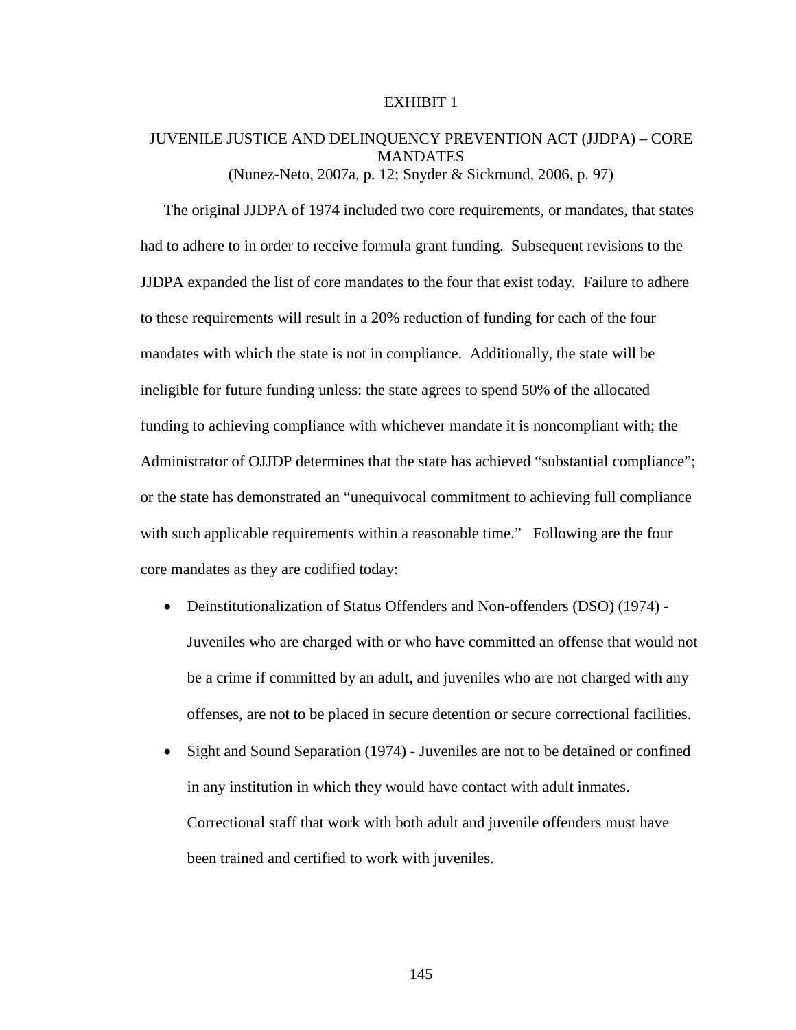# EXHIBIT 1

## JUVENILE JUSTICE AND DELINQUENCY PREVENTION ACT (JJDPA) – CORE MANDATES

(Nunez-Neto, 2007a, p. 12; Snyder & Sickmund, 2006, p. 97)

The original JJDPA of 1974 included two core requirements, or mandates, that states had to adhere to in order to receive formula grant funding. Subsequent revisions to the JJDPA expanded the list of core mandates to the four that exist today. Failure to adhere to these requirements will result in a 20% reduction of funding for each of the four mandates with which the state is not in compliance. Additionally, the state will be ineligible for future funding unless: the state agrees to spend 50% of the allocated funding to achieving compliance with whichever mandate it is noncompliant with; the Administrator of OJJDP determines that the state has achieved "substantial compliance"; or the state has demonstrated an "unequivocal commitment to achieving full compliance with such applicable requirements within a reasonable time." Following are the four core mandates as they are codified today:

- Deinstitutionalization of Status Offenders and Non-offenders (DSO) (1974) - Juveniles who are charged with or who have committed an offense that would not be a crime if committed by an adult, and juveniles who are not charged with any offenses, are not to be placed in secure detention or secure correctional facilities.
- Sight and Sound Separation (1974) - Juveniles are not to be detained or confined in any institution in which they would have contact with adult inmates. Correctional staff that work with both adult and juvenile offenders must have been trained and certified to work with juveniles.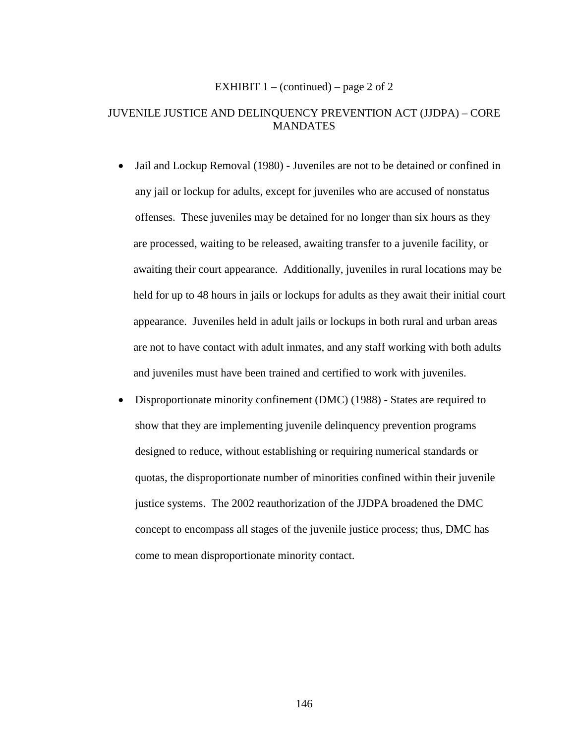EXHIBIT 1 – (continued) – page 2 of 2

JUVENILE JUSTICE AND DELINQUENCY PREVENTION ACT (JJDPA) – CORE MANDATES

- Jail and Lockup Removal (1980) - Juveniles are not to be detained or confined in any jail or lockup for adults, except for juveniles who are accused of nonstatus offenses. These juveniles may be detained for no longer than six hours as they are processed, waiting to be released, awaiting transfer to a juvenile facility, or awaiting their court appearance. Additionally, juveniles in rural locations may be held for up to 48 hours in jails or lockups for adults as they await their initial court appearance. Juveniles held in adult jails or lockups in both rural and urban areas are not to have contact with adult inmates, and any staff working with both adults and juveniles must have been trained and certified to work with juveniles.
- Disproportionate minority confinement (DMC) (1988) - States are required to show that they are implementing juvenile delinquency prevention programs designed to reduce, without establishing or requiring numerical standards or quotas, the disproportionate number of minorities confined within their juvenile justice systems. The 2002 reauthorization of the JJDPA broadened the DMC concept to encompass all stages of the juvenile justice process; thus, DMC has come to mean disproportionate minority contact.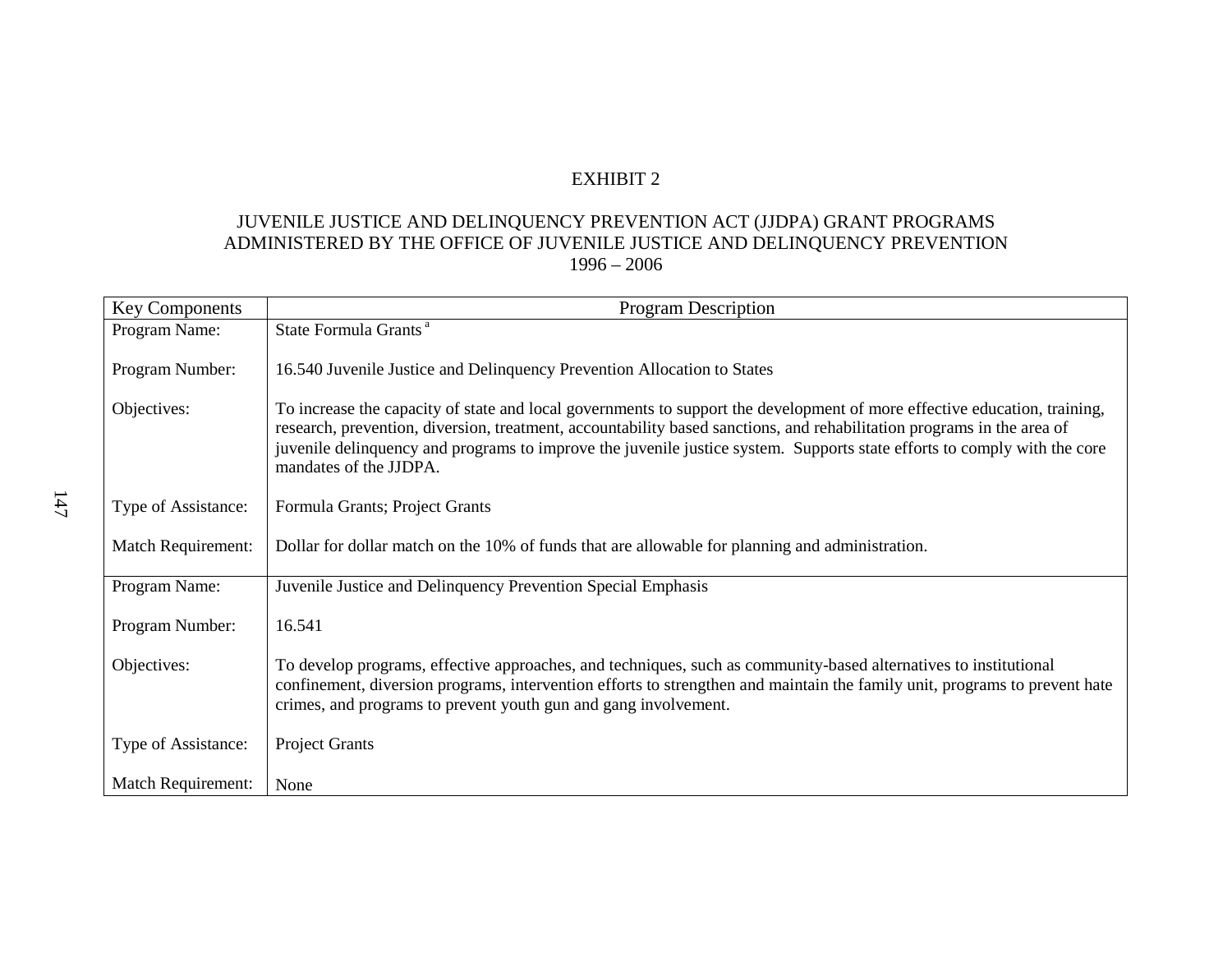EXHIBIT 2

JUVENILE JUSTICE AND DELINQUENCY PREVENTION ACT (JJDPA) GRANT PROGRAMS
ADMINISTERED BY THE OFFICE OF JUVENILE JUSTICE AND DELINQUENCY PREVENTION
1996 – 2006

| Key Components | Program Description |
|---|---|
| Program Name: | State Formula Grants [a] |
| Program Number: | 16.540 Juvenile Justice and Delinquency Prevention Allocation to States |
| Objectives: | To increase the capacity of state and local governments to support the development of more effective education, training, research, prevention, diversion, treatment, accountability based sanctions, and rehabilitation programs in the area of juvenile delinquency and programs to improve the juvenile justice system. Supports state efforts to comply with the core mandates of the JJDPA. |
| Type of Assistance: | Formula Grants; Project Grants |
| Match Requirement: | Dollar for dollar match on the 10% of funds that are allowable for planning and administration. |
| Program Name: | Juvenile Justice and Delinquency Prevention Special Emphasis |
| Program Number: | 16.541 |
| Objectives: | To develop programs, effective approaches, and techniques, such as community-based alternatives to institutional confinement, diversion programs, intervention efforts to strengthen and maintain the family unit, programs to prevent hate crimes, and programs to prevent youth gun and gang involvement. |
| Type of Assistance: | Project Grants |
| Match Requirement: | None |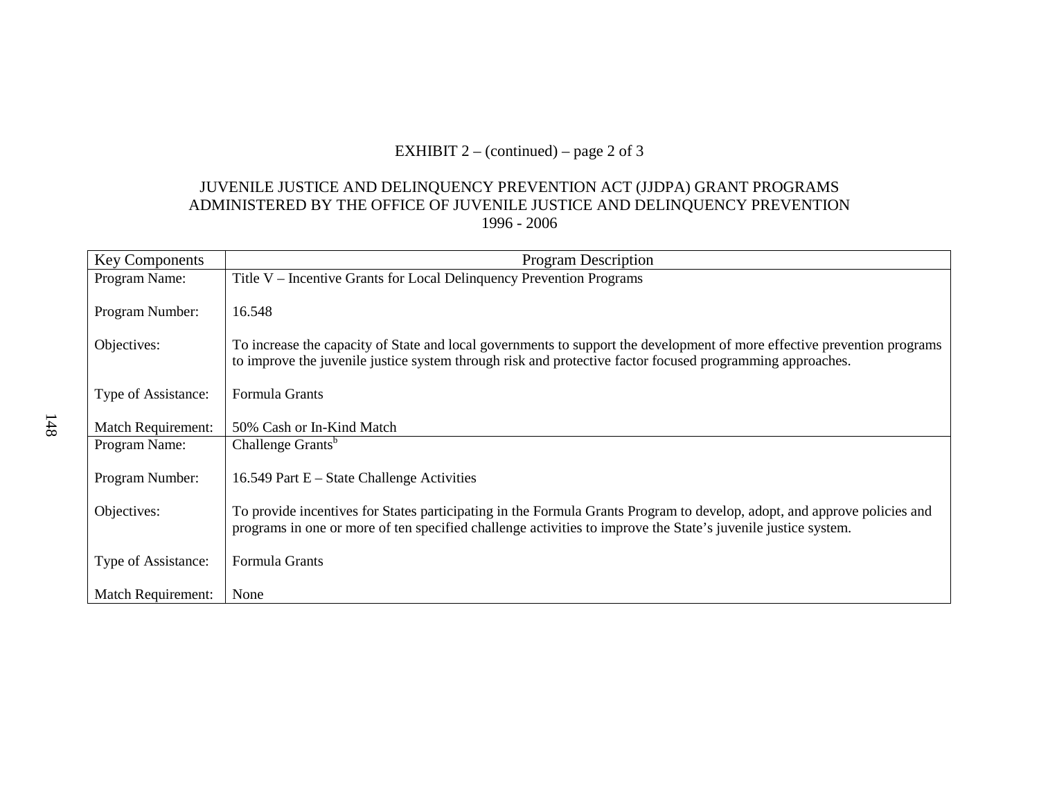EXHIBIT 2 – (continued) – page 2 of 3

JUVENILE JUSTICE AND DELINQUENCY PREVENTION ACT (JJDPA) GRANT PROGRAMS
ADMINISTERED BY THE OFFICE OF JUVENILE JUSTICE AND DELINQUENCY PREVENTION
1996 - 2006

| Key Components | Program Description |
|---|---|
| Program Name: | Title V – Incentive Grants for Local Delinquency Prevention Programs |
| Program Number: | 16.548 |
| Objectives: | To increase the capacity of State and local governments to support the development of more effective prevention programs to improve the juvenile justice system through risk and protective factor focused programming approaches. |
| Type of Assistance: | Formula Grants |
| Match Requirement: | 50% Cash or In-Kind Match |
| Program Name: | Challenge Grants[b] |
| Program Number: | 16.549 Part E – State Challenge Activities |
| Objectives: | To provide incentives for States participating in the Formula Grants Program to develop, adopt, and approve policies and programs in one or more of ten specified challenge activities to improve the State's juvenile justice system. |
| Type of Assistance: | Formula Grants |
| Match Requirement: | None |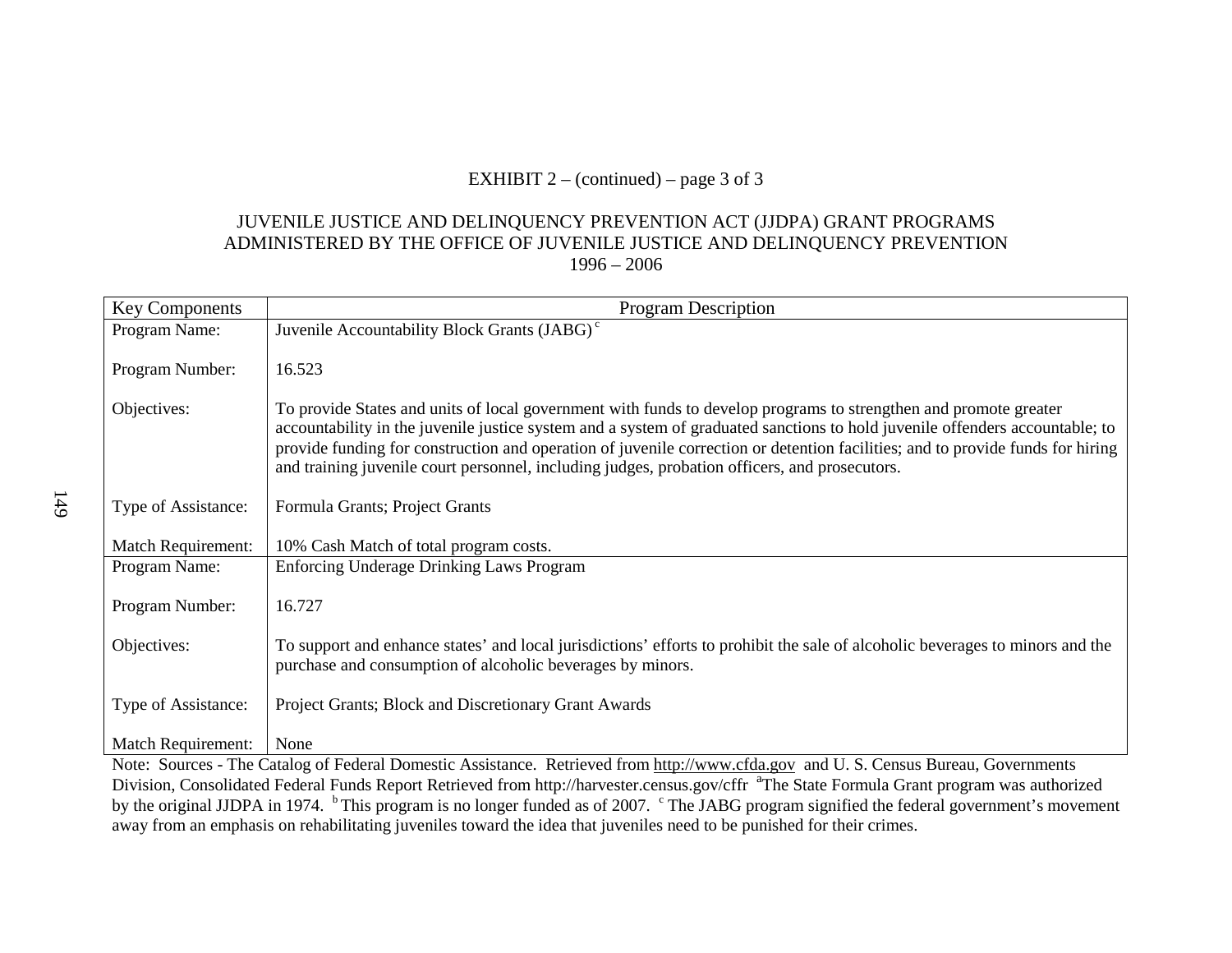EXHIBIT 2 – (continued) – page 3 of 3

JUVENILE JUSTICE AND DELINQUENCY PREVENTION ACT (JJDPA) GRANT PROGRAMS
ADMINISTERED BY THE OFFICE OF JUVENILE JUSTICE AND DELINQUENCY PREVENTION
1996 – 2006

| Key Components | Program Description |
|---|---|
| Program Name: | Juvenile Accountability Block Grants (JABG) [c] |
| Program Number: | 16.523 |
| Objectives: | To provide States and units of local government with funds to develop programs to strengthen and promote greater accountability in the juvenile justice system and a system of graduated sanctions to hold juvenile offenders accountable; to provide funding for construction and operation of juvenile correction or detention facilities; and to provide funds for hiring and training juvenile court personnel, including judges, probation officers, and prosecutors. |
| Type of Assistance: | Formula Grants; Project Grants |
| Match Requirement: | 10% Cash Match of total program costs. |
| Program Name: | Enforcing Underage Drinking Laws Program |
| Program Number: | 16.727 |
| Objectives: | To support and enhance states' and local jurisdictions' efforts to prohibit the sale of alcoholic beverages to minors and the purchase and consumption of alcoholic beverages by minors. |
| Type of Assistance: | Project Grants; Block and Discretionary Grant Awards |
| Match Requirement: | None |

Note: Sources - The Catalog of Federal Domestic Assistance. Retrieved from http://www.cfda.gov and U. S. Census Bureau, Governments Division, Consolidated Federal Funds Report Retrieved from http://harvester.census.gov/cffr [a]The State Formula Grant program was authorized by the original JJDPA in 1974. [b]This program is no longer funded as of 2007. [c]The JABG program signified the federal government's movement away from an emphasis on rehabilitating juveniles toward the idea that juveniles need to be punished for their crimes.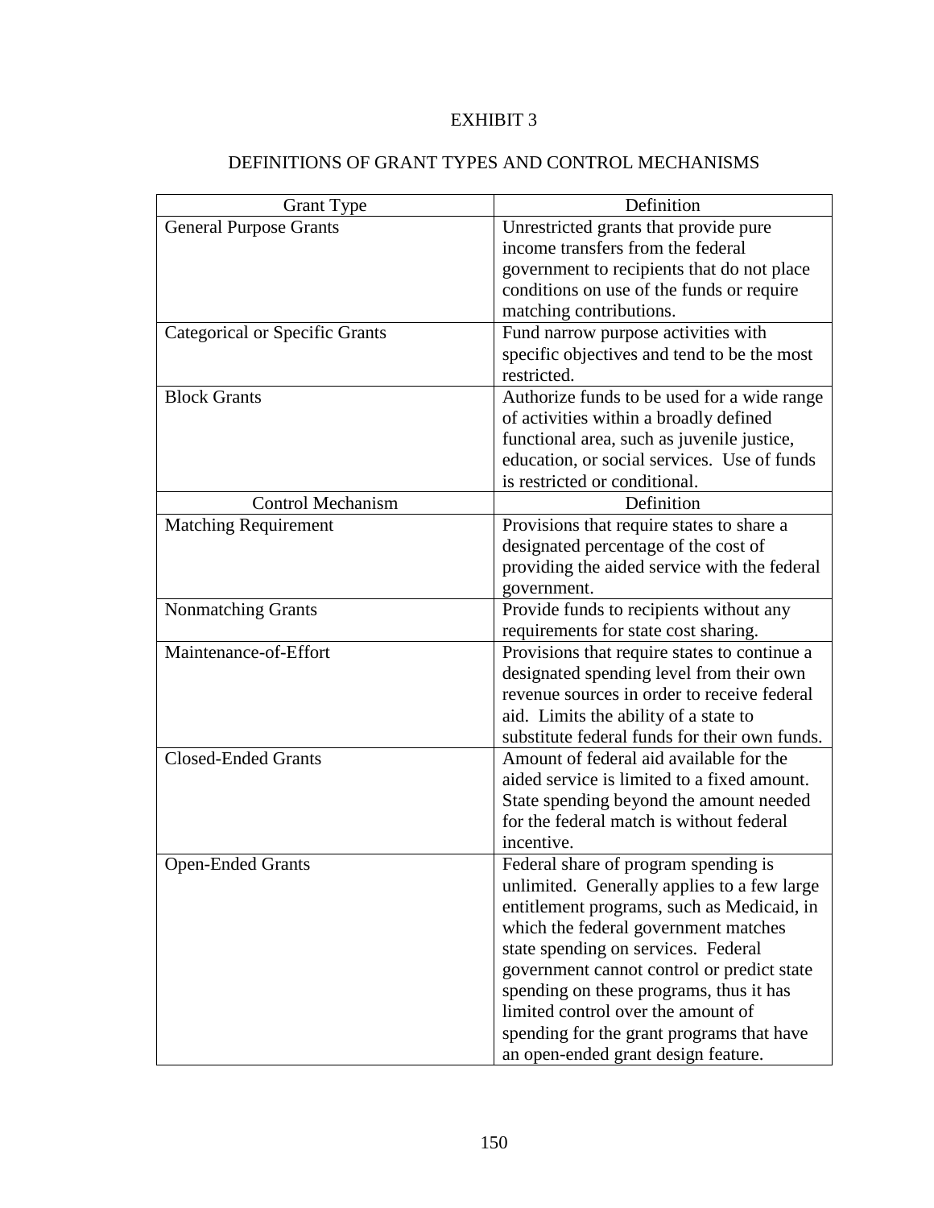# EXHIBIT 3

## DEFINITIONS OF GRANT TYPES AND CONTROL MECHANISMS

| Grant Type | Definition |
|---|---|
| General Purpose Grants | Unrestricted grants that provide pure income transfers from the federal government to recipients that do not place conditions on use of the funds or require matching contributions. |
| Categorical or Specific Grants | Fund narrow purpose activities with specific objectives and tend to be the most restricted. |
| Block Grants | Authorize funds to be used for a wide range of activities within a broadly defined functional area, such as juvenile justice, education, or social services. Use of funds is restricted or conditional. |
| **Control Mechanism** | **Definition** |
| Matching Requirement | Provisions that require states to share a designated percentage of the cost of providing the aided service with the federal government. |
| Nonmatching Grants | Provide funds to recipients without any requirements for state cost sharing. |
| Maintenance-of-Effort | Provisions that require states to continue a designated spending level from their own revenue sources in order to receive federal aid. Limits the ability of a state to substitute federal funds for their own funds. |
| Closed-Ended Grants | Amount of federal aid available for the aided service is limited to a fixed amount. State spending beyond the amount needed for the federal match is without federal incentive. |
| Open-Ended Grants | Federal share of program spending is unlimited. Generally applies to a few large entitlement programs, such as Medicaid, in which the federal government matches state spending on services. Federal government cannot control or predict state spending on these programs, thus it has limited control over the amount of spending for the grant programs that have an open-ended grant design feature. |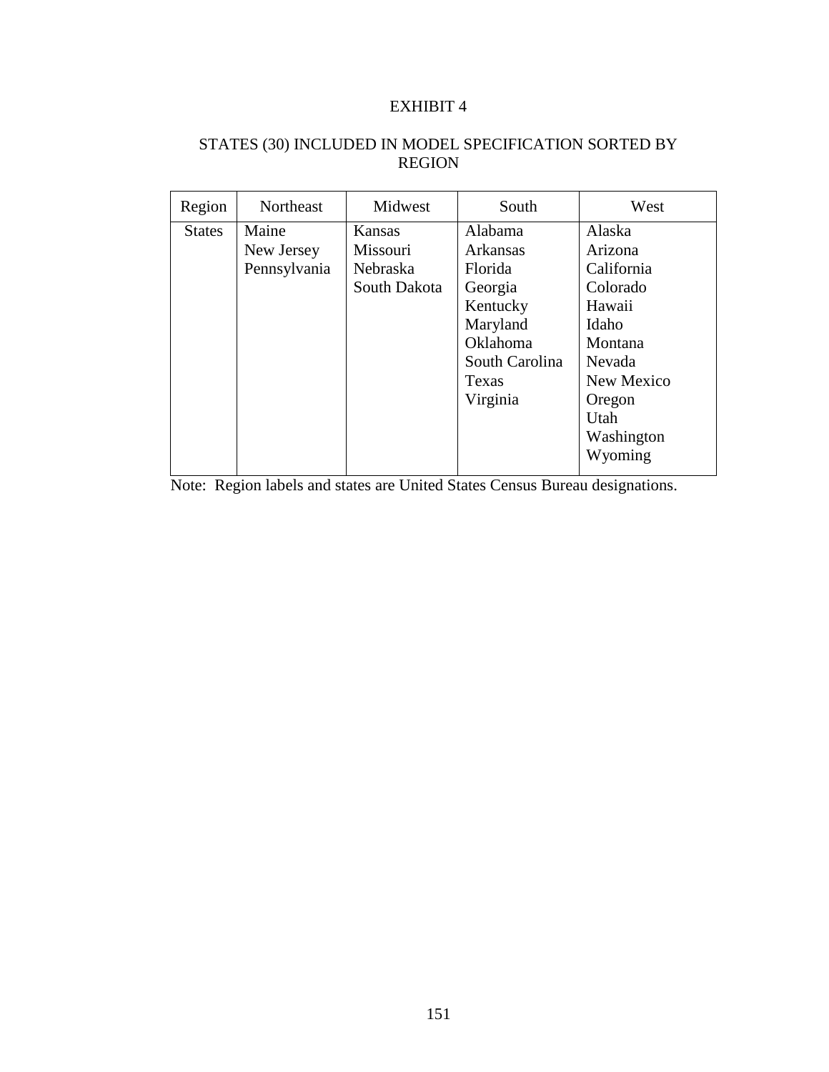EXHIBIT 4

STATES (30) INCLUDED IN MODEL SPECIFICATION SORTED BY REGION

| Region | Northeast | Midwest | South | West |
|---|---|---|---|---|
| States | Maine<br>New Jersey<br>Pennsylvania | Kansas<br>Missouri<br>Nebraska<br>South Dakota | Alabama<br>Arkansas<br>Florida<br>Georgia<br>Kentucky<br>Maryland<br>Oklahoma<br>South Carolina<br>Texas<br>Virginia | Alaska<br>Arizona<br>California<br>Colorado<br>Hawaii<br>Idaho<br>Montana<br>Nevada<br>New Mexico<br>Oregon<br>Utah<br>Washington<br>Wyoming |

Note: Region labels and states are United States Census Bureau designations.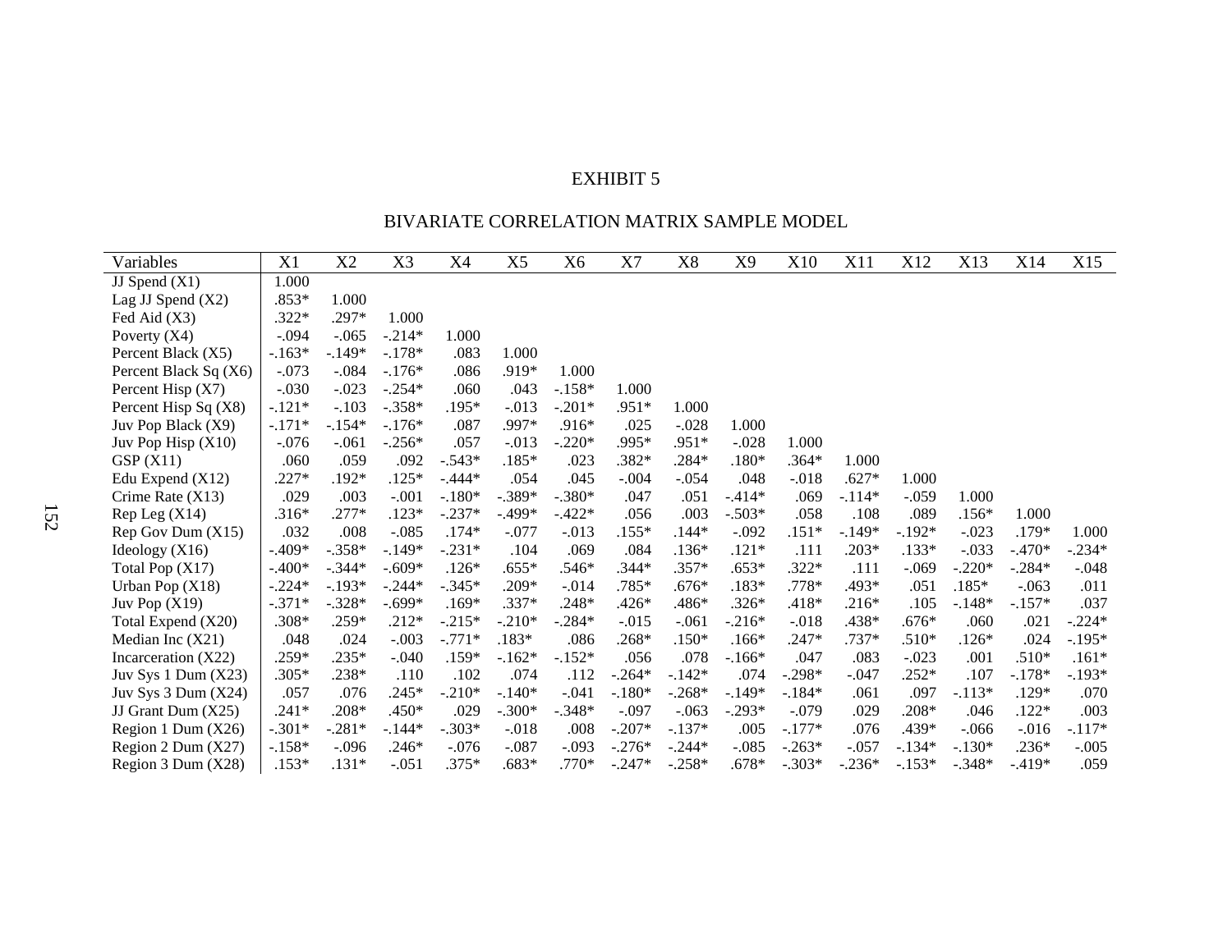# EXHIBIT 5

## BIVARIATE CORRELATION MATRIX SAMPLE MODEL

| Variables | X1 | X2 | X3 | X4 | X5 | X6 | X7 | X8 | X9 | X10 | X11 | X12 | X13 | X14 | X15 |
|---|---|---|---|---|---|---|---|---|---|---|---|---|---|---|---|
| JJ Spend (X1) | 1.000 | | | | | | | | | | | | | | |
| Lag JJ Spend (X2) | .853* | 1.000 | | | | | | | | | | | | | |
| Fed Aid (X3) | .322* | .297* | 1.000 | | | | | | | | | | | | |
| Poverty (X4) | -.094 | -.065 | -.214* | 1.000 | | | | | | | | | | | |
| Percent Black (X5) | -.163* | -.149* | -.178* | .083 | 1.000 | | | | | | | | | | |
| Percent Black Sq (X6) | -.073 | -.084 | -.176* | .086 | .919* | 1.000 | | | | | | | | | |
| Percent Hisp (X7) | -.030 | -.023 | -.254* | .060 | .043 | -.158* | 1.000 | | | | | | | | |
| Percent Hisp Sq (X8) | -.121* | -.103 | -.358* | .195* | -.013 | -.201* | .951* | 1.000 | | | | | | | |
| Juv Pop Black (X9) | -.171* | -.154* | -.176* | .087 | .997* | .916* | .025 | -.028 | 1.000 | | | | | | |
| Juv Pop Hisp (X10) | -.076 | -.061 | -.256* | .057 | -.013 | -.220* | .995* | .951* | -.028 | 1.000 | | | | | |
| GSP (X11) | .060 | .059 | .092 | -.543* | .185* | .023 | .382* | .284* | .180* | .364* | 1.000 | | | | |
| Edu Expend (X12) | .227* | .192* | .125* | -.444* | .054 | .045 | -.004 | -.054 | .048 | -.018 | .627* | 1.000 | | | |
| Crime Rate (X13) | .029 | .003 | -.001 | -.180* | -.389* | -.380* | .047 | .051 | -.414* | .069 | -.114* | -.059 | 1.000 | | |
| Rep Leg (X14) | .316* | .277* | .123* | -.237* | -.499* | -.422* | .056 | .003 | -.503* | .058 | .108 | .089 | .156* | 1.000 | |
| Rep Gov Dum (X15) | .032 | .008 | -.085 | .174* | -.077 | -.013 | .155* | .144* | -.092 | .151* | -.149* | -.192* | -.023 | .179* | 1.000 |
| Ideology (X16) | -.409* | -.358* | -.149* | -.231* | .104 | .069 | .084 | .136* | .121* | .111 | .203* | .133* | -.033 | -.470* | -.234* |
| Total Pop (X17) | -.400* | -.344* | -.609* | .126* | .655* | .546* | .344* | .357* | .653* | .322* | .111 | -.069 | -.220* | -.284* | -.048 |
| Urban Pop (X18) | -.224* | -.193* | -.244* | -.345* | .209* | -.014 | .785* | .676* | .183* | .778* | .493* | .051 | .185* | -.063 | .011 |
| Juv Pop (X19) | -.371* | -.328* | -.699* | .169* | .337* | .248* | .426* | .486* | .326* | .418* | .216* | .105 | -.148* | -.157* | .037 |
| Total Expend (X20) | .308* | .259* | .212* | -.215* | -.210* | -.284* | -.015 | -.061 | -.216* | -.018 | .438* | .676* | .060 | .021 | -.224* |
| Median Inc (X21) | .048 | .024 | -.003 | -.771* | .183* | .086 | .268* | .150* | .166* | .247* | .737* | .510* | .126* | .024 | -.195* |
| Incarceration (X22) | .259* | .235* | -.040 | .159* | -.162* | -.152* | .056 | .078 | -.166* | .047 | .083 | -.023 | .001 | .510* | .161* |
| Juv Sys 1 Dum (X23) | .305* | .238* | .110 | .102 | .074 | .112 | -.264* | -.142* | .074 | -.298* | -.047 | .252* | .107 | -.178* | -.193* |
| Juv Sys 3 Dum (X24) | .057 | .076 | .245* | -.210* | -.140* | -.041 | -.180* | -.268* | -.149* | -.184* | .061 | .097 | -.113* | .129* | .070 |
| JJ Grant Dum (X25) | .241* | .208* | .450* | .029 | -.300* | -.348* | -.097 | -.063 | -.293* | -.079 | .029 | .208* | .046 | .122* | .003 |
| Region 1 Dum (X26) | -.301* | -.281* | -.144* | -.303* | -.018 | .008 | -.207* | -.137* | .005 | -.177* | .076 | .439* | -.066 | -.016 | -.117* |
| Region 2 Dum (X27) | -.158* | -.096 | .246* | -.076 | -.087 | -.093 | -.276* | -.244* | -.085 | -.263* | -.057 | -.134* | -.130* | .236* | -.005 |
| Region 3 Dum (X28) | .153* | .131* | -.051 | .375* | .683* | .770* | -.247* | -.258* | .678* | -.303* | -.236* | -.153* | -.348* | -.419* | .059 |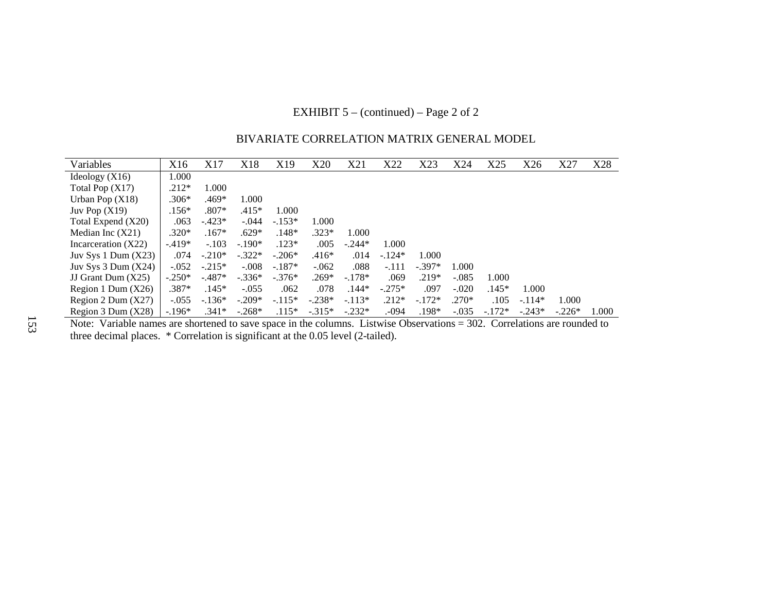EXHIBIT 5 – (continued) – Page 2 of 2

BIVARIATE CORRELATION MATRIX GENERAL MODEL

| Variables | X16 | X17 | X18 | X19 | X20 | X21 | X22 | X23 | X24 | X25 | X26 | X27 | X28 |
|---|---|---|---|---|---|---|---|---|---|---|---|---|---|
| Ideology (X16) | 1.000 | | | | | | | | | | | | |
| Total Pop (X17) | .212* | 1.000 | | | | | | | | | | | |
| Urban Pop (X18) | .306* | .469* | 1.000 | | | | | | | | | | |
| Juv Pop (X19) | .156* | .807* | .415* | 1.000 | | | | | | | | | |
| Total Expend (X20) | .063 | -.423* | -.044 | -.153* | 1.000 | | | | | | | | |
| Median Inc (X21) | .320* | .167* | .629* | .148* | .323* | 1.000 | | | | | | | |
| Incarceration (X22) | -.419* | -.103 | -.190* | .123* | .005 | -.244* | 1.000 | | | | | | |
| Juv Sys 1 Dum (X23) | .074 | -.210* | -.322* | -.206* | .416* | .014 | -.124* | 1.000 | | | | | |
| Juv Sys 3 Dum (X24) | -.052 | -.215* | -.008 | -.187* | -.062 | .088 | -.111 | -.397* | 1.000 | | | | |
| JJ Grant Dum (X25) | -.250* | -.487* | -.336* | -.376* | .269* | -.178* | .069 | .219* | -.085 | 1.000 | | | |
| Region 1 Dum (X26) | .387* | .145* | -.055 | .062 | .078 | .144* | -.275* | .097 | -.020 | .145* | 1.000 | | |
| Region 2 Dum (X27) | -.055 | -.136* | -.209* | -.115* | -.238* | -.113* | .212* | -.172* | .270* | .105 | -.114* | 1.000 | |
| Region 3 Dum (X28) | -.196* | .341* | -.268* | .115* | -.315* | -.232* | .-094 | .198* | -.035 | -.172* | -.243* | -.226* | 1.000 |

Note: Variable names are shortened to save space in the columns. Listwise Observations = 302. Correlations are rounded to three decimal places. * Correlation is significant at the 0.05 level (2-tailed).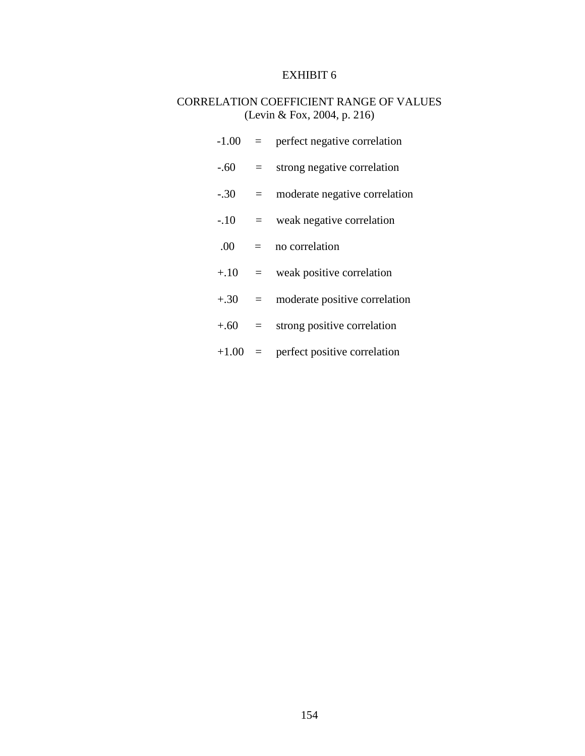EXHIBIT 6

CORRELATION COEFFICIENT RANGE OF VALUES
(Levin & Fox, 2004, p. 216)

| | | |
|---|---|---|
| -1.00 | = | perfect negative correlation |
| -.60 | = | strong negative correlation |
| -.30 | = | moderate negative correlation |
| -.10 | = | weak negative correlation |
| .00 | = | no correlation |
| +.10 | = | weak positive correlation |
| +.30 | = | moderate positive correlation |
| +.60 | = | strong positive correlation |
| +1.00 | = | perfect positive correlation |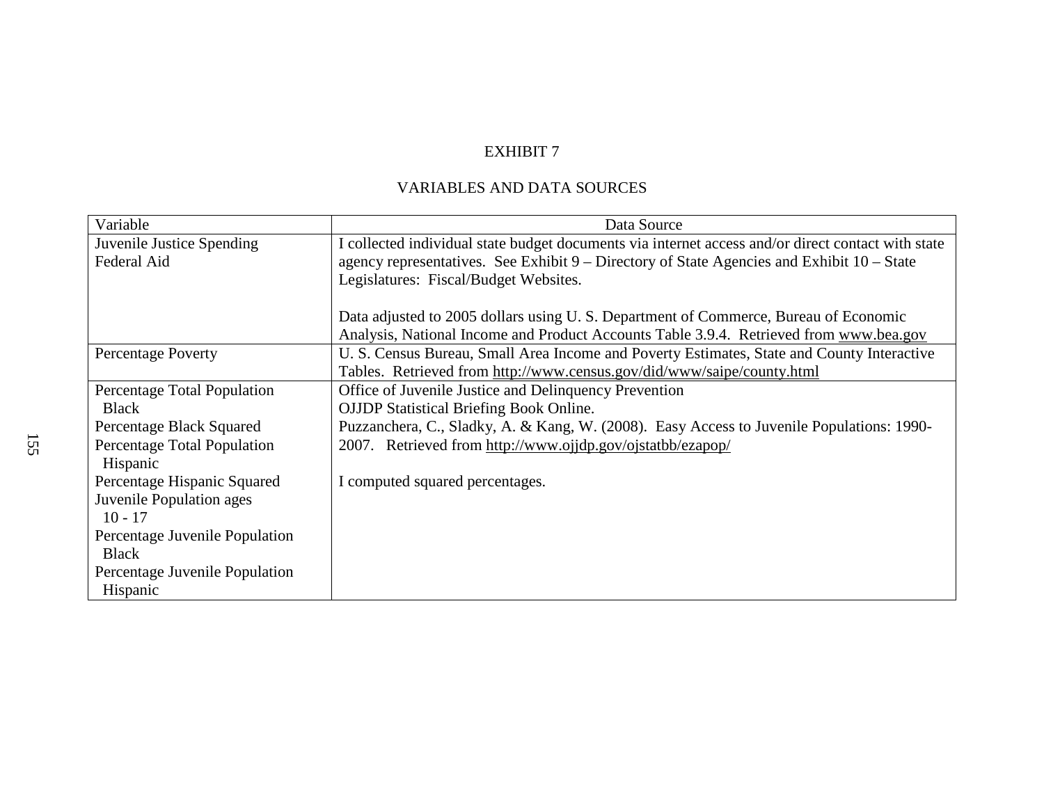EXHIBIT 7

VARIABLES AND DATA SOURCES

| Variable | Data Source |
|---|---|
| Juvenile Justice Spending<br>Federal Aid | I collected individual state budget documents via internet access and/or direct contact with state agency representatives. See Exhibit 9 – Directory of State Agencies and Exhibit 10 – State Legislatures: Fiscal/Budget Websites.<br><br>Data adjusted to 2005 dollars using U. S. Department of Commerce, Bureau of Economic Analysis, National Income and Product Accounts Table 3.9.4. Retrieved from www.bea.gov |
| Percentage Poverty | U. S. Census Bureau, Small Area Income and Poverty Estimates, State and County Interactive Tables. Retrieved from http://www.census.gov/did/www/saipe/county.html |
| Percentage Total Population Black<br>Percentage Black Squared<br>Percentage Total Population Hispanic<br>Percentage Hispanic Squared<br>Juvenile Population ages 10 - 17<br>Percentage Juvenile Population Black<br>Percentage Juvenile Population Hispanic | Office of Juvenile Justice and Delinquency Prevention<br>OJJDP Statistical Briefing Book Online.<br>Puzzanchera, C., Sladky, A. & Kang, W. (2008). Easy Access to Juvenile Populations: 1990-2007. Retrieved from http://www.ojjdp.gov/ojstatbb/ezapop/<br><br>I computed squared percentages. |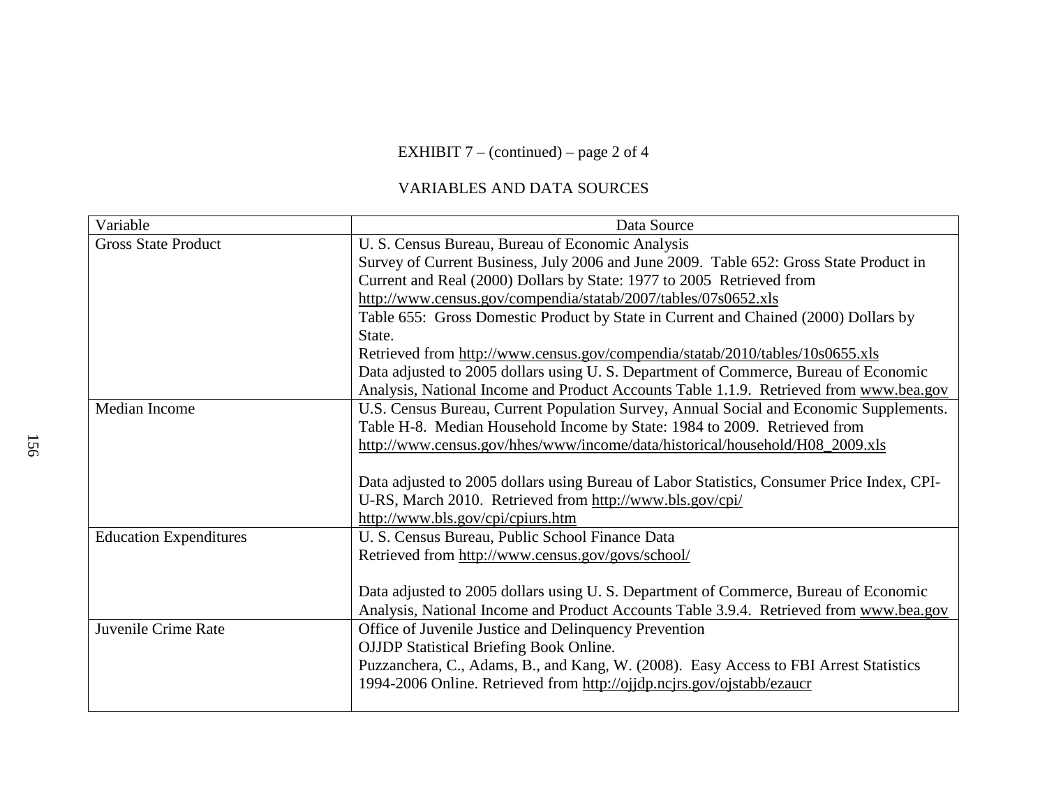EXHIBIT 7 – (continued) – page 2 of 4

VARIABLES AND DATA SOURCES

| Variable | Data Source |
|---|---|
| Gross State Product | U. S. Census Bureau, Bureau of Economic Analysis<br>Survey of Current Business, July 2006 and June 2009. Table 652: Gross State Product in Current and Real (2000) Dollars by State: 1977 to 2005 Retrieved from http://www.census.gov/compendia/statab/2007/tables/07s0652.xls<br>Table 655: Gross Domestic Product by State in Current and Chained (2000) Dollars by State.<br>Retrieved from http://www.census.gov/compendia/statab/2010/tables/10s0655.xls<br>Data adjusted to 2005 dollars using U. S. Department of Commerce, Bureau of Economic Analysis, National Income and Product Accounts Table 1.1.9. Retrieved from www.bea.gov |
| Median Income | U.S. Census Bureau, Current Population Survey, Annual Social and Economic Supplements. Table H-8. Median Household Income by State: 1984 to 2009. Retrieved from http://www.census.gov/hhes/www/income/data/historical/household/H08_2009.xls<br><br>Data adjusted to 2005 dollars using Bureau of Labor Statistics, Consumer Price Index, CPI-U-RS, March 2010. Retrieved from http://www.bls.gov/cpi/<br>http://www.bls.gov/cpi/cpiurs.htm |
| Education Expenditures | U. S. Census Bureau, Public School Finance Data<br>Retrieved from http://www.census.gov/govs/school/<br><br>Data adjusted to 2005 dollars using U. S. Department of Commerce, Bureau of Economic Analysis, National Income and Product Accounts Table 3.9.4. Retrieved from www.bea.gov |
| Juvenile Crime Rate | Office of Juvenile Justice and Delinquency Prevention<br>OJJDP Statistical Briefing Book Online.<br>Puzzanchera, C., Adams, B., and Kang, W. (2008). Easy Access to FBI Arrest Statistics 1994-2006 Online. Retrieved from http://ojjdp.ncjrs.gov/ojstabb/ezaucr |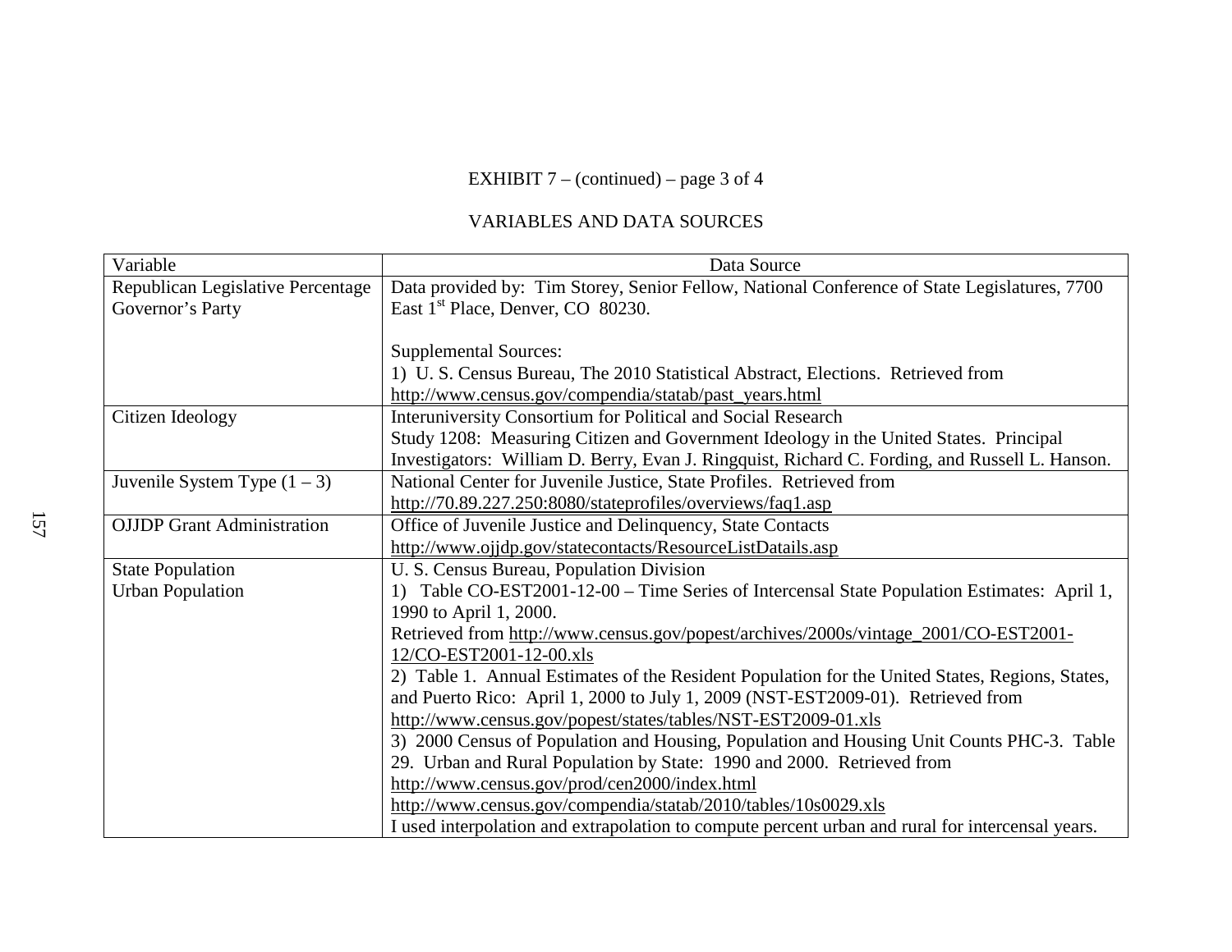EXHIBIT 7 – (continued) – page 3 of 4

VARIABLES AND DATA SOURCES

| Variable | Data Source |
|---|---|
| Republican Legislative Percentage<br>Governor's Party | Data provided by: Tim Storey, Senior Fellow, National Conference of State Legislatures, 7700 East 1st Place, Denver, CO 80230.<br><br>Supplemental Sources:<br>1) U. S. Census Bureau, The 2010 Statistical Abstract, Elections. Retrieved from http://www.census.gov/compendia/statab/past_years.html |
| Citizen Ideology | Interuniversity Consortium for Political and Social Research<br>Study 1208: Measuring Citizen and Government Ideology in the United States. Principal Investigators: William D. Berry, Evan J. Ringquist, Richard C. Fording, and Russell L. Hanson. |
| Juvenile System Type (1 – 3) | National Center for Juvenile Justice, State Profiles. Retrieved from http://70.89.227.250:8080/stateprofiles/overviews/faq1.asp |
| OJJDP Grant Administration | Office of Juvenile Justice and Delinquency, State Contacts<br>http://www.ojjdp.gov/statecontacts/ResourceListDatails.asp |
| State Population<br>Urban Population | U. S. Census Bureau, Population Division<br>1) Table CO-EST2001-12-00 – Time Series of Intercensal State Population Estimates: April 1, 1990 to April 1, 2000.<br>Retrieved from http://www.census.gov/popest/archives/2000s/vintage_2001/CO-EST2001-12/CO-EST2001-12-00.xls<br>2) Table 1. Annual Estimates of the Resident Population for the United States, Regions, States, and Puerto Rico: April 1, 2000 to July 1, 2009 (NST-EST2009-01). Retrieved from http://www.census.gov/popest/states/tables/NST-EST2009-01.xls<br>3) 2000 Census of Population and Housing, Population and Housing Unit Counts PHC-3. Table 29. Urban and Rural Population by State: 1990 and 2000. Retrieved from http://www.census.gov/prod/cen2000/index.html<br>http://www.census.gov/compendia/statab/2010/tables/10s0029.xls<br>I used interpolation and extrapolation to compute percent urban and rural for intercensal years. |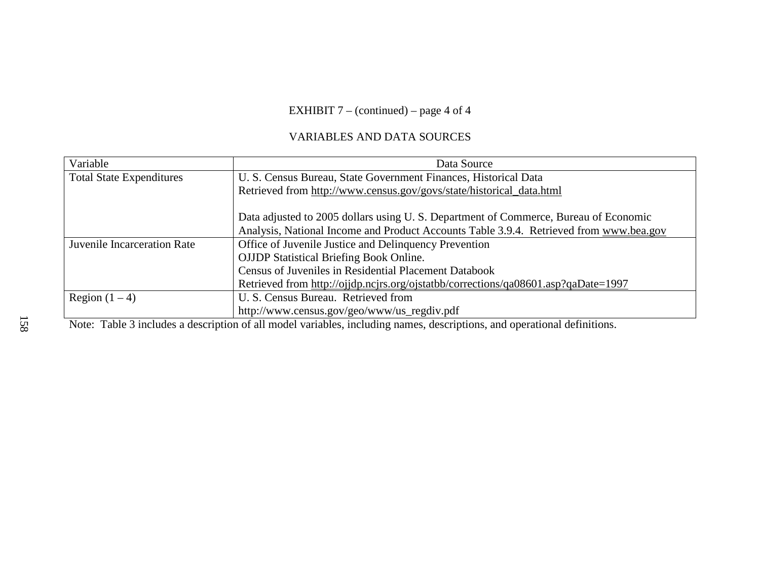EXHIBIT 7 – (continued) – page 4 of 4

VARIABLES AND DATA SOURCES

| Variable | Data Source |
|---|---|
| Total State Expenditures | U. S. Census Bureau, State Government Finances, Historical Data<br>Retrieved from http://www.census.gov/govs/state/historical_data.html<br><br>Data adjusted to 2005 dollars using U. S. Department of Commerce, Bureau of Economic Analysis, National Income and Product Accounts Table 3.9.4. Retrieved from www.bea.gov |
| Juvenile Incarceration Rate | Office of Juvenile Justice and Delinquency Prevention<br>OJJDP Statistical Briefing Book Online.<br>Census of Juveniles in Residential Placement Databook<br>Retrieved from http://ojjdp.ncjrs.org/ojstatbb/corrections/qa08601.asp?qaDate=1997 |
| Region (1 – 4) | U. S. Census Bureau. Retrieved from<br>http://www.census.gov/geo/www/us_regdiv.pdf |

Note: Table 3 includes a description of all model variables, including names, descriptions, and operational definitions.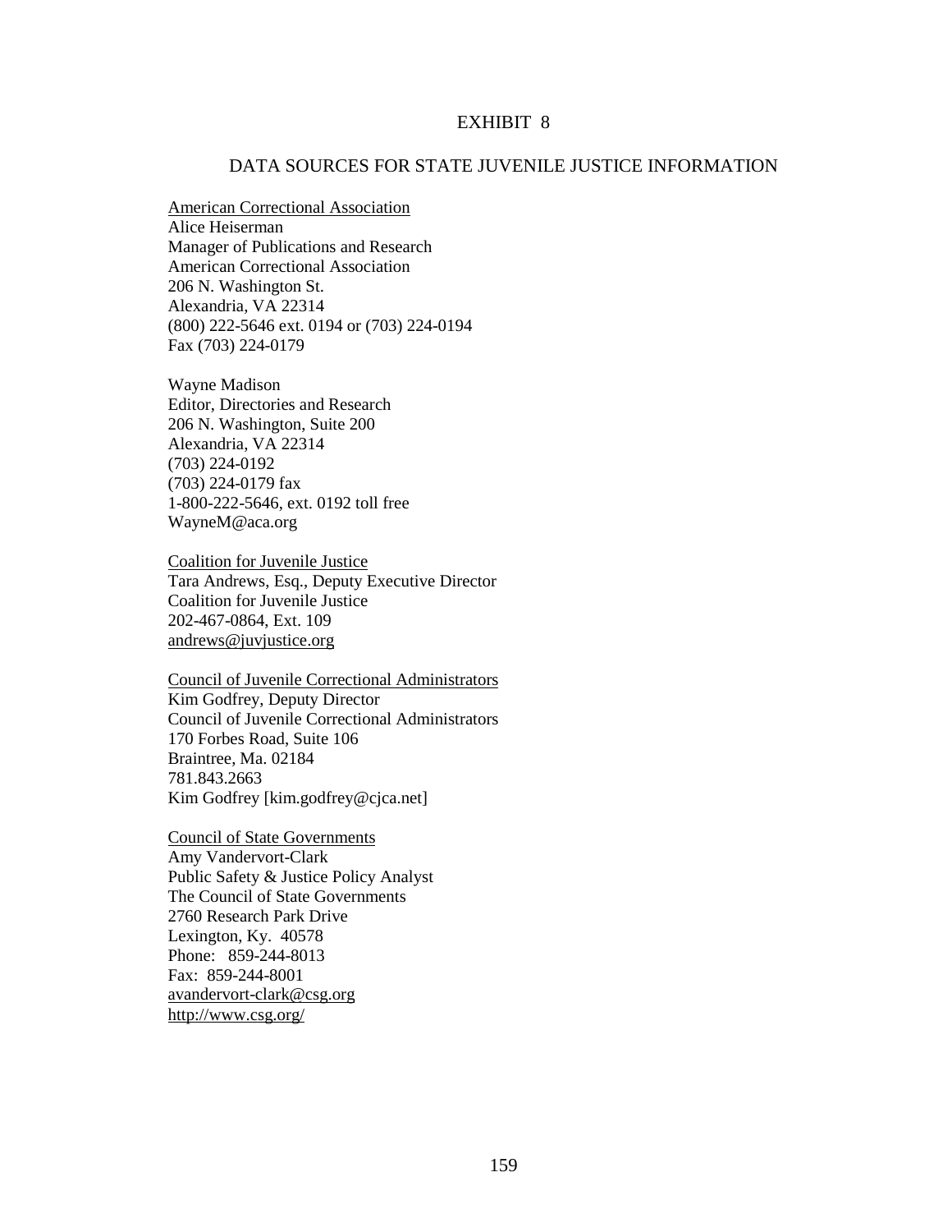# EXHIBIT 8

## DATA SOURCES FOR STATE JUVENILE JUSTICE INFORMATION

American Correctional Association
Alice Heiserman
Manager of Publications and Research
American Correctional Association
206 N. Washington St.
Alexandria, VA 22314
(800) 222-5646 ext. 0194 or (703) 224-0194
Fax (703) 224-0179

Wayne Madison
Editor, Directories and Research
206 N. Washington, Suite 200
Alexandria, VA 22314
(703) 224-0192
(703) 224-0179 fax
1-800-222-5646, ext. 0192 toll free
WayneM@aca.org

Coalition for Juvenile Justice
Tara Andrews, Esq., Deputy Executive Director
Coalition for Juvenile Justice
202-467-0864, Ext. 109
andrews@juvjustice.org

Council of Juvenile Correctional Administrators
Kim Godfrey, Deputy Director
Council of Juvenile Correctional Administrators
170 Forbes Road, Suite 106
Braintree, Ma. 02184
781.843.2663
Kim Godfrey [kim.godfrey@cjca.net]

Council of State Governments
Amy Vandervort-Clark
Public Safety & Justice Policy Analyst
The Council of State Governments
2760 Research Park Drive
Lexington, Ky. 40578
Phone: 859-244-8013
Fax: 859-244-8001
avandervort-clark@csg.org
http://www.csg.org/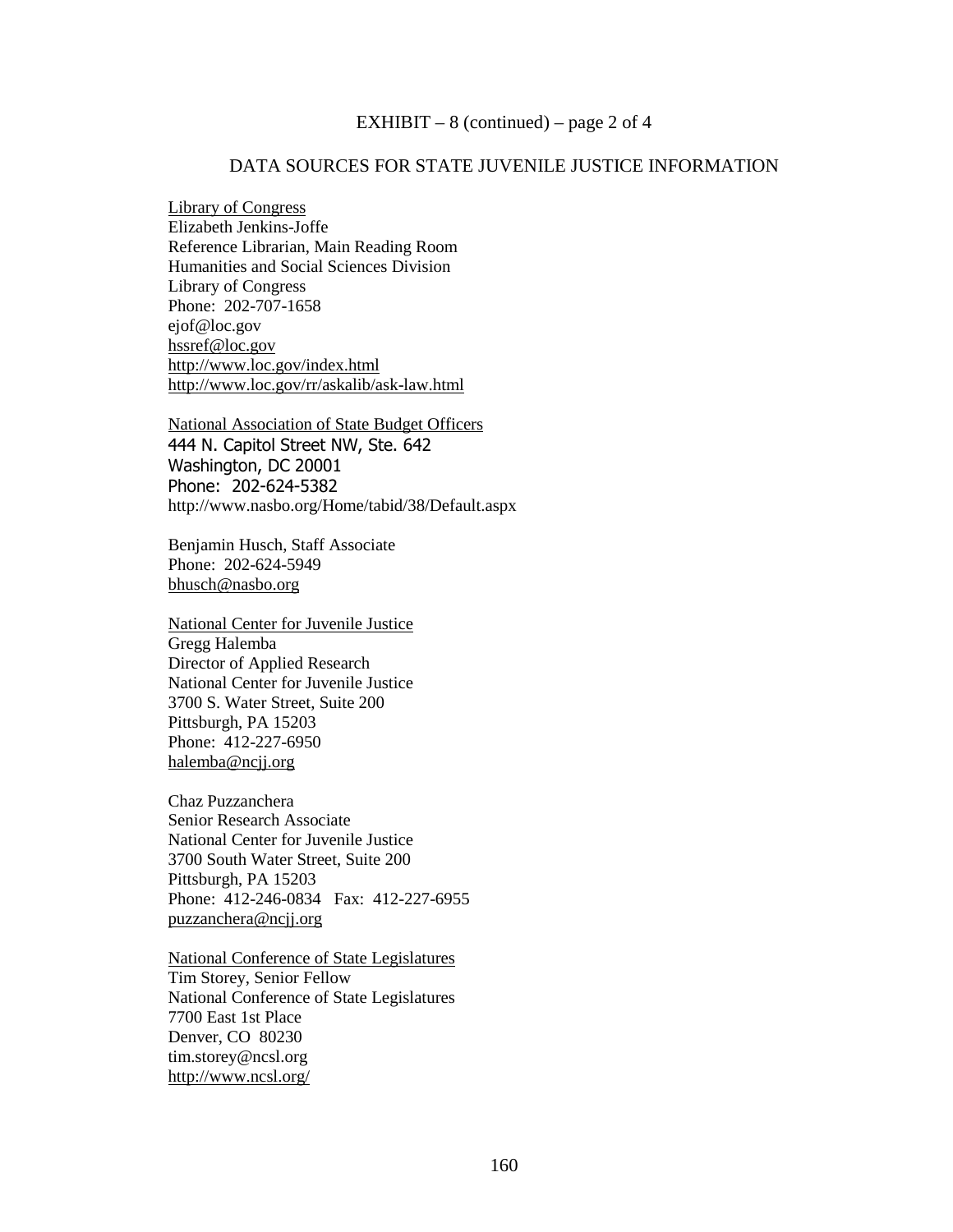EXHIBIT – 8 (continued) – page 2 of 4

DATA SOURCES FOR STATE JUVENILE JUSTICE INFORMATION

Library of Congress
Elizabeth Jenkins-Joffe
Reference Librarian, Main Reading Room
Humanities and Social Sciences Division
Library of Congress
Phone: 202-707-1658
ejof@loc.gov
hssref@loc.gov
http://www.loc.gov/index.html
http://www.loc.gov/rr/askalib/ask-law.html

National Association of State Budget Officers
444 N. Capitol Street NW, Ste. 642
Washington, DC 20001
Phone: 202-624-5382
http://www.nasbo.org/Home/tabid/38/Default.aspx

Benjamin Husch, Staff Associate
Phone: 202-624-5949
bhusch@nasbo.org

National Center for Juvenile Justice
Gregg Halemba
Director of Applied Research
National Center for Juvenile Justice
3700 S. Water Street, Suite 200
Pittsburgh, PA 15203
Phone: 412-227-6950
halemba@ncjj.org

Chaz Puzzanchera
Senior Research Associate
National Center for Juvenile Justice
3700 South Water Street, Suite 200
Pittsburgh, PA 15203
Phone: 412-246-0834 Fax: 412-227-6955
puzzanchera@ncjj.org

National Conference of State Legislatures
Tim Storey, Senior Fellow
National Conference of State Legislatures
7700 East 1st Place
Denver, CO 80230
tim.storey@ncsl.org
http://www.ncsl.org/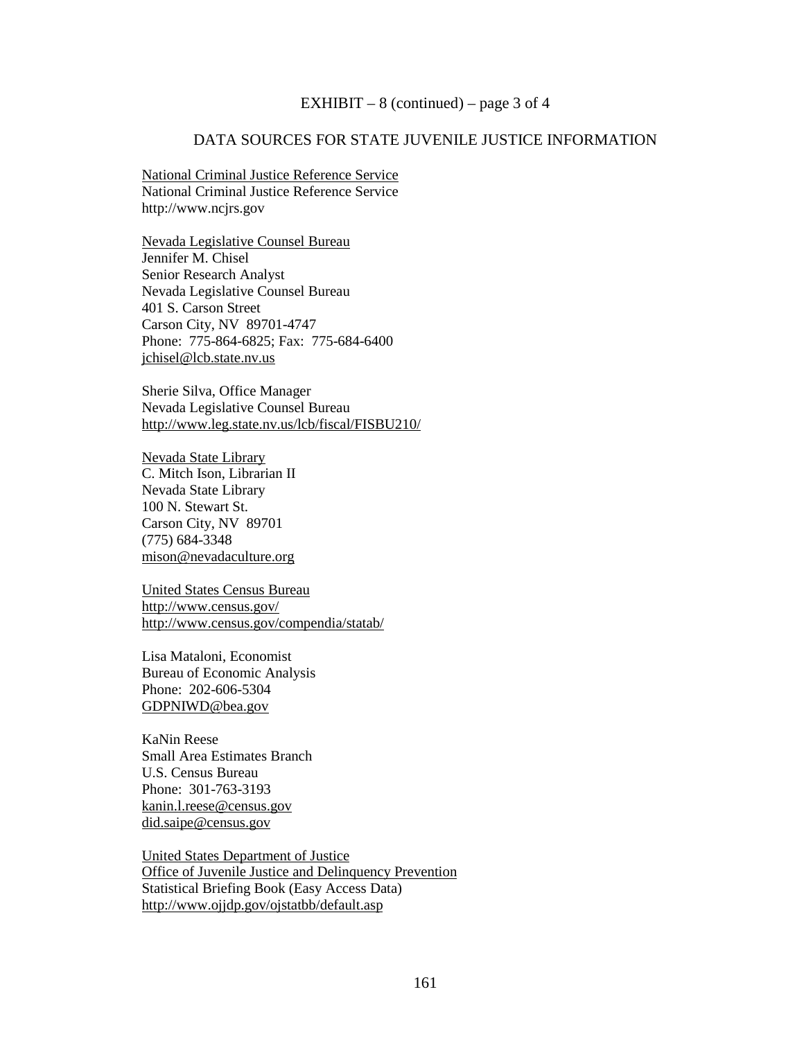EXHIBIT – 8 (continued) – page 3 of 4

## DATA SOURCES FOR STATE JUVENILE JUSTICE INFORMATION

<u>National Criminal Justice Reference Service</u>
National Criminal Justice Reference Service
http://www.ncjrs.gov

<u>Nevada Legislative Counsel Bureau</u>
Jennifer M. Chisel
Senior Research Analyst
Nevada Legislative Counsel Bureau
401 S. Carson Street
Carson City, NV 89701-4747
Phone: 775-864-6825; Fax: 775-684-6400
jchisel@lcb.state.nv.us

Sherie Silva, Office Manager
Nevada Legislative Counsel Bureau
http://www.leg.state.nv.us/lcb/fiscal/FISBU210/

<u>Nevada State Library</u>
C. Mitch Ison, Librarian II
Nevada State Library
100 N. Stewart St.
Carson City, NV 89701
(775) 684-3348
mison@nevadaculture.org

<u>United States Census Bureau</u>
http://www.census.gov/
http://www.census.gov/compendia/statab/

Lisa Mataloni, Economist
Bureau of Economic Analysis
Phone: 202-606-5304
GDPNIWD@bea.gov

KaNin Reese
Small Area Estimates Branch
U.S. Census Bureau
Phone: 301-763-3193
kanin.l.reese@census.gov
did.saipe@census.gov

<u>United States Department of Justice</u>
<u>Office of Juvenile Justice and Delinquency Prevention</u>
Statistical Briefing Book (Easy Access Data)
http://www.ojjdp.gov/ojstatbb/default.asp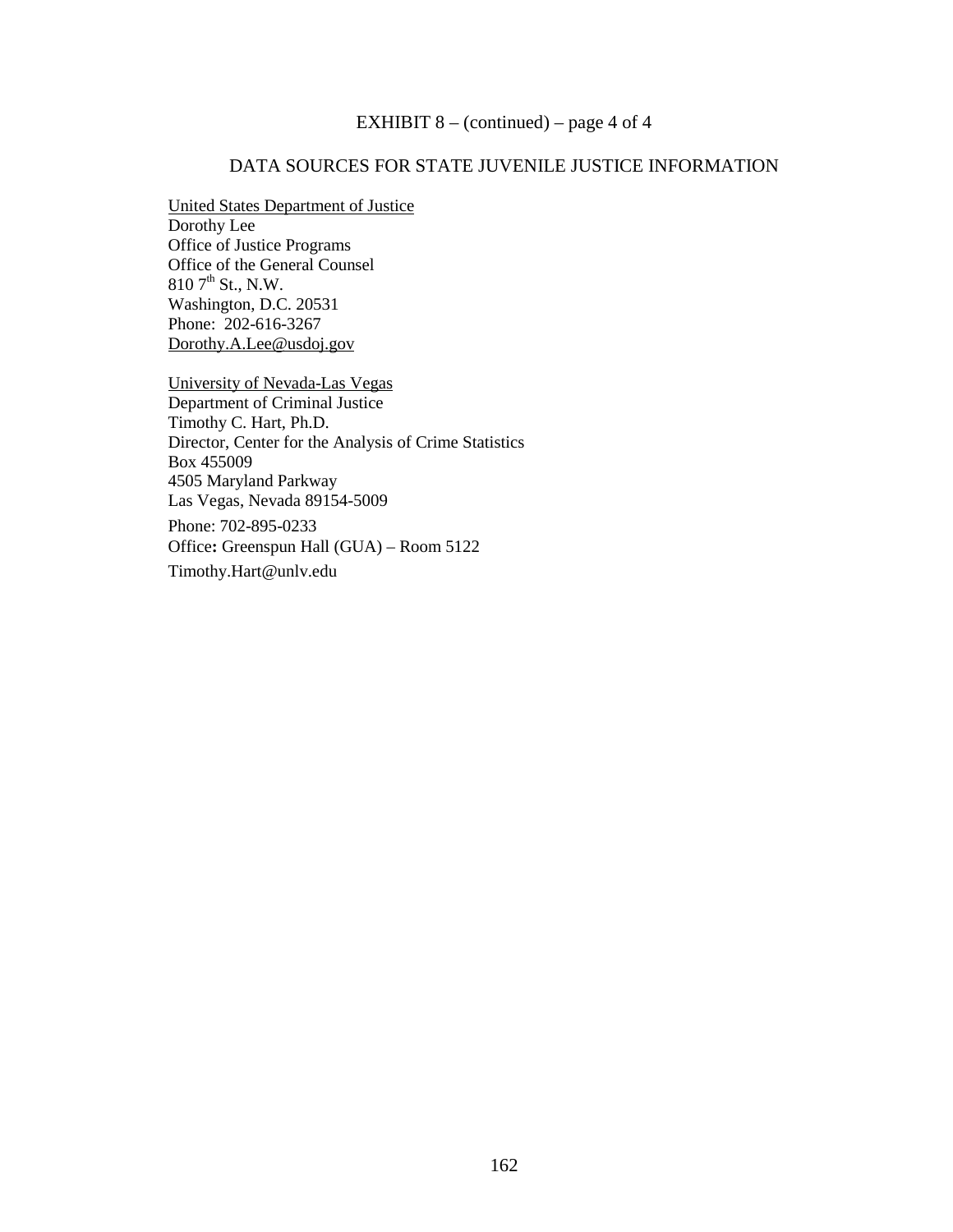EXHIBIT 8 – (continued) – page 4 of 4

DATA SOURCES FOR STATE JUVENILE JUSTICE INFORMATION

United States Department of Justice
Dorothy Lee
Office of Justice Programs
Office of the General Counsel
810 7th St., N.W.
Washington, D.C. 20531
Phone: 202-616-3267
Dorothy.A.Lee@usdoj.gov

University of Nevada-Las Vegas
Department of Criminal Justice
Timothy C. Hart, Ph.D.
Director, Center for the Analysis of Crime Statistics
Box 455009
4505 Maryland Parkway
Las Vegas, Nevada 89154-5009
Phone: 702-895-0233
Office**:** Greenspun Hall (GUA) – Room 5122
Timothy.Hart@unlv.edu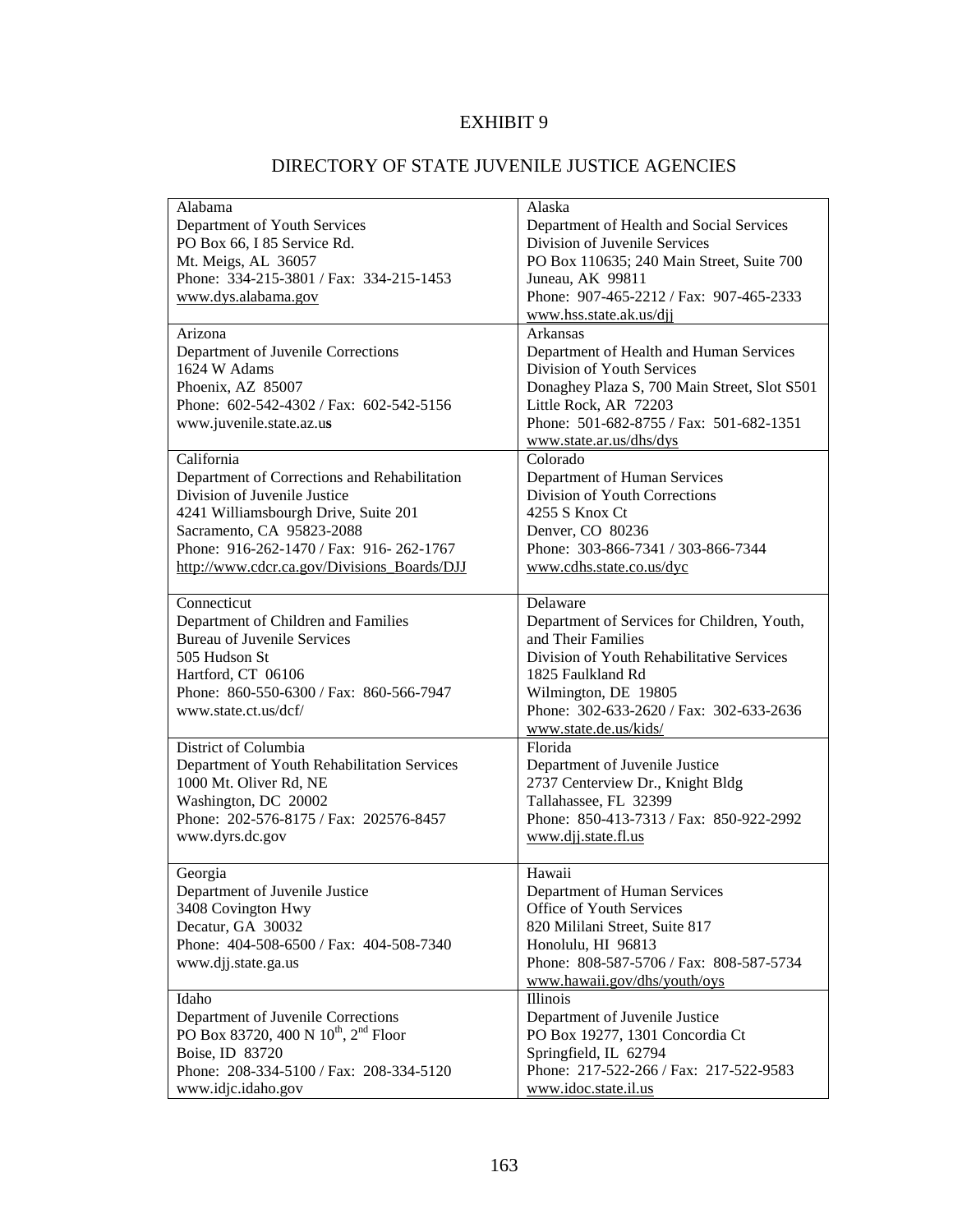# EXHIBIT 9

## DIRECTORY OF STATE JUVENILE JUSTICE AGENCIES

| | |
|---|---|
| Alabama<br>Department of Youth Services<br>PO Box 66, I 85 Service Rd.<br>Mt. Meigs, AL 36057<br>Phone: 334-215-3801 / Fax: 334-215-1453<br>www.dys.alabama.gov | Alaska<br>Department of Health and Social Services<br>Division of Juvenile Services<br>PO Box 110635; 240 Main Street, Suite 700<br>Juneau, AK 99811<br>Phone: 907-465-2212 / Fax: 907-465-2333<br>www.hss.state.ak.us/djj |
| Arizona<br>Department of Juvenile Corrections<br>1624 W Adams<br>Phoenix, AZ 85007<br>Phone: 602-542-4302 / Fax: 602-542-5156<br>www.juvenile.state.az.us | Arkansas<br>Department of Health and Human Services<br>Division of Youth Services<br>Donaghey Plaza S, 700 Main Street, Slot S501<br>Little Rock, AR 72203<br>Phone: 501-682-8755 / Fax: 501-682-1351<br>www.state.ar.us/dhs/dys |
| California<br>Department of Corrections and Rehabilitation<br>Division of Juvenile Justice<br>4241 Williamsbourgh Drive, Suite 201<br>Sacramento, CA 95823-2088<br>Phone: 916-262-1470 / Fax: 916- 262-1767<br>http://www.cdcr.ca.gov/Divisions_Boards/DJJ | Colorado<br>Department of Human Services<br>Division of Youth Corrections<br>4255 S Knox Ct<br>Denver, CO 80236<br>Phone: 303-866-7341 / 303-866-7344<br>www.cdhs.state.co.us/dyc |
| Connecticut<br>Department of Children and Families<br>Bureau of Juvenile Services<br>505 Hudson St<br>Hartford, CT 06106<br>Phone: 860-550-6300 / Fax: 860-566-7947<br>www.state.ct.us/dcf/ | Delaware<br>Department of Services for Children, Youth, and Their Families<br>Division of Youth Rehabilitative Services<br>1825 Faulkland Rd<br>Wilmington, DE 19805<br>Phone: 302-633-2620 / Fax: 302-633-2636<br>www.state.de.us/kids/ |
| District of Columbia<br>Department of Youth Rehabilitation Services<br>1000 Mt. Oliver Rd, NE<br>Washington, DC 20002<br>Phone: 202-576-8175 / Fax: 202576-8457<br>www.dyrs.dc.gov | Florida<br>Department of Juvenile Justice<br>2737 Centerview Dr., Knight Bldg<br>Tallahassee, FL 32399<br>Phone: 850-413-7313 / Fax: 850-922-2992<br>www.djj.state.fl.us |
| Georgia<br>Department of Juvenile Justice<br>3408 Covington Hwy<br>Decatur, GA 30032<br>Phone: 404-508-6500 / Fax: 404-508-7340<br>www.djj.state.ga.us | Hawaii<br>Department of Human Services<br>Office of Youth Services<br>820 Mililani Street, Suite 817<br>Honolulu, HI 96813<br>Phone: 808-587-5706 / Fax: 808-587-5734<br>www.hawaii.gov/dhs/youth/oys |
| Idaho<br>Department of Juvenile Corrections<br>PO Box 83720, 400 N 10th, 2nd Floor<br>Boise, ID 83720<br>Phone: 208-334-5100 / Fax: 208-334-5120<br>www.idjc.idaho.gov | Illinois<br>Department of Juvenile Justice<br>PO Box 19277, 1301 Concordia Ct<br>Springfield, IL 62794<br>Phone: 217-522-266 / Fax: 217-522-9583<br>www.idoc.state.il.us |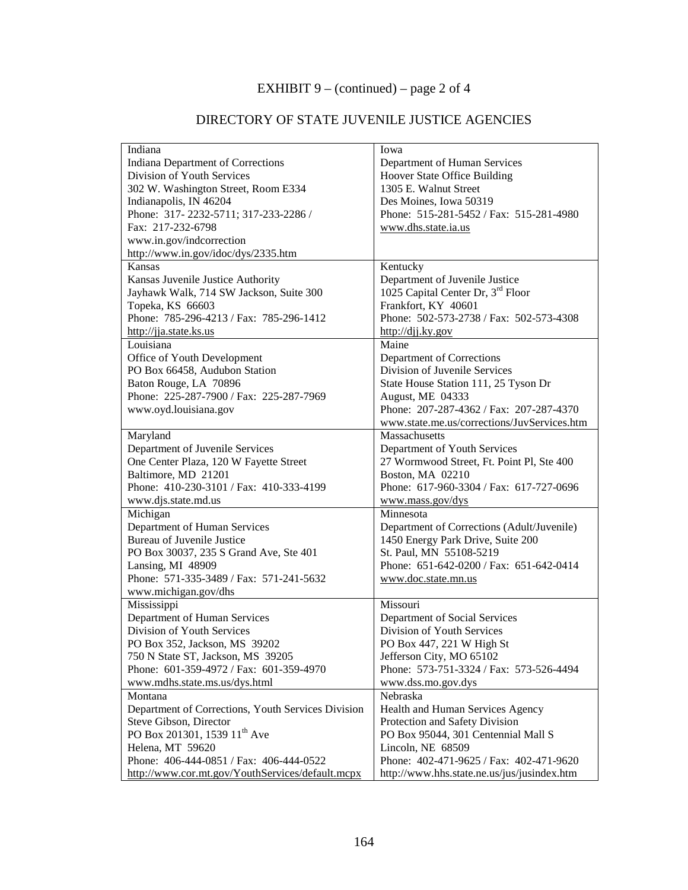# EXHIBIT 9 – (continued) – page 2 of 4

## DIRECTORY OF STATE JUVENILE JUSTICE AGENCIES

| | |
|---|---|
| Indiana<br>Indiana Department of Corrections<br>Division of Youth Services<br>302 W. Washington Street, Room E334<br>Indianapolis, IN 46204<br>Phone: 317- 2232-5711; 317-233-2286 /<br>Fax: 217-232-6798<br>www.in.gov/indcorrection<br>http://www.in.gov/idoc/dys/2335.htm | Iowa<br>Department of Human Services<br>Hoover State Office Building<br>1305 E. Walnut Street<br>Des Moines, Iowa 50319<br>Phone: 515-281-5452 / Fax: 515-281-4980<br>www.dhs.state.ia.us |
| Kansas<br>Kansas Juvenile Justice Authority<br>Jayhawk Walk, 714 SW Jackson, Suite 300<br>Topeka, KS 66603<br>Phone: 785-296-4213 / Fax: 785-296-1412<br>http://jja.state.ks.us | Kentucky<br>Department of Juvenile Justice<br>1025 Capital Center Dr, 3rd Floor<br>Frankfort, KY 40601<br>Phone: 502-573-2738 / Fax: 502-573-4308<br>http://djj.ky.gov |
| Louisiana<br>Office of Youth Development<br>PO Box 66458, Audubon Station<br>Baton Rouge, LA 70896<br>Phone: 225-287-7900 / Fax: 225-287-7969<br>www.oyd.louisiana.gov | Maine<br>Department of Corrections<br>Division of Juvenile Services<br>State House Station 111, 25 Tyson Dr<br>August, ME 04333<br>Phone: 207-287-4362 / Fax: 207-287-4370<br>www.state.me.us/corrections/JuvServices.htm |
| Maryland<br>Department of Juvenile Services<br>One Center Plaza, 120 W Fayette Street<br>Baltimore, MD 21201<br>Phone: 410-230-3101 / Fax: 410-333-4199<br>www.djs.state.md.us | Massachusetts<br>Department of Youth Services<br>27 Wormwood Street, Ft. Point Pl, Ste 400<br>Boston, MA 02210<br>Phone: 617-960-3304 / Fax: 617-727-0696<br>www.mass.gov/dys |
| Michigan<br>Department of Human Services<br>Bureau of Juvenile Justice<br>PO Box 30037, 235 S Grand Ave, Ste 401<br>Lansing, MI 48909<br>Phone: 571-335-3489 / Fax: 571-241-5632<br>www.michigan.gov/dhs | Minnesota<br>Department of Corrections (Adult/Juvenile)<br>1450 Energy Park Drive, Suite 200<br>St. Paul, MN 55108-5219<br>Phone: 651-642-0200 / Fax: 651-642-0414<br>www.doc.state.mn.us |
| Mississippi<br>Department of Human Services<br>Division of Youth Services<br>PO Box 352, Jackson, MS 39202<br>750 N State ST, Jackson, MS 39205<br>Phone: 601-359-4972 / Fax: 601-359-4970<br>www.mdhs.state.ms.us/dys.html | Missouri<br>Department of Social Services<br>Division of Youth Services<br>PO Box 447, 221 W High St<br>Jefferson City, MO 65102<br>Phone: 573-751-3324 / Fax: 573-526-4494<br>www.dss.mo.gov.dys |
| Montana<br>Department of Corrections, Youth Services Division<br>Steve Gibson, Director<br>PO Box 201301, 1539 11th Ave<br>Helena, MT 59620<br>Phone: 406-444-0851 / Fax: 406-444-0522<br>http://www.cor.mt.gov/YouthServices/default.mcpx | Nebraska<br>Health and Human Services Agency<br>Protection and Safety Division<br>PO Box 95044, 301 Centennial Mall S<br>Lincoln, NE 68509<br>Phone: 402-471-9625 / Fax: 402-471-9620<br>http://www.hhs.state.ne.us/jus/jusindex.htm |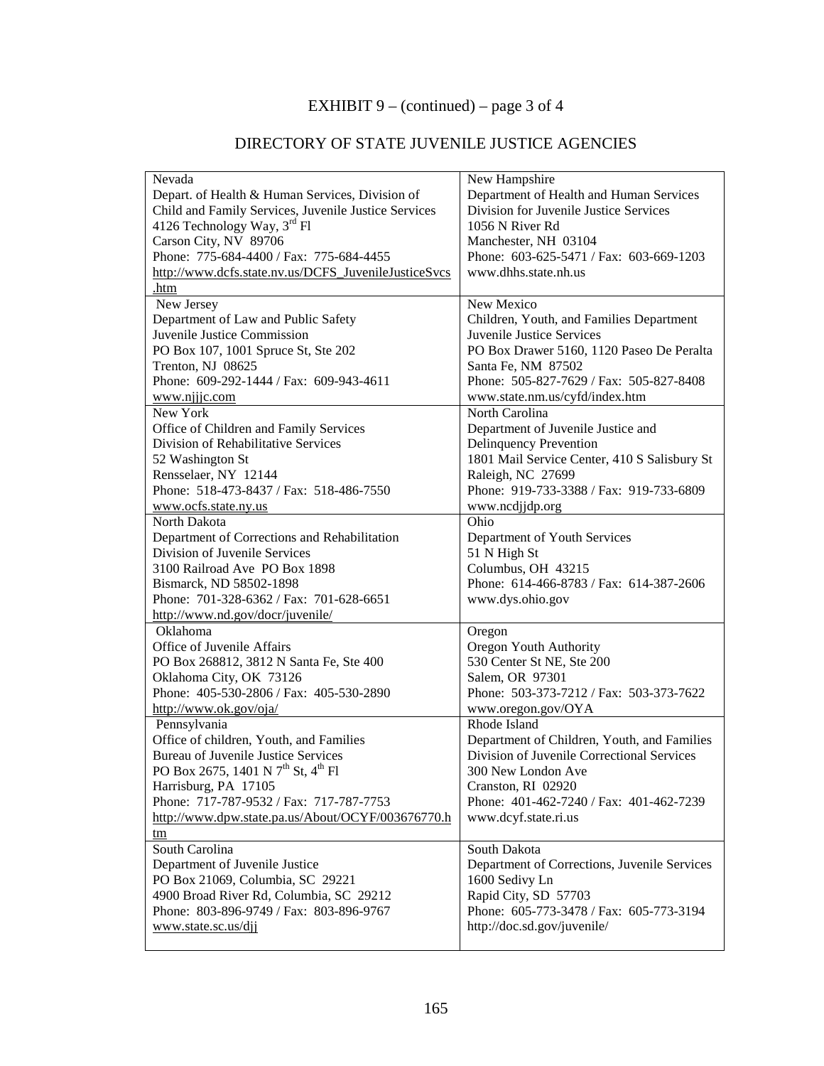# EXHIBIT 9 – (continued) – page 3 of 4

## DIRECTORY OF STATE JUVENILE JUSTICE AGENCIES

| | |
|---|---|
| Nevada<br>Depart. of Health & Human Services, Division of Child and Family Services, Juvenile Justice Services<br>4126 Technology Way, 3rd Fl<br>Carson City, NV 89706<br>Phone: 775-684-4400 / Fax: 775-684-4455<br>http://www.dcfs.state.nv.us/DCFS_JuvenileJusticeSvcs.htm | New Hampshire<br>Department of Health and Human Services<br>Division for Juvenile Justice Services<br>1056 N River Rd<br>Manchester, NH 03104<br>Phone: 603-625-5471 / Fax: 603-669-1203<br>www.dhhs.state.nh.us |
| New Jersey<br>Department of Law and Public Safety<br>Juvenile Justice Commission<br>PO Box 107, 1001 Spruce St, Ste 202<br>Trenton, NJ 08625<br>Phone: 609-292-1444 / Fax: 609-943-4611<br>www.njjjc.com | New Mexico<br>Children, Youth, and Families Department<br>Juvenile Justice Services<br>PO Box Drawer 5160, 1120 Paseo De Peralta<br>Santa Fe, NM 87502<br>Phone: 505-827-7629 / Fax: 505-827-8408<br>www.state.nm.us/cyfd/index.htm |
| New York<br>Office of Children and Family Services<br>Division of Rehabilitative Services<br>52 Washington St<br>Rensselaer, NY 12144<br>Phone: 518-473-8437 / Fax: 518-486-7550<br>www.ocfs.state.ny.us | North Carolina<br>Department of Juvenile Justice and Delinquency Prevention<br>1801 Mail Service Center, 410 S Salisbury St<br>Raleigh, NC 27699<br>Phone: 919-733-3388 / Fax: 919-733-6809<br>www.ncdjjdp.org |
| North Dakota<br>Department of Corrections and Rehabilitation<br>Division of Juvenile Services<br>3100 Railroad Ave PO Box 1898<br>Bismarck, ND 58502-1898<br>Phone: 701-328-6362 / Fax: 701-628-6651<br>http://www.nd.gov/docr/juvenile/ | Ohio<br>Department of Youth Services<br>51 N High St<br>Columbus, OH 43215<br>Phone: 614-466-8783 / Fax: 614-387-2606<br>www.dys.ohio.gov |
| Oklahoma<br>Office of Juvenile Affairs<br>PO Box 268812, 3812 N Santa Fe, Ste 400<br>Oklahoma City, OK 73126<br>Phone: 405-530-2806 / Fax: 405-530-2890<br>http://www.ok.gov/oja/ | Oregon<br>Oregon Youth Authority<br>530 Center St NE, Ste 200<br>Salem, OR 97301<br>Phone: 503-373-7212 / Fax: 503-373-7622<br>www.oregon.gov/OYA |
| Pennsylvania<br>Office of children, Youth, and Families<br>Bureau of Juvenile Justice Services<br>PO Box 2675, 1401 N 7th St, 4th Fl<br>Harrisburg, PA 17105<br>Phone: 717-787-9532 / Fax: 717-787-7753<br>http://www.dpw.state.pa.us/About/OCYF/003676770.htm | Rhode Island<br>Department of Children, Youth, and Families<br>Division of Juvenile Correctional Services<br>300 New London Ave<br>Cranston, RI 02920<br>Phone: 401-462-7240 / Fax: 401-462-7239<br>www.dcyf.state.ri.us |
| South Carolina<br>Department of Juvenile Justice<br>PO Box 21069, Columbia, SC 29221<br>4900 Broad River Rd, Columbia, SC 29212<br>Phone: 803-896-9749 / Fax: 803-896-9767<br>www.state.sc.us/djj | South Dakota<br>Department of Corrections, Juvenile Services<br>1600 Sedivy Ln<br>Rapid City, SD 57703<br>Phone: 605-773-3478 / Fax: 605-773-3194<br>http://doc.sd.gov/juvenile/ |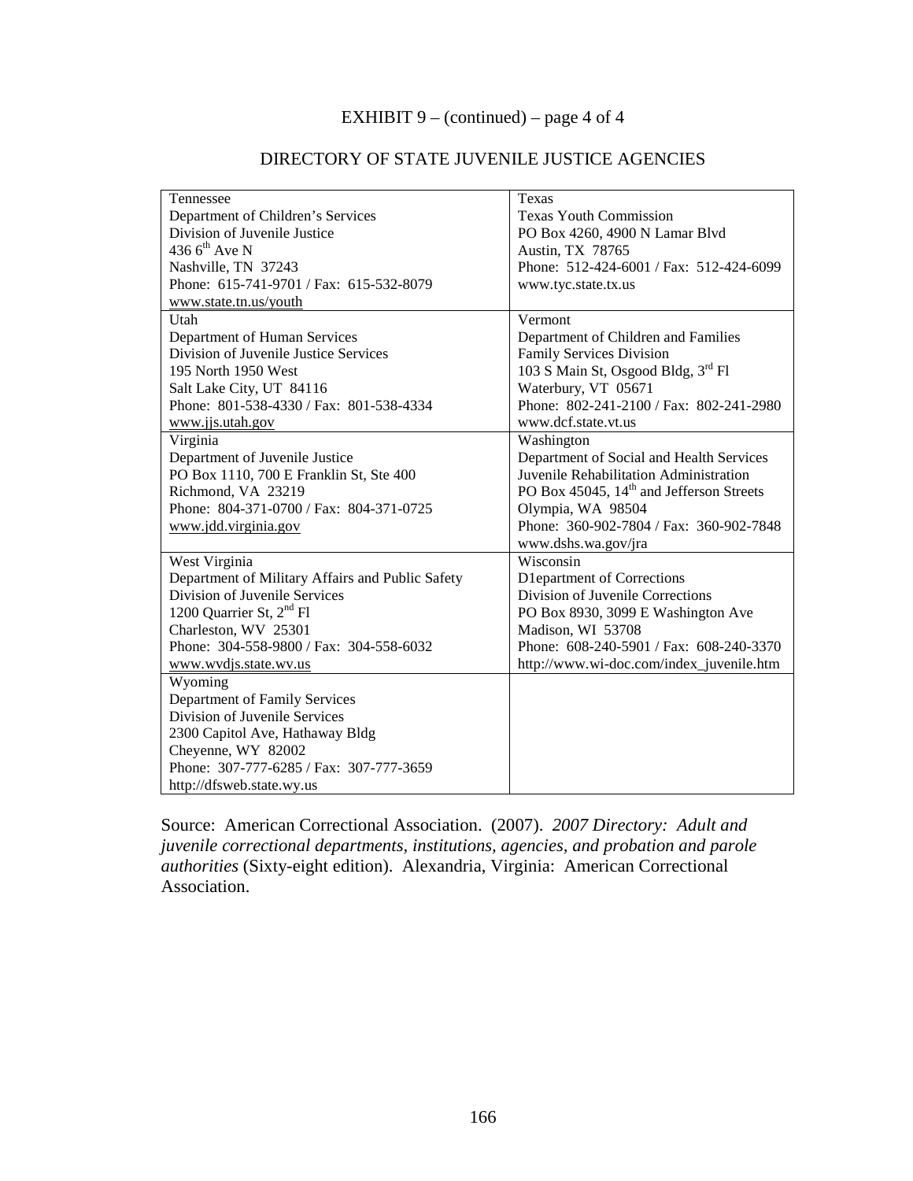# EXHIBIT 9 – (continued) – page 4 of 4

## DIRECTORY OF STATE JUVENILE JUSTICE AGENCIES

| | |
|---|---|
| Tennessee<br>Department of Children's Services<br>Division of Juvenile Justice<br>436 6th Ave N<br>Nashville, TN 37243<br>Phone: 615-741-9701 / Fax: 615-532-8079<br>www.state.tn.us/youth | Texas<br>Texas Youth Commission<br>PO Box 4260, 4900 N Lamar Blvd<br>Austin, TX 78765<br>Phone: 512-424-6001 / Fax: 512-424-6099<br>www.tyc.state.tx.us |
| Utah<br>Department of Human Services<br>Division of Juvenile Justice Services<br>195 North 1950 West<br>Salt Lake City, UT 84116<br>Phone: 801-538-4330 / Fax: 801-538-4334<br>www.jjs.utah.gov | Vermont<br>Department of Children and Families<br>Family Services Division<br>103 S Main St, Osgood Bldg, 3rd Fl<br>Waterbury, VT 05671<br>Phone: 802-241-2100 / Fax: 802-241-2980<br>www.dcf.state.vt.us |
| Virginia<br>Department of Juvenile Justice<br>PO Box 1110, 700 E Franklin St, Ste 400<br>Richmond, VA 23219<br>Phone: 804-371-0700 / Fax: 804-371-0725<br>www.jdd.virginia.gov | Washington<br>Department of Social and Health Services<br>Juvenile Rehabilitation Administration<br>PO Box 45045, 14th and Jefferson Streets<br>Olympia, WA 98504<br>Phone: 360-902-7804 / Fax: 360-902-7848<br>www.dshs.wa.gov/jra |
| West Virginia<br>Department of Military Affairs and Public Safety<br>Division of Juvenile Services<br>1200 Quarrier St, 2nd Fl<br>Charleston, WV 25301<br>Phone: 304-558-9800 / Fax: 304-558-6032<br>www.wvdjs.state.wv.us | Wisconsin<br>D1epartment of Corrections<br>Division of Juvenile Corrections<br>PO Box 8930, 3099 E Washington Ave<br>Madison, WI 53708<br>Phone: 608-240-5901 / Fax: 608-240-3370<br>http://www.wi-doc.com/index_juvenile.htm |
| Wyoming<br>Department of Family Services<br>Division of Juvenile Services<br>2300 Capitol Ave, Hathaway Bldg<br>Cheyenne, WY 82002<br>Phone: 307-777-6285 / Fax: 307-777-3659<br>http://dfsweb.state.wy.us | |

Source: American Correctional Association. (2007). *2007 Directory: Adult and juvenile correctional departments, institutions, agencies, and probation and parole authorities* (Sixty-eight edition). Alexandria, Virginia: American Correctional Association.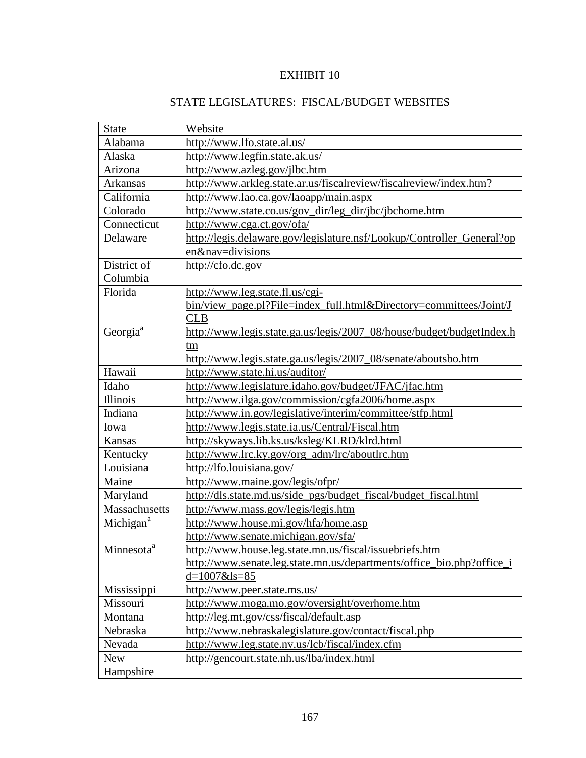EXHIBIT 10

STATE LEGISLATURES: FISCAL/BUDGET WEBSITES

| State | Website |
|---|---|
| Alabama | http://www.lfo.state.al.us/ |
| Alaska | http://www.legfin.state.ak.us/ |
| Arizona | http://www.azleg.gov/jlbc.htm |
| Arkansas | http://www.arkleg.state.ar.us/fiscalreview/fiscalreview/index.htm? |
| California | http://www.lao.ca.gov/laoapp/main.aspx |
| Colorado | http://www.state.co.us/gov_dir/leg_dir/jbc/jbchome.htm |
| Connecticut | http://www.cga.ct.gov/ofa/ |
| Delaware | http://legis.delaware.gov/legislature.nsf/Lookup/Controller_General?open&nav=divisions |
| District of Columbia | http://cfo.dc.gov |
| Florida | http://www.leg.state.fl.us/cgi-bin/view_page.pl?File=index_full.html&Directory=committees/Joint/JCLB |
| Georgia[a] | http://www.legis.state.ga.us/legis/2007_08/house/budget/budgetIndex.htm<br>http://www.legis.state.ga.us/legis/2007_08/senate/aboutsbo.htm |
| Hawaii | http://www.state.hi.us/auditor/ |
| Idaho | http://www.legislature.idaho.gov/budget/JFAC/jfac.htm |
| Illinois | http://www.ilga.gov/commission/cgfa2006/home.aspx |
| Indiana | http://www.in.gov/legislative/interim/committee/stfp.html |
| Iowa | http://www.legis.state.ia.us/Central/Fiscal.htm |
| Kansas | http://skyways.lib.ks.us/ksleg/KLRD/klrd.html |
| Kentucky | http://www.lrc.ky.gov/org_adm/lrc/aboutlrc.htm |
| Louisiana | http://lfo.louisiana.gov/ |
| Maine | http://www.maine.gov/legis/ofpr/ |
| Maryland | http://dls.state.md.us/side_pgs/budget_fiscal/budget_fiscal.html |
| Massachusetts | http://www.mass.gov/legis/legis.htm |
| Michigan[a] | http://www.house.mi.gov/hfa/home.asp<br>http://www.senate.michigan.gov/sfa/ |
| Minnesota[a] | http://www.house.leg.state.mn.us/fiscal/issuebriefs.htm<br>http://www.senate.leg.state.mn.us/departments/office_bio.php?office_id=1007&ls=85 |
| Mississippi | http://www.peer.state.ms.us/ |
| Missouri | http://www.moga.mo.gov/oversight/overhome.htm |
| Montana | http://leg.mt.gov/css/fiscal/default.asp |
| Nebraska | http://www.nebraskalegislature.gov/contact/fiscal.php |
| Nevada | http://www.leg.state.nv.us/lcb/fiscal/index.cfm |
| New Hampshire | http://gencourt.state.nh.us/lba/index.html |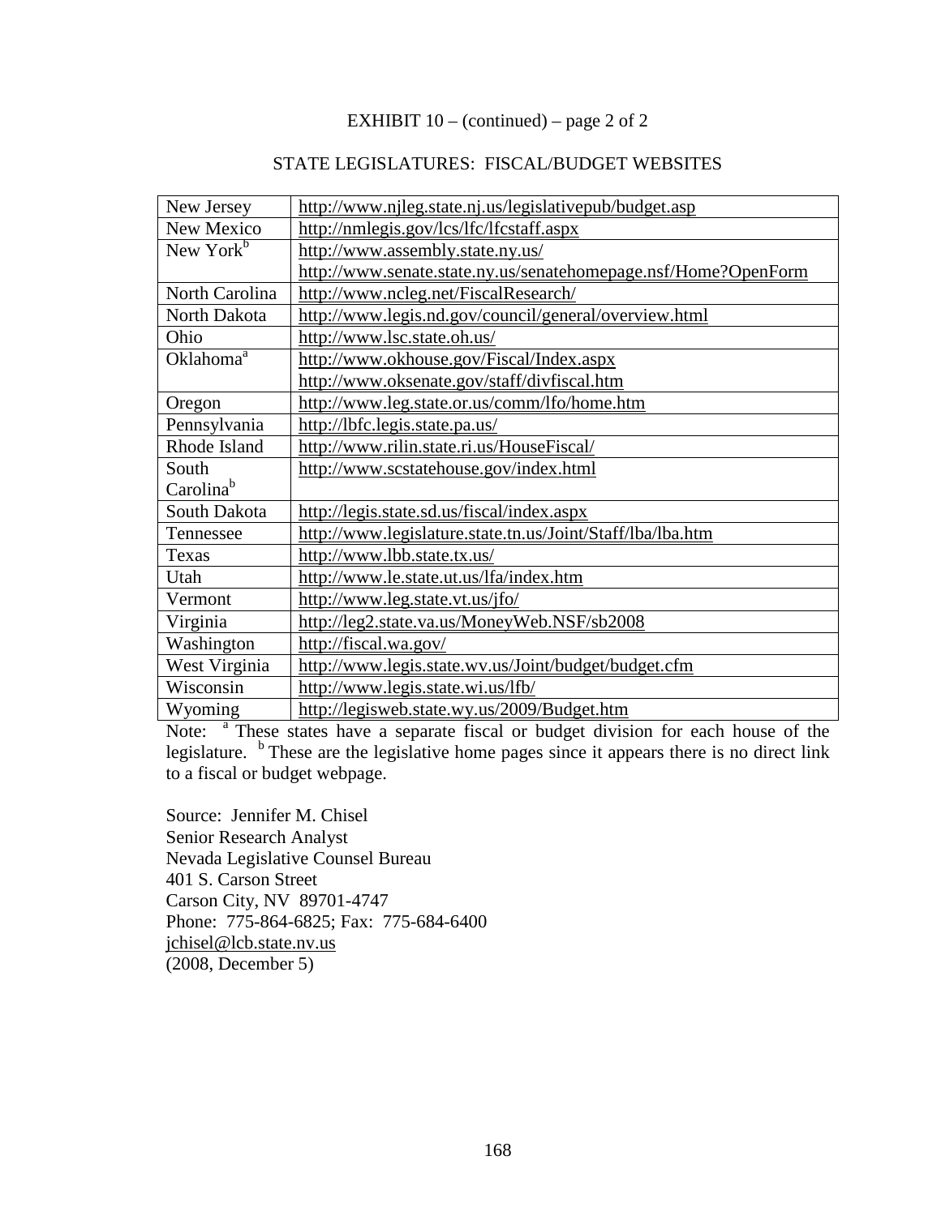EXHIBIT 10 – (continued) – page 2 of 2

STATE LEGISLATURES: FISCAL/BUDGET WEBSITES

| | |
|---|---|
| New Jersey | http://www.njleg.state.nj.us/legislativepub/budget.asp |
| New Mexico | http://nmlegis.gov/lcs/lfc/lfcstaff.aspx |
| New York[b] | http://www.assembly.state.ny.us/ http://www.senate.state.ny.us/senatehomepage.nsf/Home?OpenForm |
| North Carolina | http://www.ncleg.net/FiscalResearch/ |
| North Dakota | http://www.legis.nd.gov/council/general/overview.html |
| Ohio | http://www.lsc.state.oh.us/ |
| Oklahoma[a] | http://www.okhouse.gov/Fiscal/Index.aspx http://www.oksenate.gov/staff/divfiscal.htm |
| Oregon | http://www.leg.state.or.us/comm/lfo/home.htm |
| Pennsylvania | http://lbfc.legis.state.pa.us/ |
| Rhode Island | http://www.rilin.state.ri.us/HouseFiscal/ |
| South Carolina[b] | http://www.scstatehouse.gov/index.html |
| South Dakota | http://legis.state.sd.us/fiscal/index.aspx |
| Tennessee | http://www.legislature.state.tn.us/Joint/Staff/lba/lba.htm |
| Texas | http://www.lbb.state.tx.us/ |
| Utah | http://www.le.state.ut.us/lfa/index.htm |
| Vermont | http://www.leg.state.vt.us/jfo/ |
| Virginia | http://leg2.state.va.us/MoneyWeb.NSF/sb2008 |
| Washington | http://fiscal.wa.gov/ |
| West Virginia | http://www.legis.state.wv.us/Joint/budget/budget.cfm |
| Wisconsin | http://www.legis.state.wi.us/lfb/ |
| Wyoming | http://legisweb.state.wy.us/2009/Budget.htm |

Note: [a] These states have a separate fiscal or budget division for each house of the legislature. [b] These are the legislative home pages since it appears there is no direct link to a fiscal or budget webpage.

Source: Jennifer M. Chisel
Senior Research Analyst
Nevada Legislative Counsel Bureau
401 S. Carson Street
Carson City, NV 89701-4747
Phone: 775-864-6825; Fax: 775-684-6400
jchisel@lcb.state.nv.us
(2008, December 5)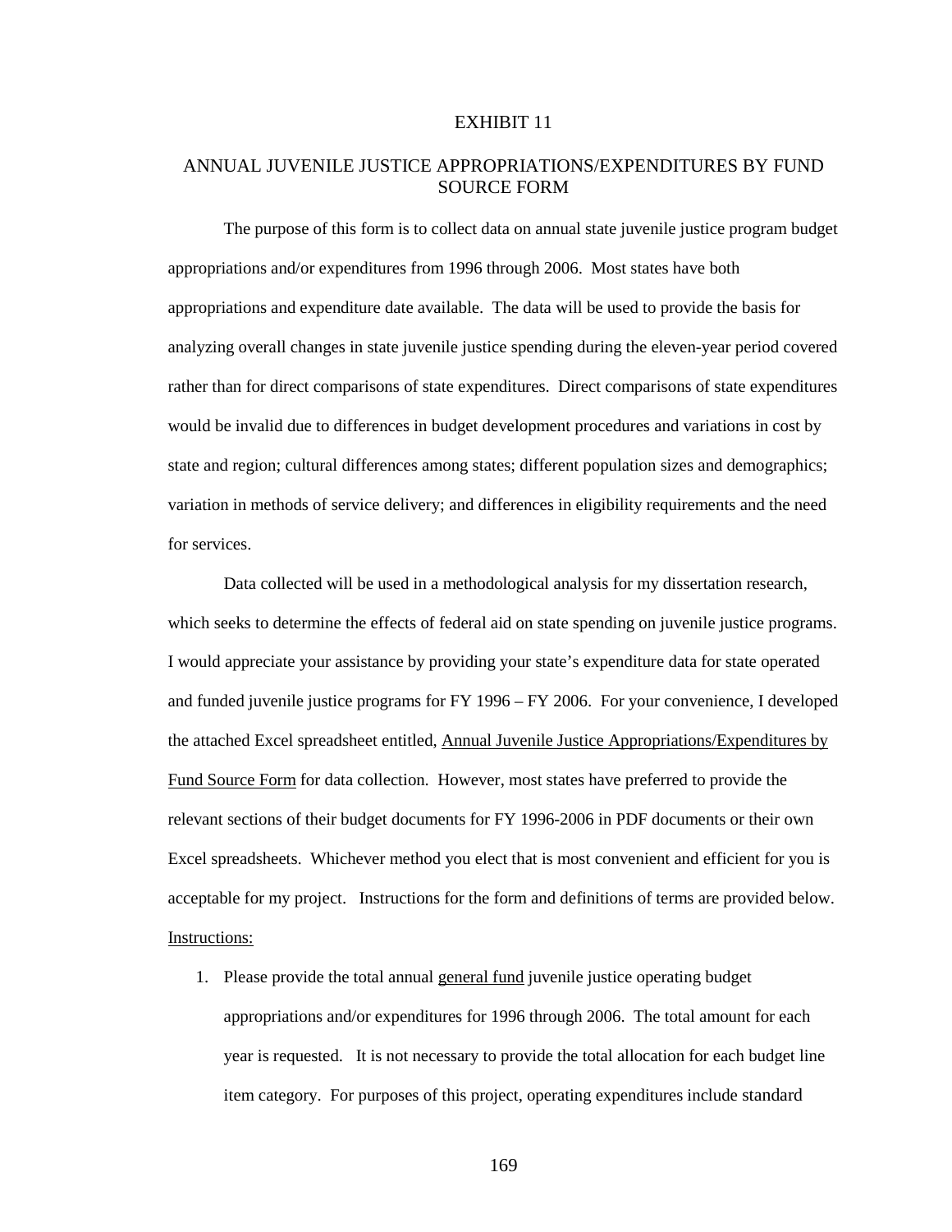# EXHIBIT 11

## ANNUAL JUVENILE JUSTICE APPROPRIATIONS/EXPENDITURES BY FUND SOURCE FORM

The purpose of this form is to collect data on annual state juvenile justice program budget appropriations and/or expenditures from 1996 through 2006. Most states have both appropriations and expenditure date available. The data will be used to provide the basis for analyzing overall changes in state juvenile justice spending during the eleven-year period covered rather than for direct comparisons of state expenditures. Direct comparisons of state expenditures would be invalid due to differences in budget development procedures and variations in cost by state and region; cultural differences among states; different population sizes and demographics; variation in methods of service delivery; and differences in eligibility requirements and the need for services.

Data collected will be used in a methodological analysis for my dissertation research, which seeks to determine the effects of federal aid on state spending on juvenile justice programs. I would appreciate your assistance by providing your state's expenditure data for state operated and funded juvenile justice programs for FY 1996 – FY 2006. For your convenience, I developed the attached Excel spreadsheet entitled, <u>Annual Juvenile Justice Appropriations/Expenditures by Fund Source Form</u> for data collection. However, most states have preferred to provide the relevant sections of their budget documents for FY 1996-2006 in PDF documents or their own Excel spreadsheets. Whichever method you elect that is most convenient and efficient for you is acceptable for my project. Instructions for the form and definitions of terms are provided below.

<u>Instructions:</u>

1. Please provide the total annual <u>general fund</u> juvenile justice operating budget appropriations and/or expenditures for 1996 through 2006. The total amount for each year is requested. It is not necessary to provide the total allocation for each budget line item category. For purposes of this project, operating expenditures include standard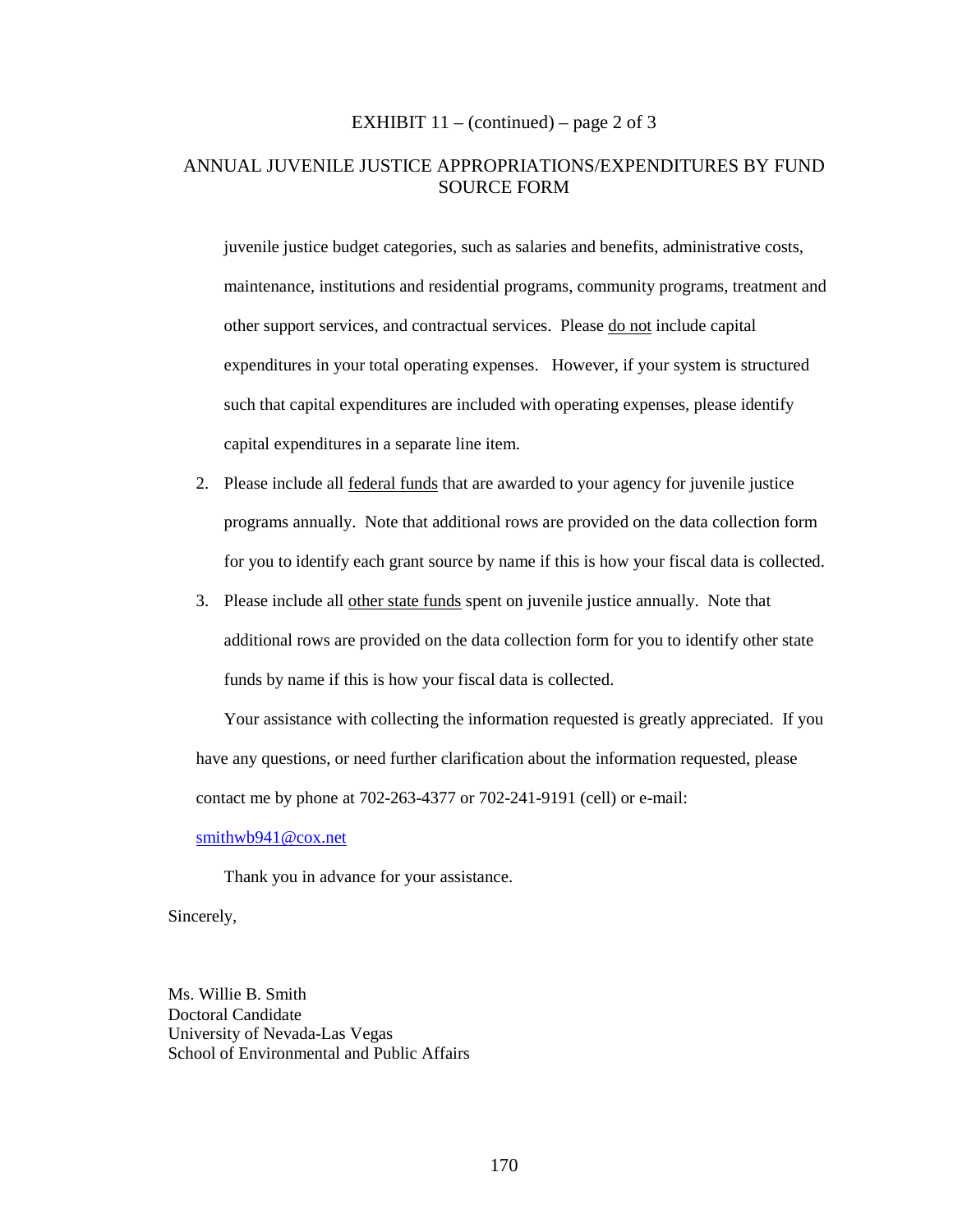EXHIBIT 11 – (continued) – page 2 of 3

ANNUAL JUVENILE JUSTICE APPROPRIATIONS/EXPENDITURES BY FUND SOURCE FORM

juvenile justice budget categories, such as salaries and benefits, administrative costs, maintenance, institutions and residential programs, community programs, treatment and other support services, and contractual services. Please do not include capital expenditures in your total operating expenses. However, if your system is structured such that capital expenditures are included with operating expenses, please identify capital expenditures in a separate line item.

2. Please include all federal funds that are awarded to your agency for juvenile justice programs annually. Note that additional rows are provided on the data collection form for you to identify each grant source by name if this is how your fiscal data is collected.
3. Please include all other state funds spent on juvenile justice annually. Note that additional rows are provided on the data collection form for you to identify other state funds by name if this is how your fiscal data is collected.

Your assistance with collecting the information requested is greatly appreciated. If you have any questions, or need further clarification about the information requested, please contact me by phone at 702-263-4377 or 702-241-9191 (cell) or e-mail: smithwb941@cox.net

Thank you in advance for your assistance.

Sincerely,

Ms. Willie B. Smith
Doctoral Candidate
University of Nevada-Las Vegas
School of Environmental and Public Affairs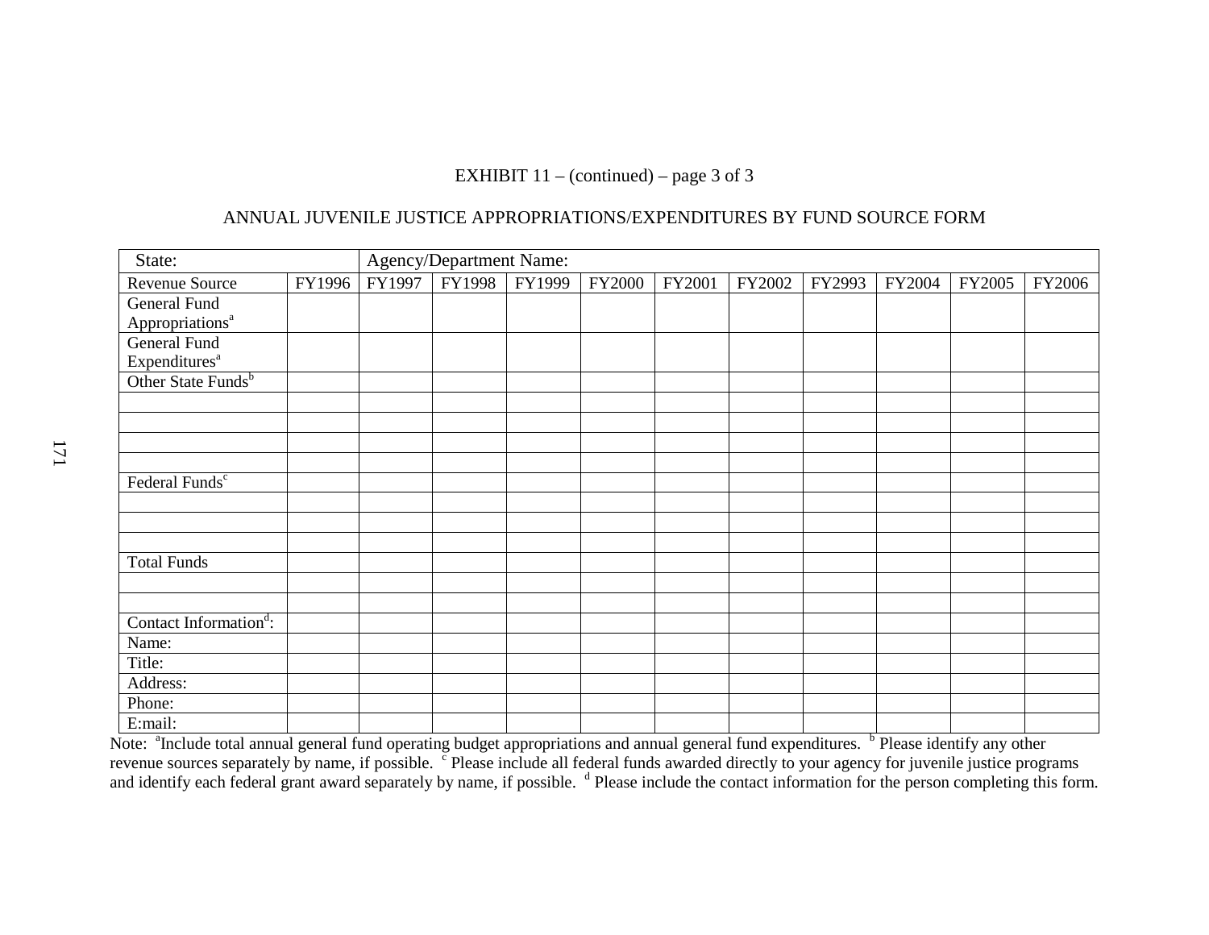EXHIBIT 11 – (continued) – page 3 of 3

ANNUAL JUVENILE JUSTICE APPROPRIATIONS/EXPENDITURES BY FUND SOURCE FORM

| State: | | Agency/Department Name: | | | | | | | | | |
|---|---|---|---|---|---|---|---|---|---|---|---|
| Revenue Source | FY1996 | FY1997 | FY1998 | FY1999 | FY2000 | FY2001 | FY2002 | FY2993 | FY2004 | FY2005 | FY2006 |
| General Fund Appropriations[a] | | | | | | | | | | | |
| General Fund Expenditures[a] | | | | | | | | | | | |
| Other State Funds[b] | | | | | | | | | | | |
| | | | | | | | | | | | |
| | | | | | | | | | | | |
| | | | | | | | | | | | |
| | | | | | | | | | | | |
| Federal Funds[c] | | | | | | | | | | | |
| | | | | | | | | | | | |
| | | | | | | | | | | | |
| | | | | | | | | | | | |
| Total Funds | | | | | | | | | | | |
| | | | | | | | | | | | |
| | | | | | | | | | | | |
| Contact Information[d]: | | | | | | | | | | | |
| Name: | | | | | | | | | | | |
| Title: | | | | | | | | | | | |
| Address: | | | | | | | | | | | |
| Phone: | | | | | | | | | | | |
| E:mail: | | | | | | | | | | | |

Note: [a]Include total annual general fund operating budget appropriations and annual general fund expenditures. [b] Please identify any other revenue sources separately by name, if possible. [c] Please include all federal funds awarded directly to your agency for juvenile justice programs and identify each federal grant award separately by name, if possible. [d] Please include the contact information for the person completing this form.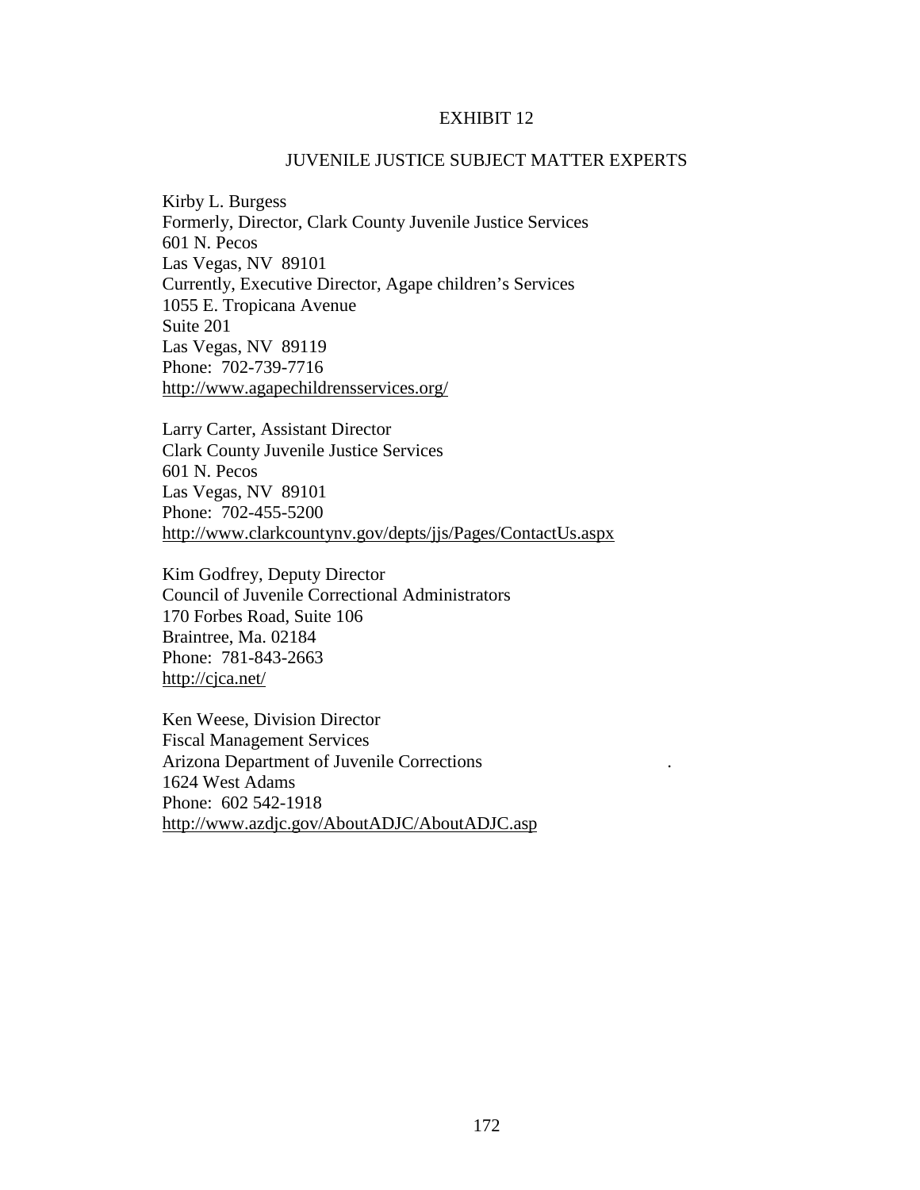# EXHIBIT 12

## JUVENILE JUSTICE SUBJECT MATTER EXPERTS

Kirby L. Burgess
Formerly, Director, Clark County Juvenile Justice Services
601 N. Pecos
Las Vegas, NV 89101
Currently, Executive Director, Agape children's Services
1055 E. Tropicana Avenue
Suite 201
Las Vegas, NV 89119
Phone: 702-739-7716
http://www.agapechildrensservices.org/

Larry Carter, Assistant Director
Clark County Juvenile Justice Services
601 N. Pecos
Las Vegas, NV 89101
Phone: 702-455-5200
http://www.clarkcountynv.gov/depts/jjs/Pages/ContactUs.aspx

Kim Godfrey, Deputy Director
Council of Juvenile Correctional Administrators
170 Forbes Road, Suite 106
Braintree, Ma. 02184
Phone: 781-843-2663
http://cjca.net/

Ken Weese, Division Director
Fiscal Management Services
Arizona Department of Juvenile Corrections .
1624 West Adams
Phone: 602 542-1918
http://www.azdjc.gov/AboutADJC/AboutADJC.asp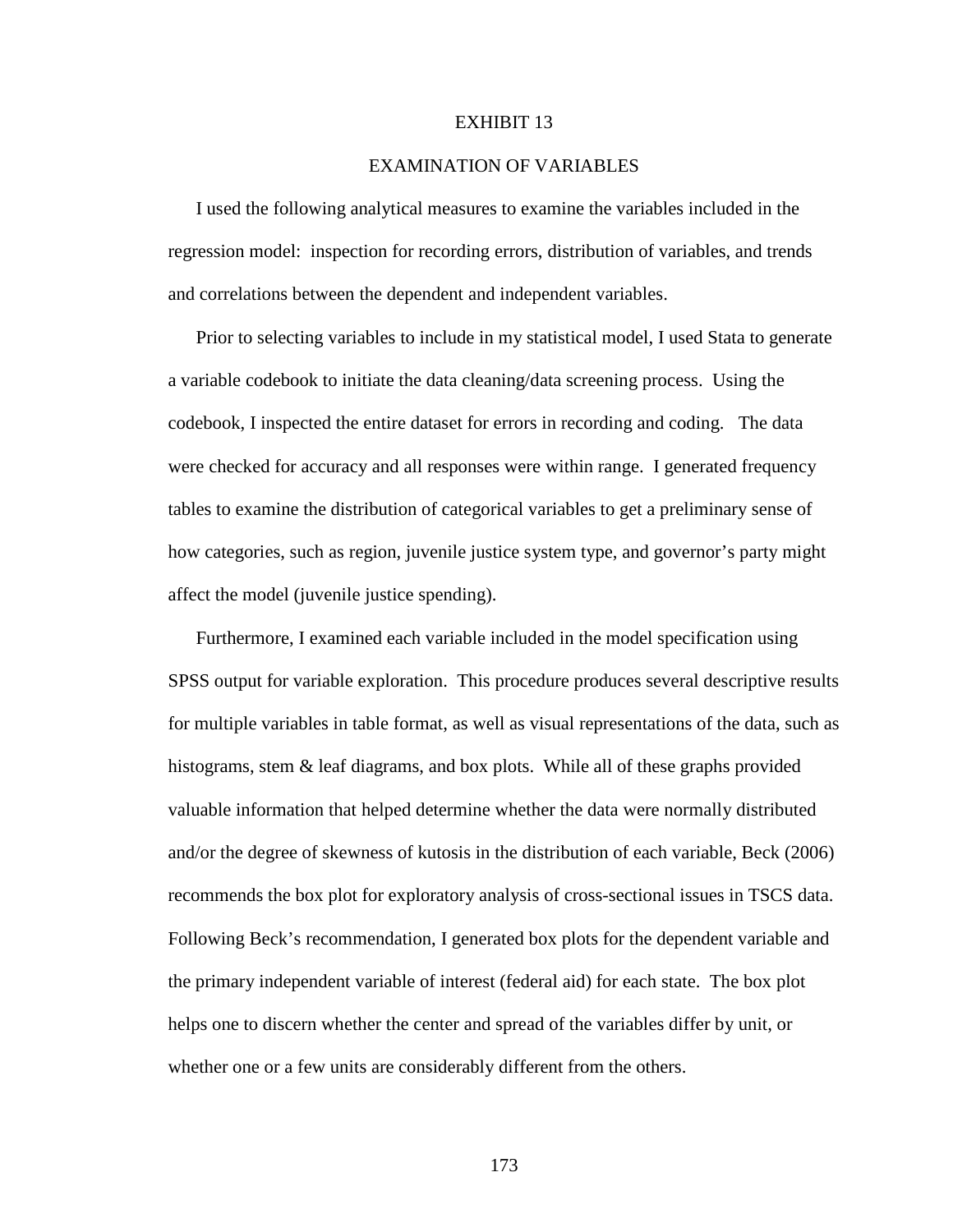# EXHIBIT 13

## EXAMINATION OF VARIABLES

I used the following analytical measures to examine the variables included in the regression model: inspection for recording errors, distribution of variables, and trends and correlations between the dependent and independent variables.

Prior to selecting variables to include in my statistical model, I used Stata to generate a variable codebook to initiate the data cleaning/data screening process. Using the codebook, I inspected the entire dataset for errors in recording and coding. The data were checked for accuracy and all responses were within range. I generated frequency tables to examine the distribution of categorical variables to get a preliminary sense of how categories, such as region, juvenile justice system type, and governor's party might affect the model (juvenile justice spending).

Furthermore, I examined each variable included in the model specification using SPSS output for variable exploration. This procedure produces several descriptive results for multiple variables in table format, as well as visual representations of the data, such as histograms, stem & leaf diagrams, and box plots. While all of these graphs provided valuable information that helped determine whether the data were normally distributed and/or the degree of skewness of kutosis in the distribution of each variable, Beck (2006) recommends the box plot for exploratory analysis of cross-sectional issues in TSCS data. Following Beck's recommendation, I generated box plots for the dependent variable and the primary independent variable of interest (federal aid) for each state. The box plot helps one to discern whether the center and spread of the variables differ by unit, or whether one or a few units are considerably different from the others.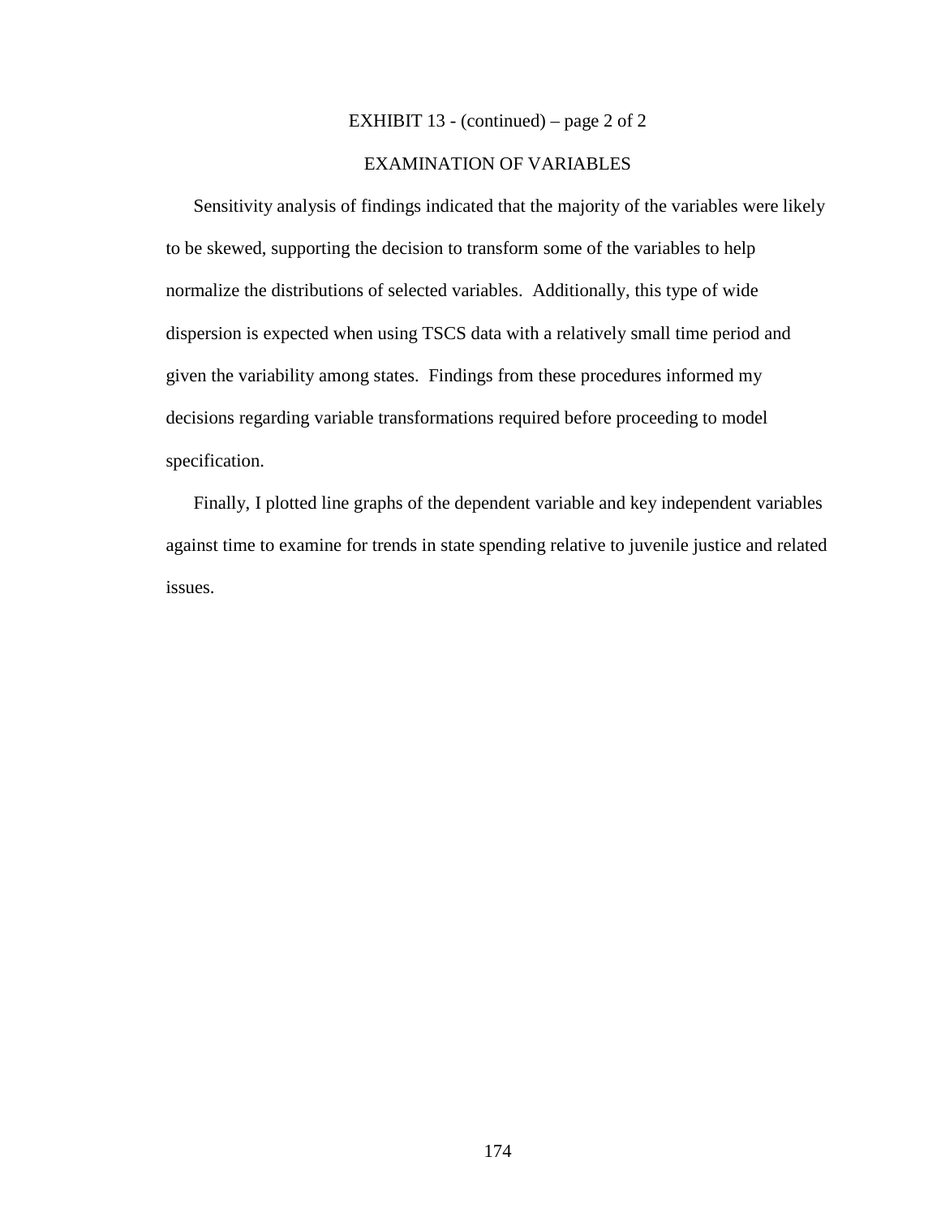EXHIBIT 13 - (continued) – page 2 of 2

EXAMINATION OF VARIABLES

Sensitivity analysis of findings indicated that the majority of the variables were likely to be skewed, supporting the decision to transform some of the variables to help normalize the distributions of selected variables. Additionally, this type of wide dispersion is expected when using TSCS data with a relatively small time period and given the variability among states. Findings from these procedures informed my decisions regarding variable transformations required before proceeding to model specification.

Finally, I plotted line graphs of the dependent variable and key independent variables against time to examine for trends in state spending relative to juvenile justice and related issues.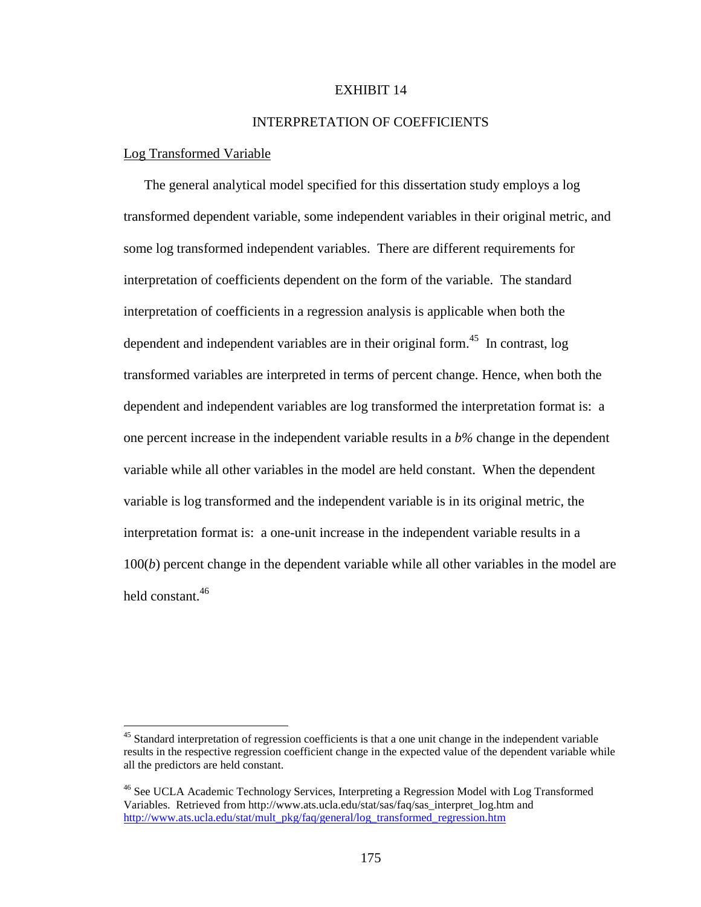# EXHIBIT 14

## INTERPRETATION OF COEFFICIENTS

### Log Transformed Variable

The general analytical model specified for this dissertation study employs a log transformed dependent variable, some independent variables in their original metric, and some log transformed independent variables. There are different requirements for interpretation of coefficients dependent on the form of the variable. The standard interpretation of coefficients in a regression analysis is applicable when both the dependent and independent variables are in their original form.[45] In contrast, log transformed variables are interpreted in terms of percent change. Hence, when both the dependent and independent variables are log transformed the interpretation format is: a one percent increase in the independent variable results in a *b%* change in the dependent variable while all other variables in the model are held constant. When the dependent variable is log transformed and the independent variable is in its original metric, the interpretation format is: a one-unit increase in the independent variable results in a 100(*b*) percent change in the dependent variable while all other variables in the model are held constant.[46]

---

[45] Standard interpretation of regression coefficients is that a one unit change in the independent variable results in the respective regression coefficient change in the expected value of the dependent variable while all the predictors are held constant.

[46] See UCLA Academic Technology Services, Interpreting a Regression Model with Log Transformed Variables. Retrieved from http://www.ats.ucla.edu/stat/sas/faq/sas_interpret_log.htm and http://www.ats.ucla.edu/stat/mult_pkg/faq/general/log_transformed_regression.htm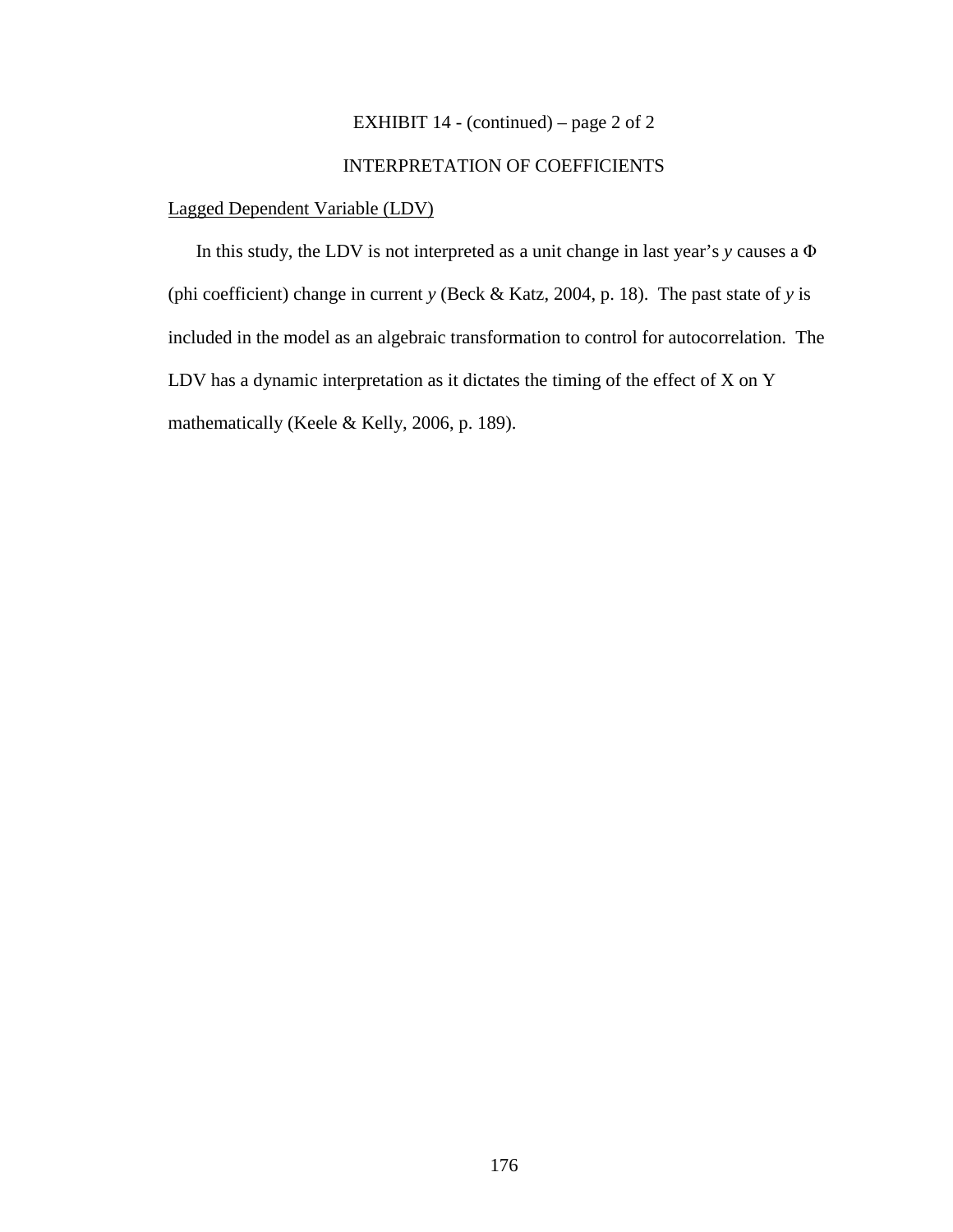EXHIBIT 14 - (continued) – page 2 of 2

INTERPRETATION OF COEFFICIENTS

Lagged Dependent Variable (LDV)

In this study, the LDV is not interpreted as a unit change in last year's *y* causes a Φ (phi coefficient) change in current *y* (Beck & Katz, 2004, p. 18). The past state of *y* is included in the model as an algebraic transformation to control for autocorrelation. The LDV has a dynamic interpretation as it dictates the timing of the effect of X on Y mathematically (Keele & Kelly, 2006, p. 189).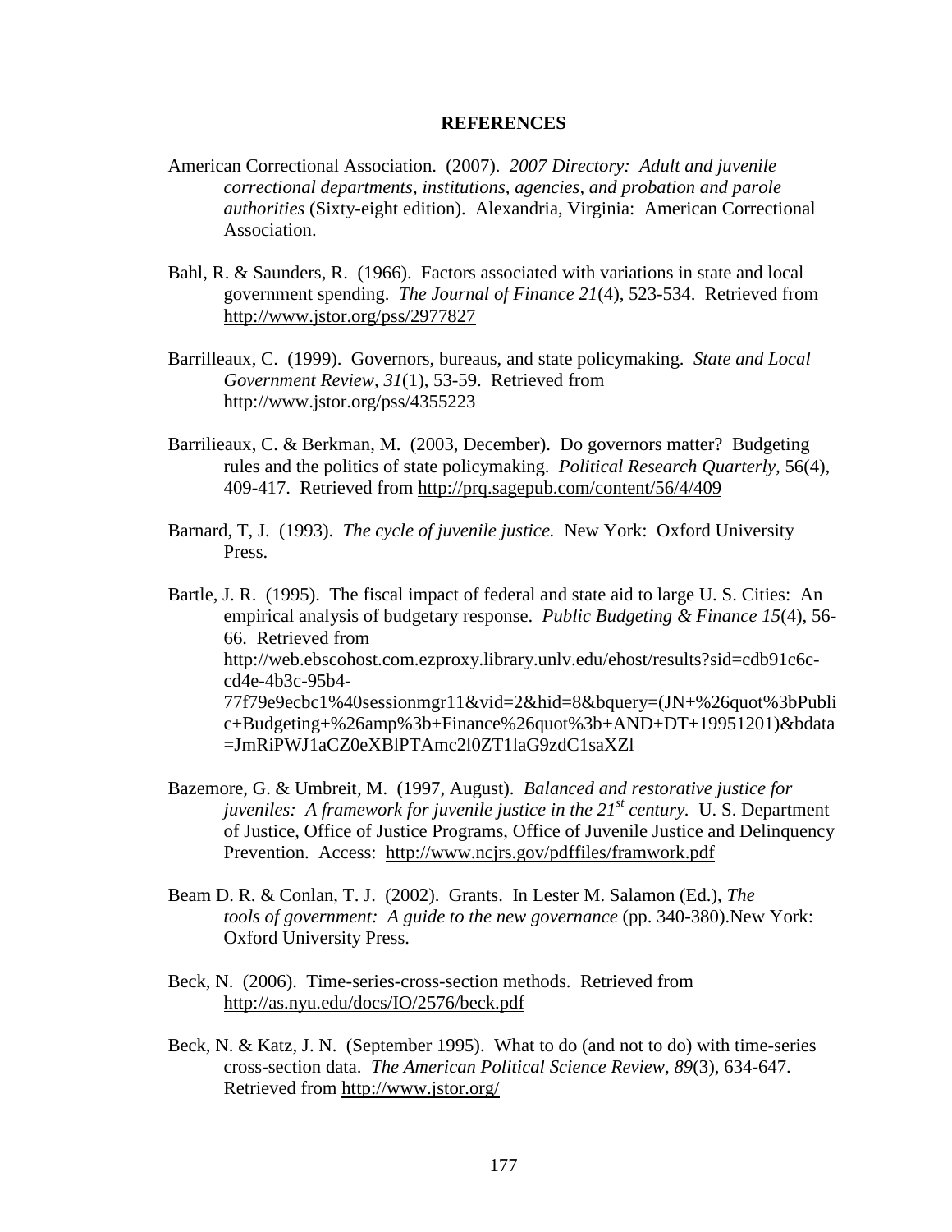**REFERENCES**

American Correctional Association. (2007). *2007 Directory: Adult and juvenile correctional departments, institutions, agencies, and probation and parole authorities* (Sixty-eight edition). Alexandria, Virginia: American Correctional Association.

Bahl, R. & Saunders, R. (1966). Factors associated with variations in state and local government spending. *The Journal of Finance 21*(4), 523-534. Retrieved from http://www.jstor.org/pss/2977827

Barrilleaux, C. (1999). Governors, bureaus, and state policymaking. *State and Local Government Review, 31*(1), 53-59. Retrieved from http://www.jstor.org/pss/4355223

Barrilieaux, C. & Berkman, M. (2003, December). Do governors matter? Budgeting rules and the politics of state policymaking. *Political Research Quarterly,* 56(4), 409-417. Retrieved from http://prq.sagepub.com/content/56/4/409

Barnard, T, J. (1993). *The cycle of juvenile justice.* New York: Oxford University Press.

Bartle, J. R. (1995). The fiscal impact of federal and state aid to large U. S. Cities: An empirical analysis of budgetary response. *Public Budgeting & Finance 15*(4), 56-66. Retrieved from http://web.ebscohost.com.ezproxy.library.unlv.edu/ehost/results?sid=cdb91c6c-cd4e-4b3c-95b4-77f79e9ecbc1%40sessionmgr11&vid=2&hid=8&bquery=(JN+%26quot%3bPublic+Budgeting+%26amp%3b+Finance%26quot%3b+AND+DT+19951201)&bdata=JmRiPWJ1aCZ0eXBlPTAmc2l0ZT1laG9zdC1saXZl

Bazemore, G. & Umbreit, M. (1997, August). *Balanced and restorative justice for juveniles: A framework for juvenile justice in the 21st century.* U. S. Department of Justice, Office of Justice Programs, Office of Juvenile Justice and Delinquency Prevention. Access: http://www.ncjrs.gov/pdffiles/framwork.pdf

Beam D. R. & Conlan, T. J. (2002). Grants. In Lester M. Salamon (Ed.), *The tools of government: A guide to the new governance* (pp. 340-380).New York: Oxford University Press.

Beck, N. (2006). Time-series-cross-section methods. Retrieved from http://as.nyu.edu/docs/IO/2576/beck.pdf

Beck, N. & Katz, J. N. (September 1995). What to do (and not to do) with time-series cross-section data. *The American Political Science Review, 89*(3), 634-647. Retrieved from http://www.jstor.org/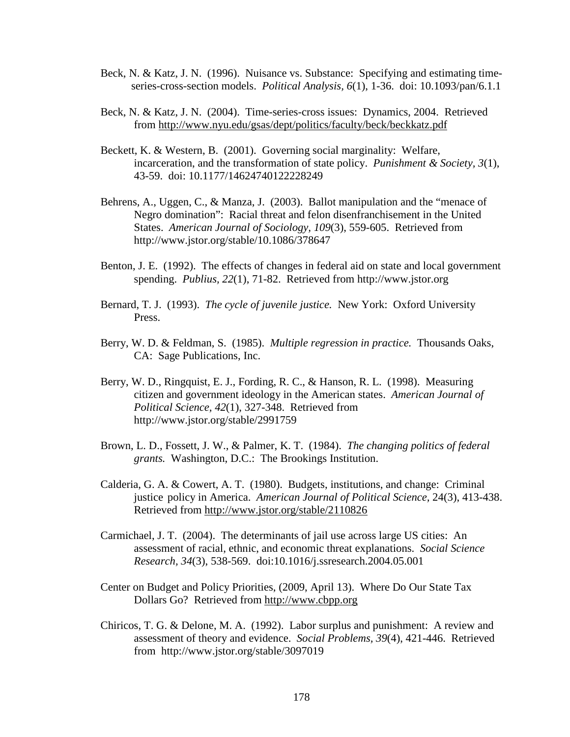Beck, N. & Katz, J. N. (1996). Nuisance vs. Substance: Specifying and estimating time-series-cross-section models. *Political Analysis, 6*(1), 1-36. doi: 10.1093/pan/6.1.1

Beck, N. & Katz, J. N. (2004). Time-series-cross issues: Dynamics, 2004. Retrieved from http://www.nyu.edu/gsas/dept/politics/faculty/beck/beckkatz.pdf

Beckett, K. & Western, B. (2001). Governing social marginality: Welfare, incarceration, and the transformation of state policy. *Punishment & Society, 3*(1), 43-59. doi: 10.1177/14624740122228249

Behrens, A., Uggen, C., & Manza, J. (2003). Ballot manipulation and the "menace of Negro domination": Racial threat and felon disenfranchisement in the United States. *American Journal of Sociology, 109*(3), 559-605. Retrieved from http://www.jstor.org/stable/10.1086/378647

Benton, J. E. (1992). The effects of changes in federal aid on state and local government spending. *Publius, 22*(1), 71-82. Retrieved from http://www.jstor.org

Bernard, T. J. (1993). *The cycle of juvenile justice.* New York: Oxford University Press.

Berry, W. D. & Feldman, S. (1985). *Multiple regression in practice.* Thousands Oaks, CA: Sage Publications, Inc.

Berry, W. D., Ringquist, E. J., Fording, R. C., & Hanson, R. L. (1998). Measuring citizen and government ideology in the American states. *American Journal of Political Science, 42*(1), 327-348. Retrieved from http://www.jstor.org/stable/2991759

Brown, L. D., Fossett, J. W., & Palmer, K. T. (1984). *The changing politics of federal grants.* Washington, D.C.: The Brookings Institution.

Calderia, G. A. & Cowert, A. T. (1980). Budgets, institutions, and change: Criminal justice policy in America. *American Journal of Political Science,* 24(3), 413-438. Retrieved from http://www.jstor.org/stable/2110826

Carmichael, J. T. (2004). The determinants of jail use across large US cities: An assessment of racial, ethnic, and economic threat explanations. *Social Science Research, 34*(3), 538-569. doi:10.1016/j.ssresearch.2004.05.001

Center on Budget and Policy Priorities, (2009, April 13). Where Do Our State Tax Dollars Go? Retrieved from http://www.cbpp.org

Chiricos, T. G. & Delone, M. A. (1992). Labor surplus and punishment: A review and assessment of theory and evidence. *Social Problems, 39*(4), 421-446. Retrieved from http://www.jstor.org/stable/3097019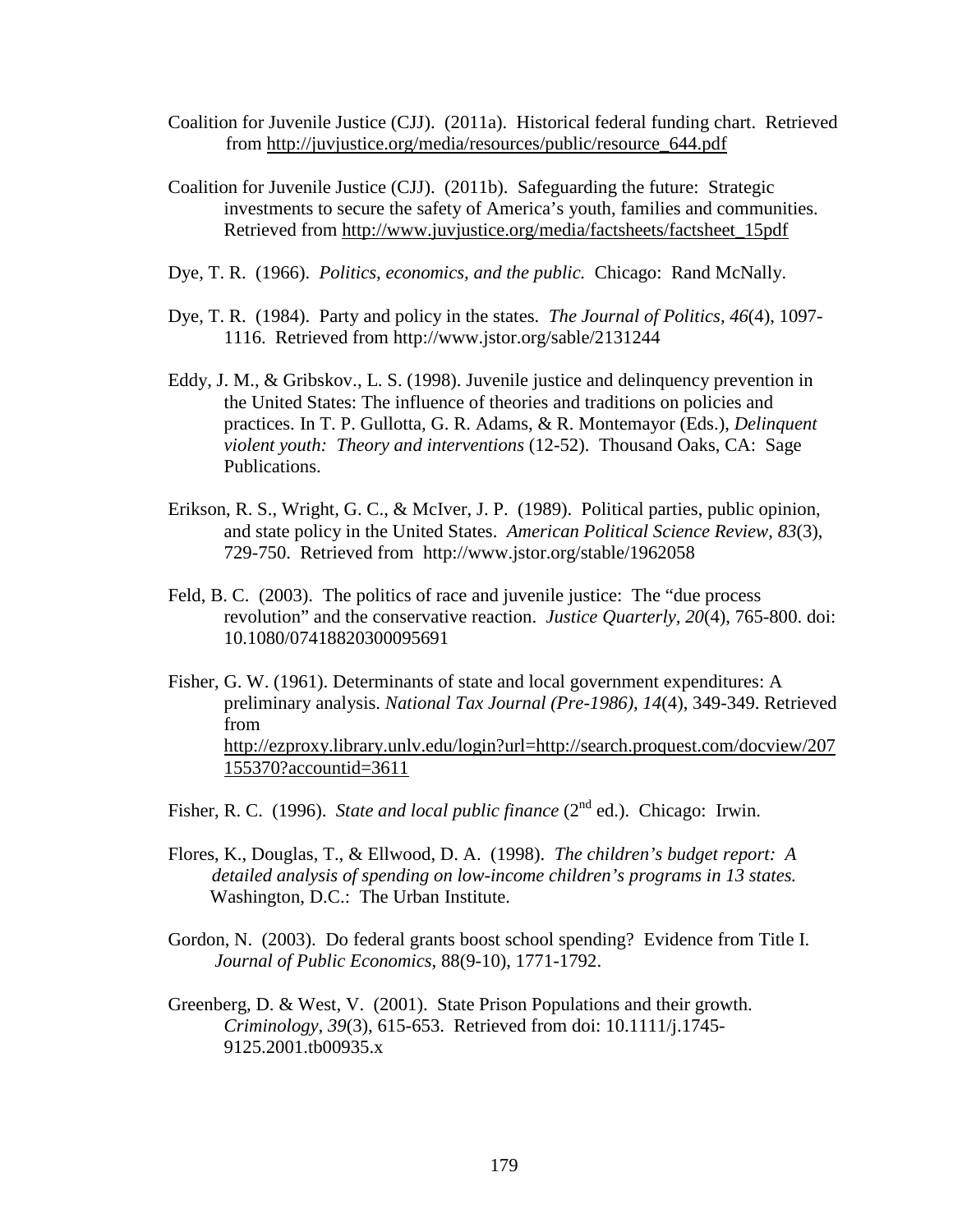Coalition for Juvenile Justice (CJJ). (2011a). Historical federal funding chart. Retrieved from http://juvjustice.org/media/resources/public/resource_644.pdf

Coalition for Juvenile Justice (CJJ). (2011b). Safeguarding the future: Strategic investments to secure the safety of America's youth, families and communities. Retrieved from http://www.juvjustice.org/media/factsheets/factsheet_15pdf

Dye, T. R. (1966). *Politics, economics, and the public*. Chicago: Rand McNally.

Dye, T. R. (1984). Party and policy in the states. *The Journal of Politics, 46*(4), 1097-1116. Retrieved from http://www.jstor.org/sable/2131244

Eddy, J. M., & Gribskov., L. S. (1998). Juvenile justice and delinquency prevention in the United States: The influence of theories and traditions on policies and practices. In T. P. Gullotta, G. R. Adams, & R. Montemayor (Eds.), *Delinquent violent youth: Theory and interventions* (12-52). Thousand Oaks, CA: Sage Publications.

Erikson, R. S., Wright, G. C., & McIver, J. P. (1989). Political parties, public opinion, and state policy in the United States. *American Political Science Review, 83*(3), 729-750. Retrieved from http://www.jstor.org/stable/1962058

Feld, B. C. (2003). The politics of race and juvenile justice: The "due process revolution" and the conservative reaction. *Justice Quarterly, 20*(4), 765-800. doi: 10.1080/07418820300095691

Fisher, G. W. (1961). Determinants of state and local government expenditures: A preliminary analysis. *National Tax Journal (Pre-1986), 14*(4), 349-349. Retrieved from http://ezproxy.library.unlv.edu/login?url=http://search.proquest.com/docview/207155370?accountid=3611

Fisher, R. C. (1996). *State and local public finance* (2nd ed.). Chicago: Irwin.

Flores, K., Douglas, T., & Ellwood, D. A. (1998). *The children's budget report: A detailed analysis of spending on low-income children's programs in 13 states.* Washington, D.C.: The Urban Institute.

Gordon, N. (2003). Do federal grants boost school spending? Evidence from Title I. *Journal of Public Economics,* 88(9-10), 1771-1792.

Greenberg, D. & West, V. (2001). State Prison Populations and their growth. *Criminology, 39*(3), 615-653. Retrieved from doi: 10.1111/j.1745-9125.2001.tb00935.x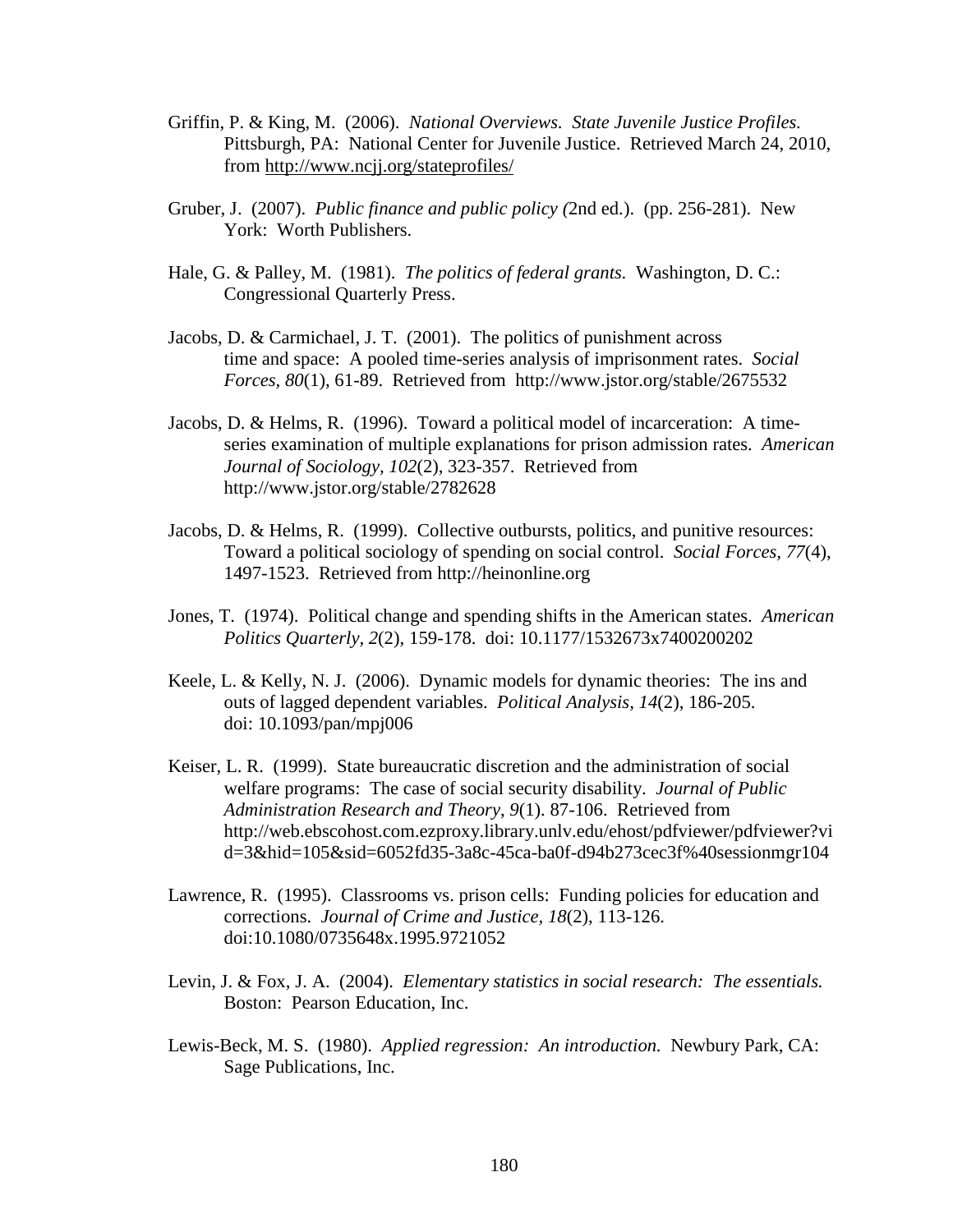Griffin, P. & King, M. (2006). *National Overviews. State Juvenile Justice Profiles.* Pittsburgh, PA: National Center for Juvenile Justice. Retrieved March 24, 2010, from http://www.ncjj.org/stateprofiles/

Gruber, J. (2007). *Public finance and public policy (*2nd ed.). (pp. 256-281). New York: Worth Publishers.

Hale, G. & Palley, M. (1981). *The politics of federal grants.* Washington, D. C.: Congressional Quarterly Press.

Jacobs, D. & Carmichael, J. T. (2001). The politics of punishment across time and space: A pooled time-series analysis of imprisonment rates. *Social Forces, 80*(1), 61-89. Retrieved from http://www.jstor.org/stable/2675532

Jacobs, D. & Helms, R. (1996). Toward a political model of incarceration: A time-series examination of multiple explanations for prison admission rates. *American Journal of Sociology, 102*(2), 323-357. Retrieved from http://www.jstor.org/stable/2782628

Jacobs, D. & Helms, R. (1999). Collective outbursts, politics, and punitive resources: Toward a political sociology of spending on social control. *Social Forces, 77*(4), 1497-1523. Retrieved from http://heinonline.org

Jones, T. (1974). Political change and spending shifts in the American states. *American Politics Quarterly, 2*(2), 159-178. doi: 10.1177/1532673x7400200202

Keele, L. & Kelly, N. J. (2006). Dynamic models for dynamic theories: The ins and outs of lagged dependent variables. *Political Analysis, 14*(2), 186-205. doi: 10.1093/pan/mpj006

Keiser, L. R. (1999). State bureaucratic discretion and the administration of social welfare programs: The case of social security disability. *Journal of Public Administration Research and Theory, 9*(1). 87-106. Retrieved from http://web.ebscohost.com.ezproxy.library.unlv.edu/ehost/pdfviewer/pdfviewer?vid=3&hid=105&sid=6052fd35-3a8c-45ca-ba0f-d94b273cec3f%40sessionmgr104

Lawrence, R. (1995). Classrooms vs. prison cells: Funding policies for education and corrections. *Journal of Crime and Justice, 18*(2), 113-126. doi:10.1080/0735648x.1995.9721052

Levin, J. & Fox, J. A. (2004). *Elementary statistics in social research: The essentials.* Boston: Pearson Education, Inc.

Lewis-Beck, M. S. (1980). *Applied regression: An introduction.* Newbury Park, CA: Sage Publications, Inc.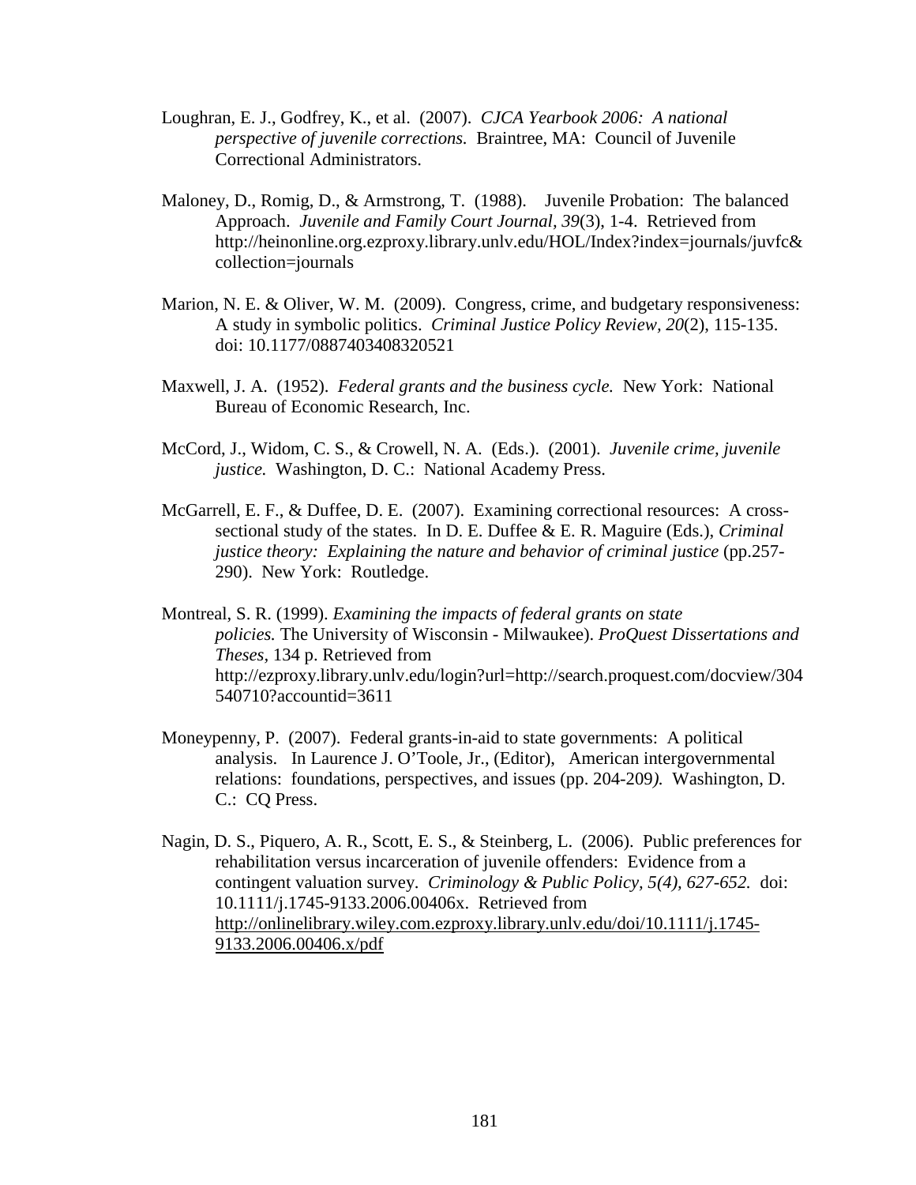Loughran, E. J., Godfrey, K., et al. (2007). *CJCA Yearbook 2006: A national perspective of juvenile corrections.* Braintree, MA: Council of Juvenile Correctional Administrators.

Maloney, D., Romig, D., & Armstrong, T. (1988). Juvenile Probation: The balanced Approach. *Juvenile and Family Court Journal, 39*(3), 1-4. Retrieved from http://heinonline.org.ezproxy.library.unlv.edu/HOL/Index?index=journals/juvfc&collection=journals

Marion, N. E. & Oliver, W. M. (2009). Congress, crime, and budgetary responsiveness: A study in symbolic politics. *Criminal Justice Policy Review, 20*(2), 115-135. doi: 10.1177/0887403408320521

Maxwell, J. A. (1952). *Federal grants and the business cycle.* New York: National Bureau of Economic Research, Inc.

McCord, J., Widom, C. S., & Crowell, N. A. (Eds.). (2001). *Juvenile crime, juvenile justice.* Washington, D. C.: National Academy Press.

McGarrell, E. F., & Duffee, D. E. (2007). Examining correctional resources: A cross-sectional study of the states. In D. E. Duffee & E. R. Maguire (Eds.), *Criminal justice theory: Explaining the nature and behavior of criminal justice* (pp.257-290). New York: Routledge.

Montreal, S. R. (1999). *Examining the impacts of federal grants on state policies.* The University of Wisconsin - Milwaukee). *ProQuest Dissertations and Theses,* 134 p. Retrieved from http://ezproxy.library.unlv.edu/login?url=http://search.proquest.com/docview/304540710?accountid=3611

Moneypenny, P. (2007). Federal grants-in-aid to state governments: A political analysis. In Laurence J. O'Toole, Jr., (Editor), American intergovernmental relations: foundations, perspectives, and issues (pp. 204-209*).* Washington, D. C.: CQ Press.

Nagin, D. S., Piquero, A. R., Scott, E. S., & Steinberg, L. (2006). Public preferences for rehabilitation versus incarceration of juvenile offenders: Evidence from a contingent valuation survey. *Criminology & Public Policy, 5(4), 627-652.* doi: 10.1111/j.1745-9133.2006.00406x. Retrieved from http://onlinelibrary.wiley.com.ezproxy.library.unlv.edu/doi/10.1111/j.1745-9133.2006.00406.x/pdf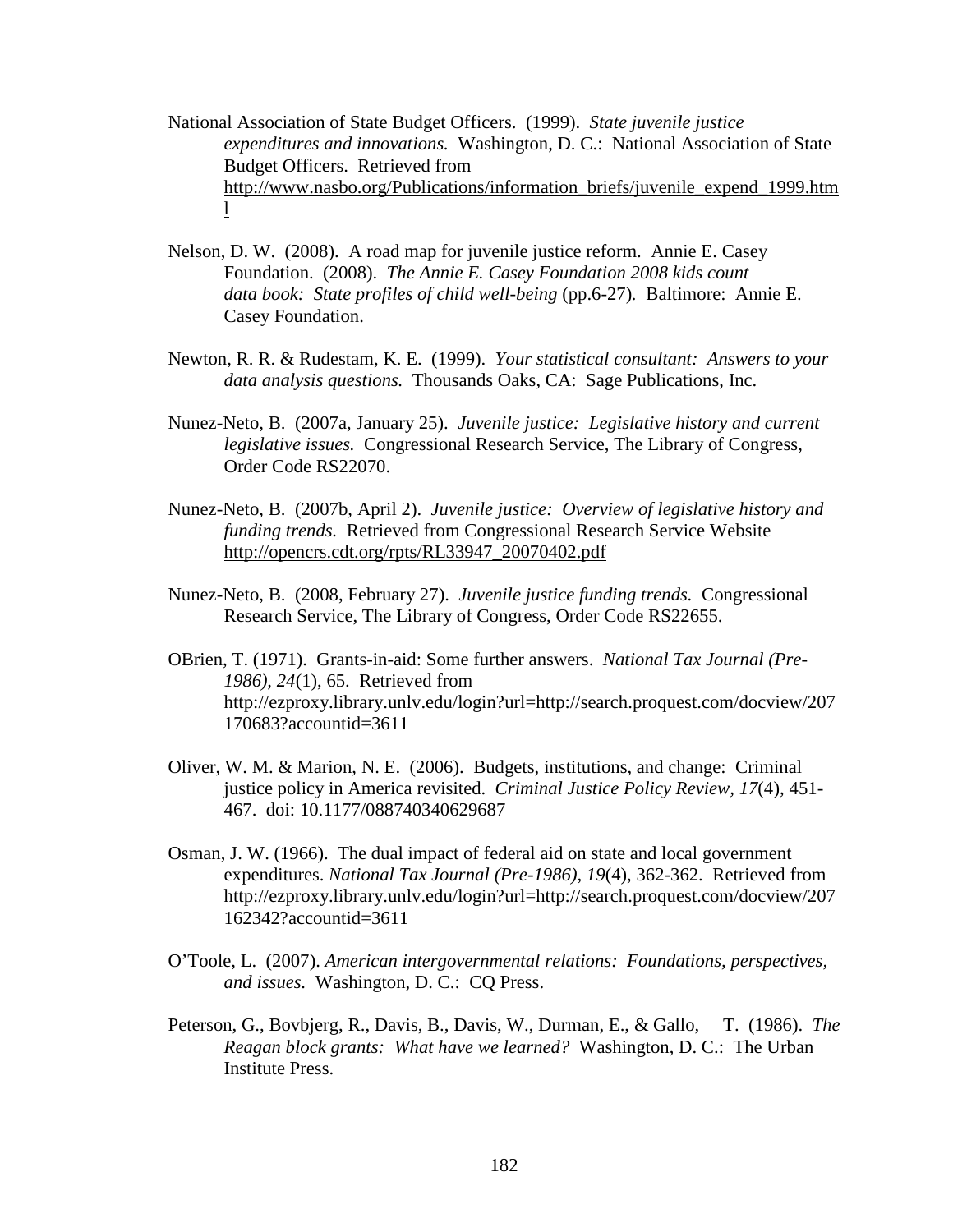National Association of State Budget Officers. (1999). *State juvenile justice expenditures and innovations.* Washington, D. C.: National Association of State Budget Officers. Retrieved from http://www.nasbo.org/Publications/information_briefs/juvenile_expend_1999.html

Nelson, D. W. (2008). A road map for juvenile justice reform. Annie E. Casey Foundation. (2008). *The Annie E. Casey Foundation 2008 kids count data book: State profiles of child well-being* (pp.6-27). Baltimore: Annie E. Casey Foundation.

Newton, R. R. & Rudestam, K. E. (1999). *Your statistical consultant: Answers to your data analysis questions.* Thousands Oaks, CA: Sage Publications, Inc.

Nunez-Neto, B. (2007a, January 25). *Juvenile justice: Legislative history and current legislative issues.* Congressional Research Service, The Library of Congress, Order Code RS22070.

Nunez-Neto, B. (2007b, April 2). *Juvenile justice: Overview of legislative history and funding trends.* Retrieved from Congressional Research Service Website http://opencrs.cdt.org/rpts/RL33947_20070402.pdf

Nunez-Neto, B. (2008, February 27). *Juvenile justice funding trends.* Congressional Research Service, The Library of Congress, Order Code RS22655.

OBrien, T. (1971). Grants-in-aid: Some further answers. *National Tax Journal (Pre-1986), 24*(1), 65. Retrieved from http://ezproxy.library.unlv.edu/login?url=http://search.proquest.com/docview/207170683?accountid=3611

Oliver, W. M. & Marion, N. E. (2006). Budgets, institutions, and change: Criminal justice policy in America revisited. *Criminal Justice Policy Review, 17*(4), 451-467. doi: 10.1177/088740340629687

Osman, J. W. (1966). The dual impact of federal aid on state and local government expenditures. *National Tax Journal (Pre-1986), 19*(4), 362-362. Retrieved from http://ezproxy.library.unlv.edu/login?url=http://search.proquest.com/docview/207162342?accountid=3611

O'Toole, L. (2007). *American intergovernmental relations: Foundations, perspectives, and issues.* Washington, D. C.: CQ Press.

Peterson, G., Bovbjerg, R., Davis, B., Davis, W., Durman, E., & Gallo, T. (1986). *The Reagan block grants: What have we learned?* Washington, D. C.: The Urban Institute Press.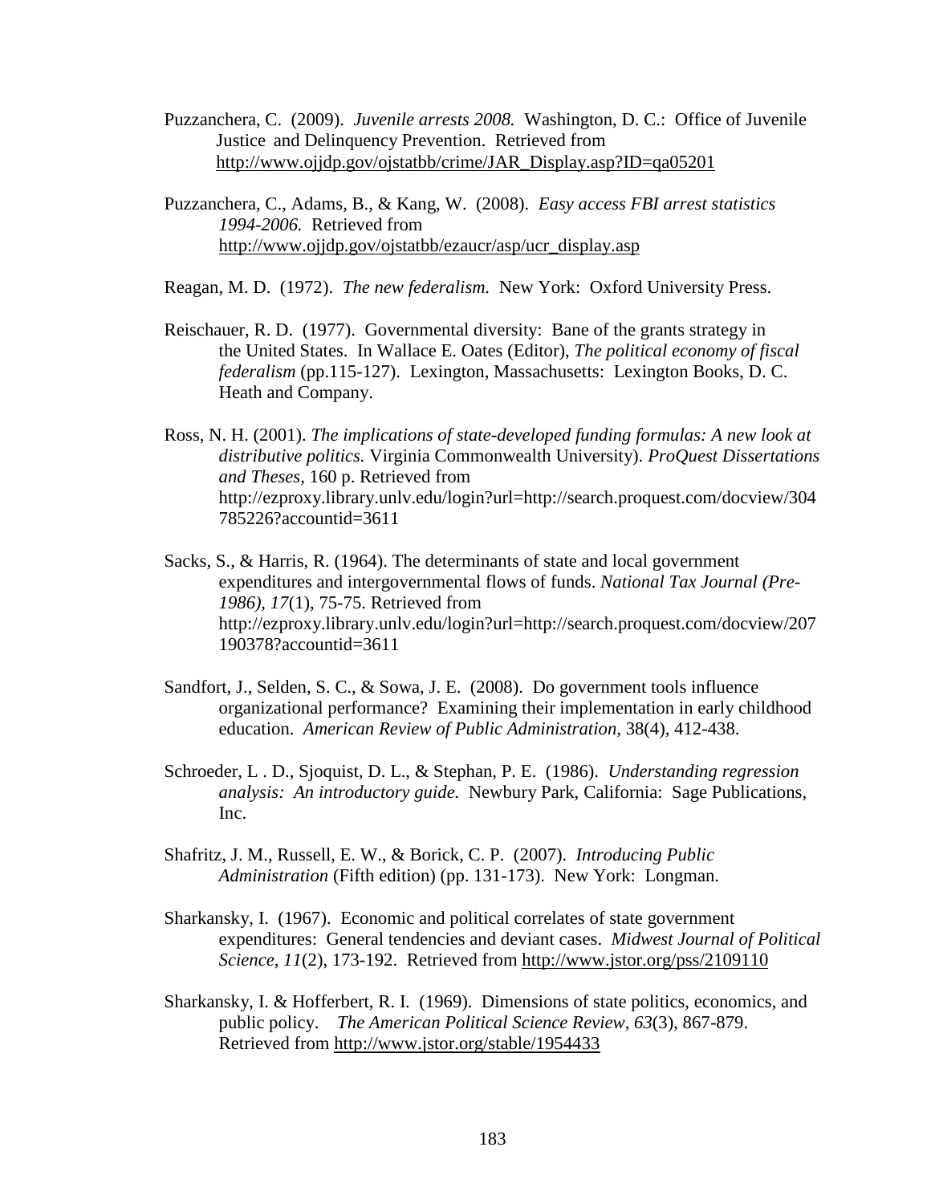Puzzanchera, C. (2009). *Juvenile arrests 2008.* Washington, D. C.: Office of Juvenile Justice and Delinquency Prevention. Retrieved from http://www.ojjdp.gov/ojstatbb/crime/JAR_Display.asp?ID=qa05201

Puzzanchera, C., Adams, B., & Kang, W. (2008). *Easy access FBI arrest statistics 1994-2006.* Retrieved from http://www.ojjdp.gov/ojstatbb/ezaucr/asp/ucr_display.asp

Reagan, M. D. (1972). *The new federalism.* New York: Oxford University Press.

Reischauer, R. D. (1977). Governmental diversity: Bane of the grants strategy in the United States. In Wallace E. Oates (Editor), *The political economy of fiscal federalism* (pp.115-127). Lexington, Massachusetts: Lexington Books, D. C. Heath and Company.

Ross, N. H. (2001). *The implications of state-developed funding formulas: A new look at distributive politics.* Virginia Commonwealth University). *ProQuest Dissertations and Theses*, 160 p. Retrieved from http://ezproxy.library.unlv.edu/login?url=http://search.proquest.com/docview/304785226?accountid=3611

Sacks, S., & Harris, R. (1964). The determinants of state and local government expenditures and intergovernmental flows of funds. *National Tax Journal (Pre-1986), 17*(1), 75-75. Retrieved from http://ezproxy.library.unlv.edu/login?url=http://search.proquest.com/docview/207190378?accountid=3611

Sandfort, J., Selden, S. C., & Sowa, J. E. (2008). Do government tools influence organizational performance? Examining their implementation in early childhood education. *American Review of Public Administration,* 38(4), 412-438.

Schroeder, L . D., Sjoquist, D. L., & Stephan, P. E. (1986). *Understanding regression analysis: An introductory guide.* Newbury Park, California: Sage Publications, Inc.

Shafritz, J. M., Russell, E. W., & Borick, C. P. (2007). *Introducing Public Administration* (Fifth edition) (pp. 131-173). New York: Longman.

Sharkansky, I. (1967). Economic and political correlates of state government expenditures: General tendencies and deviant cases. *Midwest Journal of Political Science, 11*(2), 173-192. Retrieved from http://www.jstor.org/pss/2109110

Sharkansky, I. & Hofferbert, R. I. (1969). Dimensions of state politics, economics, and public policy. *The American Political Science Review, 63*(3), 867-879. Retrieved from http://www.jstor.org/stable/1954433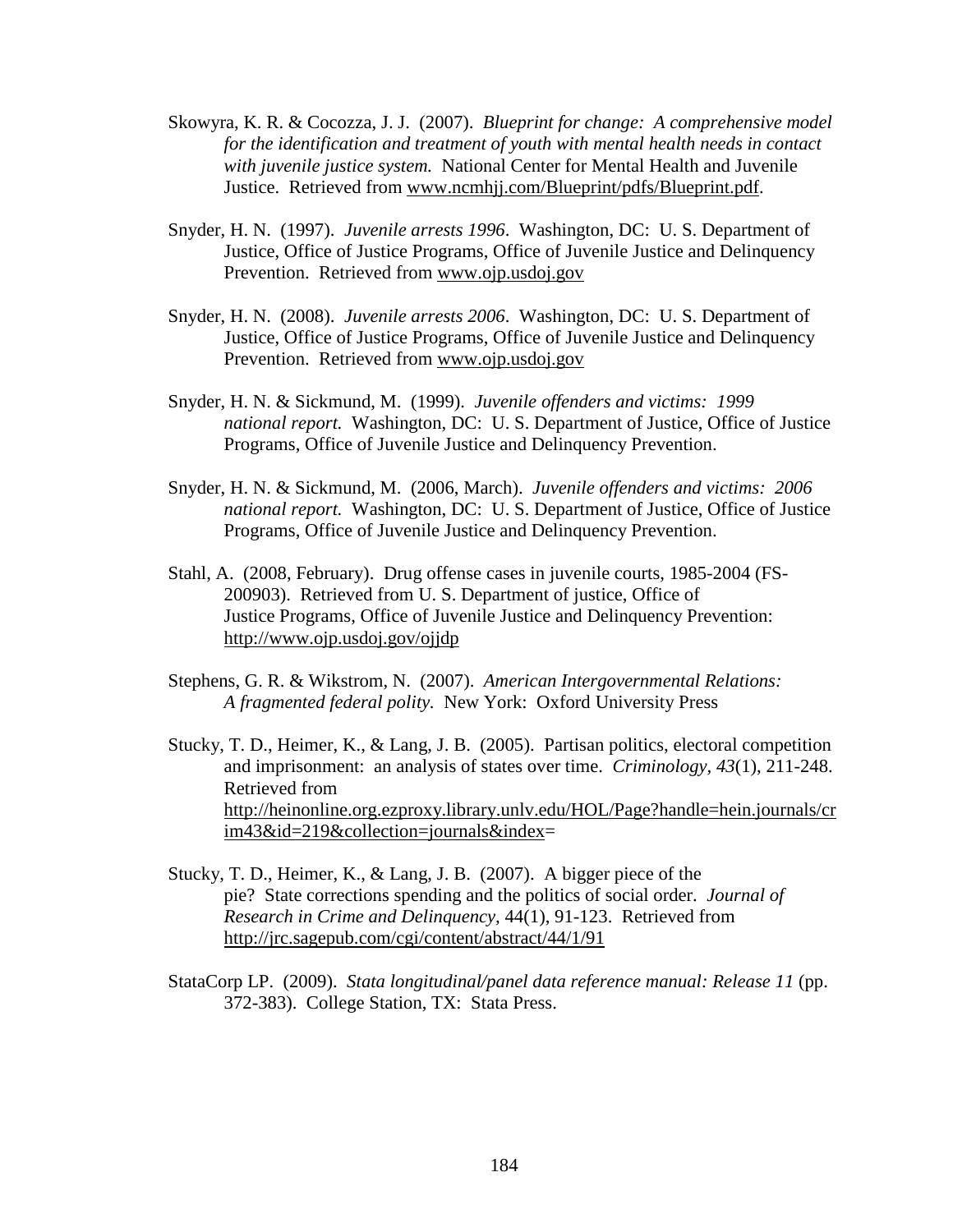Skowyra, K. R. & Cocozza, J. J. (2007). *Blueprint for change: A comprehensive model for the identification and treatment of youth with mental health needs in contact with juvenile justice system.* National Center for Mental Health and Juvenile Justice. Retrieved from www.ncmhjj.com/Blueprint/pdfs/Blueprint.pdf.

Snyder, H. N. (1997). *Juvenile arrests 1996*. Washington, DC: U. S. Department of Justice, Office of Justice Programs, Office of Juvenile Justice and Delinquency Prevention. Retrieved from www.ojp.usdoj.gov

Snyder, H. N. (2008). *Juvenile arrests 2006*. Washington, DC: U. S. Department of Justice, Office of Justice Programs, Office of Juvenile Justice and Delinquency Prevention. Retrieved from www.ojp.usdoj.gov

Snyder, H. N. & Sickmund, M. (1999). *Juvenile offenders and victims: 1999 national report.* Washington, DC: U. S. Department of Justice, Office of Justice Programs, Office of Juvenile Justice and Delinquency Prevention.

Snyder, H. N. & Sickmund, M. (2006, March). *Juvenile offenders and victims: 2006 national report.* Washington, DC: U. S. Department of Justice, Office of Justice Programs, Office of Juvenile Justice and Delinquency Prevention.

Stahl, A. (2008, February). Drug offense cases in juvenile courts, 1985-2004 (FS-200903). Retrieved from U. S. Department of justice, Office of Justice Programs, Office of Juvenile Justice and Delinquency Prevention: http://www.ojp.usdoj.gov/ojjdp

Stephens, G. R. & Wikstrom, N. (2007). *American Intergovernmental Relations: A fragmented federal polity.* New York: Oxford University Press

Stucky, T. D., Heimer, K., & Lang, J. B. (2005). Partisan politics, electoral competition and imprisonment: an analysis of states over time. *Criminology, 43*(1), 211-248. Retrieved from http://heinonline.org.ezproxy.library.unlv.edu/HOL/Page?handle=hein.journals/crim43&id=219&collection=journals&index=

Stucky, T. D., Heimer, K., & Lang, J. B. (2007). A bigger piece of the pie? State corrections spending and the politics of social order. *Journal of Research in Crime and Delinquency,* 44(1), 91-123. Retrieved from http://jrc.sagepub.com/cgi/content/abstract/44/1/91

StataCorp LP. (2009). *Stata longitudinal/panel data reference manual: Release 11* (pp. 372-383). College Station, TX: Stata Press.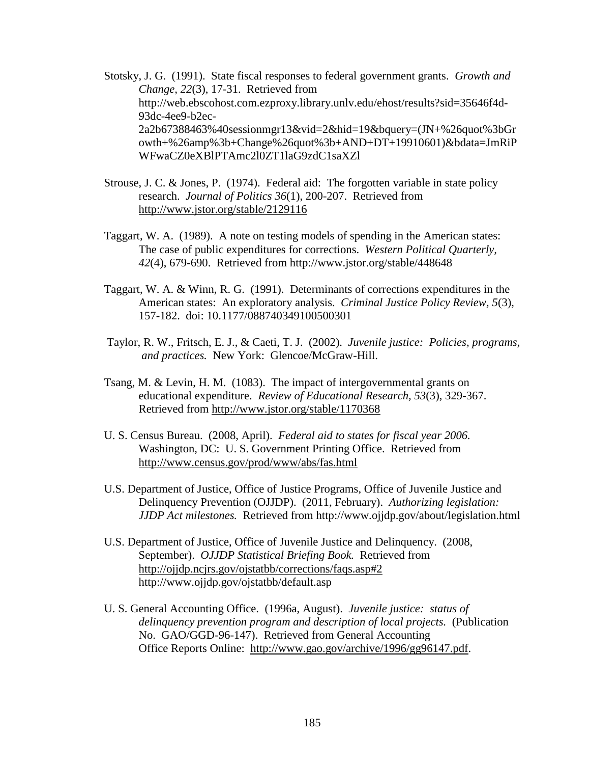Stotsky, J. G. (1991). State fiscal responses to federal government grants. *Growth and Change, 22*(3), 17-31. Retrieved from http://web.ebscohost.com.ezproxy.library.unlv.edu/ehost/results?sid=35646f4d-93dc-4ee9-b2ec-2a2b67388463%40sessionmgr13&vid=2&hid=19&bquery=(JN+%26quot%3bGrowth+%26amp%3b+Change%26quot%3b+AND+DT+19910601)&bdata=JmRiPWFwaCZ0eXBlPTAmc2l0ZT1laG9zdC1saXZl

Strouse, J. C. & Jones, P. (1974). Federal aid: The forgotten variable in state policy research. *Journal of Politics 36*(1), 200-207. Retrieved from http://www.jstor.org/stable/2129116

Taggart, W. A. (1989). A note on testing models of spending in the American states: The case of public expenditures for corrections. *Western Political Quarterly*, *42*(4), 679-690. Retrieved from http://www.jstor.org/stable/448648

Taggart, W. A. & Winn, R. G. (1991). Determinants of corrections expenditures in the American states: An exploratory analysis. *Criminal Justice Policy Review, 5*(3), 157-182. doi: 10.1177/088740349100500301

Taylor, R. W., Fritsch, E. J., & Caeti, T. J. (2002). *Juvenile justice: Policies, programs, and practices.* New York: Glencoe/McGraw-Hill.

Tsang, M. & Levin, H. M. (1083). The impact of intergovernmental grants on educational expenditure. *Review of Educational Research, 53*(3), 329-367. Retrieved from http://www.jstor.org/stable/1170368

U. S. Census Bureau. (2008, April). *Federal aid to states for fiscal year 2006.* Washington, DC: U. S. Government Printing Office. Retrieved from http://www.census.gov/prod/www/abs/fas.html

U.S. Department of Justice, Office of Justice Programs, Office of Juvenile Justice and Delinquency Prevention (OJJDP). (2011, February). *Authorizing legislation: JJDP Act milestones.* Retrieved from http://www.ojjdp.gov/about/legislation.html

U.S. Department of Justice, Office of Juvenile Justice and Delinquency. (2008, September). *OJJDP Statistical Briefing Book.* Retrieved from http://ojjdp.ncjrs.gov/ojstatbb/corrections/faqs.asp#2 http://www.ojjdp.gov/ojstatbb/default.asp

U. S. General Accounting Office. (1996a, August). *Juvenile justice: status of delinquency prevention program and description of local projects.* (Publication No. GAO/GGD-96-147). Retrieved from General Accounting Office Reports Online: http://www.gao.gov/archive/1996/gg96147.pdf.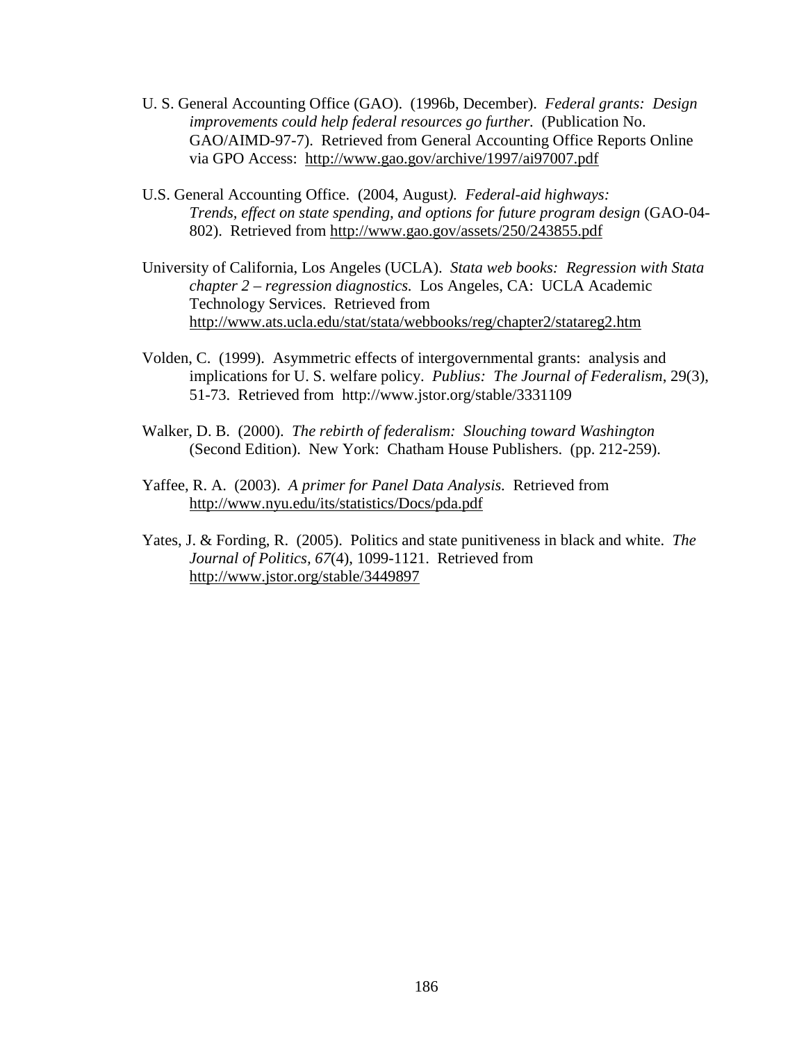U. S. General Accounting Office (GAO). (1996b, December). *Federal grants: Design improvements could help federal resources go further.* (Publication No. GAO/AIMD-97-7). Retrieved from General Accounting Office Reports Online via GPO Access: http://www.gao.gov/archive/1997/ai97007.pdf

U.S. General Accounting Office. (2004, August). *Federal-aid highways: Trends, effect on state spending, and options for future program design* (GAO-04-802). Retrieved from http://www.gao.gov/assets/250/243855.pdf

University of California, Los Angeles (UCLA). *Stata web books: Regression with Stata chapter 2 – regression diagnostics.* Los Angeles, CA: UCLA Academic Technology Services. Retrieved from http://www.ats.ucla.edu/stat/stata/webbooks/reg/chapter2/statareg2.htm

Volden, C. (1999). Asymmetric effects of intergovernmental grants: analysis and implications for U. S. welfare policy. *Publius: The Journal of Federalism*, 29(3), 51-73. Retrieved from http://www.jstor.org/stable/3331109

Walker, D. B. (2000). *The rebirth of federalism: Slouching toward Washington* (Second Edition). New York: Chatham House Publishers. (pp. 212-259).

Yaffee, R. A. (2003). *A primer for Panel Data Analysis.* Retrieved from http://www.nyu.edu/its/statistics/Docs/pda.pdf

Yates, J. & Fording, R. (2005). Politics and state punitiveness in black and white. *The Journal of Politics*, *67*(4), 1099-1121. Retrieved from http://www.jstor.org/stable/3449897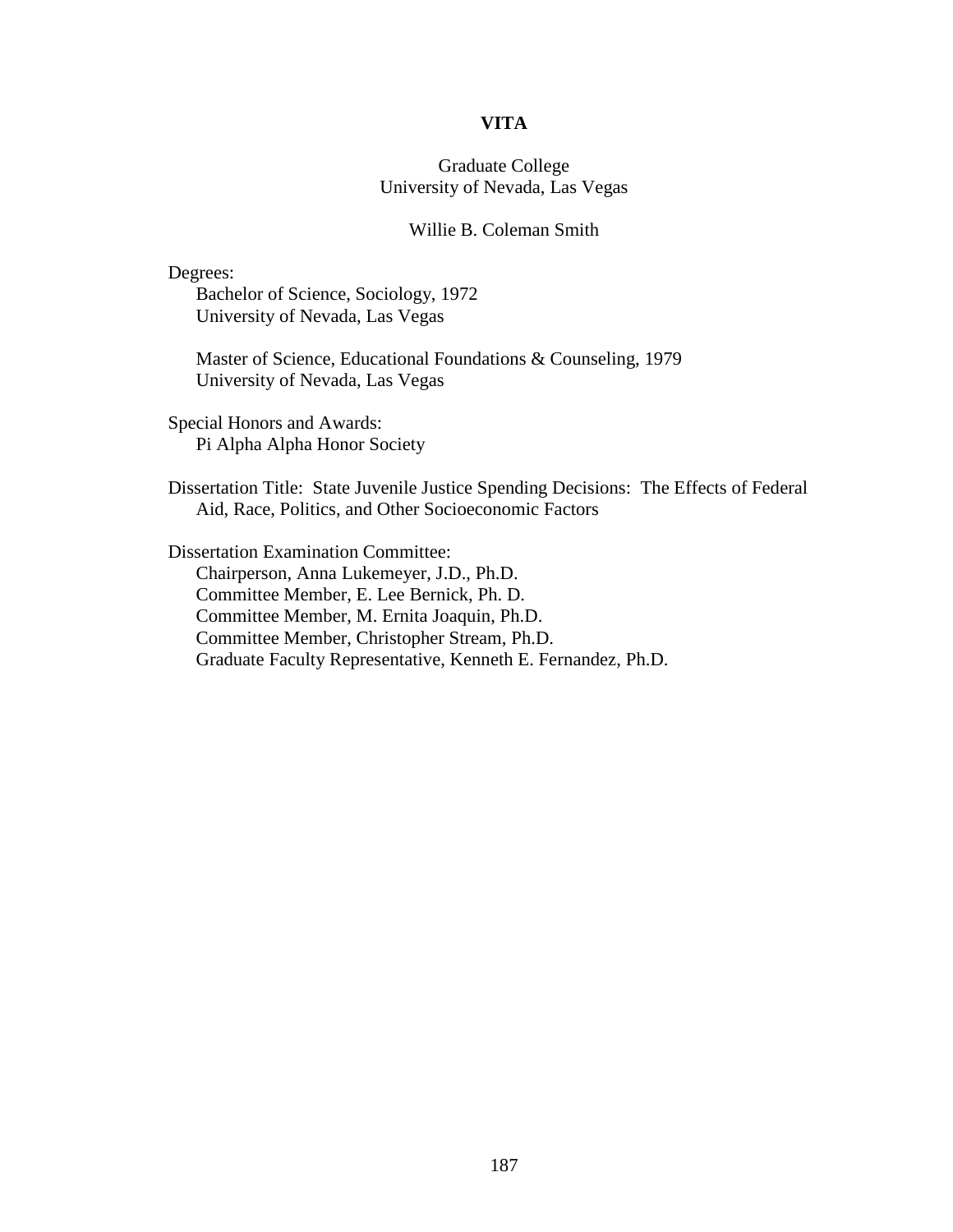# VITA

Graduate College
University of Nevada, Las Vegas

Willie B. Coleman Smith

Degrees:
Bachelor of Science, Sociology, 1972
University of Nevada, Las Vegas

Master of Science, Educational Foundations & Counseling, 1979
University of Nevada, Las Vegas

Special Honors and Awards:
Pi Alpha Alpha Honor Society

Dissertation Title: State Juvenile Justice Spending Decisions: The Effects of Federal Aid, Race, Politics, and Other Socioeconomic Factors

Dissertation Examination Committee:
Chairperson, Anna Lukemeyer, J.D., Ph.D.
Committee Member, E. Lee Bernick, Ph. D.
Committee Member, M. Ernita Joaquin, Ph.D.
Committee Member, Christopher Stream, Ph.D.
Graduate Faculty Representative, Kenneth E. Fernandez, Ph.D.